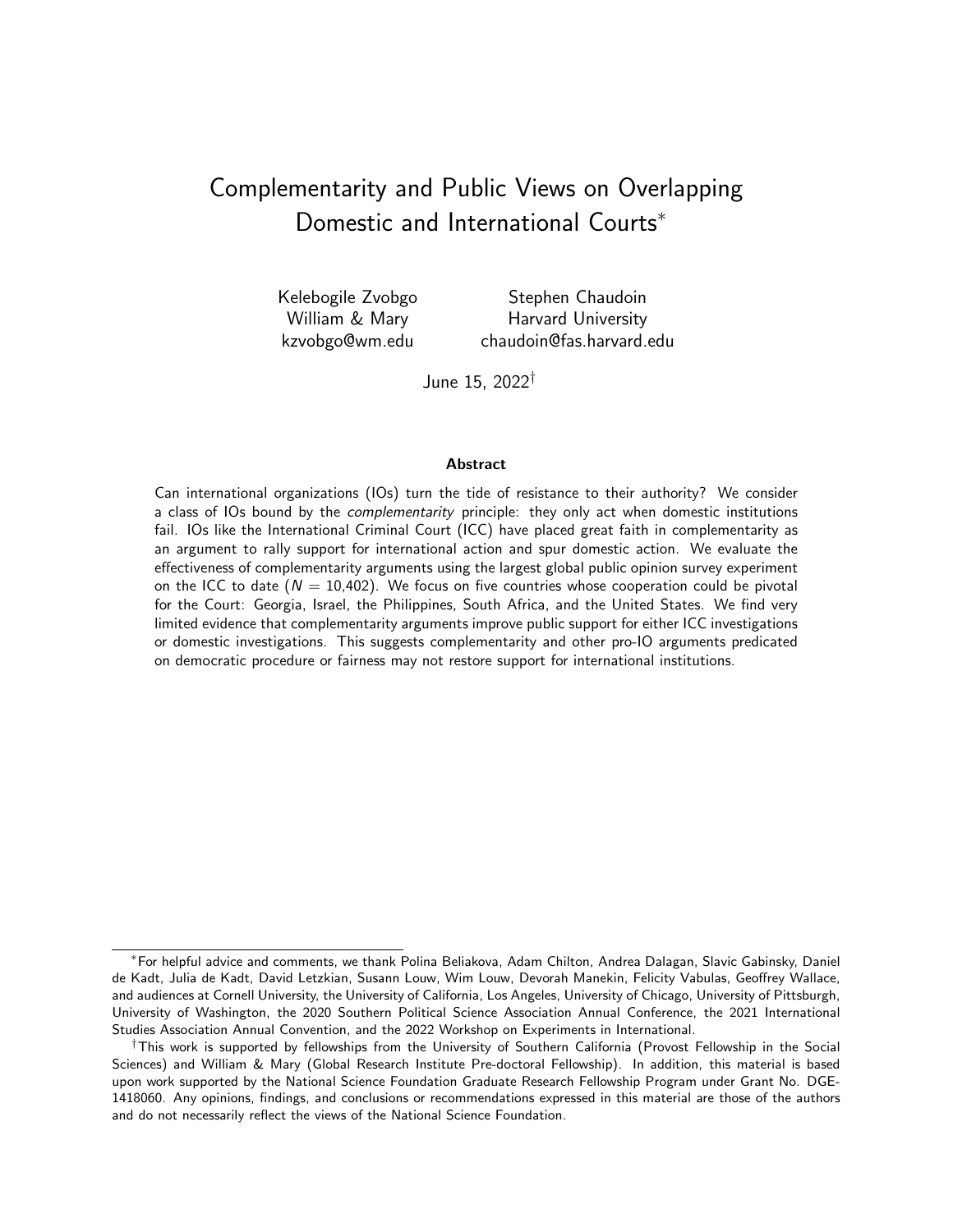# Complementarity and Public Views on Overlapping Domestic and International Courts*

Kelebogile Zvobgo
William & Mary
kzvobgo@wm.edu

Stephen Chaudoin
Harvard University
chaudoin@fas.harvard.edu

June 15, 2022†

### Abstract

Can international organizations (IOs) turn the tide of resistance to their authority? We consider a class of IOs bound by the *complementarity* principle: they only act when domestic institutions fail. IOs like the International Criminal Court (ICC) have placed great faith in complementarity as an argument to rally support for international action and spur domestic action. We evaluate the effectiveness of complementarity arguments using the largest global public opinion survey experiment on the ICC to date ($N$ = 10,402). We focus on five countries whose cooperation could be pivotal for the Court: Georgia, Israel, the Philippines, South Africa, and the United States. We find very limited evidence that complementarity arguments improve public support for either ICC investigations or domestic investigations. This suggests complementarity and other pro-IO arguments predicated on democratic procedure or fairness may not restore support for international institutions.

---

*For helpful advice and comments, we thank Polina Beliakova, Adam Chilton, Andrea Dalagan, Slavic Gabinsky, Daniel de Kadt, Julia de Kadt, David Letzkian, Susann Louw, Wim Louw, Devorah Manekin, Felicity Vabulas, Geoffrey Wallace, and audiences at Cornell University, the University of California, Los Angeles, University of Chicago, University of Pittsburgh, University of Washington, the 2020 Southern Political Science Association Annual Conference, the 2021 International Studies Association Annual Convention, and the 2022 Workshop on Experiments in International.

†This work is supported by fellowships from the University of Southern California (Provost Fellowship in the Social Sciences) and William & Mary (Global Research Institute Pre-doctoral Fellowship). In addition, this material is based upon work supported by the National Science Foundation Graduate Research Fellowship Program under Grant No. DGE-1418060. Any opinions, findings, and conclusions or recommendations expressed in this material are those of the authors and do not necessarily reflect the views of the National Science Foundation.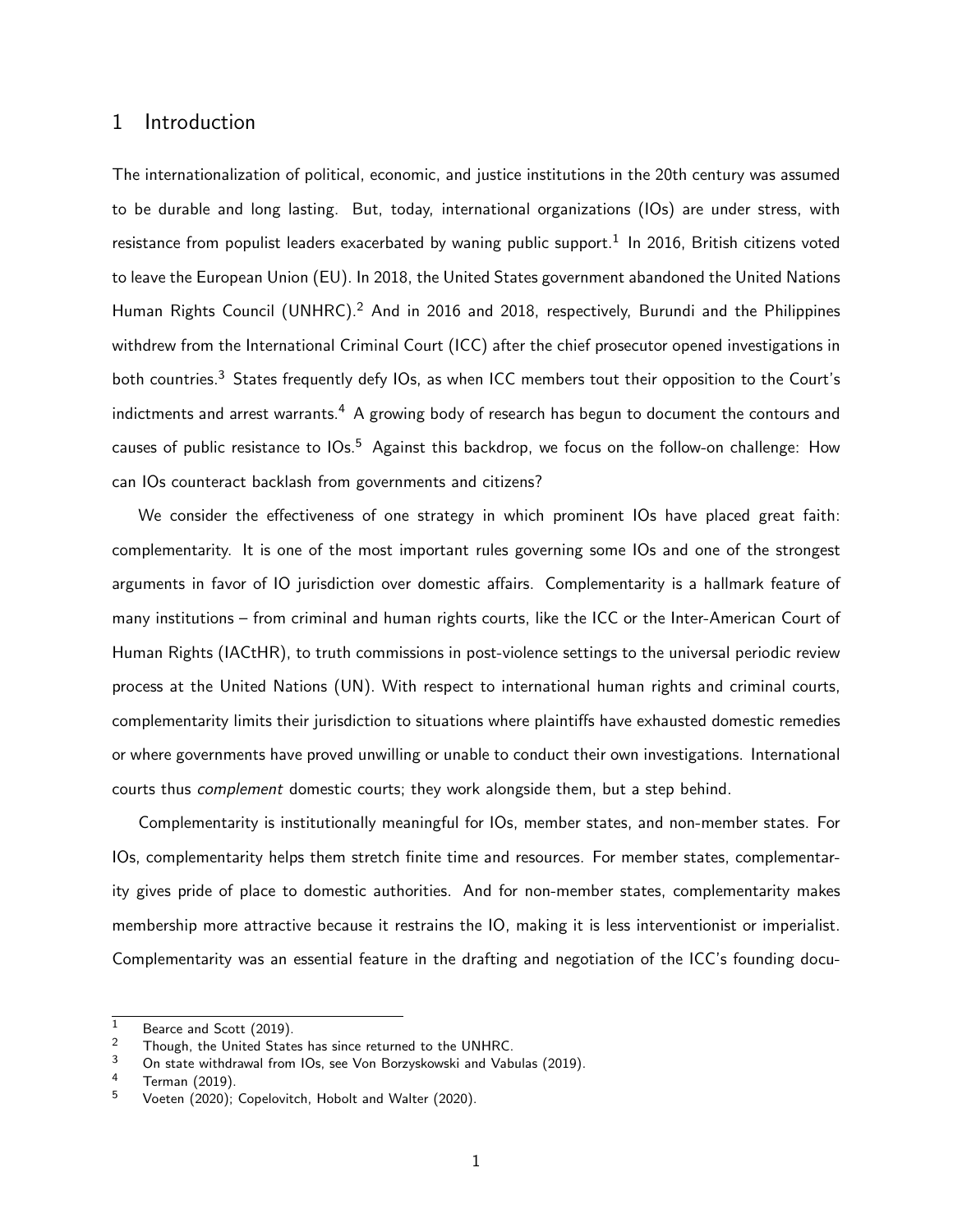# 1 Introduction

The internationalization of political, economic, and justice institutions in the 20th century was assumed to be durable and long lasting. But, today, international organizations (IOs) are under stress, with resistance from populist leaders exacerbated by waning public support.[1] In 2016, British citizens voted to leave the European Union (EU). In 2018, the United States government abandoned the United Nations Human Rights Council (UNHRC).[2] And in 2016 and 2018, respectively, Burundi and the Philippines withdrew from the International Criminal Court (ICC) after the chief prosecutor opened investigations in both countries.[3] States frequently defy IOs, as when ICC members tout their opposition to the Court's indictments and arrest warrants.[4] A growing body of research has begun to document the contours and causes of public resistance to IOs.[5] Against this backdrop, we focus on the follow-on challenge: How can IOs counteract backlash from governments and citizens?

We consider the effectiveness of one strategy in which prominent IOs have placed great faith: complementarity. It is one of the most important rules governing some IOs and one of the strongest arguments in favor of IO jurisdiction over domestic affairs. Complementarity is a hallmark feature of many institutions – from criminal and human rights courts, like the ICC or the Inter-American Court of Human Rights (IACtHR), to truth commissions in post-violence settings to the universal periodic review process at the United Nations (UN). With respect to international human rights and criminal courts, complementarity limits their jurisdiction to situations where plaintiffs have exhausted domestic remedies or where governments have proved unwilling or unable to conduct their own investigations. International courts thus *complement* domestic courts; they work alongside them, but a step behind.

Complementarity is institutionally meaningful for IOs, member states, and non-member states. For IOs, complementarity helps them stretch finite time and resources. For member states, complementarity gives pride of place to domestic authorities. And for non-member states, complementarity makes membership more attractive because it restrains the IO, making it is less interventionist or imperialist. Complementarity was an essential feature in the drafting and negotiation of the ICC's founding docu-

[1] Bearce and Scott (2019).

[2] Though, the United States has since returned to the UNHRC.

[3] On state withdrawal from IOs, see Von Borzyskowski and Vabulas (2019).

[4] Terman (2019).

[5] Voeten (2020); Copelovitch, Hobolt and Walter (2020).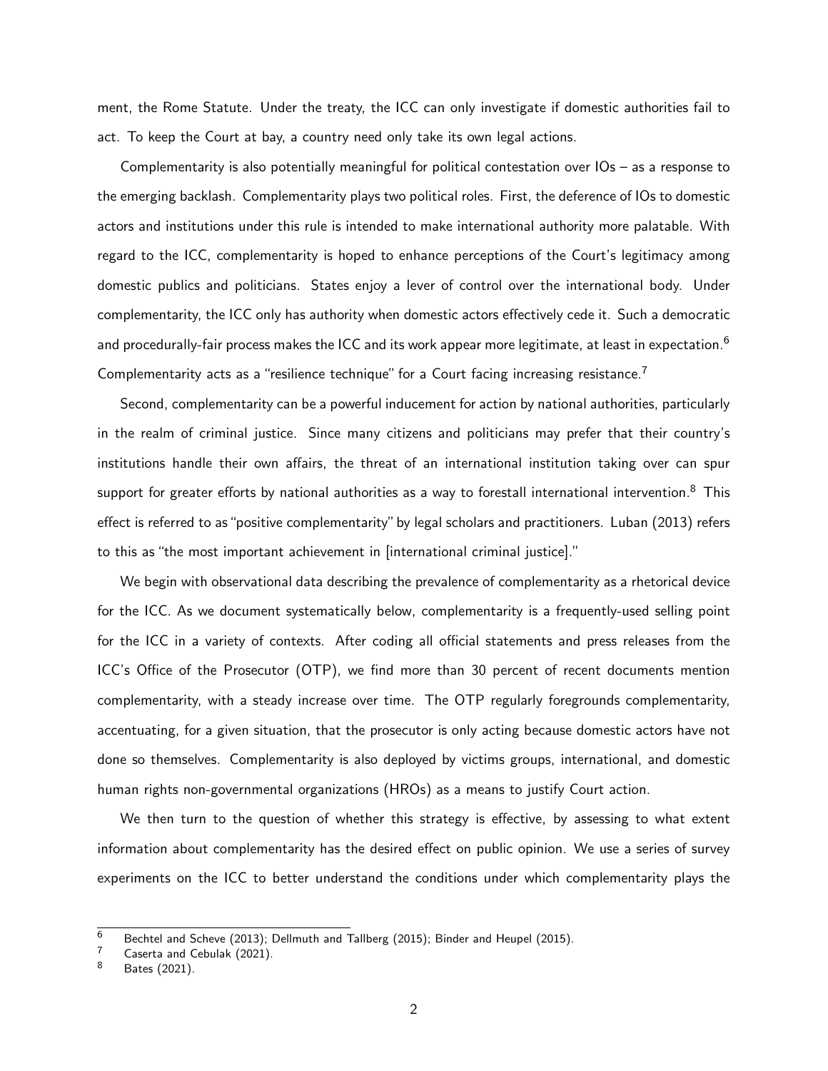ment, the Rome Statute. Under the treaty, the ICC can only investigate if domestic authorities fail to act. To keep the Court at bay, a country need only take its own legal actions.

Complementarity is also potentially meaningful for political contestation over IOs – as a response to the emerging backlash. Complementarity plays two political roles. First, the deference of IOs to domestic actors and institutions under this rule is intended to make international authority more palatable. With regard to the ICC, complementarity is hoped to enhance perceptions of the Court's legitimacy among domestic publics and politicians. States enjoy a lever of control over the international body. Under complementarity, the ICC only has authority when domestic actors effectively cede it. Such a democratic and procedurally-fair process makes the ICC and its work appear more legitimate, at least in expectation.[6] Complementarity acts as a "resilience technique" for a Court facing increasing resistance.[7]

Second, complementarity can be a powerful inducement for action by national authorities, particularly in the realm of criminal justice. Since many citizens and politicians may prefer that their country's institutions handle their own affairs, the threat of an international institution taking over can spur support for greater efforts by national authorities as a way to forestall international intervention.[8] This effect is referred to as "positive complementarity" by legal scholars and practitioners. Luban (2013) refers to this as "the most important achievement in [international criminal justice]."

We begin with observational data describing the prevalence of complementarity as a rhetorical device for the ICC. As we document systematically below, complementarity is a frequently-used selling point for the ICC in a variety of contexts. After coding all official statements and press releases from the ICC's Office of the Prosecutor (OTP), we find more than 30 percent of recent documents mention complementarity, with a steady increase over time. The OTP regularly foregrounds complementarity, accentuating, for a given situation, that the prosecutor is only acting because domestic actors have not done so themselves. Complementarity is also deployed by victims groups, international, and domestic human rights non-governmental organizations (HROs) as a means to justify Court action.

We then turn to the question of whether this strategy is effective, by assessing to what extent information about complementarity has the desired effect on public opinion. We use a series of survey experiments on the ICC to better understand the conditions under which complementarity plays the

---

[6] Bechtel and Scheve (2013); Dellmuth and Tallberg (2015); Binder and Heupel (2015).

[7] Caserta and Cebulak (2021).

[8] Bates (2021).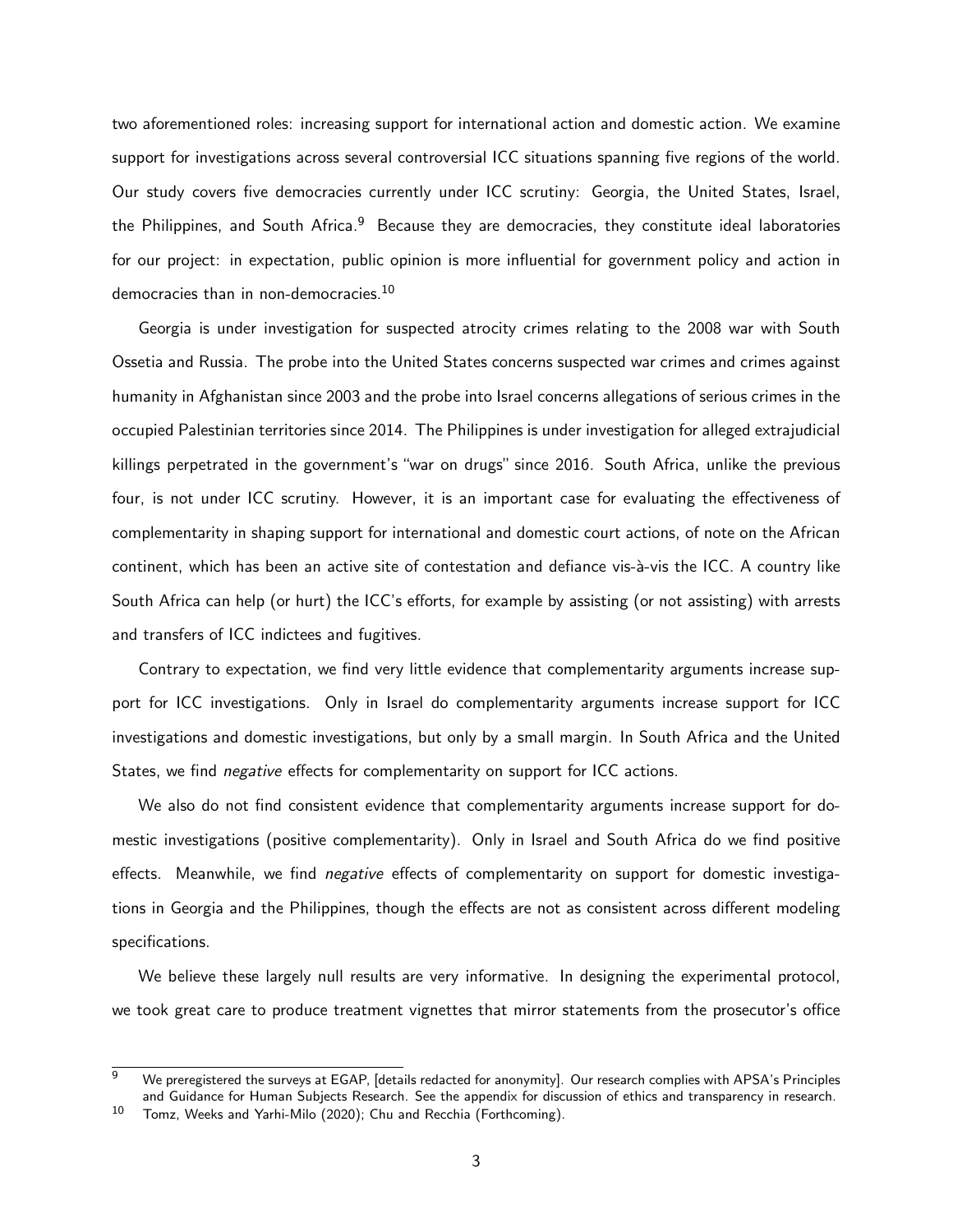two aforementioned roles: increasing support for international action and domestic action. We examine support for investigations across several controversial ICC situations spanning five regions of the world. Our study covers five democracies currently under ICC scrutiny: Georgia, the United States, Israel, the Philippines, and South Africa.[9] Because they are democracies, they constitute ideal laboratories for our project: in expectation, public opinion is more influential for government policy and action in democracies than in non-democracies.[10]

Georgia is under investigation for suspected atrocity crimes relating to the 2008 war with South Ossetia and Russia. The probe into the United States concerns suspected war crimes and crimes against humanity in Afghanistan since 2003 and the probe into Israel concerns allegations of serious crimes in the occupied Palestinian territories since 2014. The Philippines is under investigation for alleged extrajudicial killings perpetrated in the government's "war on drugs" since 2016. South Africa, unlike the previous four, is not under ICC scrutiny. However, it is an important case for evaluating the effectiveness of complementarity in shaping support for international and domestic court actions, of note on the African continent, which has been an active site of contestation and defiance vis-à-vis the ICC. A country like South Africa can help (or hurt) the ICC's efforts, for example by assisting (or not assisting) with arrests and transfers of ICC indictees and fugitives.

Contrary to expectation, we find very little evidence that complementarity arguments increase support for ICC investigations. Only in Israel do complementarity arguments increase support for ICC investigations and domestic investigations, but only by a small margin. In South Africa and the United States, we find *negative* effects for complementarity on support for ICC actions.

We also do not find consistent evidence that complementarity arguments increase support for domestic investigations (positive complementarity). Only in Israel and South Africa do we find positive effects. Meanwhile, we find *negative* effects of complementarity on support for domestic investigations in Georgia and the Philippines, though the effects are not as consistent across different modeling specifications.

We believe these largely null results are very informative. In designing the experimental protocol, we took great care to produce treatment vignettes that mirror statements from the prosecutor's office

[9] We preregistered the surveys at EGAP, [details redacted for anonymity]. Our research complies with APSA's Principles and Guidance for Human Subjects Research. See the appendix for discussion of ethics and transparency in research.

[10] Tomz, Weeks and Yarhi-Milo (2020); Chu and Recchia (Forthcoming).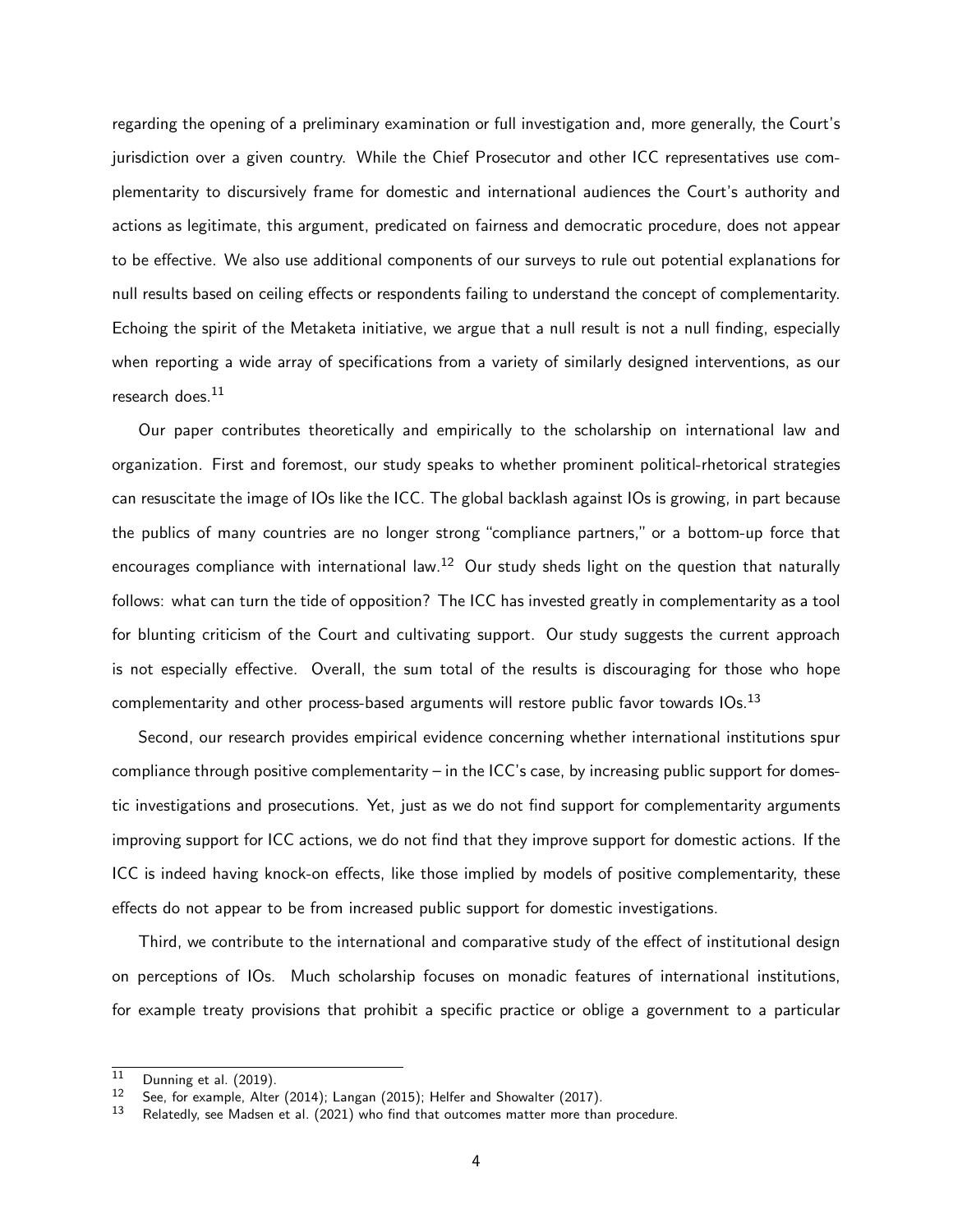regarding the opening of a preliminary examination or full investigation and, more generally, the Court's jurisdiction over a given country. While the Chief Prosecutor and other ICC representatives use complementarity to discursively frame for domestic and international audiences the Court's authority and actions as legitimate, this argument, predicated on fairness and democratic procedure, does not appear to be effective. We also use additional components of our surveys to rule out potential explanations for null results based on ceiling effects or respondents failing to understand the concept of complementarity. Echoing the spirit of the Metaketa initiative, we argue that a null result is not a null finding, especially when reporting a wide array of specifications from a variety of similarly designed interventions, as our research does.[11]

Our paper contributes theoretically and empirically to the scholarship on international law and organization. First and foremost, our study speaks to whether prominent political-rhetorical strategies can resuscitate the image of IOs like the ICC. The global backlash against IOs is growing, in part because the publics of many countries are no longer strong "compliance partners," or a bottom-up force that encourages compliance with international law.[12] Our study sheds light on the question that naturally follows: what can turn the tide of opposition? The ICC has invested greatly in complementarity as a tool for blunting criticism of the Court and cultivating support. Our study suggests the current approach is not especially effective. Overall, the sum total of the results is discouraging for those who hope complementarity and other process-based arguments will restore public favor towards IOs.[13]

Second, our research provides empirical evidence concerning whether international institutions spur compliance through positive complementarity – in the ICC's case, by increasing public support for domestic investigations and prosecutions. Yet, just as we do not find support for complementarity arguments improving support for ICC actions, we do not find that they improve support for domestic actions. If the ICC is indeed having knock-on effects, like those implied by models of positive complementarity, these effects do not appear to be from increased public support for domestic investigations.

Third, we contribute to the international and comparative study of the effect of institutional design on perceptions of IOs. Much scholarship focuses on monadic features of international institutions, for example treaty provisions that prohibit a specific practice or oblige a government to a particular

[11] Dunning et al. (2019).

[12] See, for example, Alter (2014); Langan (2015); Helfer and Showalter (2017).

[13] Relatedly, see Madsen et al. (2021) who find that outcomes matter more than procedure.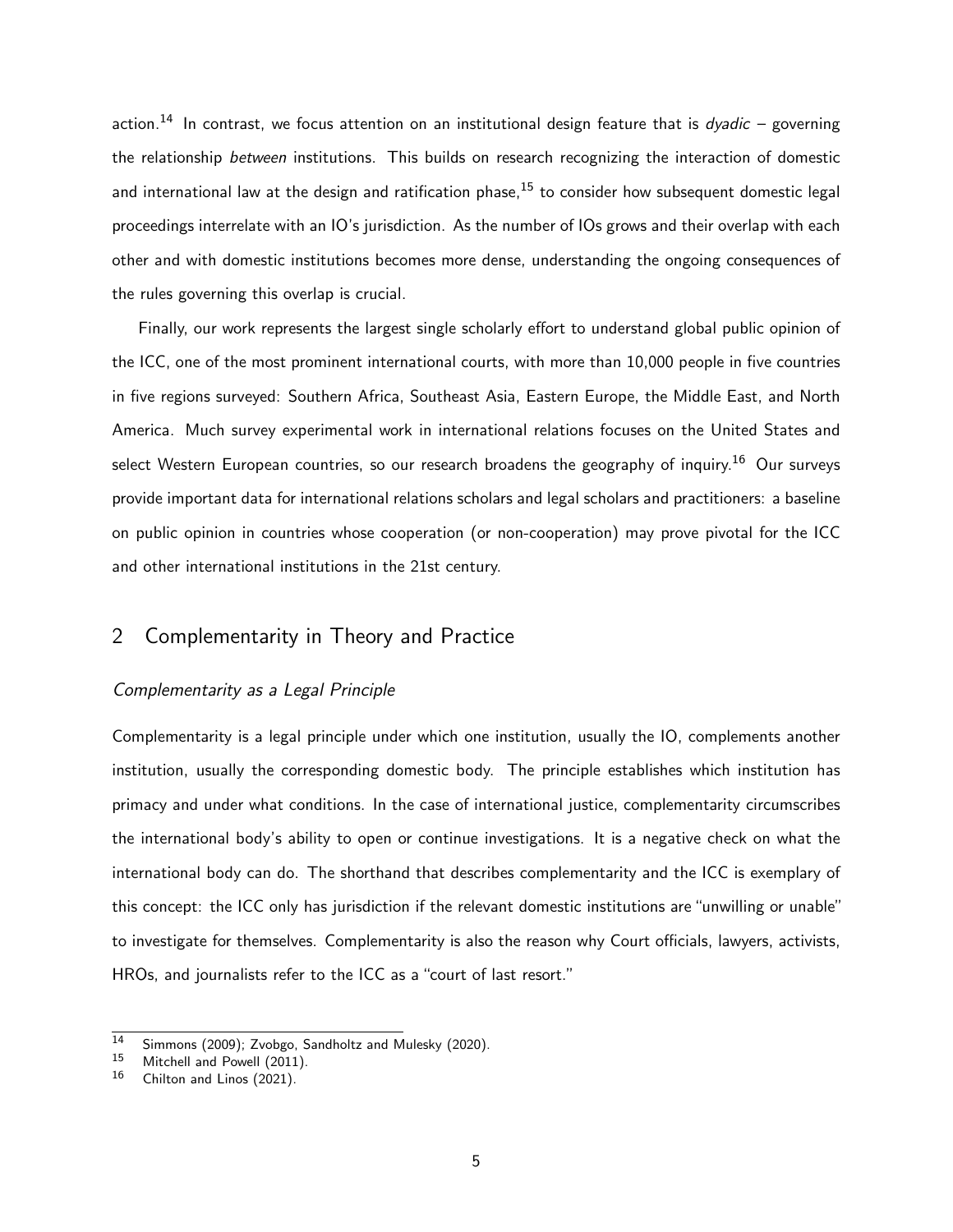action.[14] In contrast, we focus attention on an institutional design feature that is *dyadic* – governing the relationship *between* institutions. This builds on research recognizing the interaction of domestic and international law at the design and ratification phase,[15] to consider how subsequent domestic legal proceedings interrelate with an IO's jurisdiction. As the number of IOs grows and their overlap with each other and with domestic institutions becomes more dense, understanding the ongoing consequences of the rules governing this overlap is crucial.

Finally, our work represents the largest single scholarly effort to understand global public opinion of the ICC, one of the most prominent international courts, with more than 10,000 people in five countries in five regions surveyed: Southern Africa, Southeast Asia, Eastern Europe, the Middle East, and North America. Much survey experimental work in international relations focuses on the United States and select Western European countries, so our research broadens the geography of inquiry.[16] Our surveys provide important data for international relations scholars and legal scholars and practitioners: a baseline on public opinion in countries whose cooperation (or non-cooperation) may prove pivotal for the ICC and other international institutions in the 21st century.

## 2 Complementarity in Theory and Practice

### *Complementarity as a Legal Principle*

Complementarity is a legal principle under which one institution, usually the IO, complements another institution, usually the corresponding domestic body. The principle establishes which institution has primacy and under what conditions. In the case of international justice, complementarity circumscribes the international body's ability to open or continue investigations. It is a negative check on what the international body can do. The shorthand that describes complementarity and the ICC is exemplary of this concept: the ICC only has jurisdiction if the relevant domestic institutions are "unwilling or unable" to investigate for themselves. Complementarity is also the reason why Court officials, lawyers, activists, HROs, and journalists refer to the ICC as a "court of last resort."

[14] Simmons (2009); Zvobgo, Sandholtz and Mulesky (2020).

[15] Mitchell and Powell (2011).

[16] Chilton and Linos (2021).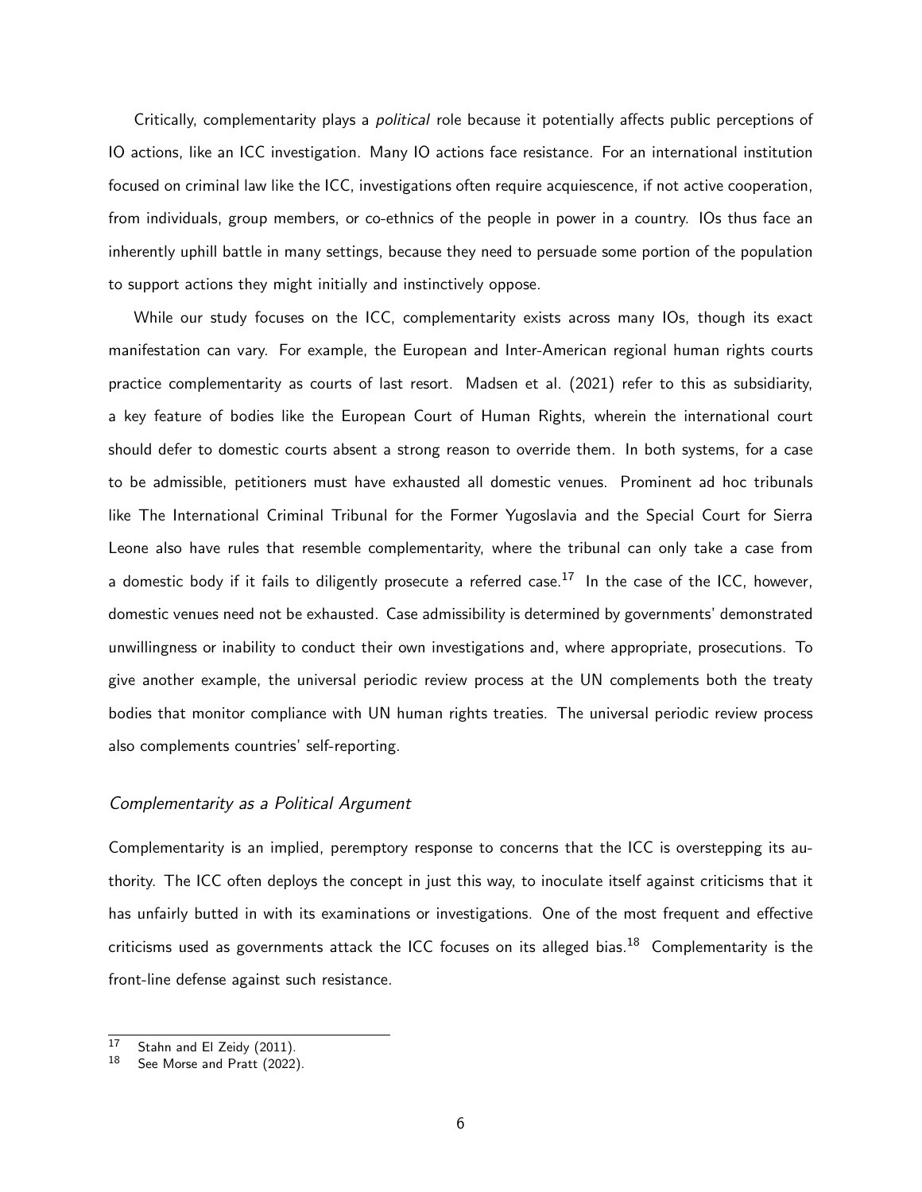Critically, complementarity plays a *political* role because it potentially affects public perceptions of IO actions, like an ICC investigation. Many IO actions face resistance. For an international institution focused on criminal law like the ICC, investigations often require acquiescence, if not active cooperation, from individuals, group members, or co-ethnics of the people in power in a country. IOs thus face an inherently uphill battle in many settings, because they need to persuade some portion of the population to support actions they might initially and instinctively oppose.

While our study focuses on the ICC, complementarity exists across many IOs, though its exact manifestation can vary. For example, the European and Inter-American regional human rights courts practice complementarity as courts of last resort. Madsen et al. (2021) refer to this as subsidiarity, a key feature of bodies like the European Court of Human Rights, wherein the international court should defer to domestic courts absent a strong reason to override them. In both systems, for a case to be admissible, petitioners must have exhausted all domestic venues. Prominent ad hoc tribunals like The International Criminal Tribunal for the Former Yugoslavia and the Special Court for Sierra Leone also have rules that resemble complementarity, where the tribunal can only take a case from a domestic body if it fails to diligently prosecute a referred case.[17] In the case of the ICC, however, domestic venues need not be exhausted. Case admissibility is determined by governments' demonstrated unwillingness or inability to conduct their own investigations and, where appropriate, prosecutions. To give another example, the universal periodic review process at the UN complements both the treaty bodies that monitor compliance with UN human rights treaties. The universal periodic review process also complements countries' self-reporting.

### *Complementarity as a Political Argument*

Complementarity is an implied, peremptory response to concerns that the ICC is overstepping its authority. The ICC often deploys the concept in just this way, to inoculate itself against criticisms that it has unfairly butted in with its examinations or investigations. One of the most frequent and effective criticisms used as governments attack the ICC focuses on its alleged bias.[18] Complementarity is the front-line defense against such resistance.

---

[17] Stahn and El Zeidy (2011).

[18] See Morse and Pratt (2022).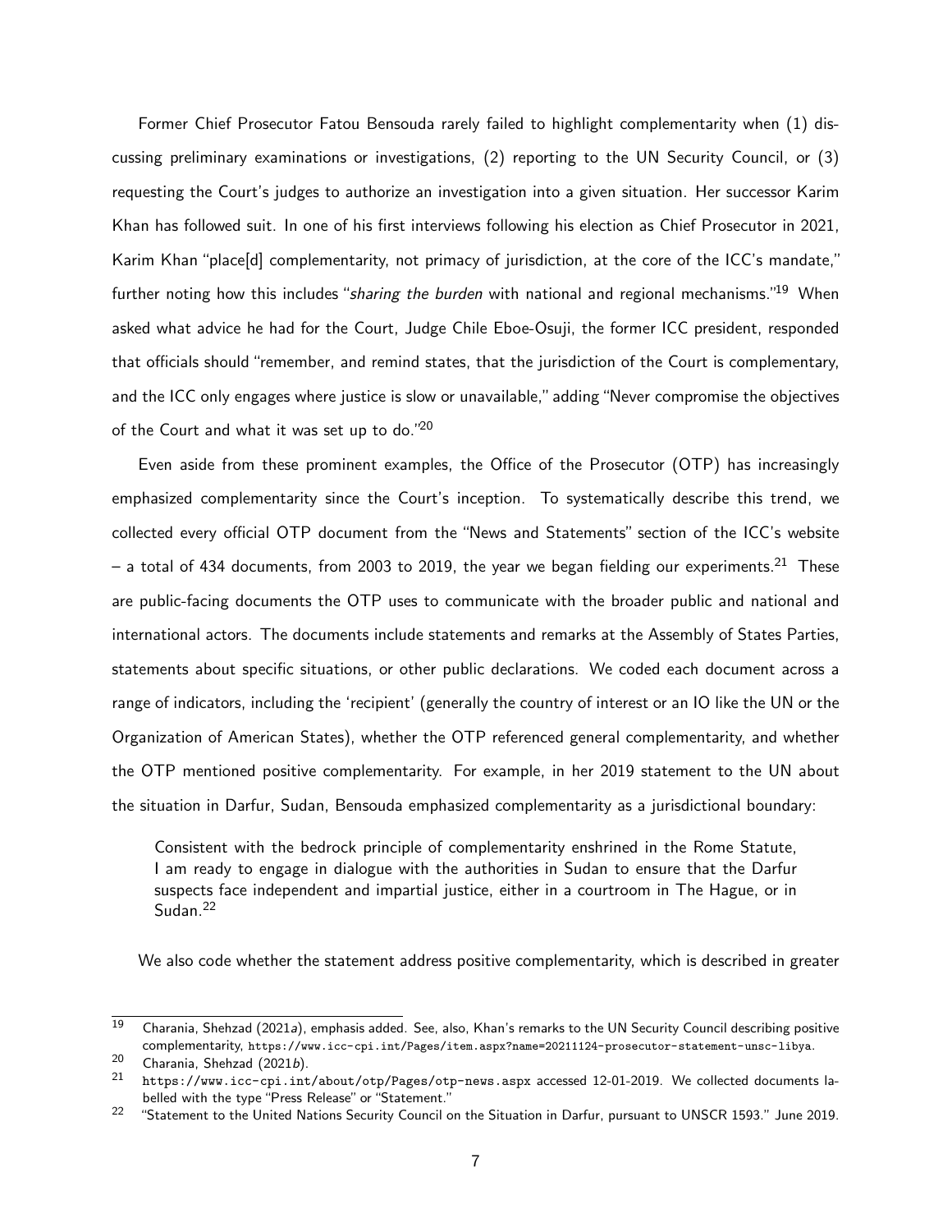Former Chief Prosecutor Fatou Bensouda rarely failed to highlight complementarity when (1) discussing preliminary examinations or investigations, (2) reporting to the UN Security Council, or (3) requesting the Court's judges to authorize an investigation into a given situation. Her successor Karim Khan has followed suit. In one of his first interviews following his election as Chief Prosecutor in 2021, Karim Khan "place[d] complementarity, not primacy of jurisdiction, at the core of the ICC's mandate," further noting how this includes "*sharing the burden* with national and regional mechanisms."[19] When asked what advice he had for the Court, Judge Chile Eboe-Osuji, the former ICC president, responded that officials should "remember, and remind states, that the jurisdiction of the Court is complementary, and the ICC only engages where justice is slow or unavailable," adding "Never compromise the objectives of the Court and what it was set up to do."[20]

Even aside from these prominent examples, the Office of the Prosecutor (OTP) has increasingly emphasized complementarity since the Court's inception. To systematically describe this trend, we collected every official OTP document from the "News and Statements" section of the ICC's website – a total of 434 documents, from 2003 to 2019, the year we began fielding our experiments.[21] These are public-facing documents the OTP uses to communicate with the broader public and national and international actors. The documents include statements and remarks at the Assembly of States Parties, statements about specific situations, or other public declarations. We coded each document across a range of indicators, including the 'recipient' (generally the country of interest or an IO like the UN or the Organization of American States), whether the OTP referenced general complementarity, and whether the OTP mentioned positive complementarity. For example, in her 2019 statement to the UN about the situation in Darfur, Sudan, Bensouda emphasized complementarity as a jurisdictional boundary:

> Consistent with the bedrock principle of complementarity enshrined in the Rome Statute, I am ready to engage in dialogue with the authorities in Sudan to ensure that the Darfur suspects face independent and impartial justice, either in a courtroom in The Hague, or in Sudan.[22]

We also code whether the statement address positive complementarity, which is described in greater

---

[19] Charania, Shehzad (2021*a*), emphasis added. See, also, Khan's remarks to the UN Security Council describing positive complementarity, `https://www.icc-cpi.int/Pages/item.aspx?name=20211124-prosecutor-statement-unsc-libya`.

[20] Charania, Shehzad (2021*b*).

[21] `https://www.icc-cpi.int/about/otp/Pages/otp-news.aspx` accessed 12-01-2019. We collected documents labelled with the type "Press Release" or "Statement."

[22] "Statement to the United Nations Security Council on the Situation in Darfur, pursuant to UNSCR 1593." June 2019.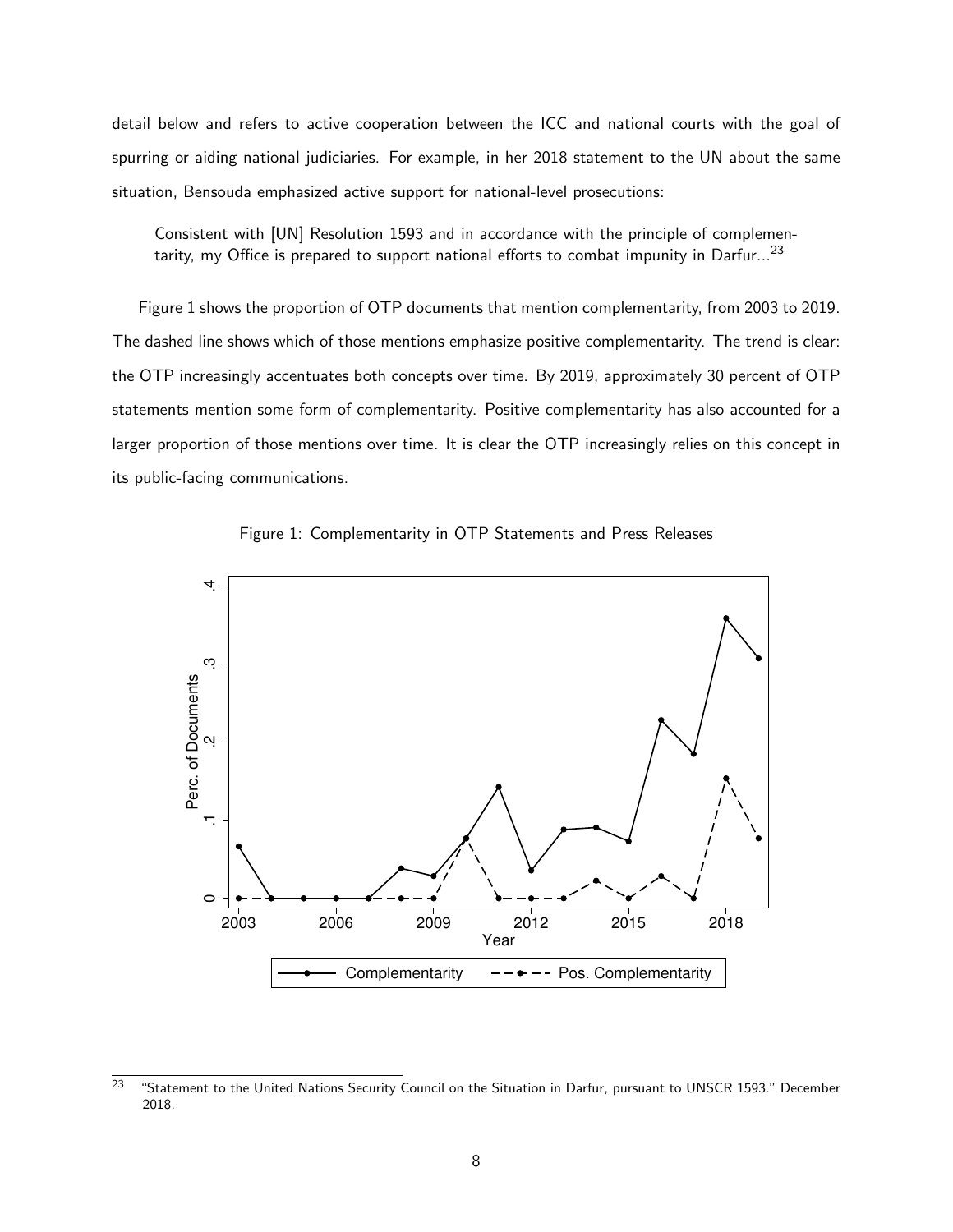detail below and refers to active cooperation between the ICC and national courts with the goal of spurring or aiding national judiciaries. For example, in her 2018 statement to the UN about the same situation, Bensouda emphasized active support for national-level prosecutions:

> Consistent with [UN] Resolution 1593 and in accordance with the principle of complementarity, my Office is prepared to support national efforts to combat impunity in Darfur...[23]

Figure 1 shows the proportion of OTP documents that mention complementarity, from 2003 to 2019. The dashed line shows which of those mentions emphasize positive complementarity. The trend is clear: the OTP increasingly accentuates both concepts over time. By 2019, approximately 30 percent of OTP statements mention some form of complementarity. Positive complementarity has also accounted for a larger proportion of those mentions over time. It is clear the OTP increasingly relies on this concept in its public-facing communications.

Figure 1: Complementarity in OTP Statements and Press Releases

[23] "Statement to the United Nations Security Council on the Situation in Darfur, pursuant to UNSCR 1593." December 2018.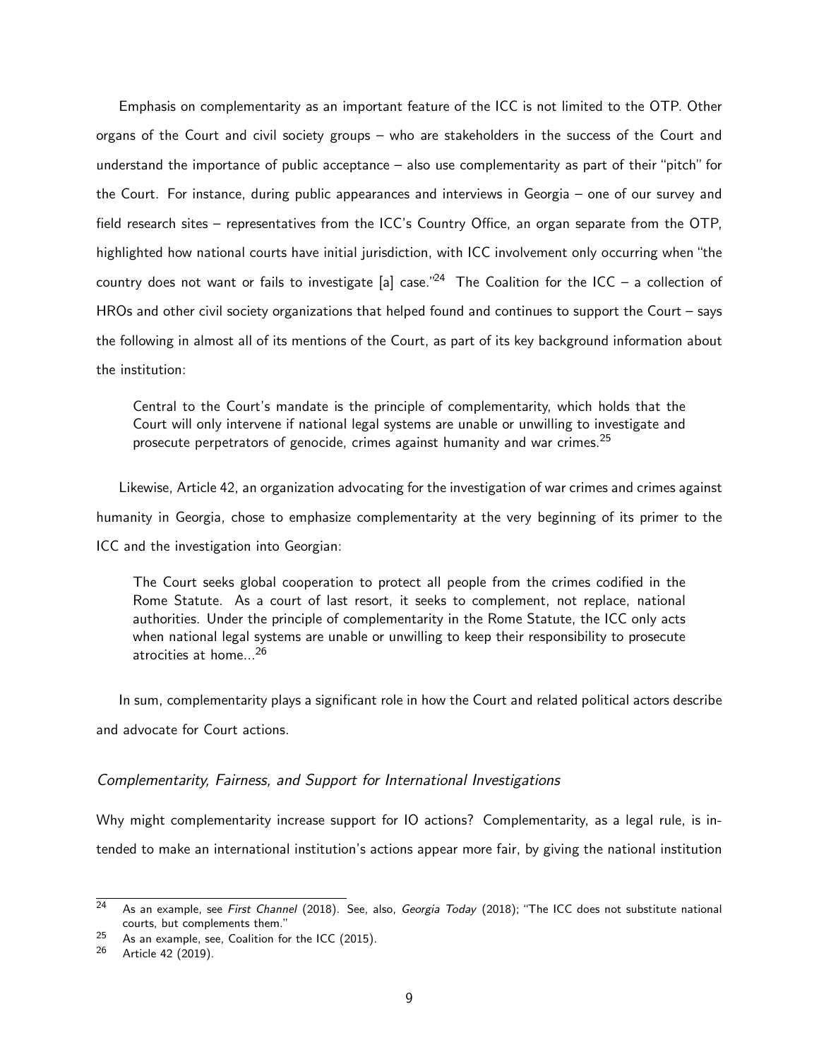Emphasis on complementarity as an important feature of the ICC is not limited to the OTP. Other organs of the Court and civil society groups – who are stakeholders in the success of the Court and understand the importance of public acceptance – also use complementarity as part of their "pitch" for the Court. For instance, during public appearances and interviews in Georgia – one of our survey and field research sites – representatives from the ICC's Country Office, an organ separate from the OTP, highlighted how national courts have initial jurisdiction, with ICC involvement only occurring when "the country does not want or fails to investigate [a] case."[24] The Coalition for the ICC – a collection of HROs and other civil society organizations that helped found and continues to support the Court – says the following in almost all of its mentions of the Court, as part of its key background information about the institution:

> Central to the Court's mandate is the principle of complementarity, which holds that the Court will only intervene if national legal systems are unable or unwilling to investigate and prosecute perpetrators of genocide, crimes against humanity and war crimes.[25]

Likewise, Article 42, an organization advocating for the investigation of war crimes and crimes against humanity in Georgia, chose to emphasize complementarity at the very beginning of its primer to the ICC and the investigation into Georgian:

> The Court seeks global cooperation to protect all people from the crimes codified in the Rome Statute. As a court of last resort, it seeks to complement, not replace, national authorities. Under the principle of complementarity in the Rome Statute, the ICC only acts when national legal systems are unable or unwilling to keep their responsibility to prosecute atrocities at home...[26]

In sum, complementarity plays a significant role in how the Court and related political actors describe and advocate for Court actions.

### *Complementarity, Fairness, and Support for International Investigations*

Why might complementarity increase support for IO actions? Complementarity, as a legal rule, is intended to make an international institution's actions appear more fair, by giving the national institution

---

[24] As an example, see *First Channel* (2018). See, also, *Georgia Today* (2018); "The ICC does not substitute national courts, but complements them."

[25] As an example, see, Coalition for the ICC (2015).

[26] Article 42 (2019).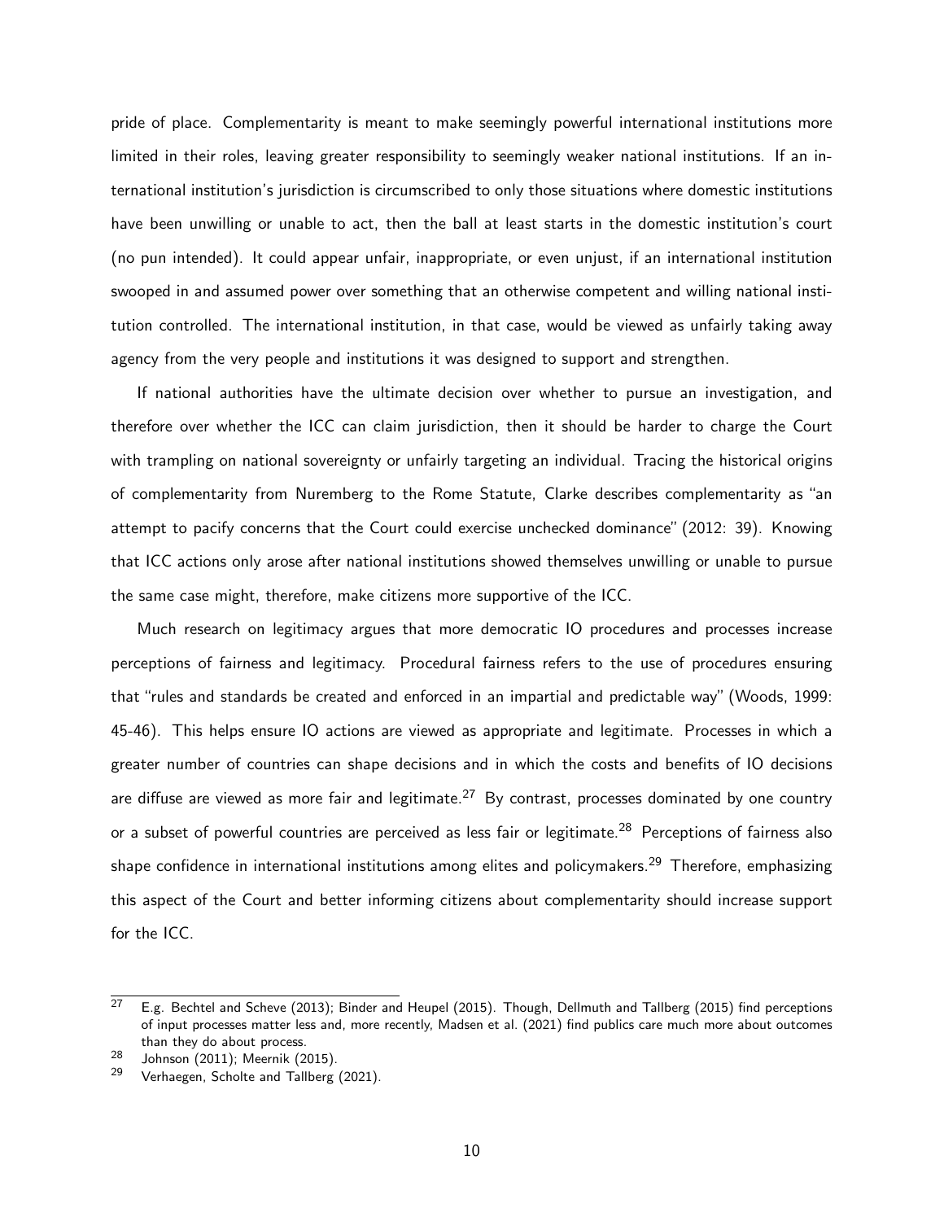pride of place. Complementarity is meant to make seemingly powerful international institutions more limited in their roles, leaving greater responsibility to seemingly weaker national institutions. If an international institution's jurisdiction is circumscribed to only those situations where domestic institutions have been unwilling or unable to act, then the ball at least starts in the domestic institution's court (no pun intended). It could appear unfair, inappropriate, or even unjust, if an international institution swooped in and assumed power over something that an otherwise competent and willing national institution controlled. The international institution, in that case, would be viewed as unfairly taking away agency from the very people and institutions it was designed to support and strengthen.

If national authorities have the ultimate decision over whether to pursue an investigation, and therefore over whether the ICC can claim jurisdiction, then it should be harder to charge the Court with trampling on national sovereignty or unfairly targeting an individual. Tracing the historical origins of complementarity from Nuremberg to the Rome Statute, Clarke describes complementarity as "an attempt to pacify concerns that the Court could exercise unchecked dominance" (2012: 39). Knowing that ICC actions only arose after national institutions showed themselves unwilling or unable to pursue the same case might, therefore, make citizens more supportive of the ICC.

Much research on legitimacy argues that more democratic IO procedures and processes increase perceptions of fairness and legitimacy. Procedural fairness refers to the use of procedures ensuring that "rules and standards be created and enforced in an impartial and predictable way" (Woods, 1999: 45-46). This helps ensure IO actions are viewed as appropriate and legitimate. Processes in which a greater number of countries can shape decisions and in which the costs and benefits of IO decisions are diffuse are viewed as more fair and legitimate.[27] By contrast, processes dominated by one country or a subset of powerful countries are perceived as less fair or legitimate.[28] Perceptions of fairness also shape confidence in international institutions among elites and policymakers.[29] Therefore, emphasizing this aspect of the Court and better informing citizens about complementarity should increase support for the ICC.

[27] E.g. Bechtel and Scheve (2013); Binder and Heupel (2015). Though, Dellmuth and Tallberg (2015) find perceptions of input processes matter less and, more recently, Madsen et al. (2021) find publics care much more about outcomes than they do about process.

[28] Johnson (2011); Meernik (2015).

[29] Verhaegen, Scholte and Tallberg (2021).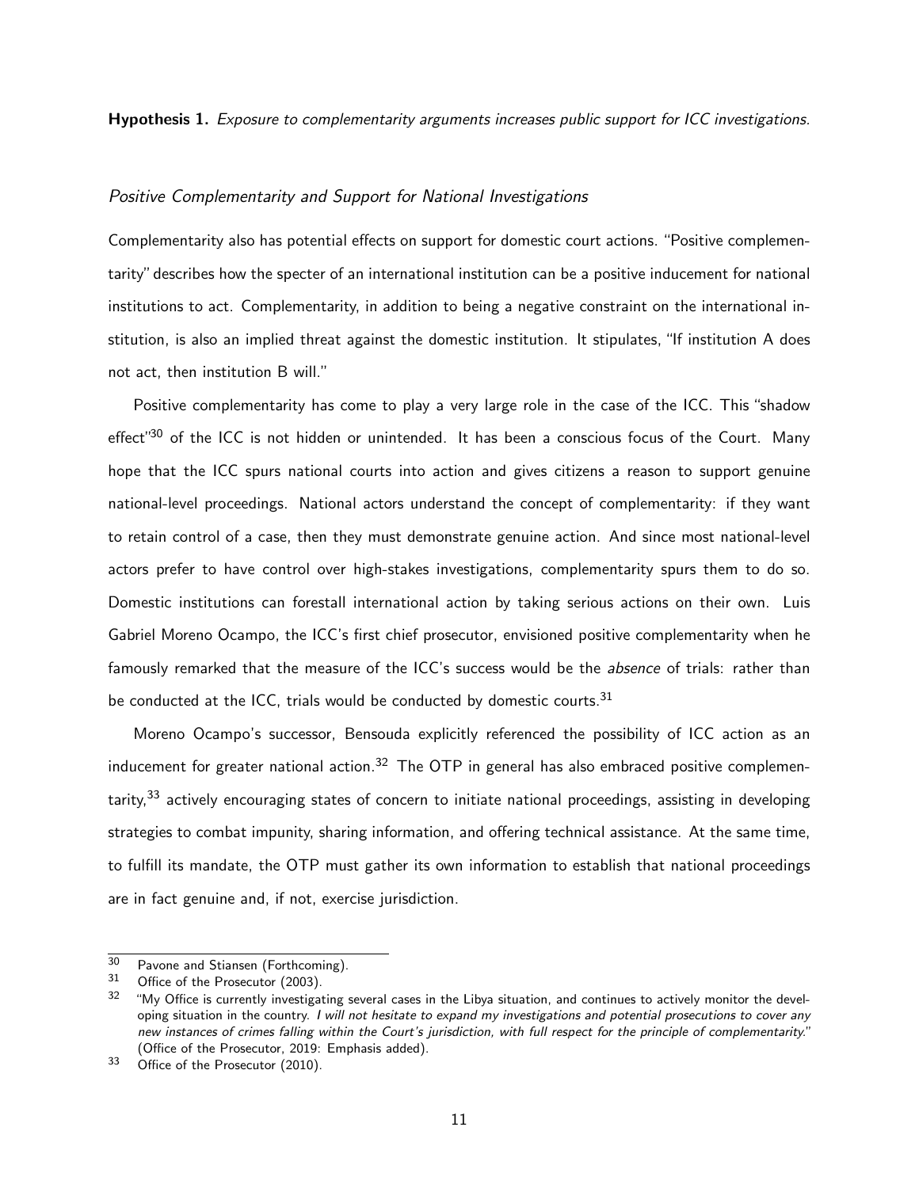**Hypothesis 1.** *Exposure to complementarity arguments increases public support for ICC investigations.*

### *Positive Complementarity and Support for National Investigations*

Complementarity also has potential effects on support for domestic court actions. "Positive complementarity" describes how the specter of an international institution can be a positive inducement for national institutions to act. Complementarity, in addition to being a negative constraint on the international institution, is also an implied threat against the domestic institution. It stipulates, "If institution A does not act, then institution B will."

Positive complementarity has come to play a very large role in the case of the ICC. This "shadow effect"[30] of the ICC is not hidden or unintended. It has been a conscious focus of the Court. Many hope that the ICC spurs national courts into action and gives citizens a reason to support genuine national-level proceedings. National actors understand the concept of complementarity: if they want to retain control of a case, then they must demonstrate genuine action. And since most national-level actors prefer to have control over high-stakes investigations, complementarity spurs them to do so. Domestic institutions can forestall international action by taking serious actions on their own. Luis Gabriel Moreno Ocampo, the ICC's first chief prosecutor, envisioned positive complementarity when he famously remarked that the measure of the ICC's success would be the *absence* of trials: rather than be conducted at the ICC, trials would be conducted by domestic courts.[31]

Moreno Ocampo's successor, Bensouda explicitly referenced the possibility of ICC action as an inducement for greater national action.[32] The OTP in general has also embraced positive complementarity,[33] actively encouraging states of concern to initiate national proceedings, assisting in developing strategies to combat impunity, sharing information, and offering technical assistance. At the same time, to fulfill its mandate, the OTP must gather its own information to establish that national proceedings are in fact genuine and, if not, exercise jurisdiction.

---

[30] Pavone and Stiansen (Forthcoming).

[31] Office of the Prosecutor (2003).

[32] "My Office is currently investigating several cases in the Libya situation, and continues to actively monitor the developing situation in the country. *I will not hesitate to expand my investigations and potential prosecutions to cover any new instances of crimes falling within the Court's jurisdiction, with full respect for the principle of complementarity.*" (Office of the Prosecutor, 2019: Emphasis added).

[33] Office of the Prosecutor (2010).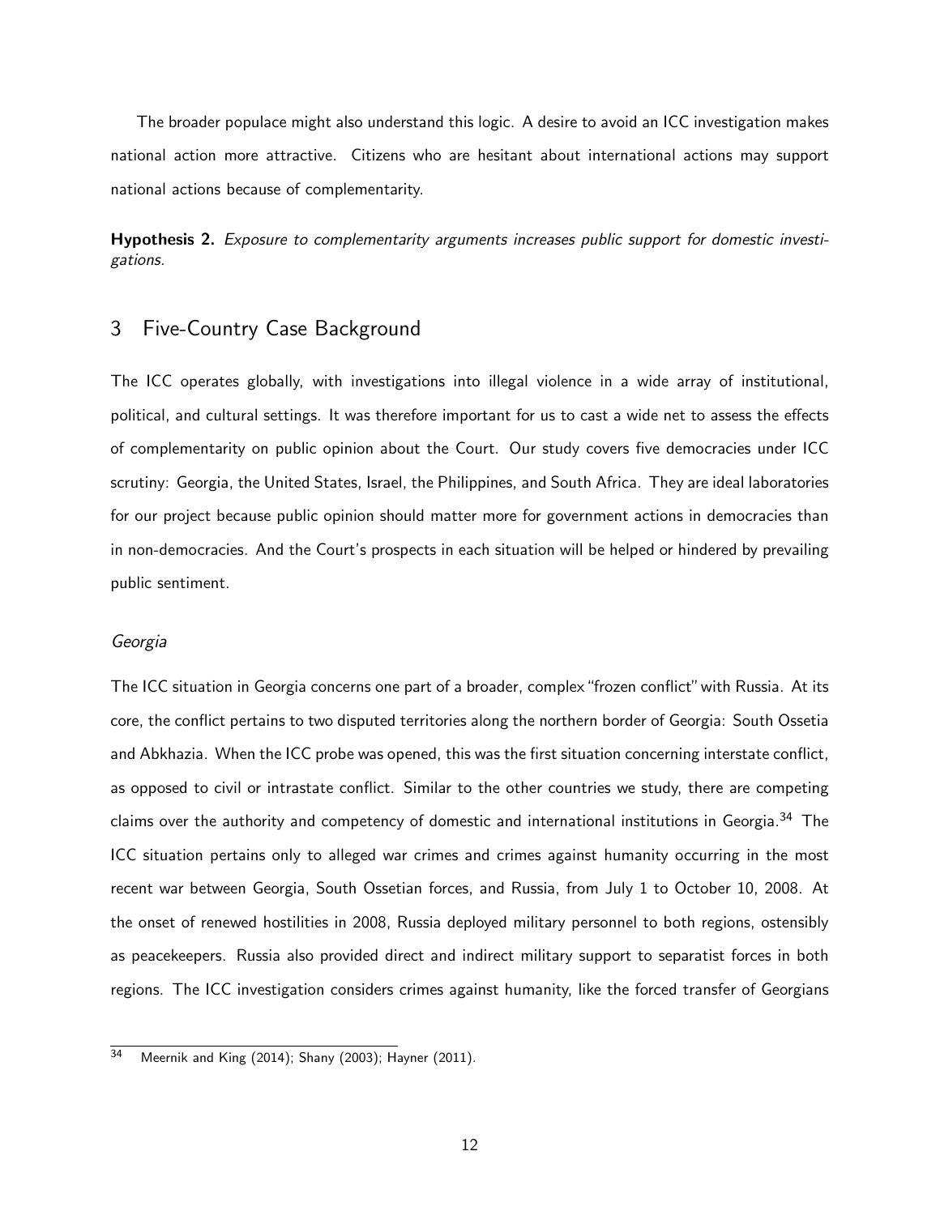The broader populace might also understand this logic. A desire to avoid an ICC investigation makes national action more attractive. Citizens who are hesitant about international actions may support national actions because of complementarity.

**Hypothesis 2.** *Exposure to complementarity arguments increases public support for domestic investigations.*

## 3 Five-Country Case Background

The ICC operates globally, with investigations into illegal violence in a wide array of institutional, political, and cultural settings. It was therefore important for us to cast a wide net to assess the effects of complementarity on public opinion about the Court. Our study covers five democracies under ICC scrutiny: Georgia, the United States, Israel, the Philippines, and South Africa. They are ideal laboratories for our project because public opinion should matter more for government actions in democracies than in non-democracies. And the Court's prospects in each situation will be helped or hindered by prevailing public sentiment.

*Georgia*

The ICC situation in Georgia concerns one part of a broader, complex "frozen conflict" with Russia. At its core, the conflict pertains to two disputed territories along the northern border of Georgia: South Ossetia and Abkhazia. When the ICC probe was opened, this was the first situation concerning interstate conflict, as opposed to civil or intrastate conflict. Similar to the other countries we study, there are competing claims over the authority and competency of domestic and international institutions in Georgia.[34] The ICC situation pertains only to alleged war crimes and crimes against humanity occurring in the most recent war between Georgia, South Ossetian forces, and Russia, from July 1 to October 10, 2008. At the onset of renewed hostilities in 2008, Russia deployed military personnel to both regions, ostensibly as peacekeepers. Russia also provided direct and indirect military support to separatist forces in both regions. The ICC investigation considers crimes against humanity, like the forced transfer of Georgians

[34] Meernik and King (2014); Shany (2003); Hayner (2011).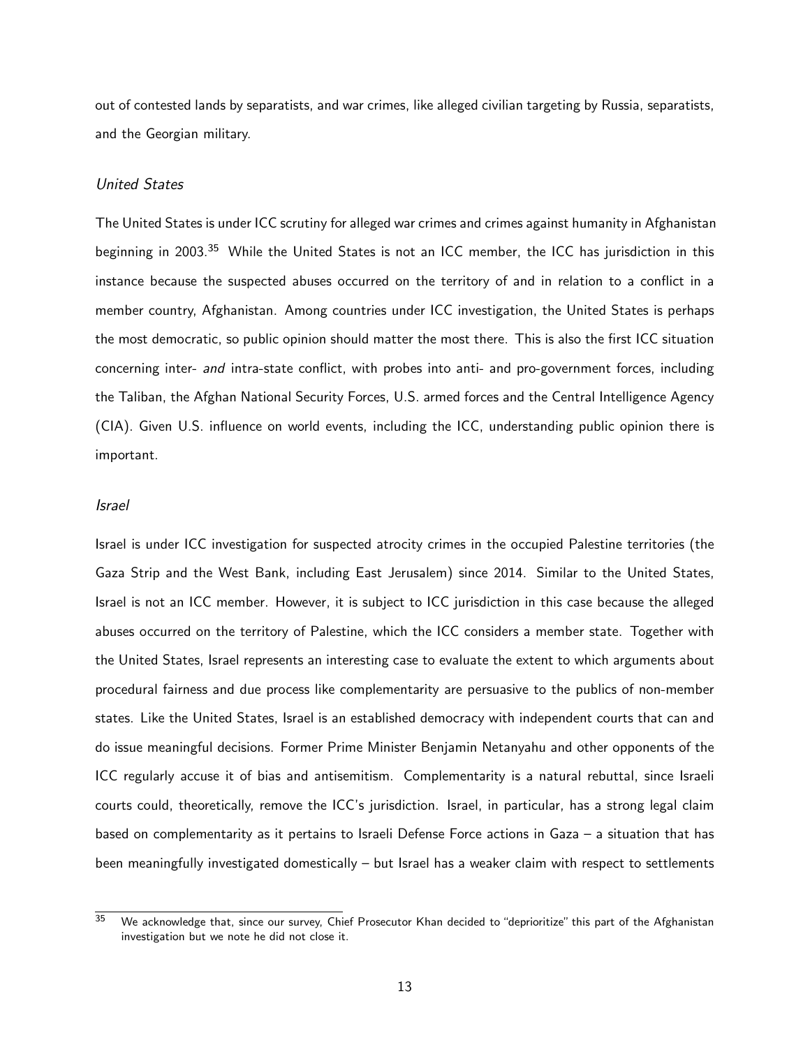out of contested lands by separatists, and war crimes, like alleged civilian targeting by Russia, separatists, and the Georgian military.

### *United States*

The United States is under ICC scrutiny for alleged war crimes and crimes against humanity in Afghanistan beginning in 2003.[35] While the United States is not an ICC member, the ICC has jurisdiction in this instance because the suspected abuses occurred on the territory of and in relation to a conflict in a member country, Afghanistan. Among countries under ICC investigation, the United States is perhaps the most democratic, so public opinion should matter the most there. This is also the first ICC situation concerning inter- *and* intra-state conflict, with probes into anti- and pro-government forces, including the Taliban, the Afghan National Security Forces, U.S. armed forces and the Central Intelligence Agency (CIA). Given U.S. influence on world events, including the ICC, understanding public opinion there is important.

### *Israel*

Israel is under ICC investigation for suspected atrocity crimes in the occupied Palestine territories (the Gaza Strip and the West Bank, including East Jerusalem) since 2014. Similar to the United States, Israel is not an ICC member. However, it is subject to ICC jurisdiction in this case because the alleged abuses occurred on the territory of Palestine, which the ICC considers a member state. Together with the United States, Israel represents an interesting case to evaluate the extent to which arguments about procedural fairness and due process like complementarity are persuasive to the publics of non-member states. Like the United States, Israel is an established democracy with independent courts that can and do issue meaningful decisions. Former Prime Minister Benjamin Netanyahu and other opponents of the ICC regularly accuse it of bias and antisemitism. Complementarity is a natural rebuttal, since Israeli courts could, theoretically, remove the ICC's jurisdiction. Israel, in particular, has a strong legal claim based on complementarity as it pertains to Israeli Defense Force actions in Gaza – a situation that has been meaningfully investigated domestically – but Israel has a weaker claim with respect to settlements

[35] We acknowledge that, since our survey, Chief Prosecutor Khan decided to "deprioritize" this part of the Afghanistan investigation but we note he did not close it.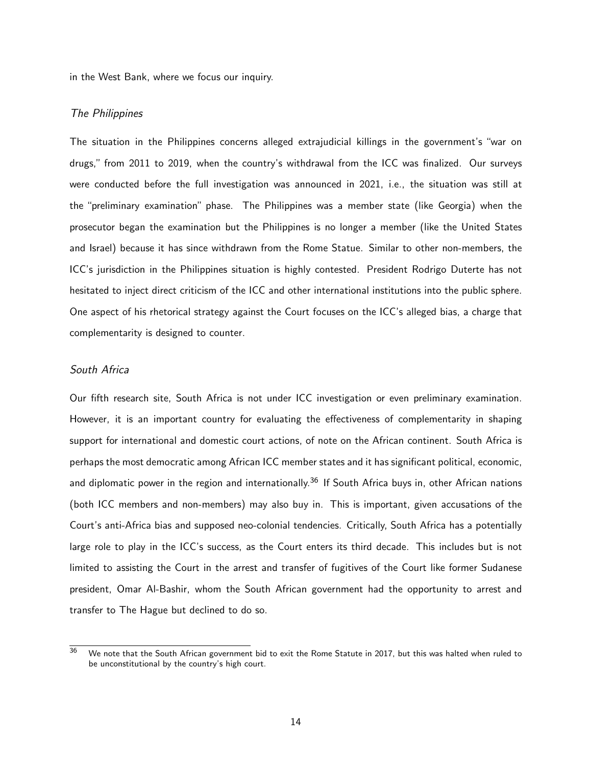in the West Bank, where we focus our inquiry.

### *The Philippines*

The situation in the Philippines concerns alleged extrajudicial killings in the government's "war on drugs," from 2011 to 2019, when the country's withdrawal from the ICC was finalized. Our surveys were conducted before the full investigation was announced in 2021, i.e., the situation was still at the "preliminary examination" phase. The Philippines was a member state (like Georgia) when the prosecutor began the examination but the Philippines is no longer a member (like the United States and Israel) because it has since withdrawn from the Rome Statue. Similar to other non-members, the ICC's jurisdiction in the Philippines situation is highly contested. President Rodrigo Duterte has not hesitated to inject direct criticism of the ICC and other international institutions into the public sphere. One aspect of his rhetorical strategy against the Court focuses on the ICC's alleged bias, a charge that complementarity is designed to counter.

### *South Africa*

Our fifth research site, South Africa is not under ICC investigation or even preliminary examination. However, it is an important country for evaluating the effectiveness of complementarity in shaping support for international and domestic court actions, of note on the African continent. South Africa is perhaps the most democratic among African ICC member states and it has significant political, economic, and diplomatic power in the region and internationally.[36] If South Africa buys in, other African nations (both ICC members and non-members) may also buy in. This is important, given accusations of the Court's anti-Africa bias and supposed neo-colonial tendencies. Critically, South Africa has a potentially large role to play in the ICC's success, as the Court enters its third decade. This includes but is not limited to assisting the Court in the arrest and transfer of fugitives of the Court like former Sudanese president, Omar Al-Bashir, whom the South African government had the opportunity to arrest and transfer to The Hague but declined to do so.

[36] We note that the South African government bid to exit the Rome Statute in 2017, but this was halted when ruled to be unconstitutional by the country's high court.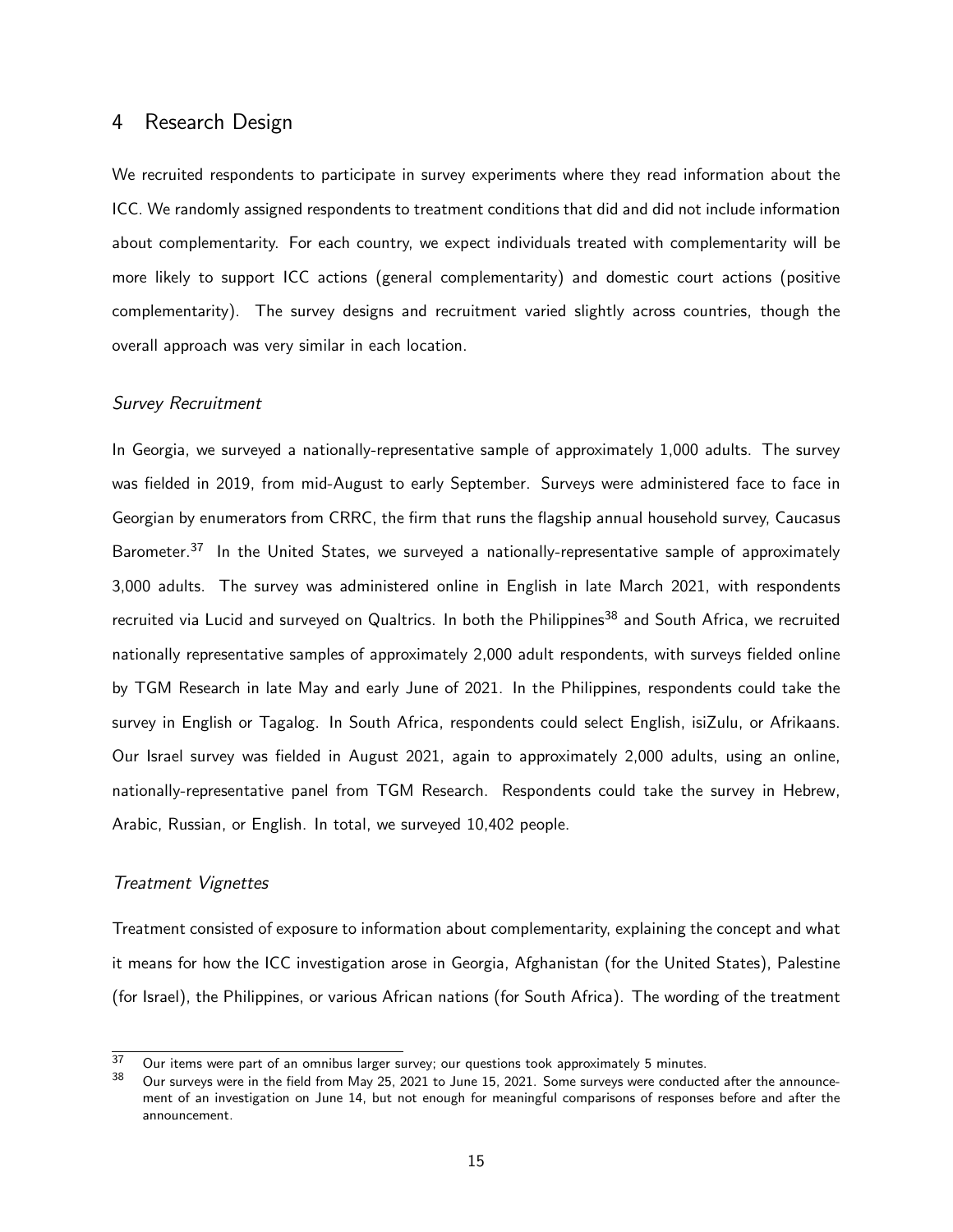## 4 Research Design

We recruited respondents to participate in survey experiments where they read information about the ICC. We randomly assigned respondents to treatment conditions that did and did not include information about complementarity. For each country, we expect individuals treated with complementarity will be more likely to support ICC actions (general complementarity) and domestic court actions (positive complementarity). The survey designs and recruitment varied slightly across countries, though the overall approach was very similar in each location.

### *Survey Recruitment*

In Georgia, we surveyed a nationally-representative sample of approximately 1,000 adults. The survey was fielded in 2019, from mid-August to early September. Surveys were administered face to face in Georgian by enumerators from CRRC, the firm that runs the flagship annual household survey, Caucasus Barometer.[37] In the United States, we surveyed a nationally-representative sample of approximately 3,000 adults. The survey was administered online in English in late March 2021, with respondents recruited via Lucid and surveyed on Qualtrics. In both the Philippines[38] and South Africa, we recruited nationally representative samples of approximately 2,000 adult respondents, with surveys fielded online by TGM Research in late May and early June of 2021. In the Philippines, respondents could take the survey in English or Tagalog. In South Africa, respondents could select English, isiZulu, or Afrikaans. Our Israel survey was fielded in August 2021, again to approximately 2,000 adults, using an online, nationally-representative panel from TGM Research. Respondents could take the survey in Hebrew, Arabic, Russian, or English. In total, we surveyed 10,402 people.

### *Treatment Vignettes*

Treatment consisted of exposure to information about complementarity, explaining the concept and what it means for how the ICC investigation arose in Georgia, Afghanistan (for the United States), Palestine (for Israel), the Philippines, or various African nations (for South Africa). The wording of the treatment

[37] Our items were part of an omnibus larger survey; our questions took approximately 5 minutes.

[38] Our surveys were in the field from May 25, 2021 to June 15, 2021. Some surveys were conducted after the announcement of an investigation on June 14, but not enough for meaningful comparisons of responses before and after the announcement.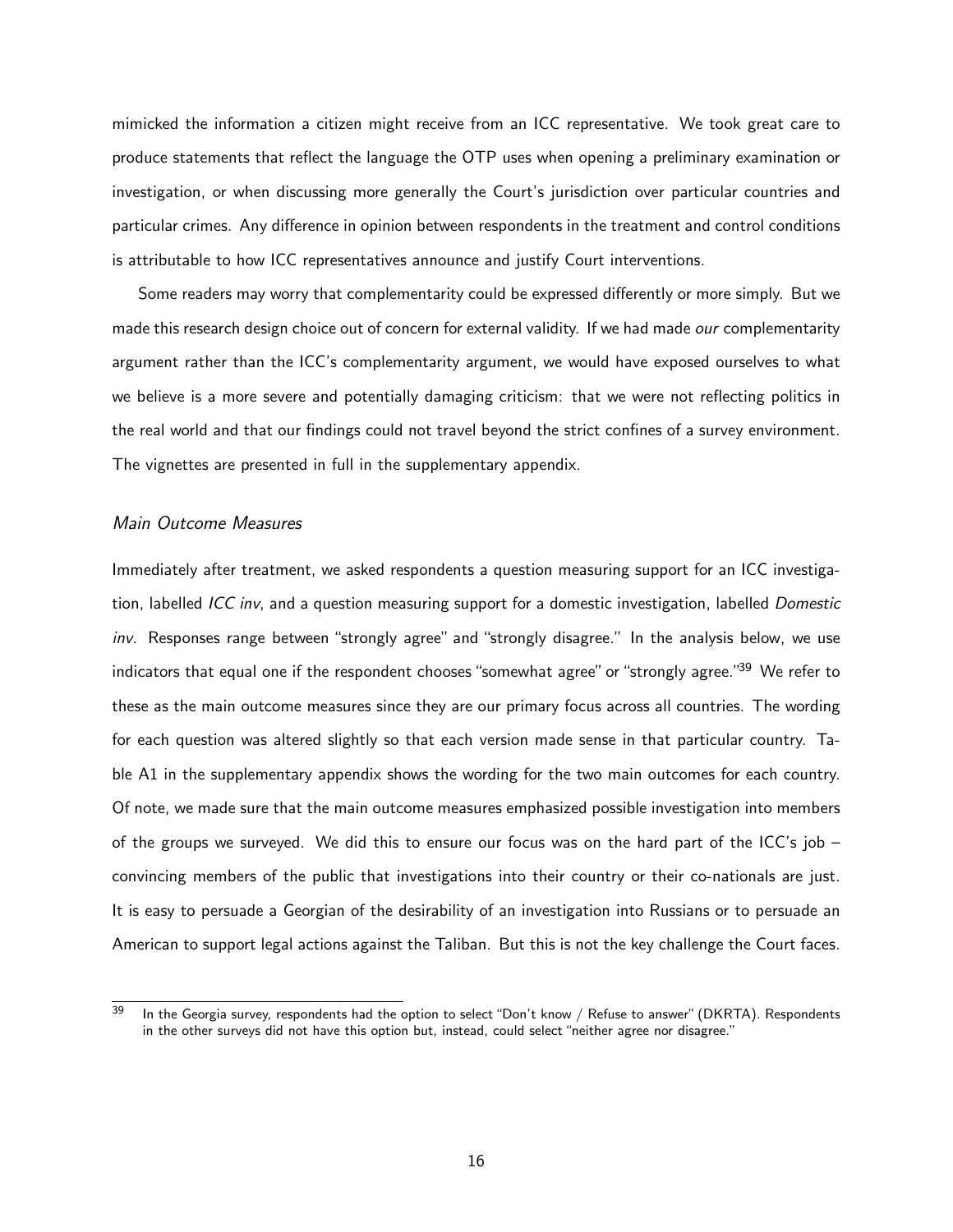mimicked the information a citizen might receive from an ICC representative. We took great care to produce statements that reflect the language the OTP uses when opening a preliminary examination or investigation, or when discussing more generally the Court's jurisdiction over particular countries and particular crimes. Any difference in opinion between respondents in the treatment and control conditions is attributable to how ICC representatives announce and justify Court interventions.

Some readers may worry that complementarity could be expressed differently or more simply. But we made this research design choice out of concern for external validity. If we had made *our* complementarity argument rather than the ICC's complementarity argument, we would have exposed ourselves to what we believe is a more severe and potentially damaging criticism: that we were not reflecting politics in the real world and that our findings could not travel beyond the strict confines of a survey environment. The vignettes are presented in full in the supplementary appendix.

### *Main Outcome Measures*

Immediately after treatment, we asked respondents a question measuring support for an ICC investigation, labelled *ICC inv*, and a question measuring support for a domestic investigation, labelled *Domestic inv*. Responses range between "strongly agree" and "strongly disagree." In the analysis below, we use indicators that equal one if the respondent chooses "somewhat agree" or "strongly agree."[39] We refer to these as the main outcome measures since they are our primary focus across all countries. The wording for each question was altered slightly so that each version made sense in that particular country. Table A1 in the supplementary appendix shows the wording for the two main outcomes for each country. Of note, we made sure that the main outcome measures emphasized possible investigation into members of the groups we surveyed. We did this to ensure our focus was on the hard part of the ICC's job – convincing members of the public that investigations into their country or their co-nationals are just. It is easy to persuade a Georgian of the desirability of an investigation into Russians or to persuade an American to support legal actions against the Taliban. But this is not the key challenge the Court faces.

[39] In the Georgia survey, respondents had the option to select "Don't know / Refuse to answer" (DKRTA). Respondents in the other surveys did not have this option but, instead, could select "neither agree nor disagree."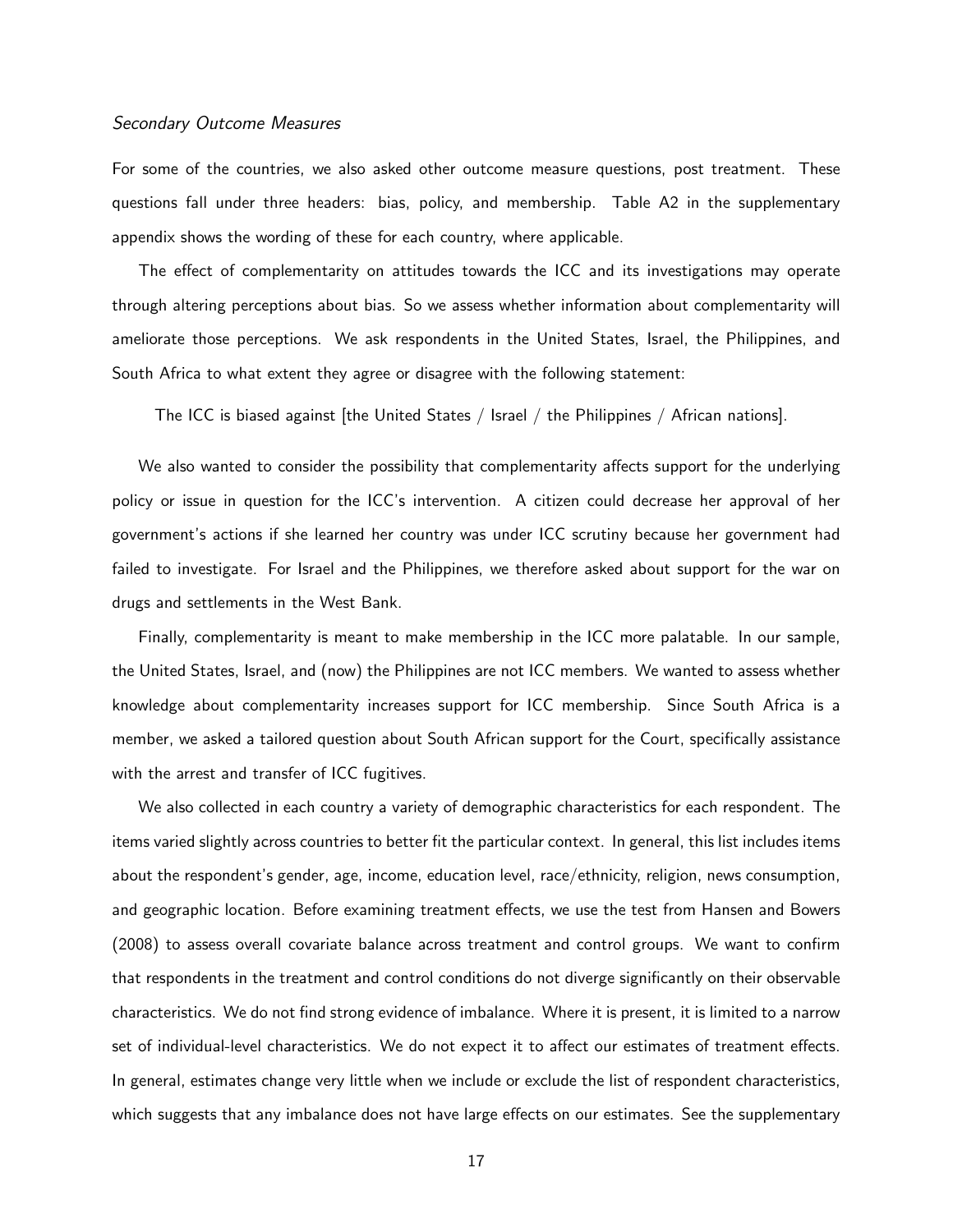*Secondary Outcome Measures*

For some of the countries, we also asked other outcome measure questions, post treatment. These questions fall under three headers: bias, policy, and membership. Table A2 in the supplementary appendix shows the wording of these for each country, where applicable.

The effect of complementarity on attitudes towards the ICC and its investigations may operate through altering perceptions about bias. So we assess whether information about complementarity will ameliorate those perceptions. We ask respondents in the United States, Israel, the Philippines, and South Africa to what extent they agree or disagree with the following statement:

> The ICC is biased against [the United States / Israel / the Philippines / African nations].

We also wanted to consider the possibility that complementarity affects support for the underlying policy or issue in question for the ICC's intervention. A citizen could decrease her approval of her government's actions if she learned her country was under ICC scrutiny because her government had failed to investigate. For Israel and the Philippines, we therefore asked about support for the war on drugs and settlements in the West Bank.

Finally, complementarity is meant to make membership in the ICC more palatable. In our sample, the United States, Israel, and (now) the Philippines are not ICC members. We wanted to assess whether knowledge about complementarity increases support for ICC membership. Since South Africa is a member, we asked a tailored question about South African support for the Court, specifically assistance with the arrest and transfer of ICC fugitives.

We also collected in each country a variety of demographic characteristics for each respondent. The items varied slightly across countries to better fit the particular context. In general, this list includes items about the respondent's gender, age, income, education level, race/ethnicity, religion, news consumption, and geographic location. Before examining treatment effects, we use the test from Hansen and Bowers (2008) to assess overall covariate balance across treatment and control groups. We want to confirm that respondents in the treatment and control conditions do not diverge significantly on their observable characteristics. We do not find strong evidence of imbalance. Where it is present, it is limited to a narrow set of individual-level characteristics. We do not expect it to affect our estimates of treatment effects. In general, estimates change very little when we include or exclude the list of respondent characteristics, which suggests that any imbalance does not have large effects on our estimates. See the supplementary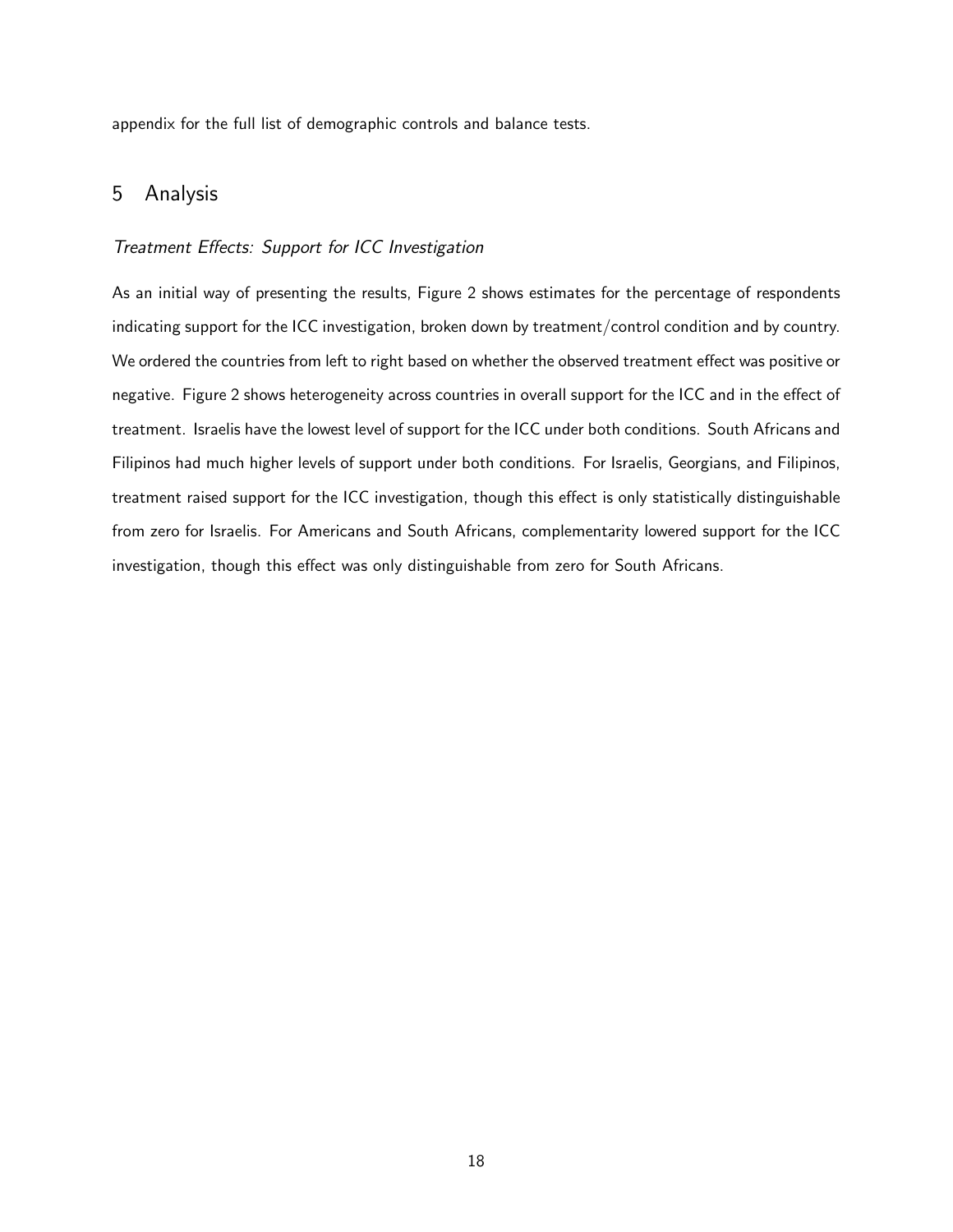appendix for the full list of demographic controls and balance tests.

## 5 Analysis

### *Treatment Effects: Support for ICC Investigation*

As an initial way of presenting the results, Figure 2 shows estimates for the percentage of respondents indicating support for the ICC investigation, broken down by treatment/control condition and by country. We ordered the countries from left to right based on whether the observed treatment effect was positive or negative. Figure 2 shows heterogeneity across countries in overall support for the ICC and in the effect of treatment. Israelis have the lowest level of support for the ICC under both conditions. South Africans and Filipinos had much higher levels of support under both conditions. For Israelis, Georgians, and Filipinos, treatment raised support for the ICC investigation, though this effect is only statistically distinguishable from zero for Israelis. For Americans and South Africans, complementarity lowered support for the ICC investigation, though this effect was only distinguishable from zero for South Africans.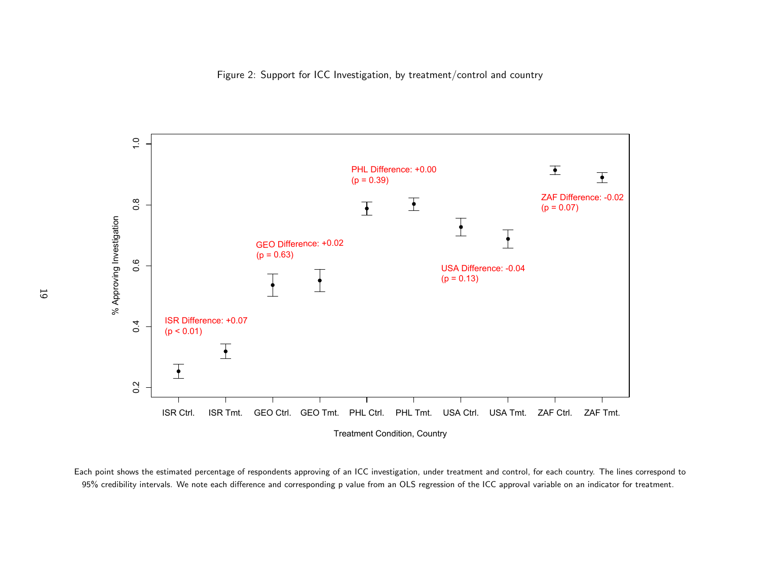Figure 2: Support for ICC Investigation, by treatment/control and country

Each point shows the estimated percentage of respondents approving of an ICC investigation, under treatment and control, for each country. The lines correspond to 95% credibility intervals. We note each difference and corresponding p value from an OLS regression of the ICC approval variable on an indicator for treatment.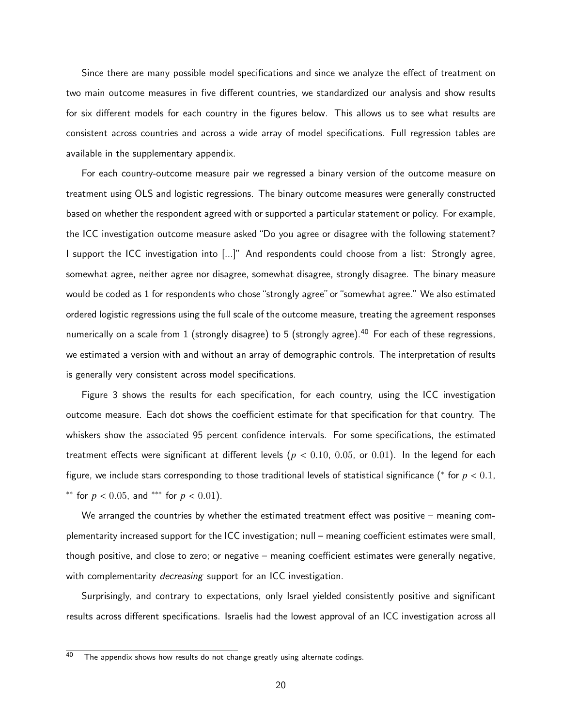Since there are many possible model specifications and since we analyze the effect of treatment on two main outcome measures in five different countries, we standardized our analysis and show results for six different models for each country in the figures below. This allows us to see what results are consistent across countries and across a wide array of model specifications. Full regression tables are available in the supplementary appendix.

For each country-outcome measure pair we regressed a binary version of the outcome measure on treatment using OLS and logistic regressions. The binary outcome measures were generally constructed based on whether the respondent agreed with or supported a particular statement or policy. For example, the ICC investigation outcome measure asked "Do you agree or disagree with the following statement? I support the ICC investigation into [...]" And respondents could choose from a list: Strongly agree, somewhat agree, neither agree nor disagree, somewhat disagree, strongly disagree. The binary measure would be coded as 1 for respondents who chose "strongly agree" or "somewhat agree." We also estimated ordered logistic regressions using the full scale of the outcome measure, treating the agreement responses numerically on a scale from 1 (strongly disagree) to 5 (strongly agree).[40] For each of these regressions, we estimated a version with and without an array of demographic controls. The interpretation of results is generally very consistent across model specifications.

Figure 3 shows the results for each specification, for each country, using the ICC investigation outcome measure. Each dot shows the coefficient estimate for that specification for that country. The whiskers show the associated 95 percent confidence intervals. For some specifications, the estimated treatment effects were significant at different levels ($p < 0.10$, $0.05$, or $0.01$). In the legend for each figure, we include stars corresponding to those traditional levels of statistical significance ($^{*}$ for $p < 0.1$, $^{**}$ for $p < 0.05$, and $^{***}$ for $p < 0.01$).

We arranged the countries by whether the estimated treatment effect was positive – meaning complementarity increased support for the ICC investigation; null – meaning coefficient estimates were small, though positive, and close to zero; or negative – meaning coefficient estimates were generally negative, with complementarity *decreasing* support for an ICC investigation.

Surprisingly, and contrary to expectations, only Israel yielded consistently positive and significant results across different specifications. Israelis had the lowest approval of an ICC investigation across all

[40] The appendix shows how results do not change greatly using alternate codings.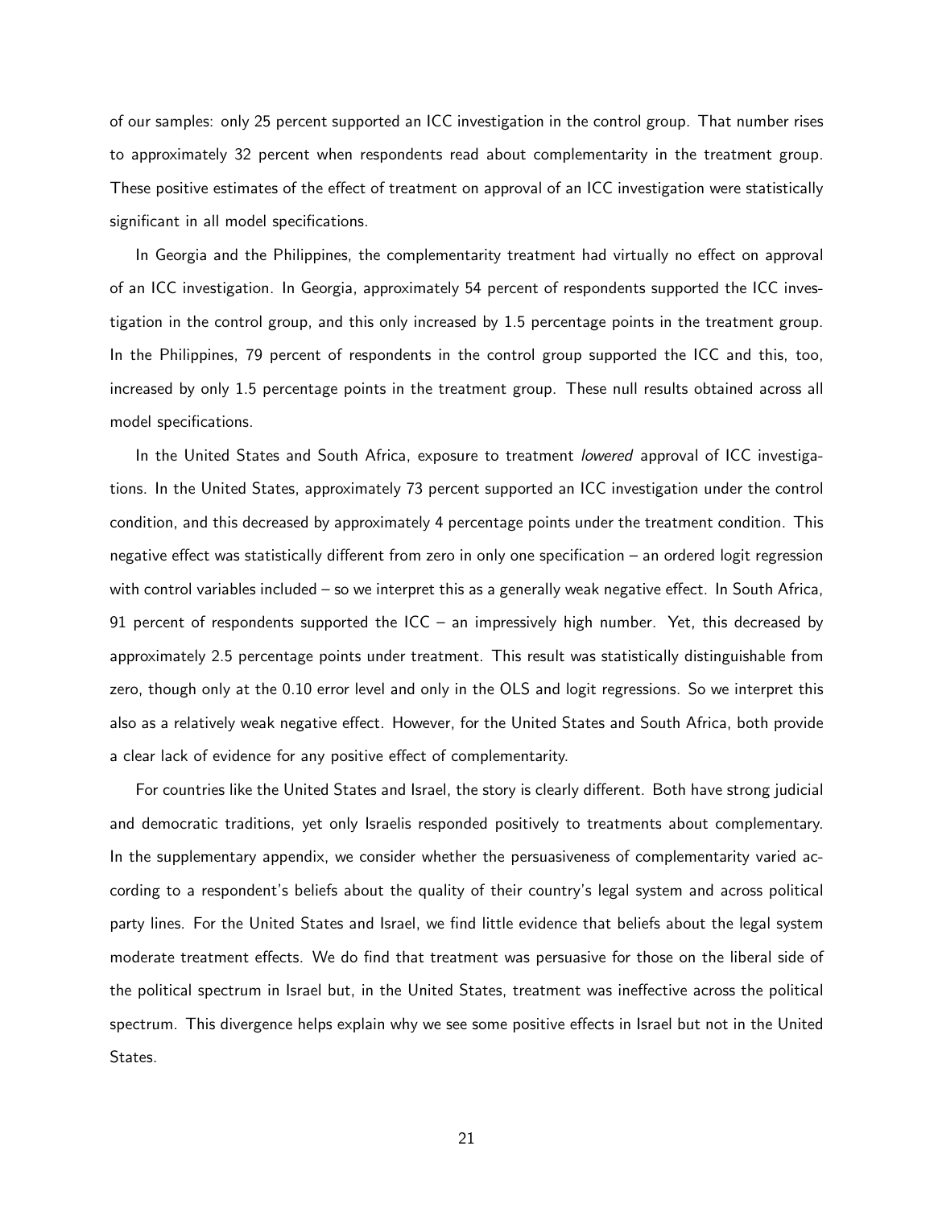of our samples: only 25 percent supported an ICC investigation in the control group. That number rises to approximately 32 percent when respondents read about complementarity in the treatment group. These positive estimates of the effect of treatment on approval of an ICC investigation were statistically significant in all model specifications.

In Georgia and the Philippines, the complementarity treatment had virtually no effect on approval of an ICC investigation. In Georgia, approximately 54 percent of respondents supported the ICC investigation in the control group, and this only increased by 1.5 percentage points in the treatment group. In the Philippines, 79 percent of respondents in the control group supported the ICC and this, too, increased by only 1.5 percentage points in the treatment group. These null results obtained across all model specifications.

In the United States and South Africa, exposure to treatment *lowered* approval of ICC investigations. In the United States, approximately 73 percent supported an ICC investigation under the control condition, and this decreased by approximately 4 percentage points under the treatment condition. This negative effect was statistically different from zero in only one specification – an ordered logit regression with control variables included – so we interpret this as a generally weak negative effect. In South Africa, 91 percent of respondents supported the ICC – an impressively high number. Yet, this decreased by approximately 2.5 percentage points under treatment. This result was statistically distinguishable from zero, though only at the 0.10 error level and only in the OLS and logit regressions. So we interpret this also as a relatively weak negative effect. However, for the United States and South Africa, both provide a clear lack of evidence for any positive effect of complementarity.

For countries like the United States and Israel, the story is clearly different. Both have strong judicial and democratic traditions, yet only Israelis responded positively to treatments about complementary. In the supplementary appendix, we consider whether the persuasiveness of complementarity varied according to a respondent's beliefs about the quality of their country's legal system and across political party lines. For the United States and Israel, we find little evidence that beliefs about the legal system moderate treatment effects. We do find that treatment was persuasive for those on the liberal side of the political spectrum in Israel but, in the United States, treatment was ineffective across the political spectrum. This divergence helps explain why we see some positive effects in Israel but not in the United States.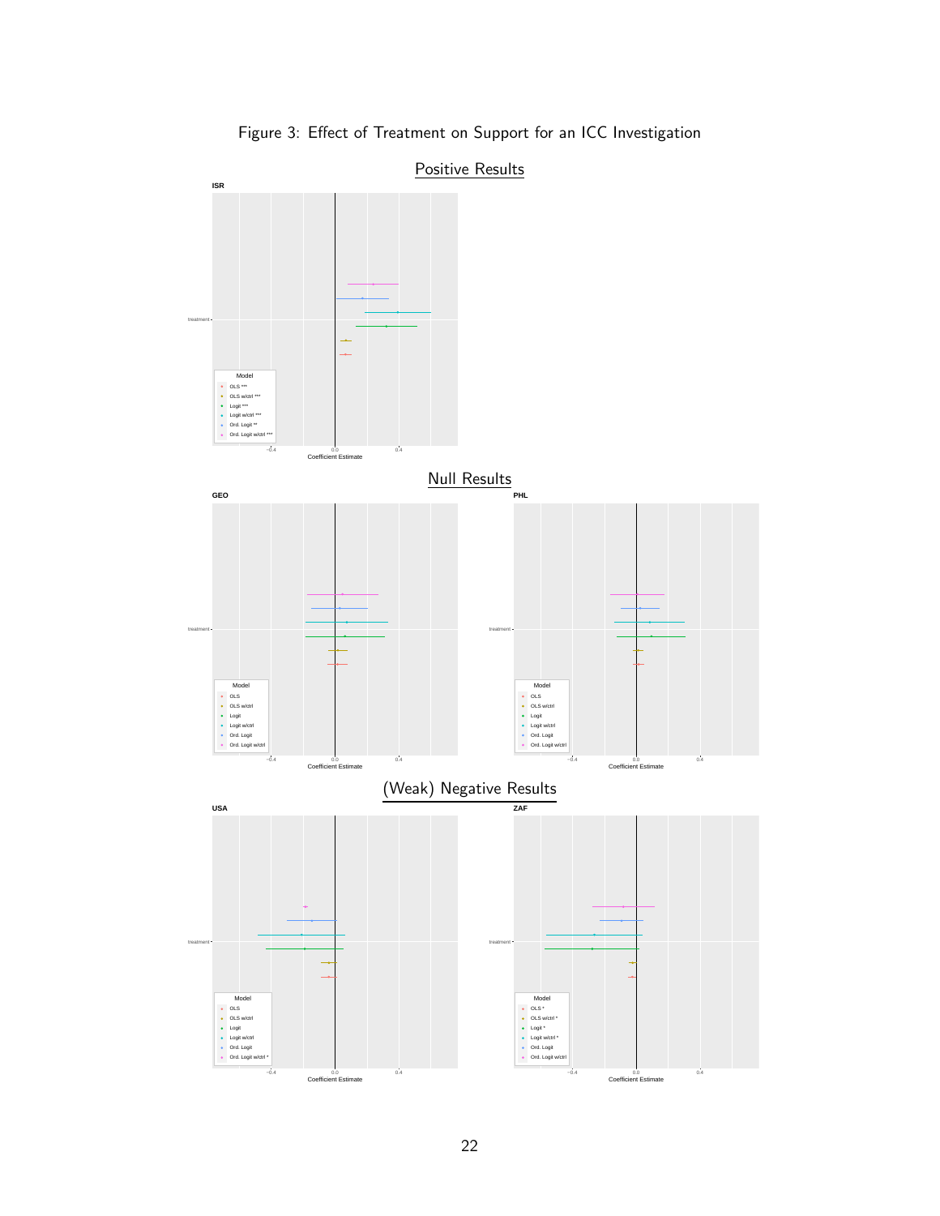Figure 3: Effect of Treatment on Support for an ICC Investigation

Positive Results

ISR

Model
- OLS ***
- OLS w/ctrl ***
- Logit ***
- Logit w/ctrl ***
- Ord. Logit **
- Ord. Logit w/ctrl ***

Null Results

GEO

Model
- OLS
- OLS w/ctrl
- Logit
- Logit w/ctrl
- Ord. Logit
- Ord. Logit w/ctrl

PHL

Model
- OLS
- OLS w/ctrl
- Logit
- Logit w/ctrl
- Ord. Logit
- Ord. Logit w/ctrl

(Weak) Negative Results

USA

Model
- OLS
- OLS w/ctrl
- Logit
- Logit w/ctrl
- Ord. Logit
- Ord. Logit w/ctrl *

ZAF

Model
- OLS *
- OLS w/ctrl *
- Logit *
- Logit w/ctrl *
- Ord. Logit
- Ord. Logit w/ctrl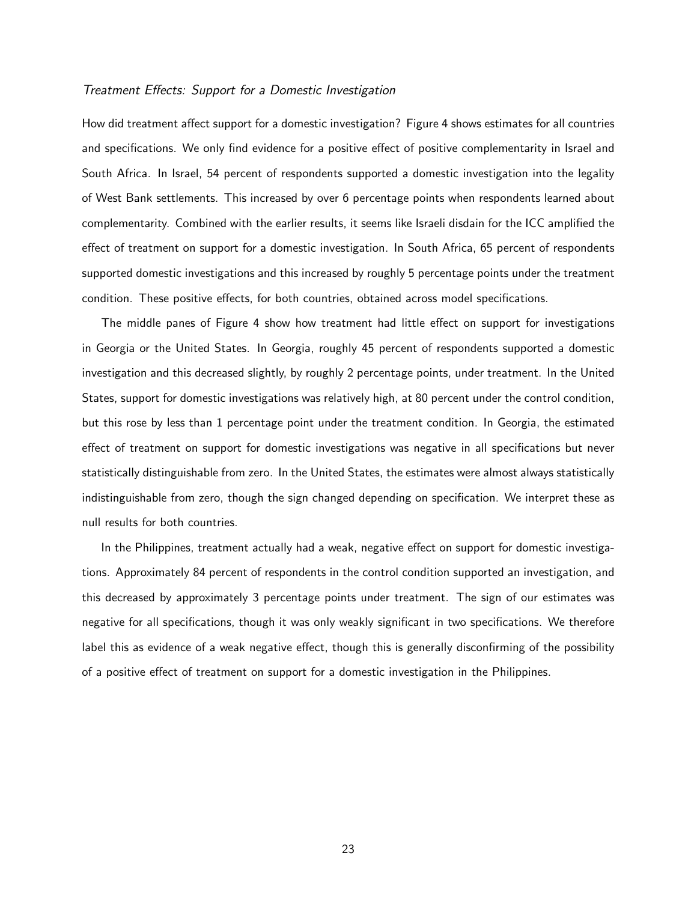### *Treatment Effects: Support for a Domestic Investigation*

How did treatment affect support for a domestic investigation? Figure 4 shows estimates for all countries and specifications. We only find evidence for a positive effect of positive complementarity in Israel and South Africa. In Israel, 54 percent of respondents supported a domestic investigation into the legality of West Bank settlements. This increased by over 6 percentage points when respondents learned about complementarity. Combined with the earlier results, it seems like Israeli disdain for the ICC amplified the effect of treatment on support for a domestic investigation. In South Africa, 65 percent of respondents supported domestic investigations and this increased by roughly 5 percentage points under the treatment condition. These positive effects, for both countries, obtained across model specifications.

The middle panes of Figure 4 show how treatment had little effect on support for investigations in Georgia or the United States. In Georgia, roughly 45 percent of respondents supported a domestic investigation and this decreased slightly, by roughly 2 percentage points, under treatment. In the United States, support for domestic investigations was relatively high, at 80 percent under the control condition, but this rose by less than 1 percentage point under the treatment condition. In Georgia, the estimated effect of treatment on support for domestic investigations was negative in all specifications but never statistically distinguishable from zero. In the United States, the estimates were almost always statistically indistinguishable from zero, though the sign changed depending on specification. We interpret these as null results for both countries.

In the Philippines, treatment actually had a weak, negative effect on support for domestic investigations. Approximately 84 percent of respondents in the control condition supported an investigation, and this decreased by approximately 3 percentage points under treatment. The sign of our estimates was negative for all specifications, though it was only weakly significant in two specifications. We therefore label this as evidence of a weak negative effect, though this is generally disconfirming of the possibility of a positive effect of treatment on support for a domestic investigation in the Philippines.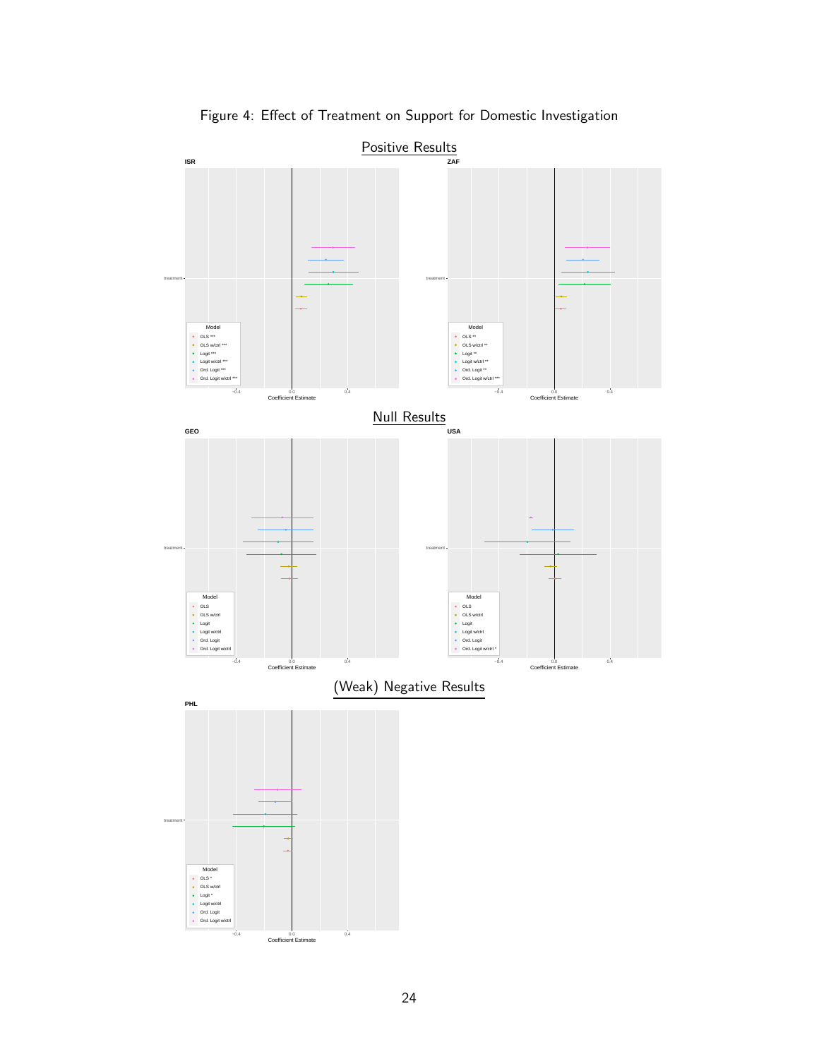Figure 4: Effect of Treatment on Support for Domestic Investigation

## Positive Results

ISR

Model: OLS ***, OLS w/ctrl ***, Logit ***, Logit w/ctrl ***, Ord. Logit ***, Ord. Logit w/ctrl ***

ZAF

Model: OLS **, OLS w/ctrl **, Logit **, Logit w/ctrl **, Ord. Logit **, Ord. Logit w/ctrl ***

## Null Results

GEO

Model: OLS, OLS w/ctrl, Logit, Logit w/ctrl, Ord. Logit, Ord. Logit w/ctrl

USA

Model: OLS, OLS w/ctrl, Logit, Logit w/ctrl, Ord. Logit, Ord. Logit w/ctrl *

## (Weak) Negative Results

PHL

Model: OLS *, OLS w/ctrl, Logit *, Logit w/ctrl, Ord. Logit, Ord. Logit w/ctrl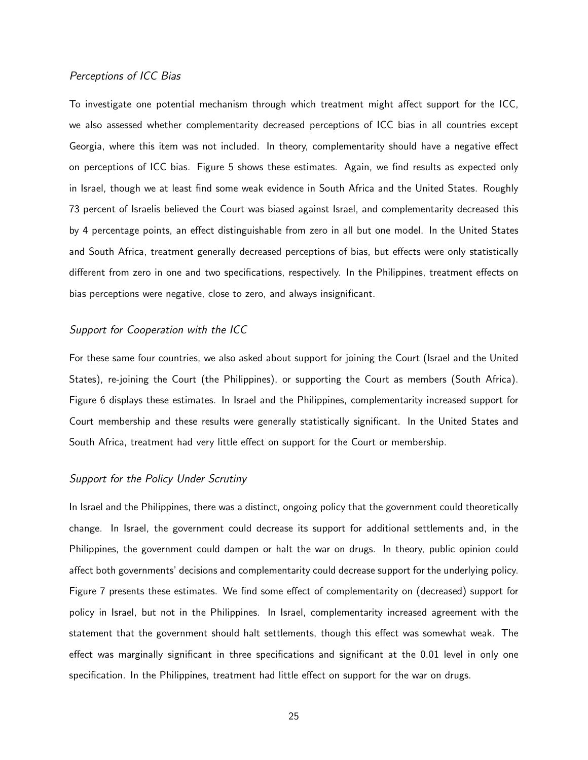*Perceptions of ICC Bias*

To investigate one potential mechanism through which treatment might affect support for the ICC, we also assessed whether complementarity decreased perceptions of ICC bias in all countries except Georgia, where this item was not included. In theory, complementarity should have a negative effect on perceptions of ICC bias. Figure 5 shows these estimates. Again, we find results as expected only in Israel, though we at least find some weak evidence in South Africa and the United States. Roughly 73 percent of Israelis believed the Court was biased against Israel, and complementarity decreased this by 4 percentage points, an effect distinguishable from zero in all but one model. In the United States and South Africa, treatment generally decreased perceptions of bias, but effects were only statistically different from zero in one and two specifications, respectively. In the Philippines, treatment effects on bias perceptions were negative, close to zero, and always insignificant.

*Support for Cooperation with the ICC*

For these same four countries, we also asked about support for joining the Court (Israel and the United States), re-joining the Court (the Philippines), or supporting the Court as members (South Africa). Figure 6 displays these estimates. In Israel and the Philippines, complementarity increased support for Court membership and these results were generally statistically significant. In the United States and South Africa, treatment had very little effect on support for the Court or membership.

*Support for the Policy Under Scrutiny*

In Israel and the Philippines, there was a distinct, ongoing policy that the government could theoretically change. In Israel, the government could decrease its support for additional settlements and, in the Philippines, the government could dampen or halt the war on drugs. In theory, public opinion could affect both governments' decisions and complementarity could decrease support for the underlying policy. Figure 7 presents these estimates. We find some effect of complementarity on (decreased) support for policy in Israel, but not in the Philippines. In Israel, complementarity increased agreement with the statement that the government should halt settlements, though this effect was somewhat weak. The effect was marginally significant in three specifications and significant at the 0.01 level in only one specification. In the Philippines, treatment had little effect on support for the war on drugs.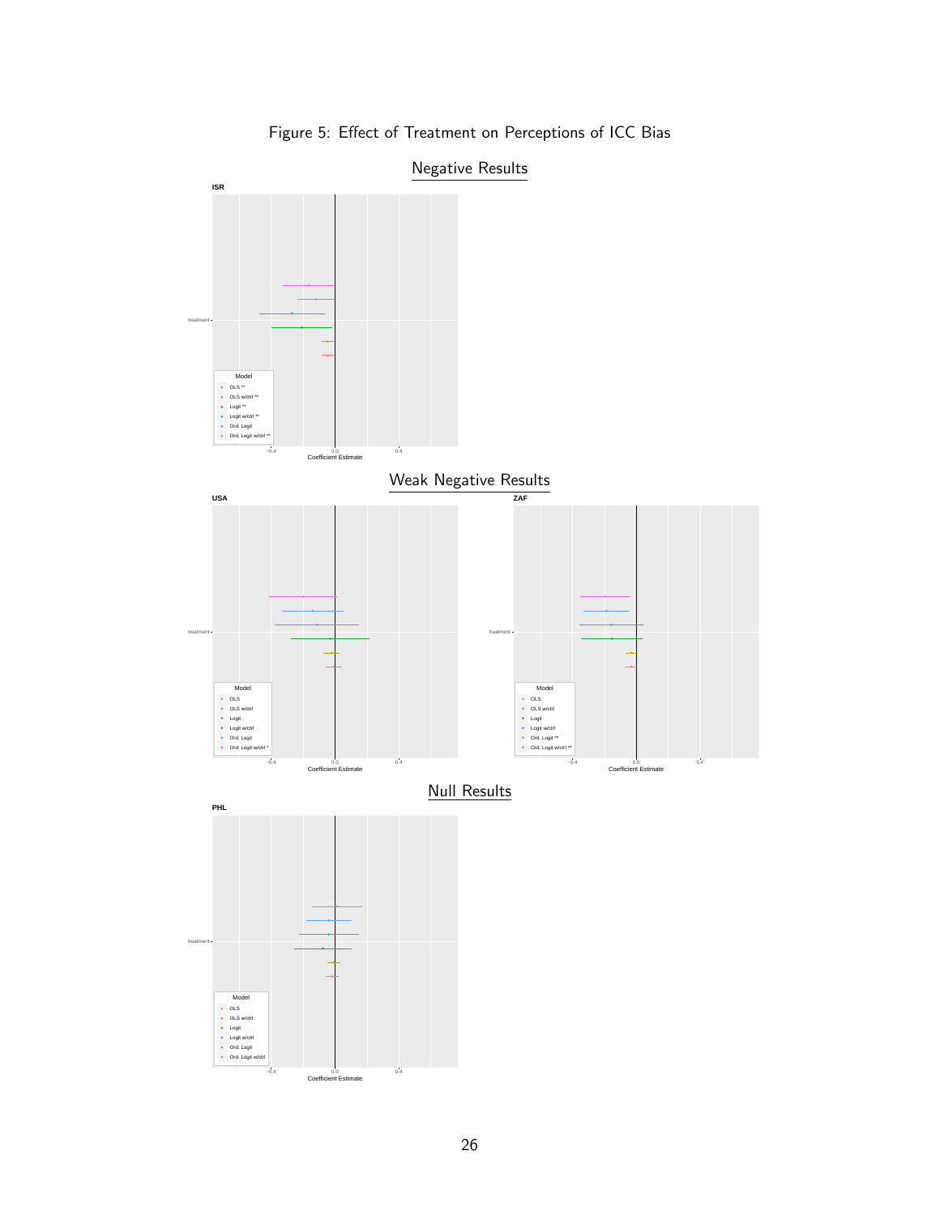Figure 5: Effect of Treatment on Perceptions of ICC Bias

## Negative Results

**ISR**

treatment

Model
- OLS **
- OLS w/ctrl **
- Logit **
- Logit w/ctrl **
- Ord. Logit
- Ord. Logit w/ctrl **

−0.4 0.0 0.4
Coefficient Estimate

## Weak Negative Results

**USA**

treatment

Model
- OLS
- OLS w/ctrl
- Logit
- Logit w/ctrl
- Ord. Logit
- Ord. Logit w/ctrl *

−0.4 0.0 0.4
Coefficient Estimate

**ZAF**

treatment

Model
- OLS
- OLS w/ctrl
- Logit
- Logit w/ctrl
- Ord. Logit **
- Ord. Logit w/ctrl **

−0.4 0.0 0.4
Coefficient Estimate

## Null Results

**PHL**

treatment

Model
- OLS
- OLS w/ctrl
- Logit
- Logit w/ctrl
- Ord. Logit
- Ord. Logit w/ctrl

−0.4 0.0 0.4
Coefficient Estimate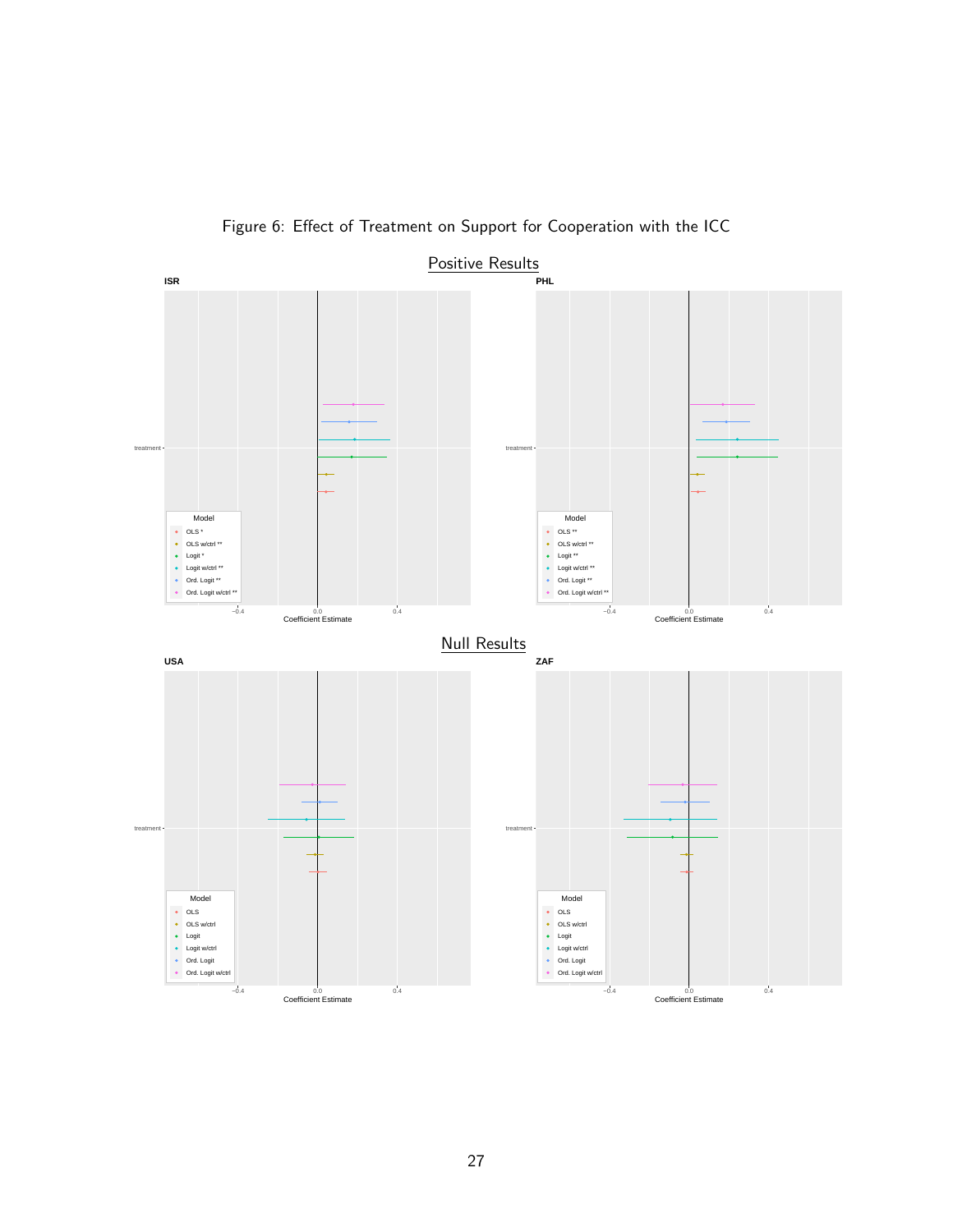Figure 6: Effect of Treatment on Support for Cooperation with the ICC

Positive Results

ISR

Model
- OLS *
- OLS w/ctrl **
- Logit *
- Logit w/ctrl **
- Ord. Logit **
- Ord. Logit w/ctrl **

PHL

Model
- OLS **
- OLS w/ctrl **
- Logit **
- Logit w/ctrl **
- Ord. Logit **
- Ord. Logit w/ctrl **

Null Results

USA

Model
- OLS
- OLS w/ctrl
- Logit
- Logit w/ctrl
- Ord. Logit
- Ord. Logit w/ctrl

ZAF

Model
- OLS
- OLS w/ctrl
- Logit
- Logit w/ctrl
- Ord. Logit
- Ord. Logit w/ctrl

Coefficient Estimate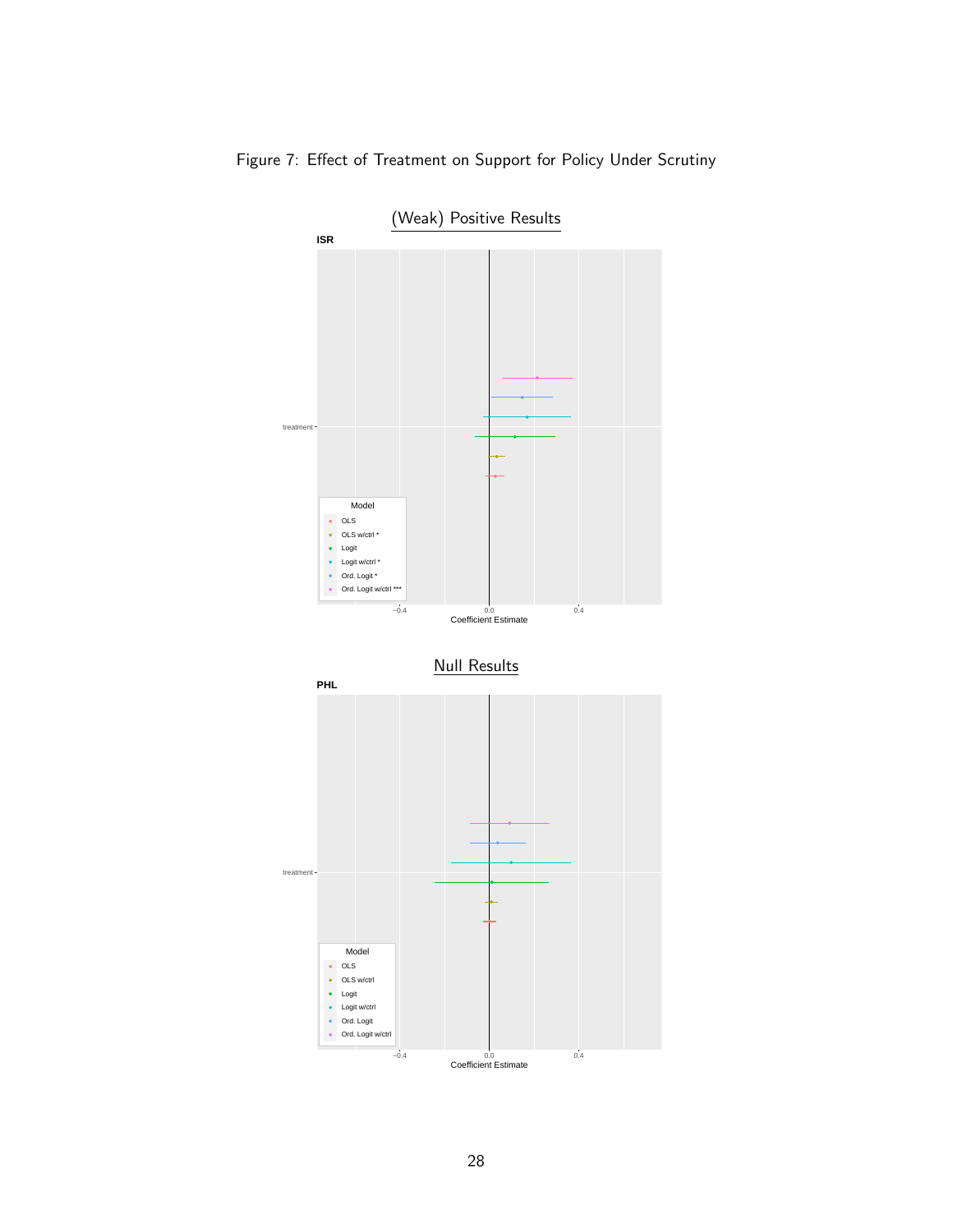Figure 7: Effect of Treatment on Support for Policy Under Scrutiny

(Weak) Positive Results

ISR

Model
- OLS
- OLS w/ctrl *
- Logit
- Logit w/ctrl *
- Ord. Logit *
- Ord. Logit w/ctrl ***

Coefficient Estimate

Null Results

PHL

Model
- OLS
- OLS w/ctrl
- Logit
- Logit w/ctrl
- Ord. Logit
- Ord. Logit w/ctrl

Coefficient Estimate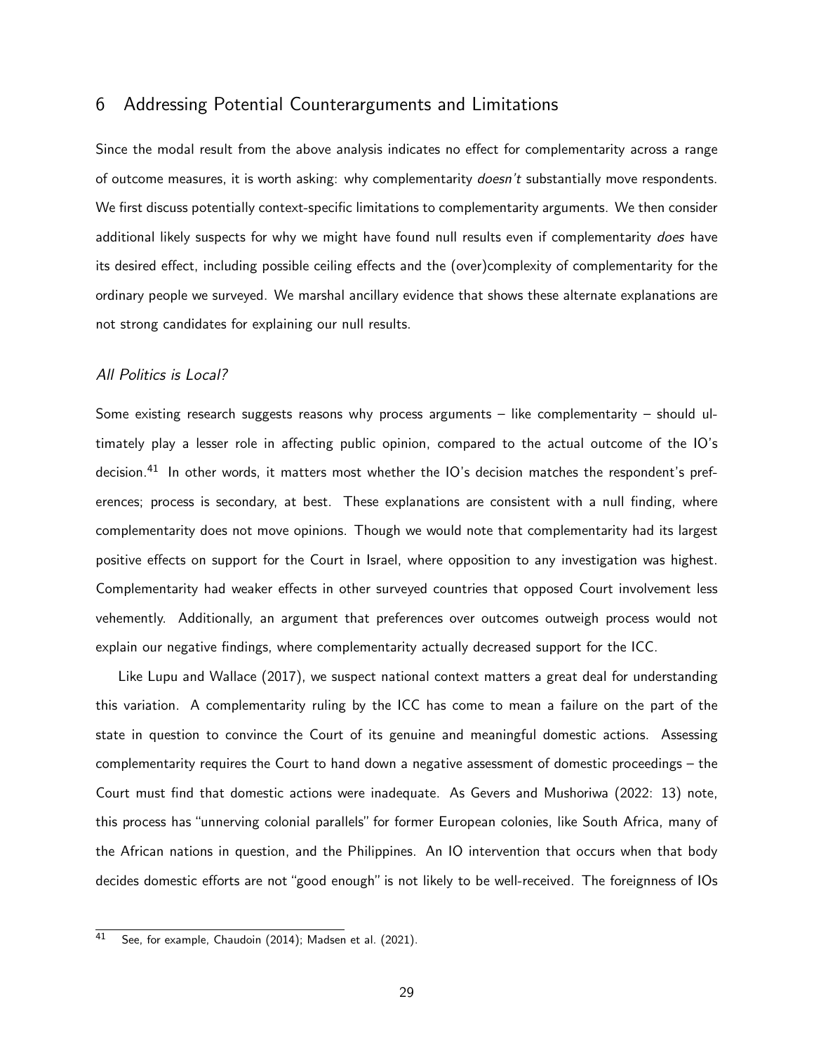## 6 Addressing Potential Counterarguments and Limitations

Since the modal result from the above analysis indicates no effect for complementarity across a range of outcome measures, it is worth asking: why complementarity *doesn't* substantially move respondents. We first discuss potentially context-specific limitations to complementarity arguments. We then consider additional likely suspects for why we might have found null results even if complementarity *does* have its desired effect, including possible ceiling effects and the (over)complexity of complementarity for the ordinary people we surveyed. We marshal ancillary evidence that shows these alternate explanations are not strong candidates for explaining our null results.

### *All Politics is Local?*

Some existing research suggests reasons why process arguments – like complementarity – should ultimately play a lesser role in affecting public opinion, compared to the actual outcome of the IO's decision.[41] In other words, it matters most whether the IO's decision matches the respondent's preferences; process is secondary, at best. These explanations are consistent with a null finding, where complementarity does not move opinions. Though we would note that complementarity had its largest positive effects on support for the Court in Israel, where opposition to any investigation was highest. Complementarity had weaker effects in other surveyed countries that opposed Court involvement less vehemently. Additionally, an argument that preferences over outcomes outweigh process would not explain our negative findings, where complementarity actually decreased support for the ICC.

Like Lupu and Wallace (2017), we suspect national context matters a great deal for understanding this variation. A complementarity ruling by the ICC has come to mean a failure on the part of the state in question to convince the Court of its genuine and meaningful domestic actions. Assessing complementarity requires the Court to hand down a negative assessment of domestic proceedings – the Court must find that domestic actions were inadequate. As Gevers and Mushoriwa (2022: 13) note, this process has "unnerving colonial parallels" for former European colonies, like South Africa, many of the African nations in question, and the Philippines. An IO intervention that occurs when that body decides domestic efforts are not "good enough" is not likely to be well-received. The foreignness of IOs

[41] See, for example, Chaudoin (2014); Madsen et al. (2021).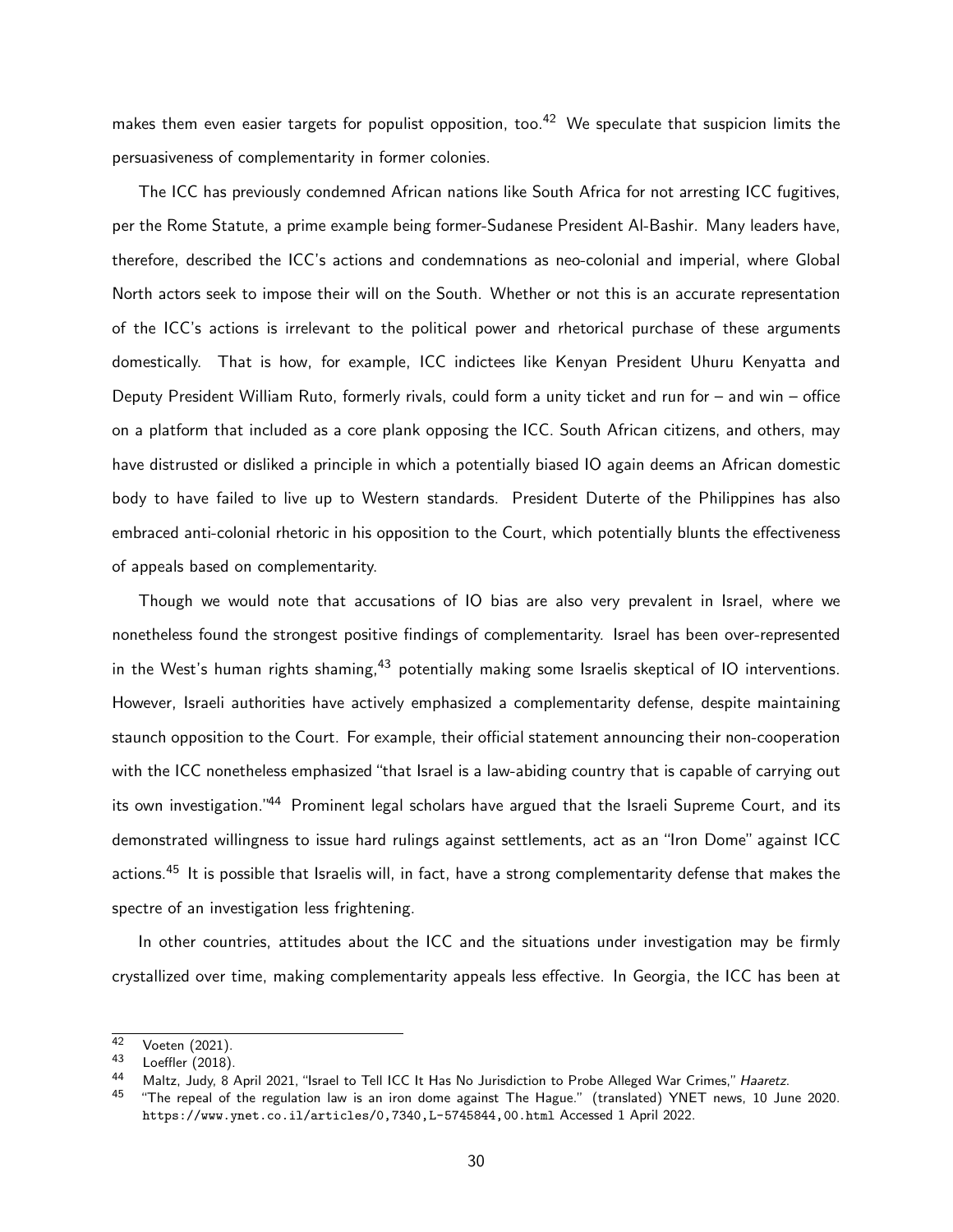makes them even easier targets for populist opposition, too.[42] We speculate that suspicion limits the persuasiveness of complementarity in former colonies.

The ICC has previously condemned African nations like South Africa for not arresting ICC fugitives, per the Rome Statute, a prime example being former-Sudanese President Al-Bashir. Many leaders have, therefore, described the ICC's actions and condemnations as neo-colonial and imperial, where Global North actors seek to impose their will on the South. Whether or not this is an accurate representation of the ICC's actions is irrelevant to the political power and rhetorical purchase of these arguments domestically. That is how, for example, ICC indictees like Kenyan President Uhuru Kenyatta and Deputy President William Ruto, formerly rivals, could form a unity ticket and run for – and win – office on a platform that included as a core plank opposing the ICC. South African citizens, and others, may have distrusted or disliked a principle in which a potentially biased IO again deems an African domestic body to have failed to live up to Western standards. President Duterte of the Philippines has also embraced anti-colonial rhetoric in his opposition to the Court, which potentially blunts the effectiveness of appeals based on complementarity.

Though we would note that accusations of IO bias are also very prevalent in Israel, where we nonetheless found the strongest positive findings of complementarity. Israel has been over-represented in the West's human rights shaming,[43] potentially making some Israelis skeptical of IO interventions. However, Israeli authorities have actively emphasized a complementarity defense, despite maintaining staunch opposition to the Court. For example, their official statement announcing their non-cooperation with the ICC nonetheless emphasized "that Israel is a law-abiding country that is capable of carrying out its own investigation."[44] Prominent legal scholars have argued that the Israeli Supreme Court, and its demonstrated willingness to issue hard rulings against settlements, act as an "Iron Dome" against ICC actions.[45] It is possible that Israelis will, in fact, have a strong complementarity defense that makes the spectre of an investigation less frightening.

In other countries, attitudes about the ICC and the situations under investigation may be firmly crystallized over time, making complementarity appeals less effective. In Georgia, the ICC has been at

---

[42] Voeten (2021).

[43] Loeffler (2018).

[44] Maltz, Judy, 8 April 2021, "Israel to Tell ICC It Has No Jurisdiction to Probe Alleged War Crimes," *Haaretz*.

[45] "The repeal of the regulation law is an iron dome against The Hague." (translated) YNET news, 10 June 2020. https://www.ynet.co.il/articles/0,7340,L-5745844,00.html Accessed 1 April 2022.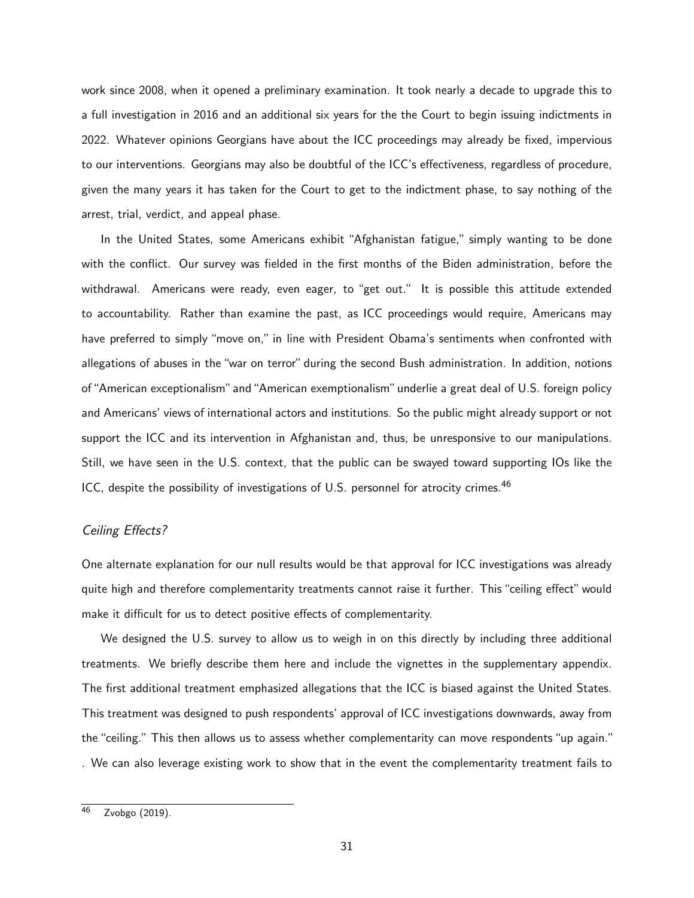work since 2008, when it opened a preliminary examination. It took nearly a decade to upgrade this to a full investigation in 2016 and an additional six years for the the Court to begin issuing indictments in 2022. Whatever opinions Georgians have about the ICC proceedings may already be fixed, impervious to our interventions. Georgians may also be doubtful of the ICC's effectiveness, regardless of procedure, given the many years it has taken for the Court to get to the indictment phase, to say nothing of the arrest, trial, verdict, and appeal phase.

In the United States, some Americans exhibit "Afghanistan fatigue," simply wanting to be done with the conflict. Our survey was fielded in the first months of the Biden administration, before the withdrawal. Americans were ready, even eager, to "get out." It is possible this attitude extended to accountability. Rather than examine the past, as ICC proceedings would require, Americans may have preferred to simply "move on," in line with President Obama's sentiments when confronted with allegations of abuses in the "war on terror" during the second Bush administration. In addition, notions of "American exceptionalism" and "American exemptionalism" underlie a great deal of U.S. foreign policy and Americans' views of international actors and institutions. So the public might already support or not support the ICC and its intervention in Afghanistan and, thus, be unresponsive to our manipulations. Still, we have seen in the U.S. context, that the public can be swayed toward supporting IOs like the ICC, despite the possibility of investigations of U.S. personnel for atrocity crimes.[46]

### *Ceiling Effects?*

One alternate explanation for our null results would be that approval for ICC investigations was already quite high and therefore complementarity treatments cannot raise it further. This "ceiling effect" would make it difficult for us to detect positive effects of complementarity.

We designed the U.S. survey to allow us to weigh in on this directly by including three additional treatments. We briefly describe them here and include the vignettes in the supplementary appendix. The first additional treatment emphasized allegations that the ICC is biased against the United States. This treatment was designed to push respondents' approval of ICC investigations downwards, away from the "ceiling." This then allows us to assess whether complementarity can move respondents "up again." . We can also leverage existing work to show that in the event the complementarity treatment fails to

[46] Zvobgo (2019).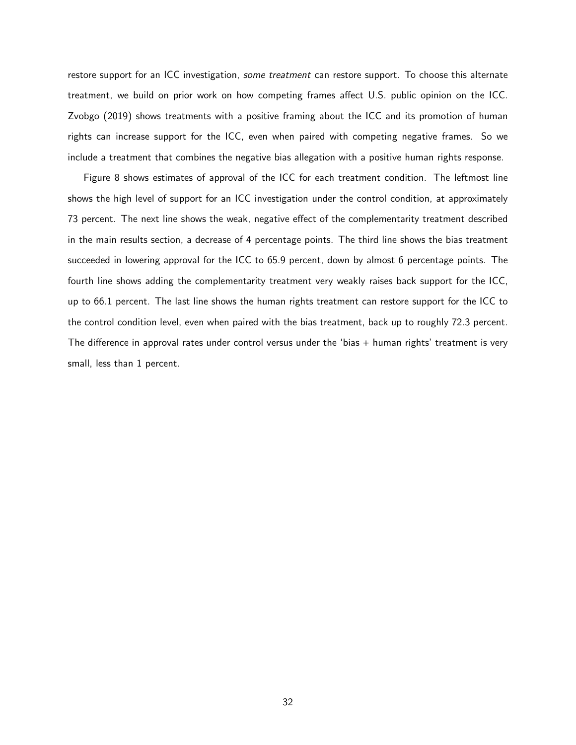restore support for an ICC investigation, *some treatment* can restore support. To choose this alternate treatment, we build on prior work on how competing frames affect U.S. public opinion on the ICC. Zvobgo (2019) shows treatments with a positive framing about the ICC and its promotion of human rights can increase support for the ICC, even when paired with competing negative frames. So we include a treatment that combines the negative bias allegation with a positive human rights response.

Figure 8 shows estimates of approval of the ICC for each treatment condition. The leftmost line shows the high level of support for an ICC investigation under the control condition, at approximately 73 percent. The next line shows the weak, negative effect of the complementarity treatment described in the main results section, a decrease of 4 percentage points. The third line shows the bias treatment succeeded in lowering approval for the ICC to 65.9 percent, down by almost 6 percentage points. The fourth line shows adding the complementarity treatment very weakly raises back support for the ICC, up to 66.1 percent. The last line shows the human rights treatment can restore support for the ICC to the control condition level, even when paired with the bias treatment, back up to roughly 72.3 percent. The difference in approval rates under control versus under the 'bias + human rights' treatment is very small, less than 1 percent.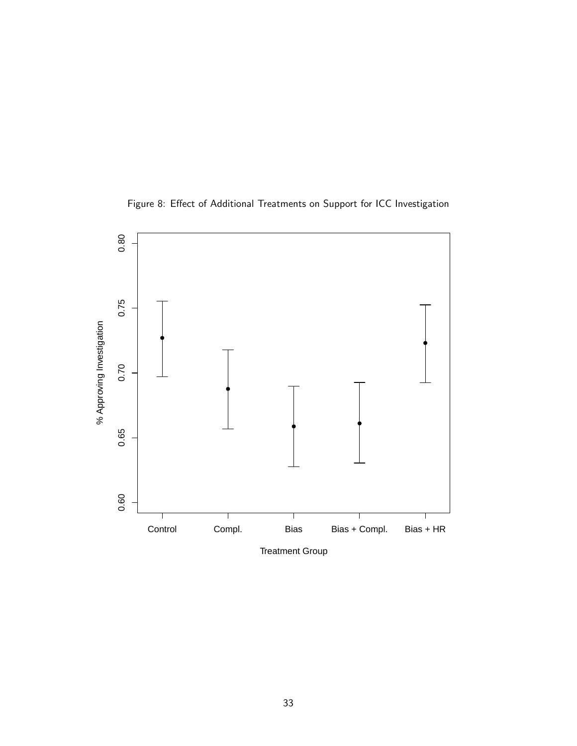Figure 8: Effect of Additional Treatments on Support for ICC Investigation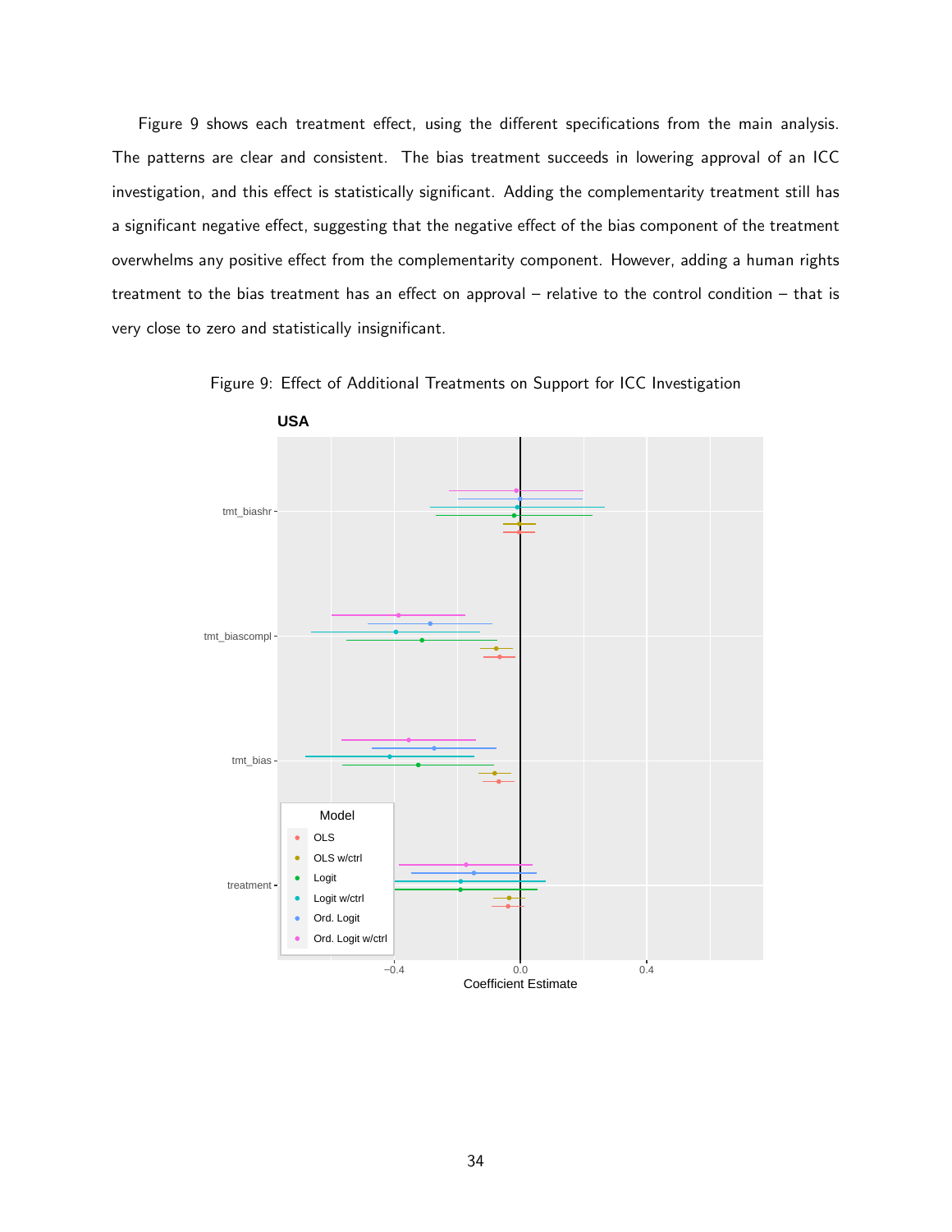Figure 9 shows each treatment effect, using the different specifications from the main analysis. The patterns are clear and consistent. The bias treatment succeeds in lowering approval of an ICC investigation, and this effect is statistically significant. Adding the complementarity treatment still has a significant negative effect, suggesting that the negative effect of the bias component of the treatment overwhelms any positive effect from the complementarity component. However, adding a human rights treatment to the bias treatment has an effect on approval – relative to the control condition – that is very close to zero and statistically insignificant.

Figure 9: Effect of Additional Treatments on Support for ICC Investigation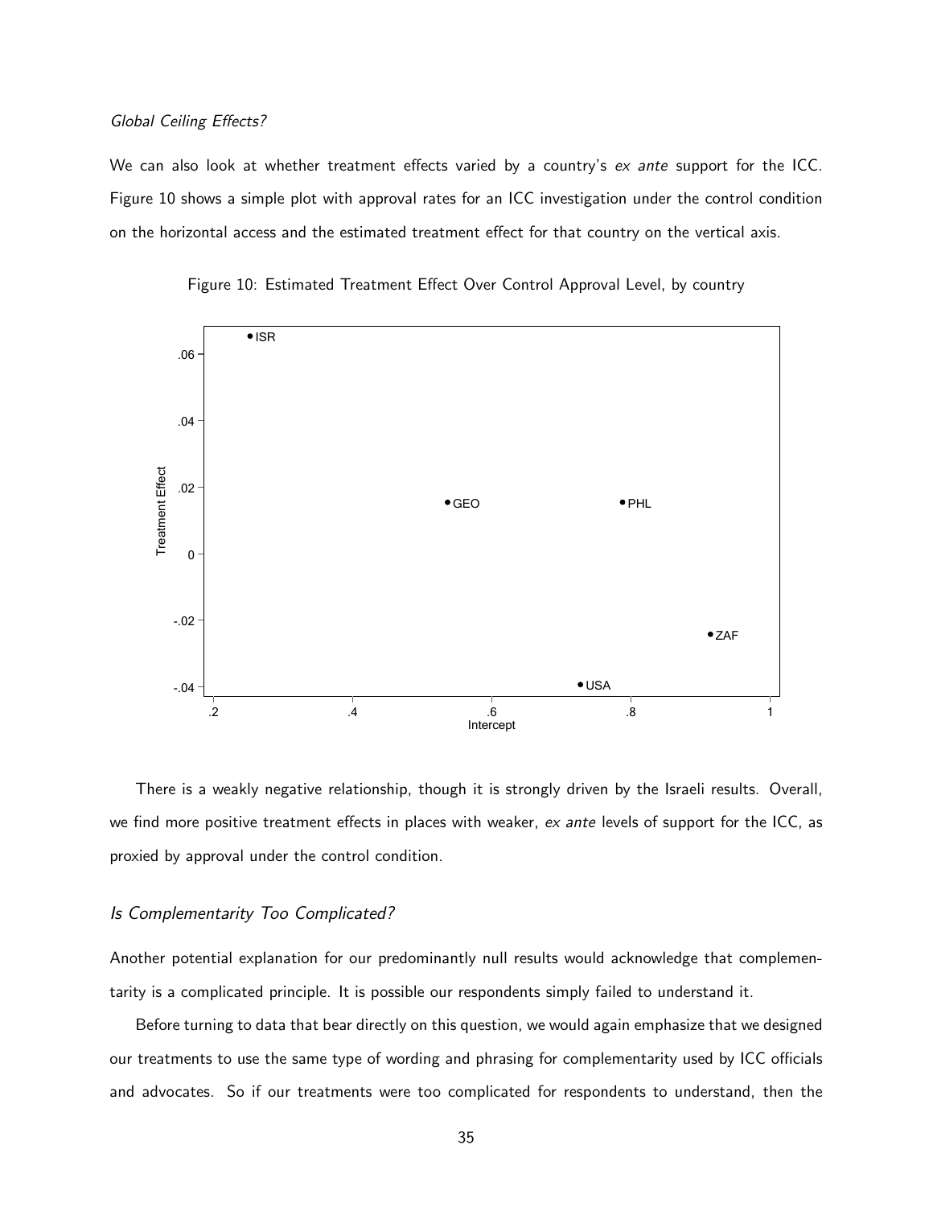*Global Ceiling Effects?*

We can also look at whether treatment effects varied by a country's *ex ante* support for the ICC. Figure 10 shows a simple plot with approval rates for an ICC investigation under the control condition on the horizontal access and the estimated treatment effect for that country on the vertical axis.

Figure 10: Estimated Treatment Effect Over Control Approval Level, by country

There is a weakly negative relationship, though it is strongly driven by the Israeli results. Overall, we find more positive treatment effects in places with weaker, *ex ante* levels of support for the ICC, as proxied by approval under the control condition.

*Is Complementarity Too Complicated?*

Another potential explanation for our predominantly null results would acknowledge that complementarity is a complicated principle. It is possible our respondents simply failed to understand it.

Before turning to data that bear directly on this question, we would again emphasize that we designed our treatments to use the same type of wording and phrasing for complementarity used by ICC officials and advocates. So if our treatments were too complicated for respondents to understand, then the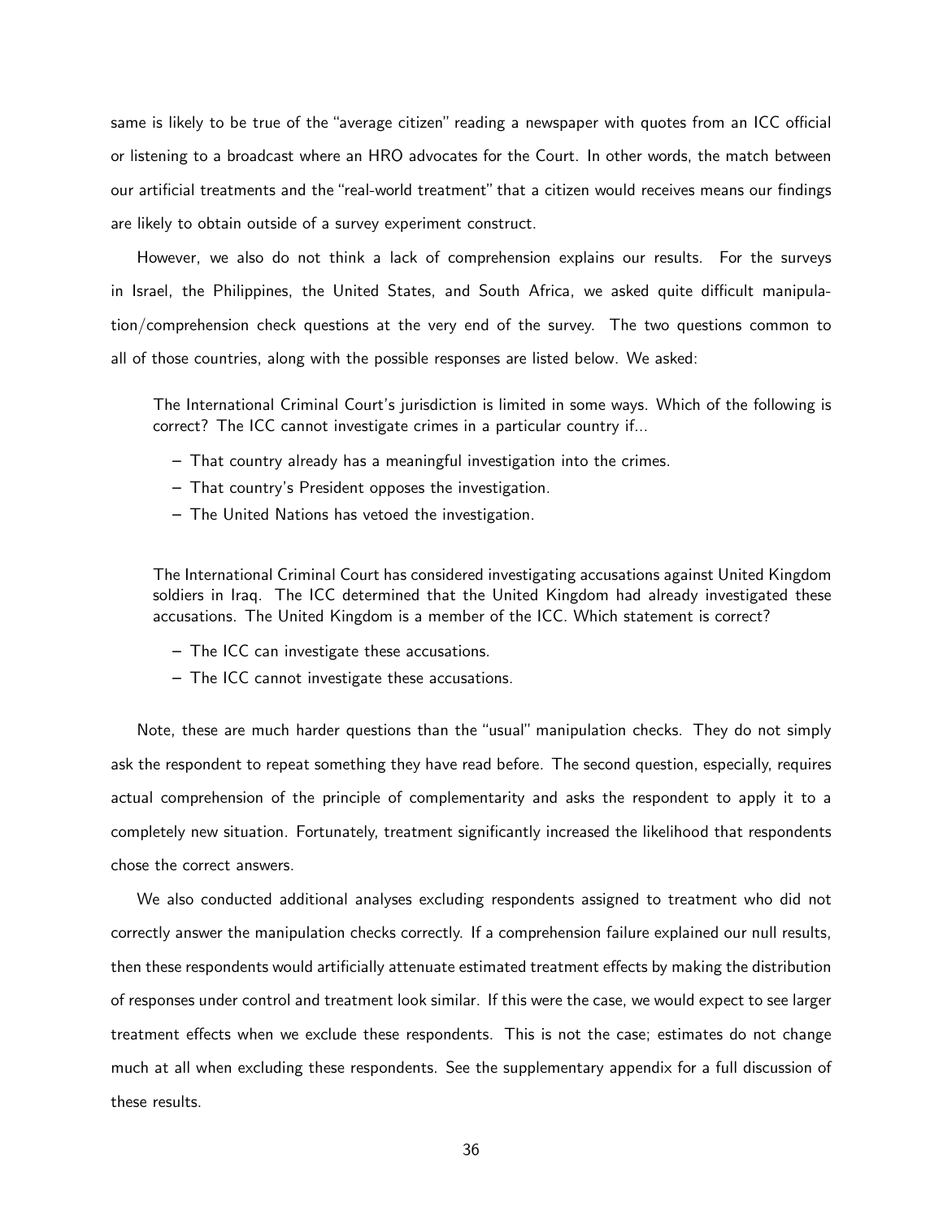same is likely to be true of the "average citizen" reading a newspaper with quotes from an ICC official or listening to a broadcast where an HRO advocates for the Court. In other words, the match between our artificial treatments and the "real-world treatment" that a citizen would receives means our findings are likely to obtain outside of a survey experiment construct.

However, we also do not think a lack of comprehension explains our results. For the surveys in Israel, the Philippines, the United States, and South Africa, we asked quite difficult manipulation/comprehension check questions at the very end of the survey. The two questions common to all of those countries, along with the possible responses are listed below. We asked:

> The International Criminal Court's jurisdiction is limited in some ways. Which of the following is correct? The ICC cannot investigate crimes in a particular country if...
>
> – That country already has a meaningful investigation into the crimes.
> – That country's President opposes the investigation.
> – The United Nations has vetoed the investigation.

> The International Criminal Court has considered investigating accusations against United Kingdom soldiers in Iraq. The ICC determined that the United Kingdom had already investigated these accusations. The United Kingdom is a member of the ICC. Which statement is correct?
>
> – The ICC can investigate these accusations.
> – The ICC cannot investigate these accusations.

Note, these are much harder questions than the "usual" manipulation checks. They do not simply ask the respondent to repeat something they have read before. The second question, especially, requires actual comprehension of the principle of complementarity and asks the respondent to apply it to a completely new situation. Fortunately, treatment significantly increased the likelihood that respondents chose the correct answers.

We also conducted additional analyses excluding respondents assigned to treatment who did not correctly answer the manipulation checks correctly. If a comprehension failure explained our null results, then these respondents would artificially attenuate estimated treatment effects by making the distribution of responses under control and treatment look similar. If this were the case, we would expect to see larger treatment effects when we exclude these respondents. This is not the case; estimates do not change much at all when excluding these respondents. See the supplementary appendix for a full discussion of these results.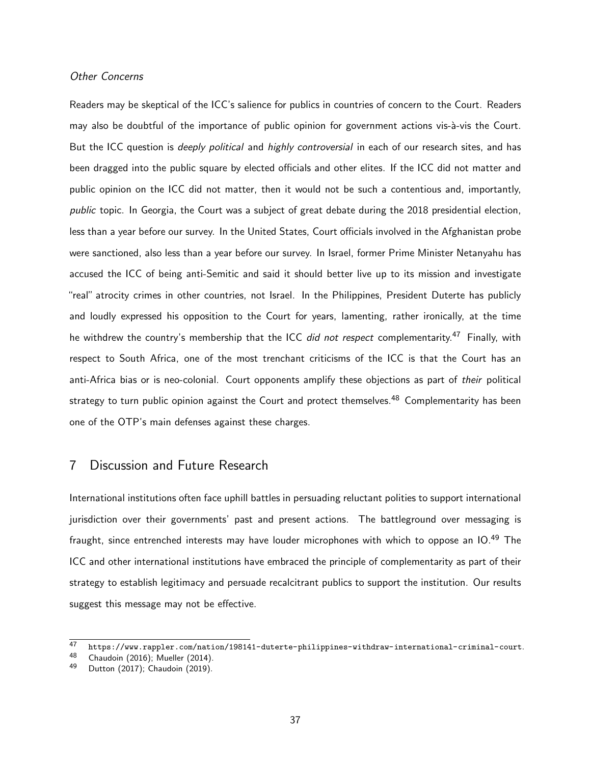*Other Concerns*

Readers may be skeptical of the ICC's salience for publics in countries of concern to the Court. Readers may also be doubtful of the importance of public opinion for government actions vis-à-vis the Court. But the ICC question is *deeply political* and *highly controversial* in each of our research sites, and has been dragged into the public square by elected officials and other elites. If the ICC did not matter and public opinion on the ICC did not matter, then it would not be such a contentious and, importantly, *public* topic. In Georgia, the Court was a subject of great debate during the 2018 presidential election, less than a year before our survey. In the United States, Court officials involved in the Afghanistan probe were sanctioned, also less than a year before our survey. In Israel, former Prime Minister Netanyahu has accused the ICC of being anti-Semitic and said it should better live up to its mission and investigate "real" atrocity crimes in other countries, not Israel. In the Philippines, President Duterte has publicly and loudly expressed his opposition to the Court for years, lamenting, rather ironically, at the time he withdrew the country's membership that the ICC *did not respect* complementarity.[47] Finally, with respect to South Africa, one of the most trenchant criticisms of the ICC is that the Court has an anti-Africa bias or is neo-colonial. Court opponents amplify these objections as part of *their* political strategy to turn public opinion against the Court and protect themselves.[48] Complementarity has been one of the OTP's main defenses against these charges.

## 7 Discussion and Future Research

International institutions often face uphill battles in persuading reluctant polities to support international jurisdiction over their governments' past and present actions. The battleground over messaging is fraught, since entrenched interests may have louder microphones with which to oppose an IO.[49] The ICC and other international institutions have embraced the principle of complementarity as part of their strategy to establish legitimacy and persuade recalcitrant publics to support the institution. Our results suggest this message may not be effective.

---

[47] https://www.rappler.com/nation/198141-duterte-philippines-withdraw-international-criminal-court.

[48] Chaudoin (2016); Mueller (2014).

[49] Dutton (2017); Chaudoin (2019).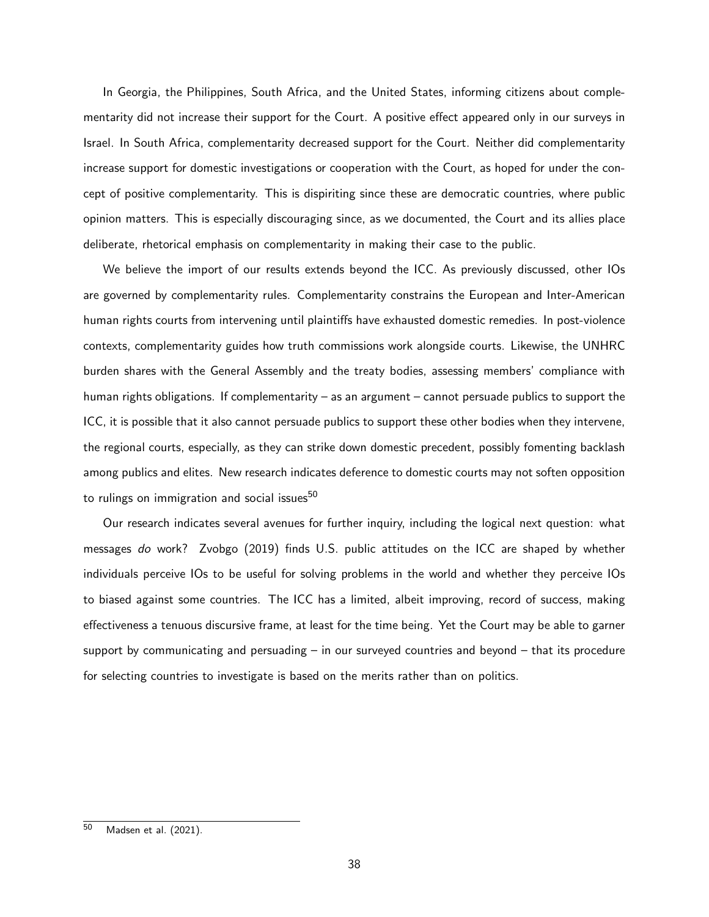In Georgia, the Philippines, South Africa, and the United States, informing citizens about complementarity did not increase their support for the Court. A positive effect appeared only in our surveys in Israel. In South Africa, complementarity decreased support for the Court. Neither did complementarity increase support for domestic investigations or cooperation with the Court, as hoped for under the concept of positive complementarity. This is dispiriting since these are democratic countries, where public opinion matters. This is especially discouraging since, as we documented, the Court and its allies place deliberate, rhetorical emphasis on complementarity in making their case to the public.

We believe the import of our results extends beyond the ICC. As previously discussed, other IOs are governed by complementarity rules. Complementarity constrains the European and Inter-American human rights courts from intervening until plaintiffs have exhausted domestic remedies. In post-violence contexts, complementarity guides how truth commissions work alongside courts. Likewise, the UNHRC burden shares with the General Assembly and the treaty bodies, assessing members' compliance with human rights obligations. If complementarity – as an argument – cannot persuade publics to support the ICC, it is possible that it also cannot persuade publics to support these other bodies when they intervene, the regional courts, especially, as they can strike down domestic precedent, possibly fomenting backlash among publics and elites. New research indicates deference to domestic courts may not soften opposition to rulings on immigration and social issues[50]

Our research indicates several avenues for further inquiry, including the logical next question: what messages *do* work? Zvobgo (2019) finds U.S. public attitudes on the ICC are shaped by whether individuals perceive IOs to be useful for solving problems in the world and whether they perceive IOs to biased against some countries. The ICC has a limited, albeit improving, record of success, making effectiveness a tenuous discursive frame, at least for the time being. Yet the Court may be able to garner support by communicating and persuading – in our surveyed countries and beyond – that its procedure for selecting countries to investigate is based on the merits rather than on politics.

[50] Madsen et al. (2021).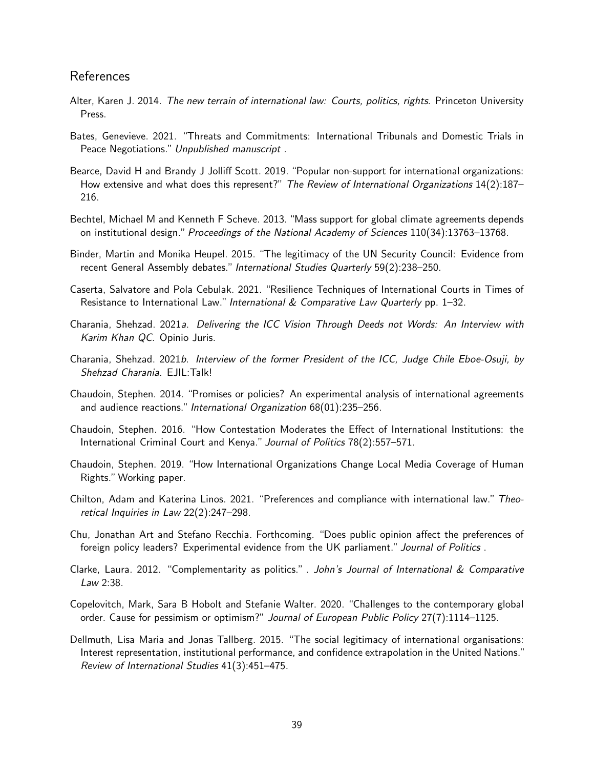## References

Alter, Karen J. 2014. *The new terrain of international law: Courts, politics, rights*. Princeton University Press.

Bates, Genevieve. 2021. "Threats and Commitments: International Tribunals and Domestic Trials in Peace Negotiations." *Unpublished manuscript* .

Bearce, David H and Brandy J Jolliff Scott. 2019. "Popular non-support for international organizations: How extensive and what does this represent?" *The Review of International Organizations* 14(2):187–216.

Bechtel, Michael M and Kenneth F Scheve. 2013. "Mass support for global climate agreements depends on institutional design." *Proceedings of the National Academy of Sciences* 110(34):13763–13768.

Binder, Martin and Monika Heupel. 2015. "The legitimacy of the UN Security Council: Evidence from recent General Assembly debates." *International Studies Quarterly* 59(2):238–250.

Caserta, Salvatore and Pola Cebulak. 2021. "Resilience Techniques of International Courts in Times of Resistance to International Law." *International & Comparative Law Quarterly* pp. 1–32.

Charania, Shehzad. 2021*a*. *Delivering the ICC Vision Through Deeds not Words: An Interview with Karim Khan QC*. Opinio Juris.

Charania, Shehzad. 2021*b*. *Interview of the former President of the ICC, Judge Chile Eboe-Osuji, by Shehzad Charania*. EJIL:Talk!

Chaudoin, Stephen. 2014. "Promises or policies? An experimental analysis of international agreements and audience reactions." *International Organization* 68(01):235–256.

Chaudoin, Stephen. 2016. "How Contestation Moderates the Effect of International Institutions: the International Criminal Court and Kenya." *Journal of Politics* 78(2):557–571.

Chaudoin, Stephen. 2019. "How International Organizations Change Local Media Coverage of Human Rights." Working paper.

Chilton, Adam and Katerina Linos. 2021. "Preferences and compliance with international law." *Theoretical Inquiries in Law* 22(2):247–298.

Chu, Jonathan Art and Stefano Recchia. Forthcoming. "Does public opinion affect the preferences of foreign policy leaders? Experimental evidence from the UK parliament." *Journal of Politics* .

Clarke, Laura. 2012. "Complementarity as politics." . *John's Journal of International & Comparative Law* 2:38.

Copelovitch, Mark, Sara B Hobolt and Stefanie Walter. 2020. "Challenges to the contemporary global order. Cause for pessimism or optimism?" *Journal of European Public Policy* 27(7):1114–1125.

Dellmuth, Lisa Maria and Jonas Tallberg. 2015. "The social legitimacy of international organisations: Interest representation, institutional performance, and confidence extrapolation in the United Nations." *Review of International Studies* 41(3):451–475.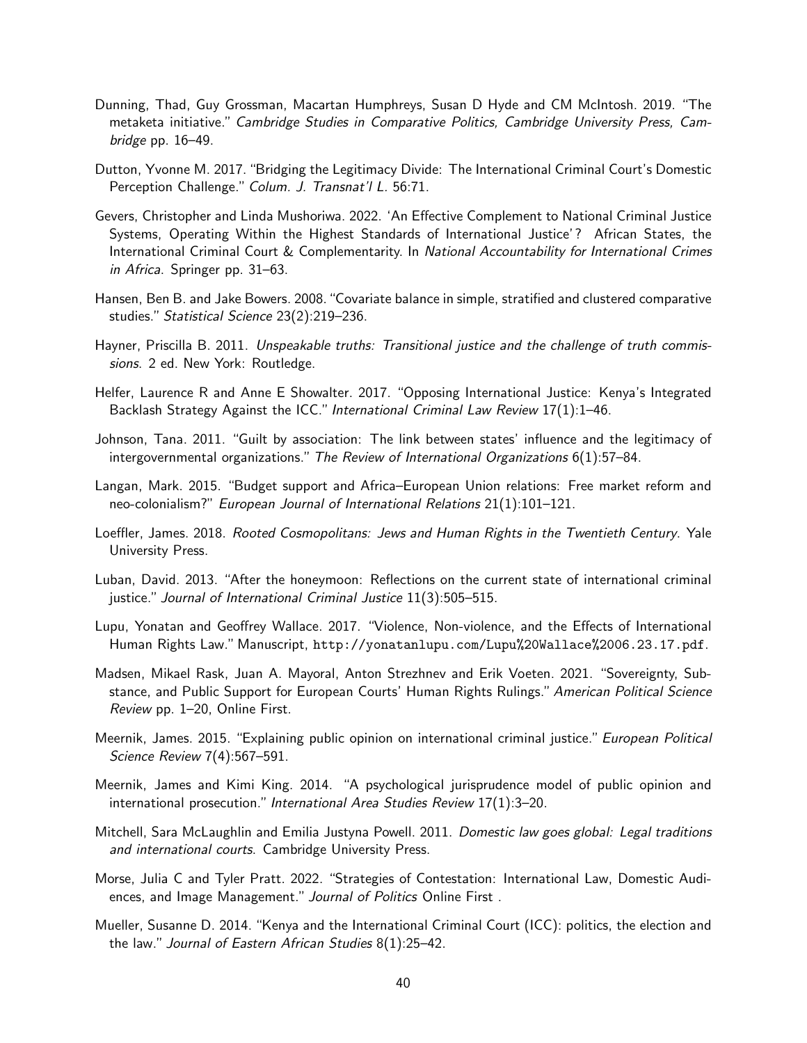Dunning, Thad, Guy Grossman, Macartan Humphreys, Susan D Hyde and CM McIntosh. 2019. "The metaketa initiative." *Cambridge Studies in Comparative Politics, Cambridge University Press, Cambridge* pp. 16–49.

Dutton, Yvonne M. 2017. "Bridging the Legitimacy Divide: The International Criminal Court's Domestic Perception Challenge." *Colum. J. Transnat'l L.* 56:71.

Gevers, Christopher and Linda Mushoriwa. 2022. 'An Effective Complement to National Criminal Justice Systems, Operating Within the Highest Standards of International Justice'? African States, the International Criminal Court & Complementarity. In *National Accountability for International Crimes in Africa*. Springer pp. 31–63.

Hansen, Ben B. and Jake Bowers. 2008. "Covariate balance in simple, stratified and clustered comparative studies." *Statistical Science* 23(2):219–236.

Hayner, Priscilla B. 2011. *Unspeakable truths: Transitional justice and the challenge of truth commissions.* 2 ed. New York: Routledge.

Helfer, Laurence R and Anne E Showalter. 2017. "Opposing International Justice: Kenya's Integrated Backlash Strategy Against the ICC." *International Criminal Law Review* 17(1):1–46.

Johnson, Tana. 2011. "Guilt by association: The link between states' influence and the legitimacy of intergovernmental organizations." *The Review of International Organizations* 6(1):57–84.

Langan, Mark. 2015. "Budget support and Africa–European Union relations: Free market reform and neo-colonialism?" *European Journal of International Relations* 21(1):101–121.

Loeffler, James. 2018. *Rooted Cosmopolitans: Jews and Human Rights in the Twentieth Century*. Yale University Press.

Luban, David. 2013. "After the honeymoon: Reflections on the current state of international criminal justice." *Journal of International Criminal Justice* 11(3):505–515.

Lupu, Yonatan and Geoffrey Wallace. 2017. "Violence, Non-violence, and the Effects of International Human Rights Law." Manuscript, http://yonatanlupu.com/Lupu%20Wallace%2006.23.17.pdf.

Madsen, Mikael Rask, Juan A. Mayoral, Anton Strezhnev and Erik Voeten. 2021. "Sovereignty, Substance, and Public Support for European Courts' Human Rights Rulings." *American Political Science Review* pp. 1–20, Online First.

Meernik, James. 2015. "Explaining public opinion on international criminal justice." *European Political Science Review* 7(4):567–591.

Meernik, James and Kimi King. 2014. "A psychological jurisprudence model of public opinion and international prosecution." *International Area Studies Review* 17(1):3–20.

Mitchell, Sara McLaughlin and Emilia Justyna Powell. 2011. *Domestic law goes global: Legal traditions and international courts*. Cambridge University Press.

Morse, Julia C and Tyler Pratt. 2022. "Strategies of Contestation: International Law, Domestic Audiences, and Image Management." *Journal of Politics* Online First .

Mueller, Susanne D. 2014. "Kenya and the International Criminal Court (ICC): politics, the election and the law." *Journal of Eastern African Studies* 8(1):25–42.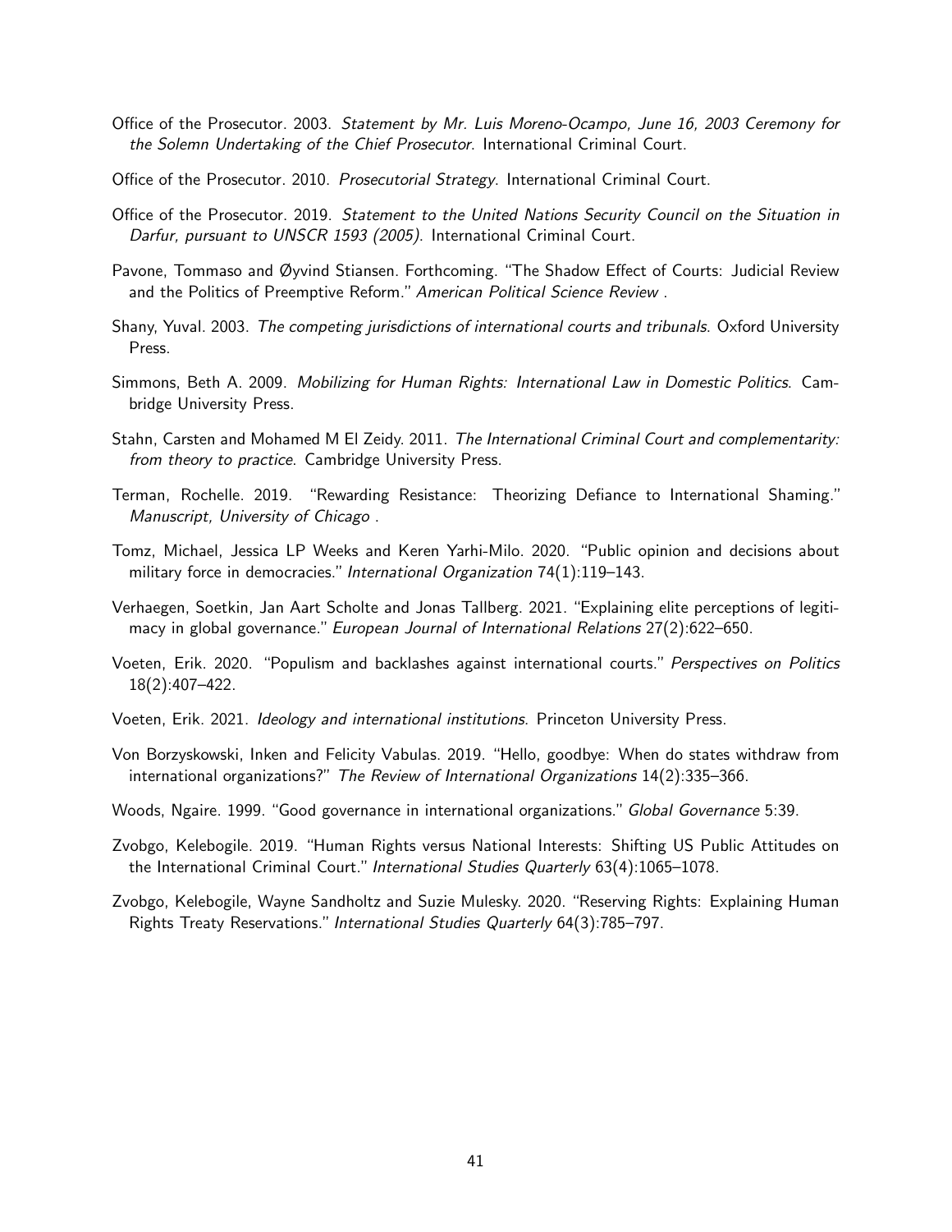Office of the Prosecutor. 2003. *Statement by Mr. Luis Moreno-Ocampo, June 16, 2003 Ceremony for the Solemn Undertaking of the Chief Prosecutor.* International Criminal Court.

Office of the Prosecutor. 2010. *Prosecutorial Strategy.* International Criminal Court.

Office of the Prosecutor. 2019. *Statement to the United Nations Security Council on the Situation in Darfur, pursuant to UNSCR 1593 (2005).* International Criminal Court.

Pavone, Tommaso and Øyvind Stiansen. Forthcoming. "The Shadow Effect of Courts: Judicial Review and the Politics of Preemptive Reform." *American Political Science Review* .

Shany, Yuval. 2003. *The competing jurisdictions of international courts and tribunals.* Oxford University Press.

Simmons, Beth A. 2009. *Mobilizing for Human Rights: International Law in Domestic Politics.* Cambridge University Press.

Stahn, Carsten and Mohamed M El Zeidy. 2011. *The International Criminal Court and complementarity: from theory to practice.* Cambridge University Press.

Terman, Rochelle. 2019. "Rewarding Resistance: Theorizing Defiance to International Shaming." *Manuscript, University of Chicago* .

Tomz, Michael, Jessica LP Weeks and Keren Yarhi-Milo. 2020. "Public opinion and decisions about military force in democracies." *International Organization* 74(1):119–143.

Verhaegen, Soetkin, Jan Aart Scholte and Jonas Tallberg. 2021. "Explaining elite perceptions of legitimacy in global governance." *European Journal of International Relations* 27(2):622–650.

Voeten, Erik. 2020. "Populism and backlashes against international courts." *Perspectives on Politics* 18(2):407–422.

Voeten, Erik. 2021. *Ideology and international institutions.* Princeton University Press.

Von Borzyskowski, Inken and Felicity Vabulas. 2019. "Hello, goodbye: When do states withdraw from international organizations?" *The Review of International Organizations* 14(2):335–366.

Woods, Ngaire. 1999. "Good governance in international organizations." *Global Governance* 5:39.

Zvobgo, Kelebogile. 2019. "Human Rights versus National Interests: Shifting US Public Attitudes on the International Criminal Court." *International Studies Quarterly* 63(4):1065–1078.

Zvobgo, Kelebogile, Wayne Sandholtz and Suzie Mulesky. 2020. "Reserving Rights: Explaining Human Rights Treaty Reservations." *International Studies Quarterly* 64(3):785–797.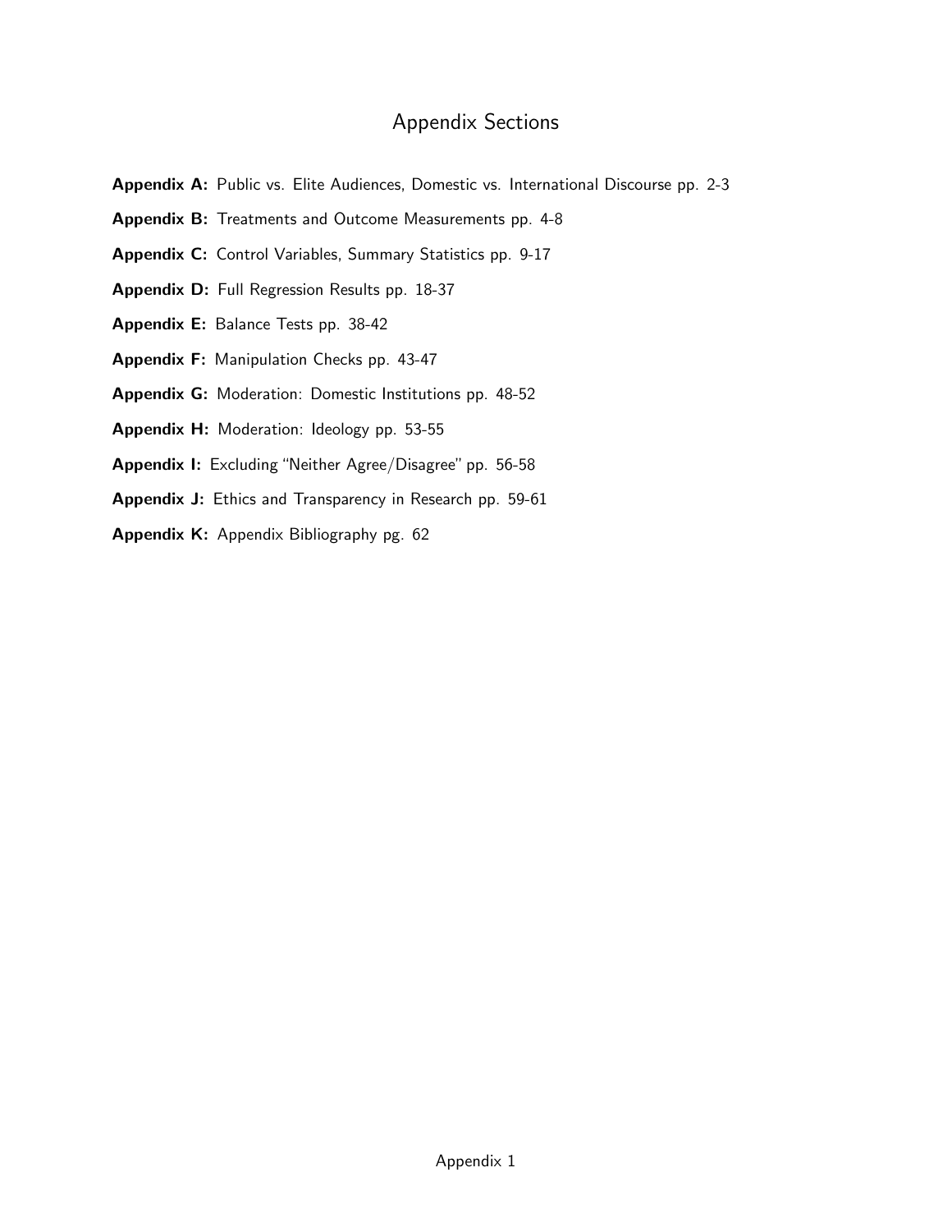# Appendix Sections

**Appendix A:** Public vs. Elite Audiences, Domestic vs. International Discourse pp. 2-3

**Appendix B:** Treatments and Outcome Measurements pp. 4-8

**Appendix C:** Control Variables, Summary Statistics pp. 9-17

**Appendix D:** Full Regression Results pp. 18-37

**Appendix E:** Balance Tests pp. 38-42

**Appendix F:** Manipulation Checks pp. 43-47

**Appendix G:** Moderation: Domestic Institutions pp. 48-52

**Appendix H:** Moderation: Ideology pp. 53-55

**Appendix I:** Excluding "Neither Agree/Disagree" pp. 56-58

**Appendix J:** Ethics and Transparency in Research pp. 59-61

**Appendix K:** Appendix Bibliography pg. 62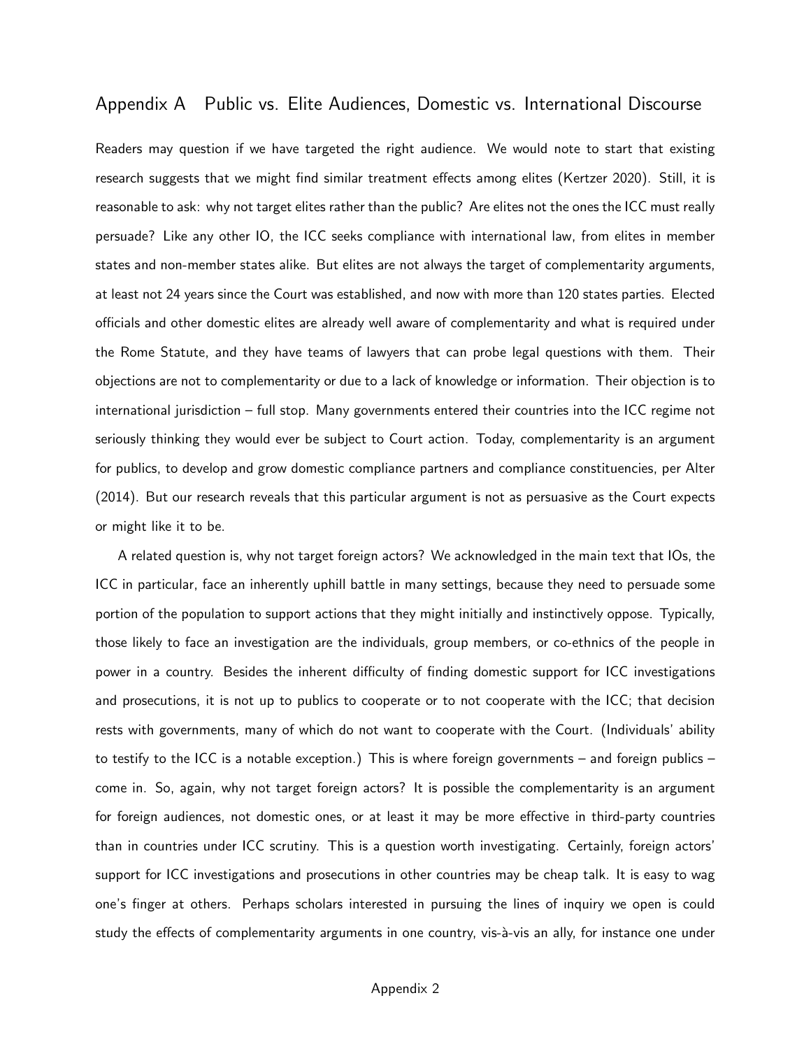## Appendix A Public vs. Elite Audiences, Domestic vs. International Discourse

Readers may question if we have targeted the right audience. We would note to start that existing research suggests that we might find similar treatment effects among elites (Kertzer 2020). Still, it is reasonable to ask: why not target elites rather than the public? Are elites not the ones the ICC must really persuade? Like any other IO, the ICC seeks compliance with international law, from elites in member states and non-member states alike. But elites are not always the target of complementarity arguments, at least not 24 years since the Court was established, and now with more than 120 states parties. Elected officials and other domestic elites are already well aware of complementarity and what is required under the Rome Statute, and they have teams of lawyers that can probe legal questions with them. Their objections are not to complementarity or due to a lack of knowledge or information. Their objection is to international jurisdiction – full stop. Many governments entered their countries into the ICC regime not seriously thinking they would ever be subject to Court action. Today, complementarity is an argument for publics, to develop and grow domestic compliance partners and compliance constituencies, per Alter (2014). But our research reveals that this particular argument is not as persuasive as the Court expects or might like it to be.

A related question is, why not target foreign actors? We acknowledged in the main text that IOs, the ICC in particular, face an inherently uphill battle in many settings, because they need to persuade some portion of the population to support actions that they might initially and instinctively oppose. Typically, those likely to face an investigation are the individuals, group members, or co-ethnics of the people in power in a country. Besides the inherent difficulty of finding domestic support for ICC investigations and prosecutions, it is not up to publics to cooperate or to not cooperate with the ICC; that decision rests with governments, many of which do not want to cooperate with the Court. (Individuals' ability to testify to the ICC is a notable exception.) This is where foreign governments – and foreign publics – come in. So, again, why not target foreign actors? It is possible the complementarity is an argument for foreign audiences, not domestic ones, or at least it may be more effective in third-party countries than in countries under ICC scrutiny. This is a question worth investigating. Certainly, foreign actors' support for ICC investigations and prosecutions in other countries may be cheap talk. It is easy to wag one's finger at others. Perhaps scholars interested in pursuing the lines of inquiry we open is could study the effects of complementarity arguments in one country, vis-à-vis an ally, for instance one under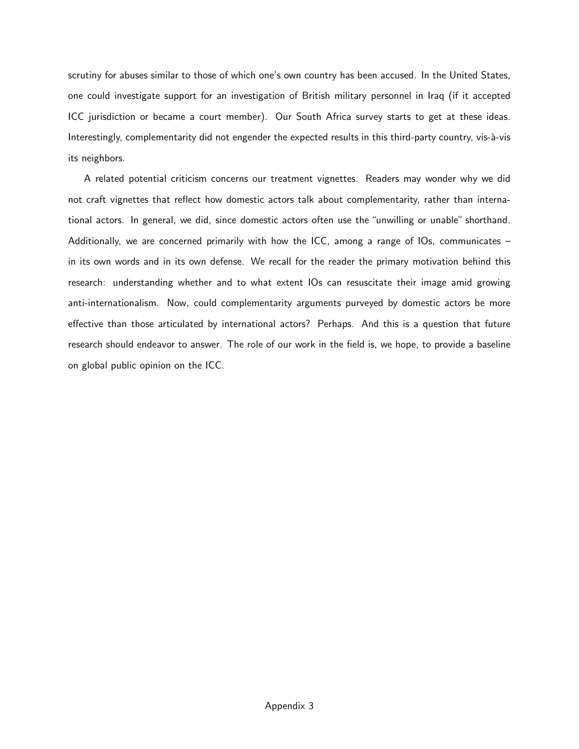scrutiny for abuses similar to those of which one's own country has been accused. In the United States, one could investigate support for an investigation of British military personnel in Iraq (if it accepted ICC jurisdiction or became a court member). Our South Africa survey starts to get at these ideas. Interestingly, complementarity did not engender the expected results in this third-party country, vis-à-vis its neighbors.

A related potential criticism concerns our treatment vignettes. Readers may wonder why we did not craft vignettes that reflect how domestic actors talk about complementarity, rather than international actors. In general, we did, since domestic actors often use the "unwilling or unable" shorthand. Additionally, we are concerned primarily with how the ICC, among a range of IOs, communicates – in its own words and in its own defense. We recall for the reader the primary motivation behind this research: understanding whether and to what extent IOs can resuscitate their image amid growing anti-internationalism. Now, could complementarity arguments purveyed by domestic actors be more effective than those articulated by international actors? Perhaps. And this is a question that future research should endeavor to answer. The role of our work in the field is, we hope, to provide a baseline on global public opinion on the ICC.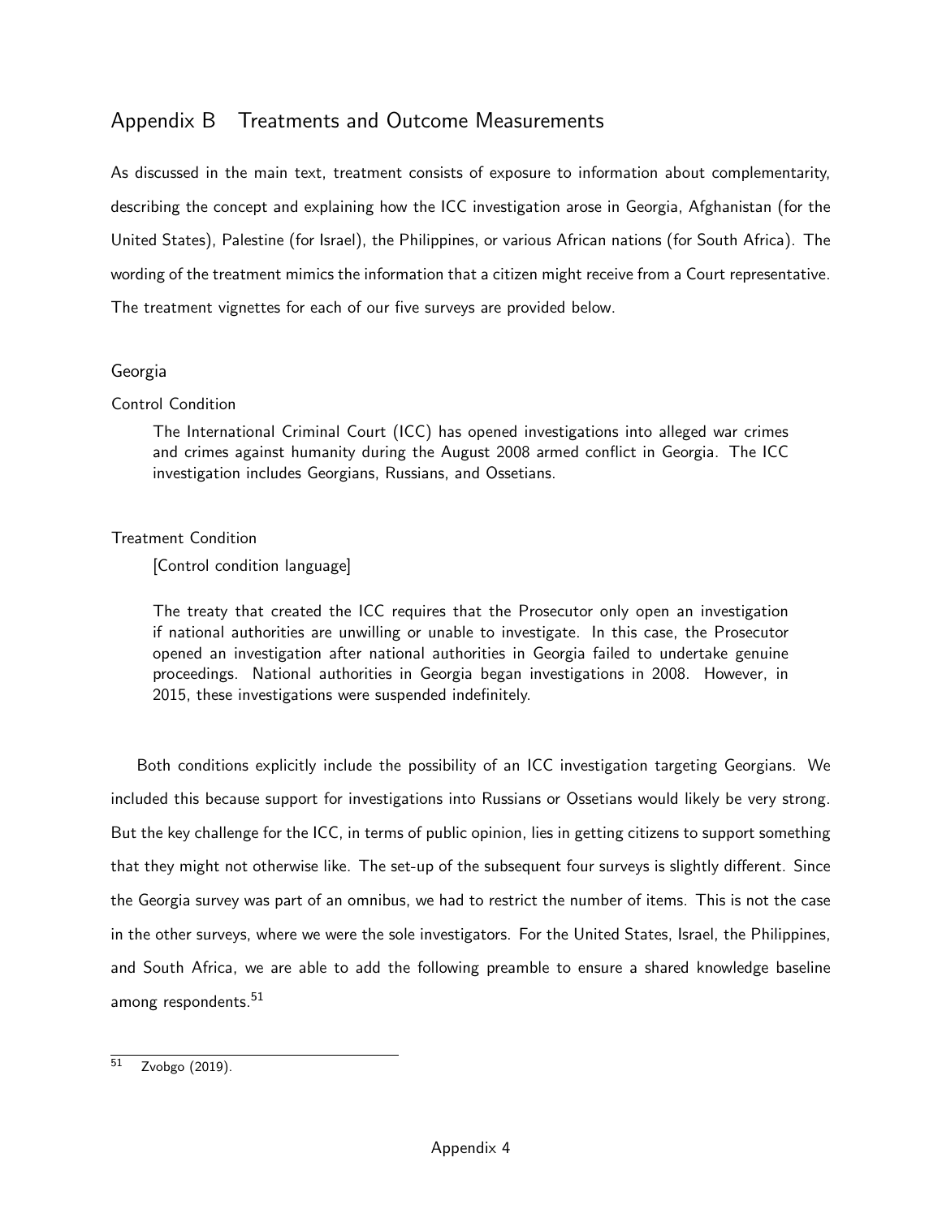## Appendix B Treatments and Outcome Measurements

As discussed in the main text, treatment consists of exposure to information about complementarity, describing the concept and explaining how the ICC investigation arose in Georgia, Afghanistan (for the United States), Palestine (for Israel), the Philippines, or various African nations (for South Africa). The wording of the treatment mimics the information that a citizen might receive from a Court representative. The treatment vignettes for each of our five surveys are provided below.

### Georgia

Control Condition

> The International Criminal Court (ICC) has opened investigations into alleged war crimes and crimes against humanity during the August 2008 armed conflict in Georgia. The ICC investigation includes Georgians, Russians, and Ossetians.

Treatment Condition

> [Control condition language]
>
> The treaty that created the ICC requires that the Prosecutor only open an investigation if national authorities are unwilling or unable to investigate. In this case, the Prosecutor opened an investigation after national authorities in Georgia failed to undertake genuine proceedings. National authorities in Georgia began investigations in 2008. However, in 2015, these investigations were suspended indefinitely.

Both conditions explicitly include the possibility of an ICC investigation targeting Georgians. We included this because support for investigations into Russians or Ossetians would likely be very strong. But the key challenge for the ICC, in terms of public opinion, lies in getting citizens to support something that they might not otherwise like. The set-up of the subsequent four surveys is slightly different. Since the Georgia survey was part of an omnibus, we had to restrict the number of items. This is not the case in the other surveys, where we were the sole investigators. For the United States, Israel, the Philippines, and South Africa, we are able to add the following preamble to ensure a shared knowledge baseline among respondents.[51]

[51] Zvobgo (2019).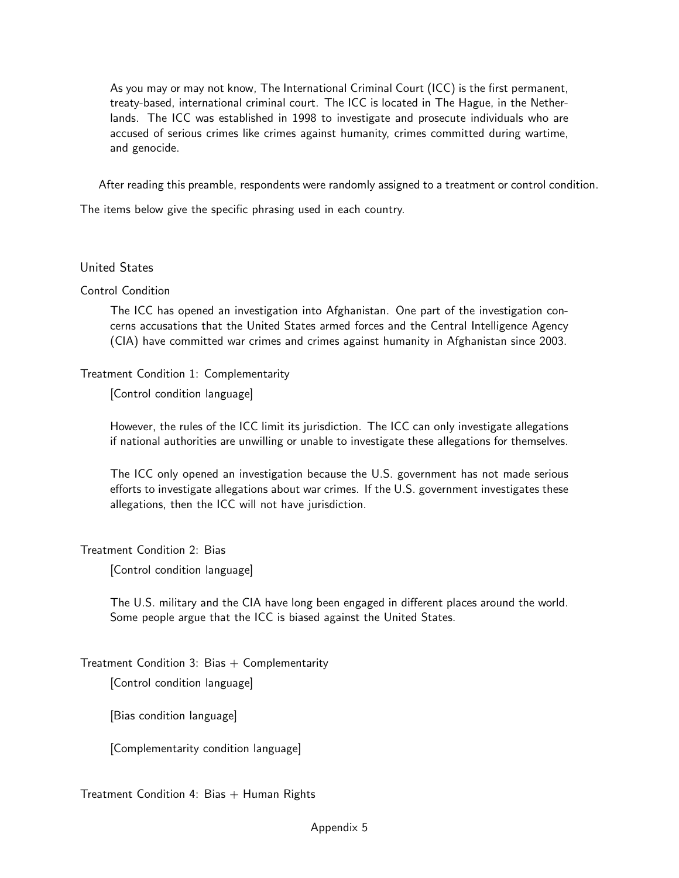> As you may or may not know, The International Criminal Court (ICC) is the first permanent, treaty-based, international criminal court. The ICC is located in The Hague, in the Netherlands. The ICC was established in 1998 to investigate and prosecute individuals who are accused of serious crimes like crimes against humanity, crimes committed during wartime, and genocide.

After reading this preamble, respondents were randomly assigned to a treatment or control condition.

The items below give the specific phrasing used in each country.

## United States

### Control Condition

> The ICC has opened an investigation into Afghanistan. One part of the investigation concerns accusations that the United States armed forces and the Central Intelligence Agency (CIA) have committed war crimes and crimes against humanity in Afghanistan since 2003.

### Treatment Condition 1: Complementarity

> [Control condition language]
>
> However, the rules of the ICC limit its jurisdiction. The ICC can only investigate allegations if national authorities are unwilling or unable to investigate these allegations for themselves.
>
> The ICC only opened an investigation because the U.S. government has not made serious efforts to investigate allegations about war crimes. If the U.S. government investigates these allegations, then the ICC will not have jurisdiction.

### Treatment Condition 2: Bias

> [Control condition language]
>
> The U.S. military and the CIA have long been engaged in different places around the world. Some people argue that the ICC is biased against the United States.

### Treatment Condition 3: Bias + Complementarity

> [Control condition language]
>
> [Bias condition language]
>
> [Complementarity condition language]

### Treatment Condition 4: Bias + Human Rights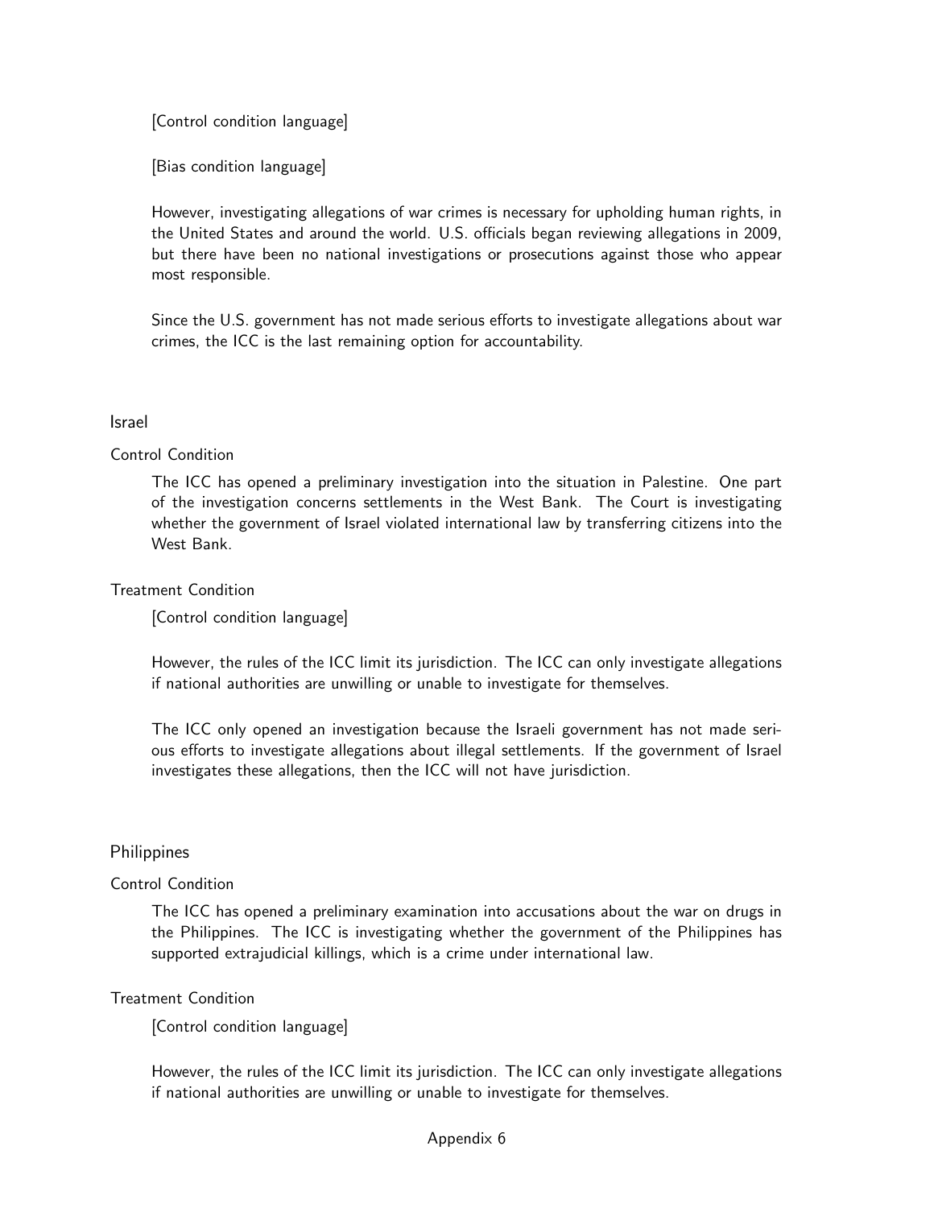[Control condition language]

[Bias condition language]

However, investigating allegations of war crimes is necessary for upholding human rights, in the United States and around the world. U.S. officials began reviewing allegations in 2009, but there have been no national investigations or prosecutions against those who appear most responsible.

Since the U.S. government has not made serious efforts to investigate allegations about war crimes, the ICC is the last remaining option for accountability.

### Israel

#### Control Condition

The ICC has opened a preliminary investigation into the situation in Palestine. One part of the investigation concerns settlements in the West Bank. The Court is investigating whether the government of Israel violated international law by transferring citizens into the West Bank.

#### Treatment Condition

[Control condition language]

However, the rules of the ICC limit its jurisdiction. The ICC can only investigate allegations if national authorities are unwilling or unable to investigate for themselves.

The ICC only opened an investigation because the Israeli government has not made serious efforts to investigate allegations about illegal settlements. If the government of Israel investigates these allegations, then the ICC will not have jurisdiction.

### Philippines

#### Control Condition

The ICC has opened a preliminary examination into accusations about the war on drugs in the Philippines. The ICC is investigating whether the government of the Philippines has supported extrajudicial killings, which is a crime under international law.

#### Treatment Condition

[Control condition language]

However, the rules of the ICC limit its jurisdiction. The ICC can only investigate allegations if national authorities are unwilling or unable to investigate for themselves.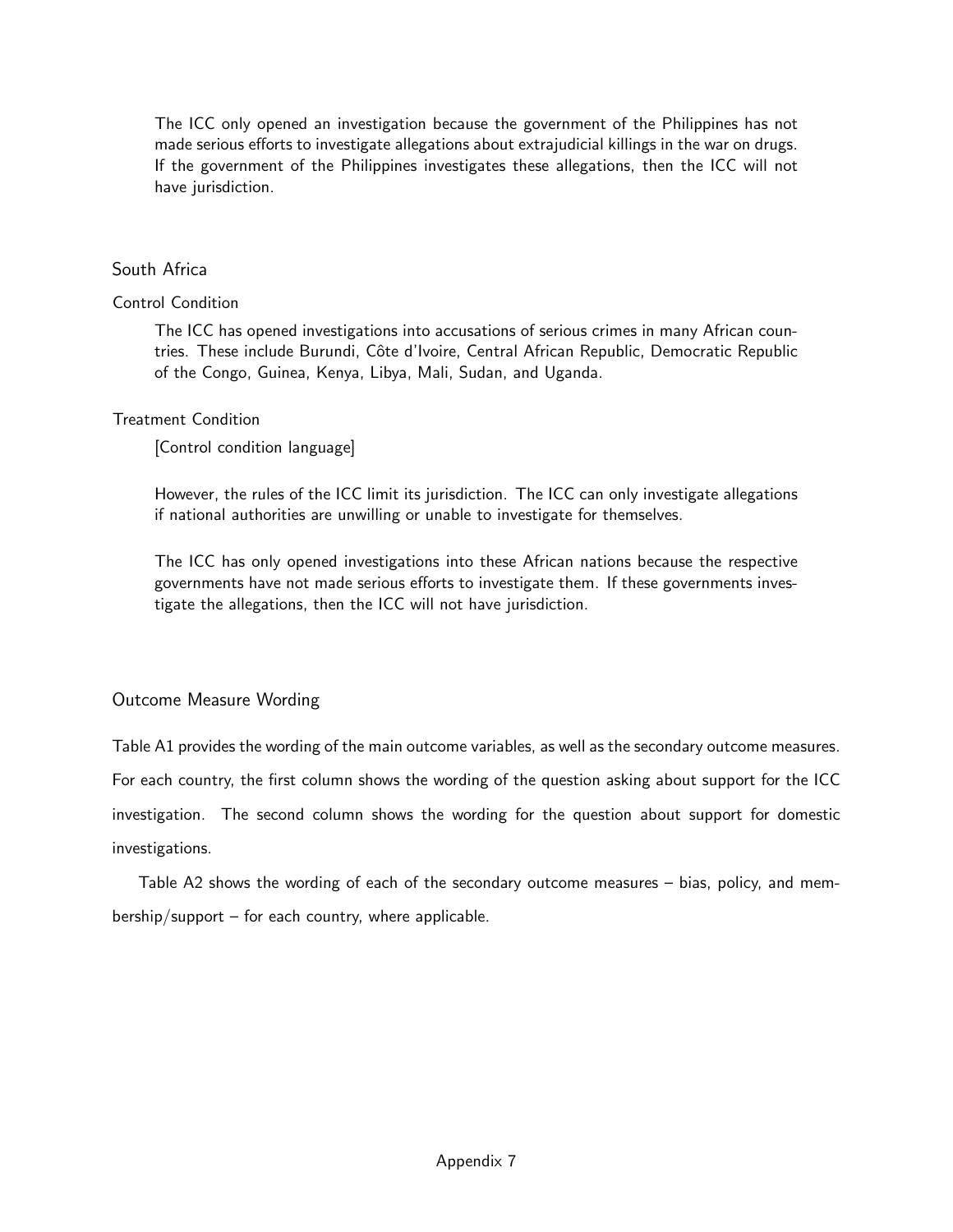The ICC only opened an investigation because the government of the Philippines has not made serious efforts to investigate allegations about extrajudicial killings in the war on drugs. If the government of the Philippines investigates these allegations, then the ICC will not have jurisdiction.

### South Africa

#### Control Condition

The ICC has opened investigations into accusations of serious crimes in many African countries. These include Burundi, Côte d'Ivoire, Central African Republic, Democratic Republic of the Congo, Guinea, Kenya, Libya, Mali, Sudan, and Uganda.

#### Treatment Condition

[Control condition language]

However, the rules of the ICC limit its jurisdiction. The ICC can only investigate allegations if national authorities are unwilling or unable to investigate for themselves.

The ICC has only opened investigations into these African nations because the respective governments have not made serious efforts to investigate them. If these governments investigate the allegations, then the ICC will not have jurisdiction.

### Outcome Measure Wording

Table A1 provides the wording of the main outcome variables, as well as the secondary outcome measures. For each country, the first column shows the wording of the question asking about support for the ICC investigation. The second column shows the wording for the question about support for domestic investigations.

Table A2 shows the wording of each of the secondary outcome measures – bias, policy, and membership/support – for each country, where applicable.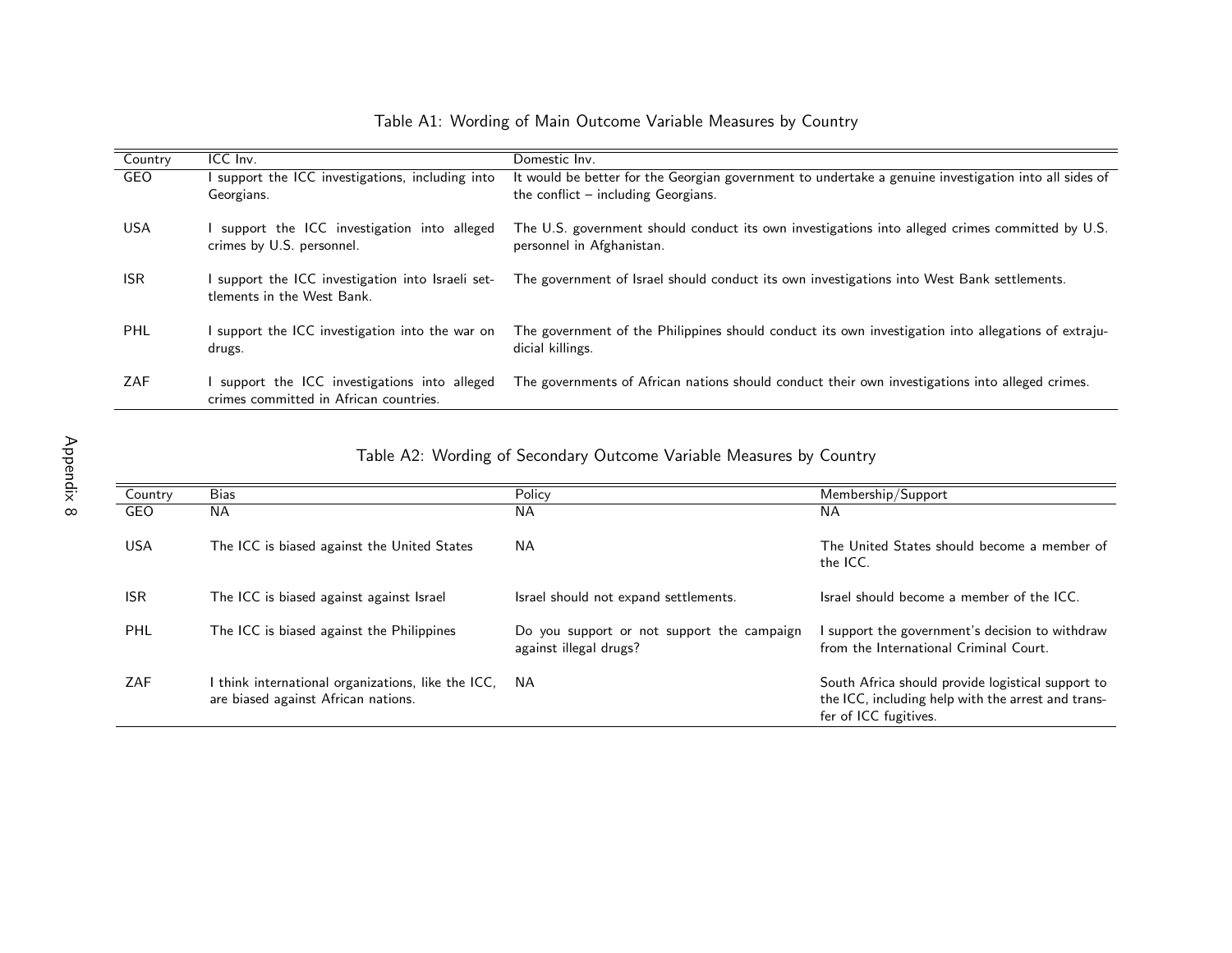Table A1: Wording of Main Outcome Variable Measures by Country

| Country | ICC Inv. | Domestic Inv. |
|---|---|---|
| GEO | I support the ICC investigations, including into Georgians. | It would be better for the Georgian government to undertake a genuine investigation into all sides of the conflict – including Georgians. |
| USA | I support the ICC investigation into alleged crimes by U.S. personnel. | The U.S. government should conduct its own investigations into alleged crimes committed by U.S. personnel in Afghanistan. |
| ISR | I support the ICC investigation into Israeli settlements in the West Bank. | The government of Israel should conduct its own investigations into West Bank settlements. |
| PHL | I support the ICC investigation into the war on drugs. | The government of the Philippines should conduct its own investigation into allegations of extrajudicial killings. |
| ZAF | I support the ICC investigations into alleged crimes committed in African countries. | The governments of African nations should conduct their own investigations into alleged crimes. |

Table A2: Wording of Secondary Outcome Variable Measures by Country

| Country | Bias | Policy | Membership/Support |
|---|---|---|---|
| GEO | NA | NA | NA |
| USA | The ICC is biased against the United States | NA | The United States should become a member of the ICC. |
| ISR | The ICC is biased against against Israel | Israel should not expand settlements. | Israel should become a member of the ICC. |
| PHL | The ICC is biased against the Philippines | Do you support or not support the campaign against illegal drugs? | I support the government's decision to withdraw from the International Criminal Court. |
| ZAF | I think international organizations, like the ICC, are biased against African nations. | NA | South Africa should provide logistical support to the ICC, including help with the arrest and transfer of ICC fugitives. |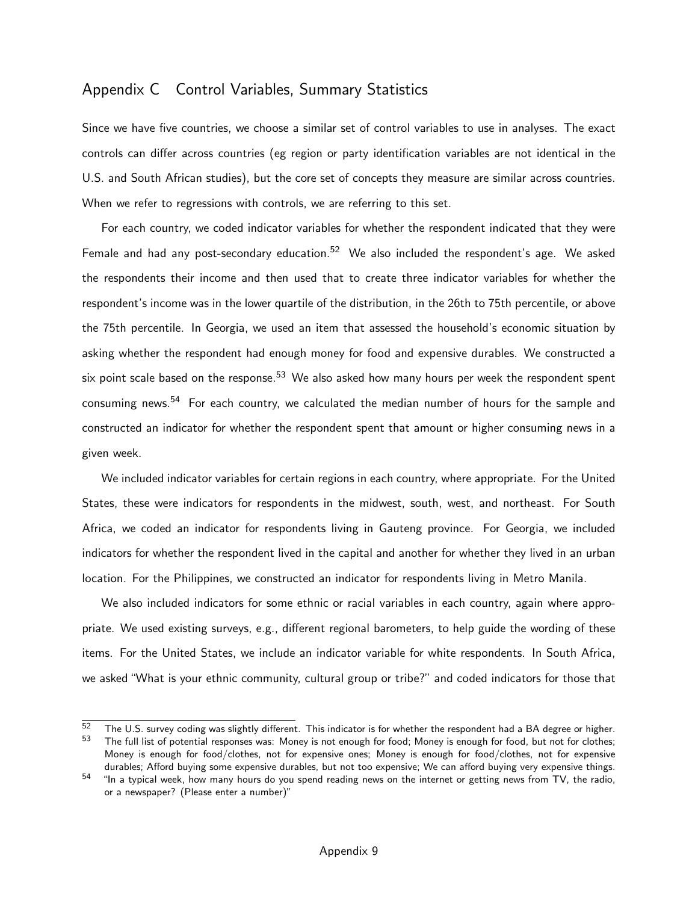## Appendix C Control Variables, Summary Statistics

Since we have five countries, we choose a similar set of control variables to use in analyses. The exact controls can differ across countries (eg region or party identification variables are not identical in the U.S. and South African studies), but the core set of concepts they measure are similar across countries. When we refer to regressions with controls, we are referring to this set.

For each country, we coded indicator variables for whether the respondent indicated that they were Female and had any post-secondary education.[52] We also included the respondent's age. We asked the respondents their income and then used that to create three indicator variables for whether the respondent's income was in the lower quartile of the distribution, in the 26th to 75th percentile, or above the 75th percentile. In Georgia, we used an item that assessed the household's economic situation by asking whether the respondent had enough money for food and expensive durables. We constructed a six point scale based on the response.[53] We also asked how many hours per week the respondent spent consuming news.[54] For each country, we calculated the median number of hours for the sample and constructed an indicator for whether the respondent spent that amount or higher consuming news in a given week.

We included indicator variables for certain regions in each country, where appropriate. For the United States, these were indicators for respondents in the midwest, south, west, and northeast. For South Africa, we coded an indicator for respondents living in Gauteng province. For Georgia, we included indicators for whether the respondent lived in the capital and another for whether they lived in an urban location. For the Philippines, we constructed an indicator for respondents living in Metro Manila.

We also included indicators for some ethnic or racial variables in each country, again where appropriate. We used existing surveys, e.g., different regional barometers, to help guide the wording of these items. For the United States, we include an indicator variable for white respondents. In South Africa, we asked "What is your ethnic community, cultural group or tribe?" and coded indicators for those that

---

[52] The U.S. survey coding was slightly different. This indicator is for whether the respondent had a BA degree or higher.

[53] The full list of potential responses was: Money is not enough for food; Money is enough for food, but not for clothes; Money is enough for food/clothes, not for expensive ones; Money is enough for food/clothes, not for expensive durables; Afford buying some expensive durables, but not too expensive; We can afford buying very expensive things.

[54] "In a typical week, how many hours do you spend reading news on the internet or getting news from TV, the radio, or a newspaper? (Please enter a number)"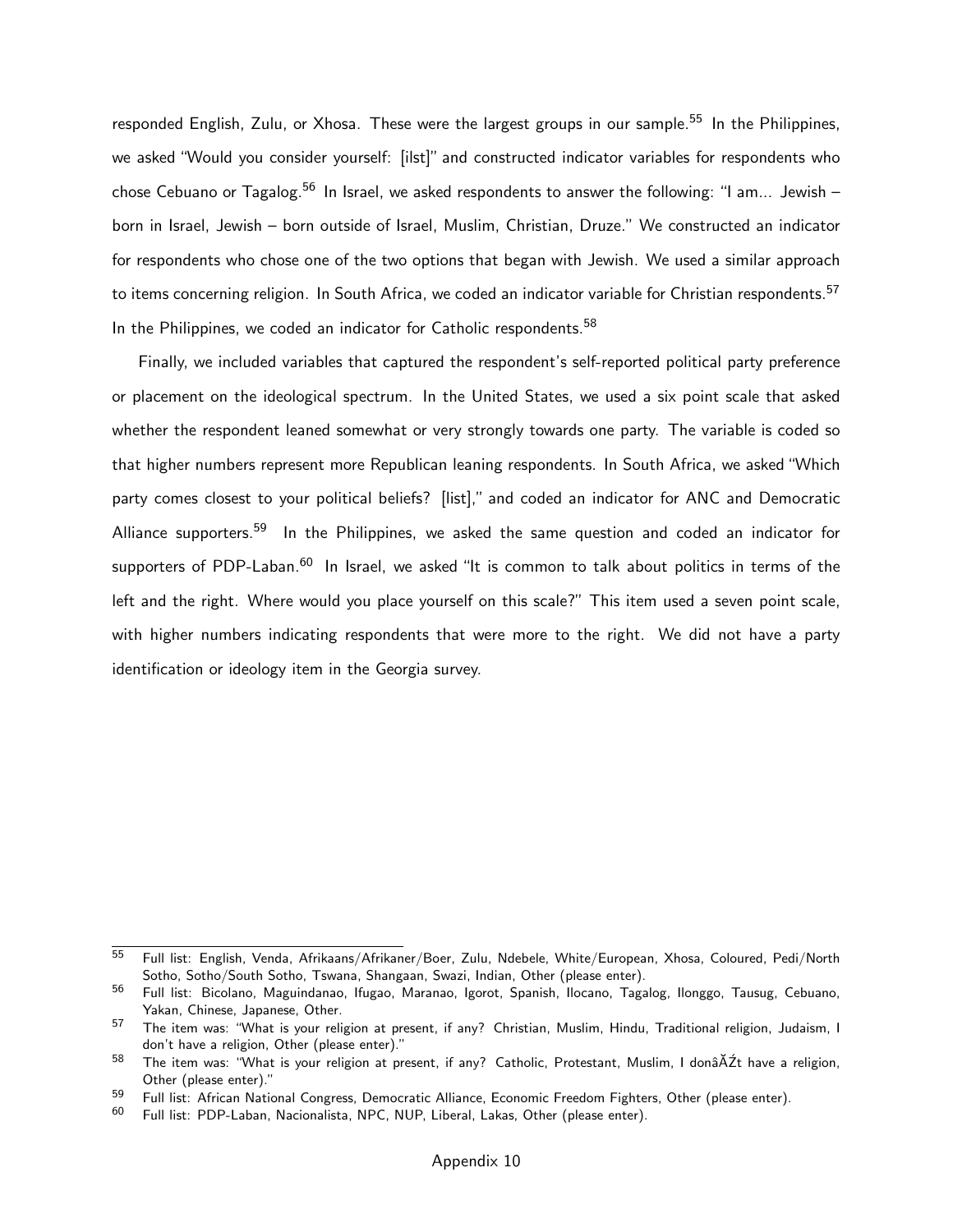responded English, Zulu, or Xhosa. These were the largest groups in our sample.[55] In the Philippines, we asked "Would you consider yourself: [ilst]" and constructed indicator variables for respondents who chose Cebuano or Tagalog.[56] In Israel, we asked respondents to answer the following: "I am... Jewish – born in Israel, Jewish – born outside of Israel, Muslim, Christian, Druze." We constructed an indicator for respondents who chose one of the two options that began with Jewish. We used a similar approach to items concerning religion. In South Africa, we coded an indicator variable for Christian respondents.[57] In the Philippines, we coded an indicator for Catholic respondents.[58]

Finally, we included variables that captured the respondent's self-reported political party preference or placement on the ideological spectrum. In the United States, we used a six point scale that asked whether the respondent leaned somewhat or very strongly towards one party. The variable is coded so that higher numbers represent more Republican leaning respondents. In South Africa, we asked "Which party comes closest to your political beliefs? [list]," and coded an indicator for ANC and Democratic Alliance supporters.[59] In the Philippines, we asked the same question and coded an indicator for supporters of PDP-Laban.[60] In Israel, we asked "It is common to talk about politics in terms of the left and the right. Where would you place yourself on this scale?" This item used a seven point scale, with higher numbers indicating respondents that were more to the right. We did not have a party identification or ideology item in the Georgia survey.

---

[55] Full list: English, Venda, Afrikaans/Afrikaner/Boer, Zulu, Ndebele, White/European, Xhosa, Coloured, Pedi/North Sotho, Sotho/South Sotho, Tswana, Shangaan, Swazi, Indian, Other (please enter).

[56] Full list: Bicolano, Maguindanao, Ifugao, Maranao, Igorot, Spanish, Ilocano, Tagalog, Ilonggo, Tausug, Cebuano, Yakan, Chinese, Japanese, Other.

[57] The item was: "What is your religion at present, if any? Christian, Muslim, Hindu, Traditional religion, Judaism, I don't have a religion, Other (please enter)."

[58] The item was: "What is your religion at present, if any? Catholic, Protestant, Muslim, I donâĂŹt have a religion, Other (please enter)."

[59] Full list: African National Congress, Democratic Alliance, Economic Freedom Fighters, Other (please enter).

[60] Full list: PDP-Laban, Nacionalista, NPC, NUP, Liberal, Lakas, Other (please enter).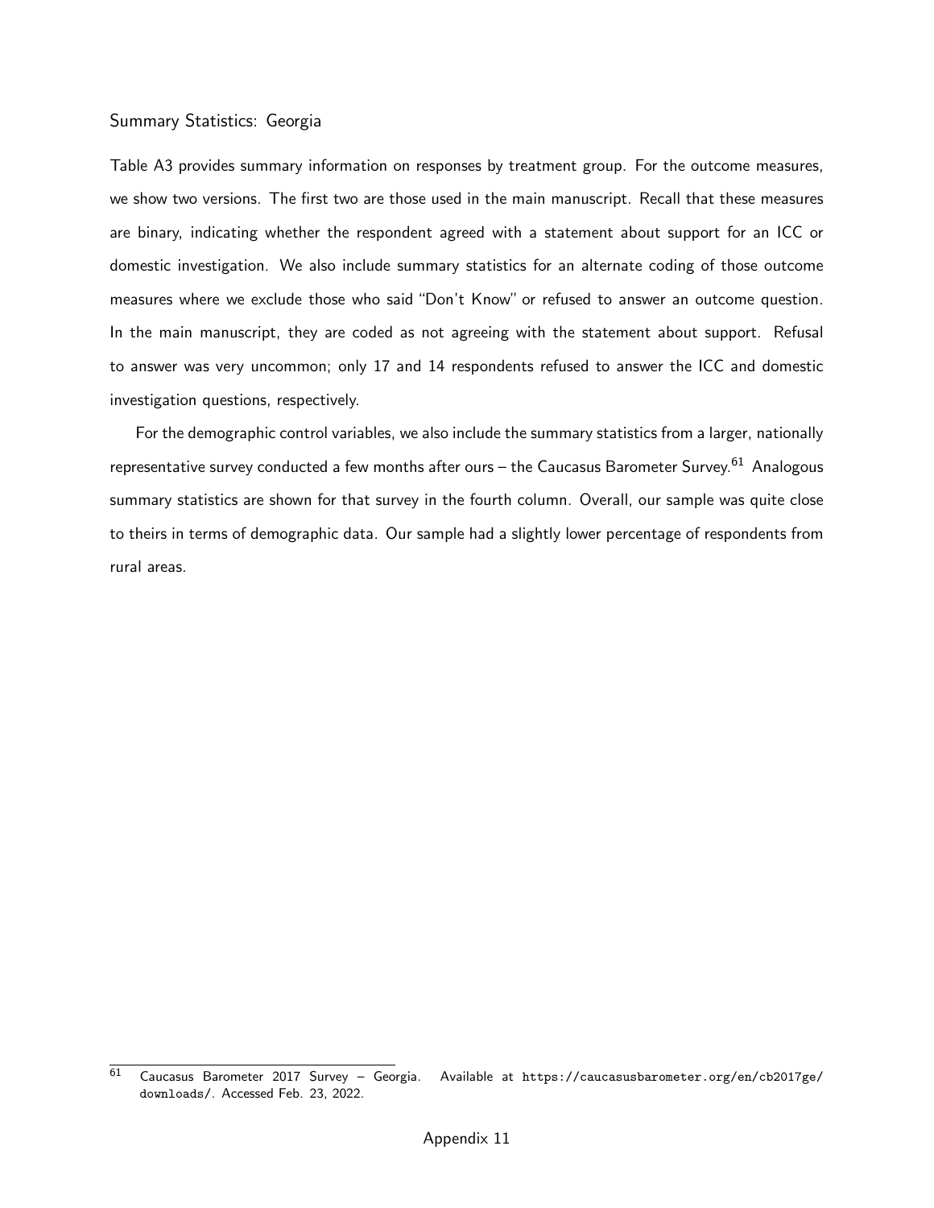## Summary Statistics: Georgia

Table A3 provides summary information on responses by treatment group. For the outcome measures, we show two versions. The first two are those used in the main manuscript. Recall that these measures are binary, indicating whether the respondent agreed with a statement about support for an ICC or domestic investigation. We also include summary statistics for an alternate coding of those outcome measures where we exclude those who said "Don't Know" or refused to answer an outcome question. In the main manuscript, they are coded as not agreeing with the statement about support. Refusal to answer was very uncommon; only 17 and 14 respondents refused to answer the ICC and domestic investigation questions, respectively.

For the demographic control variables, we also include the summary statistics from a larger, nationally representative survey conducted a few months after ours – the Caucasus Barometer Survey.[61] Analogous summary statistics are shown for that survey in the fourth column. Overall, our sample was quite close to theirs in terms of demographic data. Our sample had a slightly lower percentage of respondents from rural areas.

[61] Caucasus Barometer 2017 Survey – Georgia. Available at https://caucasusbarometer.org/en/cb2017ge/downloads/. Accessed Feb. 23, 2022.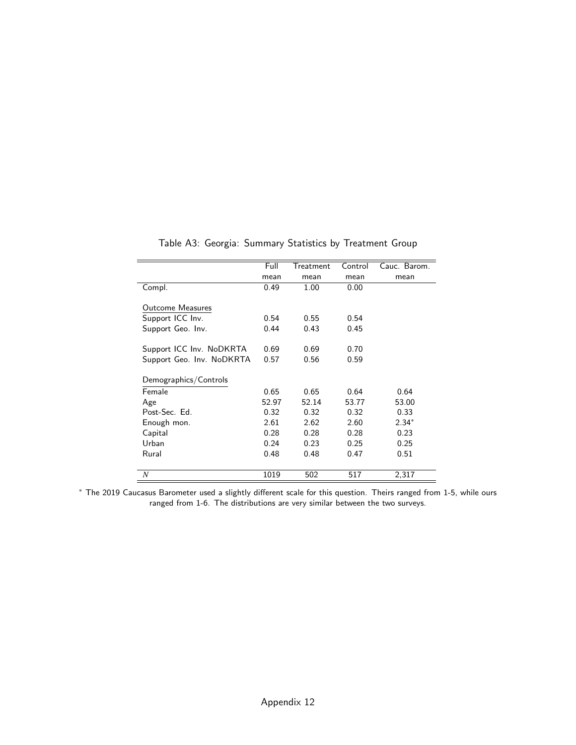Table A3: Georgia: Summary Statistics by Treatment Group

| | Full mean | Treatment mean | Control mean | Cauc. Barom. mean |
|---|---|---|---|---|
| Compl. | 0.49 | 1.00 | 0.00 | |
| Outcome Measures | | | | |
| Support ICC Inv. | 0.54 | 0.55 | 0.54 | |
| Support Geo. Inv. | 0.44 | 0.43 | 0.45 | |
| Support ICC Inv. NoDKRTA | 0.69 | 0.69 | 0.70 | |
| Support Geo. Inv. NoDKRTA | 0.57 | 0.56 | 0.59 | |
| Demographics/Controls | | | | |
| Female | 0.65 | 0.65 | 0.64 | 0.64 |
| Age | 52.97 | 52.14 | 53.77 | 53.00 |
| Post-Sec. Ed. | 0.32 | 0.32 | 0.32 | 0.33 |
| Enough mon. | 2.61 | 2.62 | 2.60 | 2.34* |
| Capital | 0.28 | 0.28 | 0.28 | 0.23 |
| Urban | 0.24 | 0.23 | 0.25 | 0.25 |
| Rural | 0.48 | 0.48 | 0.47 | 0.51 |
| $N$ | 1019 | 502 | 517 | 2,317 |

* The 2019 Caucasus Barometer used a slightly different scale for this question. Theirs ranged from 1-5, while ours ranged from 1-6. The distributions are very similar between the two surveys.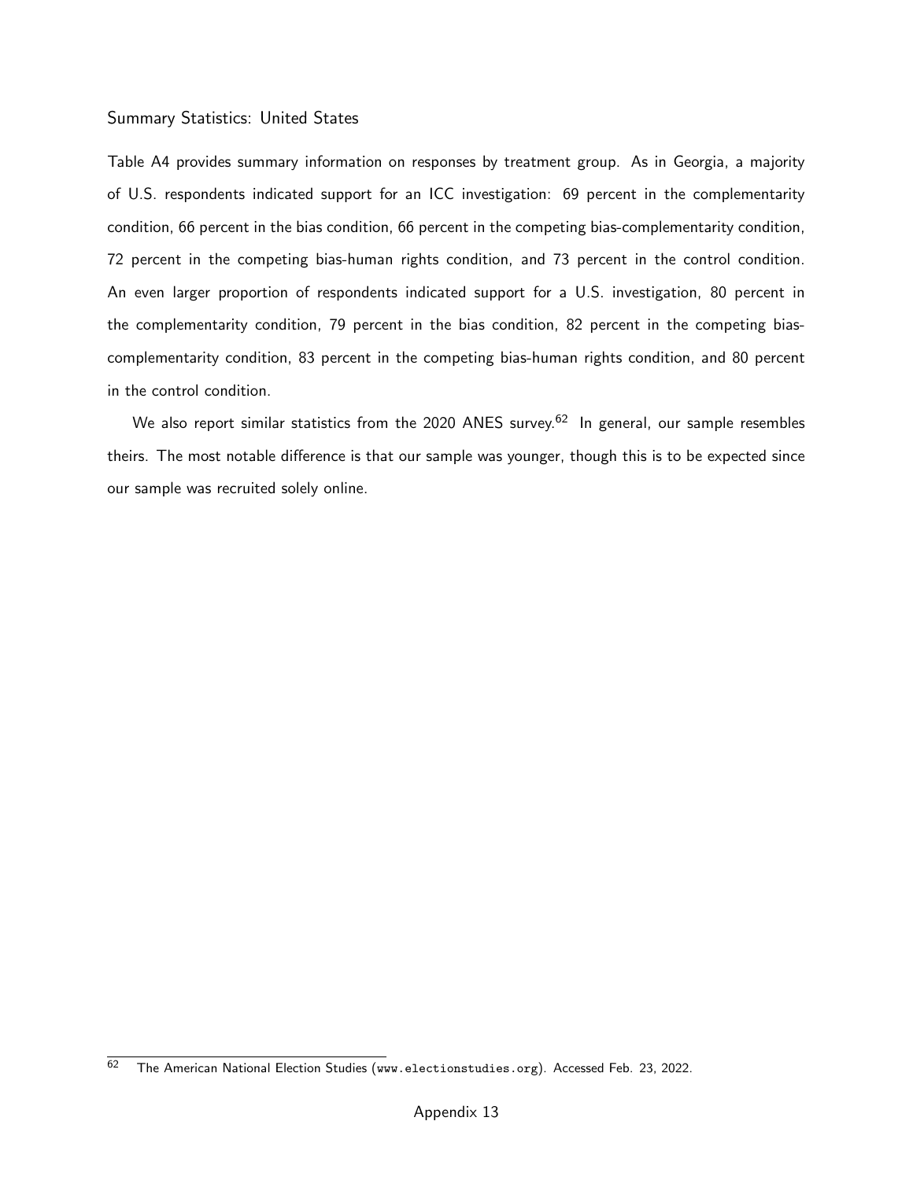### Summary Statistics: United States

Table A4 provides summary information on responses by treatment group. As in Georgia, a majority of U.S. respondents indicated support for an ICC investigation: 69 percent in the complementarity condition, 66 percent in the bias condition, 66 percent in the competing bias-complementarity condition, 72 percent in the competing bias-human rights condition, and 73 percent in the control condition. An even larger proportion of respondents indicated support for a U.S. investigation, 80 percent in the complementarity condition, 79 percent in the bias condition, 82 percent in the competing bias-complementarity condition, 83 percent in the competing bias-human rights condition, and 80 percent in the control condition.

We also report similar statistics from the 2020 ANES survey.[62] In general, our sample resembles theirs. The most notable difference is that our sample was younger, though this is to be expected since our sample was recruited solely online.

[62] The American National Election Studies (www.electionstudies.org). Accessed Feb. 23, 2022.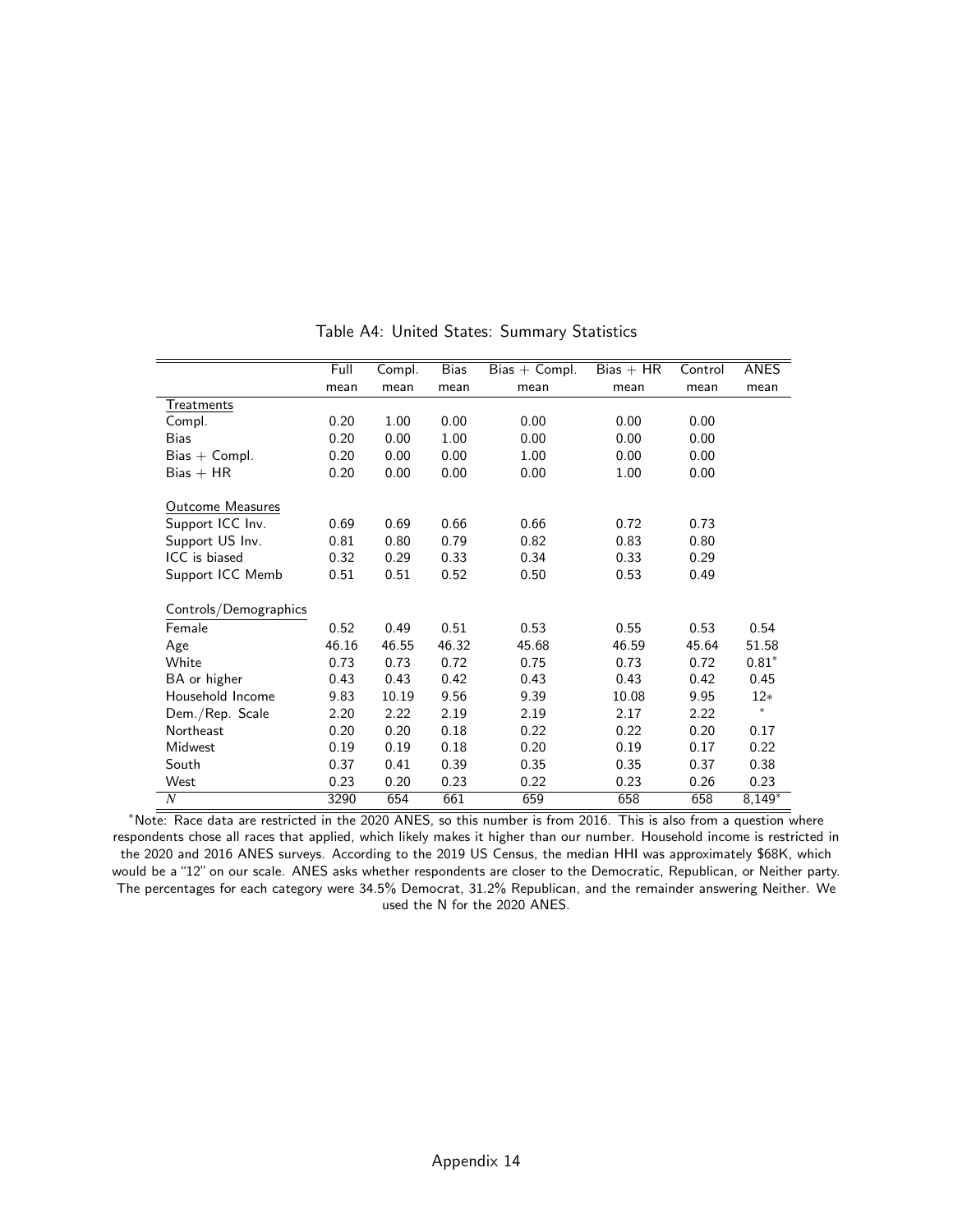Table A4: United States: Summary Statistics

| | Full | Compl. | Bias | Bias + Compl. | Bias + HR | Control | ANES |
|---|---|---|---|---|---|---|---|
| | mean | mean | mean | mean | mean | mean | mean |
| Treatments | | | | | | | |
| Compl. | 0.20 | 1.00 | 0.00 | 0.00 | 0.00 | 0.00 | |
| Bias | 0.20 | 0.00 | 1.00 | 0.00 | 0.00 | 0.00 | |
| Bias + Compl. | 0.20 | 0.00 | 0.00 | 1.00 | 0.00 | 0.00 | |
| Bias + HR | 0.20 | 0.00 | 0.00 | 0.00 | 1.00 | 0.00 | |
| Outcome Measures | | | | | | | |
| Support ICC Inv. | 0.69 | 0.69 | 0.66 | 0.66 | 0.72 | 0.73 | |
| Support US Inv. | 0.81 | 0.80 | 0.79 | 0.82 | 0.83 | 0.80 | |
| ICC is biased | 0.32 | 0.29 | 0.33 | 0.34 | 0.33 | 0.29 | |
| Support ICC Memb | 0.51 | 0.51 | 0.52 | 0.50 | 0.53 | 0.49 | |
| Controls/Demographics | | | | | | | |
| Female | 0.52 | 0.49 | 0.51 | 0.53 | 0.55 | 0.53 | 0.54 |
| Age | 46.16 | 46.55 | 46.32 | 45.68 | 46.59 | 45.64 | 51.58 |
| White | 0.73 | 0.73 | 0.72 | 0.75 | 0.73 | 0.72 | 0.81* |
| BA or higher | 0.43 | 0.43 | 0.42 | 0.43 | 0.43 | 0.42 | 0.45 |
| Household Income | 9.83 | 10.19 | 9.56 | 9.39 | 10.08 | 9.95 | 12* |
| Dem./Rep. Scale | 2.20 | 2.22 | 2.19 | 2.19 | 2.17 | 2.22 | * |
| Northeast | 0.20 | 0.20 | 0.18 | 0.22 | 0.22 | 0.20 | 0.17 |
| Midwest | 0.19 | 0.19 | 0.18 | 0.20 | 0.19 | 0.17 | 0.22 |
| South | 0.37 | 0.41 | 0.39 | 0.35 | 0.35 | 0.37 | 0.38 |
| West | 0.23 | 0.20 | 0.23 | 0.22 | 0.23 | 0.26 | 0.23 |
| $N$ | 3290 | 654 | 661 | 659 | 658 | 658 | 8,149* |

*Note: Race data are restricted in the 2020 ANES, so this number is from 2016. This is also from a question where respondents chose all races that applied, which likely makes it higher than our number. Household income is restricted in the 2020 and 2016 ANES surveys. According to the 2019 US Census, the median HHI was approximately $68K, which would be a "12" on our scale. ANES asks whether respondents are closer to the Democratic, Republican, or Neither party. The percentages for each category were 34.5% Democrat, 31.2% Republican, and the remainder answering Neither. We used the N for the 2020 ANES.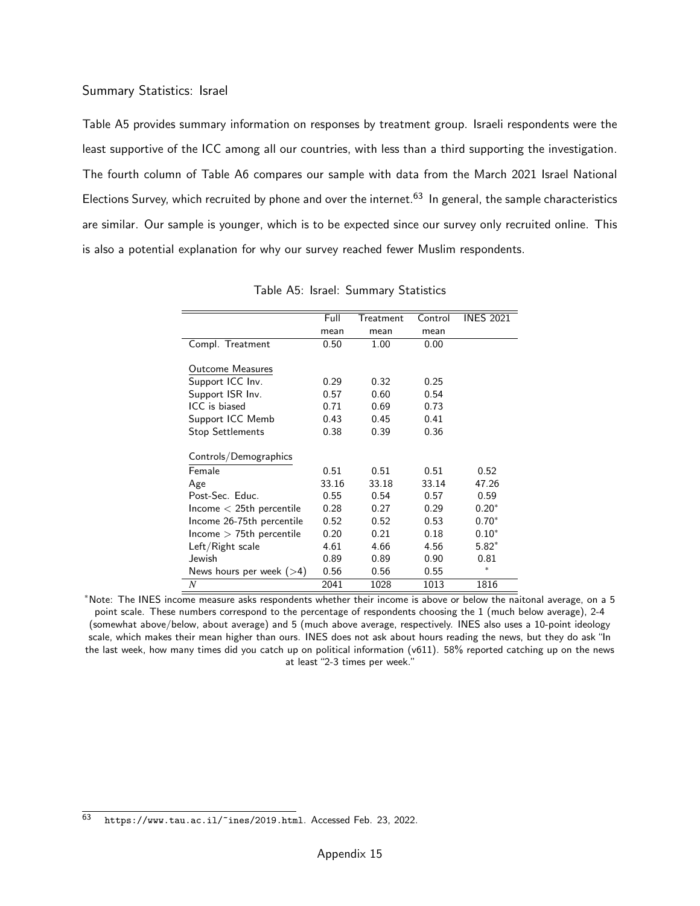Summary Statistics: Israel

Table A5 provides summary information on responses by treatment group. Israeli respondents were the least supportive of the ICC among all our countries, with less than a third supporting the investigation. The fourth column of Table A6 compares our sample with data from the March 2021 Israel National Elections Survey, which recruited by phone and over the internet.[63] In general, the sample characteristics are similar. Our sample is younger, which is to be expected since our survey only recruited online. This is also a potential explanation for why our survey reached fewer Muslim respondents.

Table A5: Israel: Summary Statistics

| | Full mean | Treatment mean | Control mean | INES 2021 |
|---|---|---|---|---|
| Compl. Treatment | 0.50 | 1.00 | 0.00 | |
| Outcome Measures | | | | |
| Support ICC Inv. | 0.29 | 0.32 | 0.25 | |
| Support ISR Inv. | 0.57 | 0.60 | 0.54 | |
| ICC is biased | 0.71 | 0.69 | 0.73 | |
| Support ICC Memb | 0.43 | 0.45 | 0.41 | |
| Stop Settlements | 0.38 | 0.39 | 0.36 | |
| Controls/Demographics | | | | |
| Female | 0.51 | 0.51 | 0.51 | 0.52 |
| Age | 33.16 | 33.18 | 33.14 | 47.26 |
| Post-Sec. Educ. | 0.55 | 0.54 | 0.57 | 0.59 |
| Income < 25th percentile | 0.28 | 0.27 | 0.29 | 0.20* |
| Income 26-75th percentile | 0.52 | 0.52 | 0.53 | 0.70* |
| Income > 75th percentile | 0.20 | 0.21 | 0.18 | 0.10* |
| Left/Right scale | 4.61 | 4.66 | 4.56 | 5.82* |
| Jewish | 0.89 | 0.89 | 0.90 | 0.81 |
| News hours per week (>4) | 0.56 | 0.56 | 0.55 | * |
| $N$ | 2041 | 1028 | 1013 | 1816 |

*Note: The INES income measure asks respondents whether their income is above or below the naitonal average, on a 5 point scale. These numbers correspond to the percentage of respondents choosing the 1 (much below average), 2-4 (somewhat above/below, about average) and 5 (much above average, respectively. INES also uses a 10-point ideology scale, which makes their mean higher than ours. INES does not ask about hours reading the news, but they do ask "In the last week, how many times did you catch up on political information (v611). 58% reported catching up on the news at least "2-3 times per week."

[63] https://www.tau.ac.il/~ines/2019.html. Accessed Feb. 23, 2022.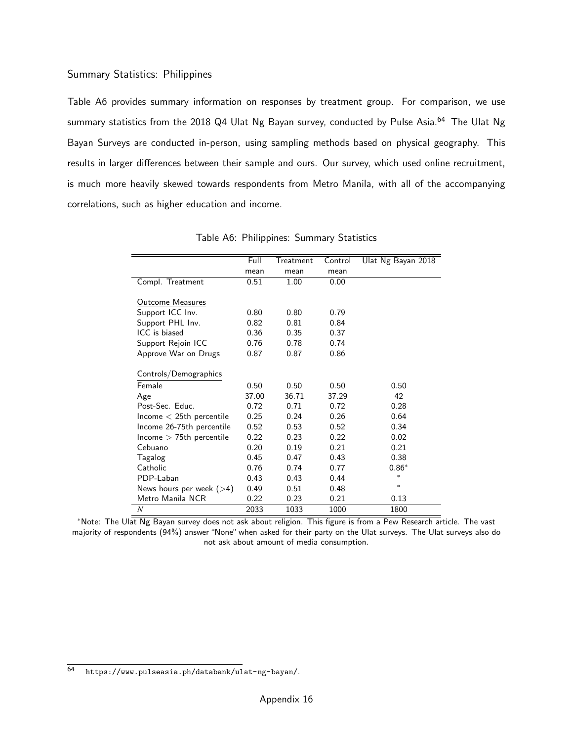## Summary Statistics: Philippines

Table A6 provides summary information on responses by treatment group. For comparison, we use summary statistics from the 2018 Q4 Ulat Ng Bayan survey, conducted by Pulse Asia.[64] The Ulat Ng Bayan Surveys are conducted in-person, using sampling methods based on physical geography. This results in larger differences between their sample and ours. Our survey, which used online recruitment, is much more heavily skewed towards respondents from Metro Manila, with all of the accompanying correlations, such as higher education and income.

Table A6: Philippines: Summary Statistics

| | Full mean | Treatment mean | Control mean | Ulat Ng Bayan 2018 |
|---|---|---|---|---|
| Compl. Treatment | 0.51 | 1.00 | 0.00 | |
| *Outcome Measures* | | | | |
| Support ICC Inv. | 0.80 | 0.80 | 0.79 | |
| Support PHL Inv. | 0.82 | 0.81 | 0.84 | |
| ICC is biased | 0.36 | 0.35 | 0.37 | |
| Support Rejoin ICC | 0.76 | 0.78 | 0.74 | |
| Approve War on Drugs | 0.87 | 0.87 | 0.86 | |
| *Controls/Demographics* | | | | |
| Female | 0.50 | 0.50 | 0.50 | 0.50 |
| Age | 37.00 | 36.71 | 37.29 | 42 |
| Post-Sec. Educ. | 0.72 | 0.71 | 0.72 | 0.28 |
| Income < 25th percentile | 0.25 | 0.24 | 0.26 | 0.64 |
| Income 26-75th percentile | 0.52 | 0.53 | 0.52 | 0.34 |
| Income > 75th percentile | 0.22 | 0.23 | 0.22 | 0.02 |
| Cebuano | 0.20 | 0.19 | 0.21 | 0.21 |
| Tagalog | 0.45 | 0.47 | 0.43 | 0.38 |
| Catholic | 0.76 | 0.74 | 0.77 | 0.86* |
| PDP-Laban | 0.43 | 0.43 | 0.44 | * |
| News hours per week (>4) | 0.49 | 0.51 | 0.48 | * |
| Metro Manila NCR | 0.22 | 0.23 | 0.21 | 0.13 |
| $N$ | 2033 | 1033 | 1000 | 1800 |

*Note: The Ulat Ng Bayan survey does not ask about religion. This figure is from a Pew Research article. The vast majority of respondents (94%) answer "None" when asked for their party on the Ulat surveys. The Ulat surveys also do not ask about amount of media consumption.

[64] https://www.pulseasia.ph/databank/ulat-ng-bayan/.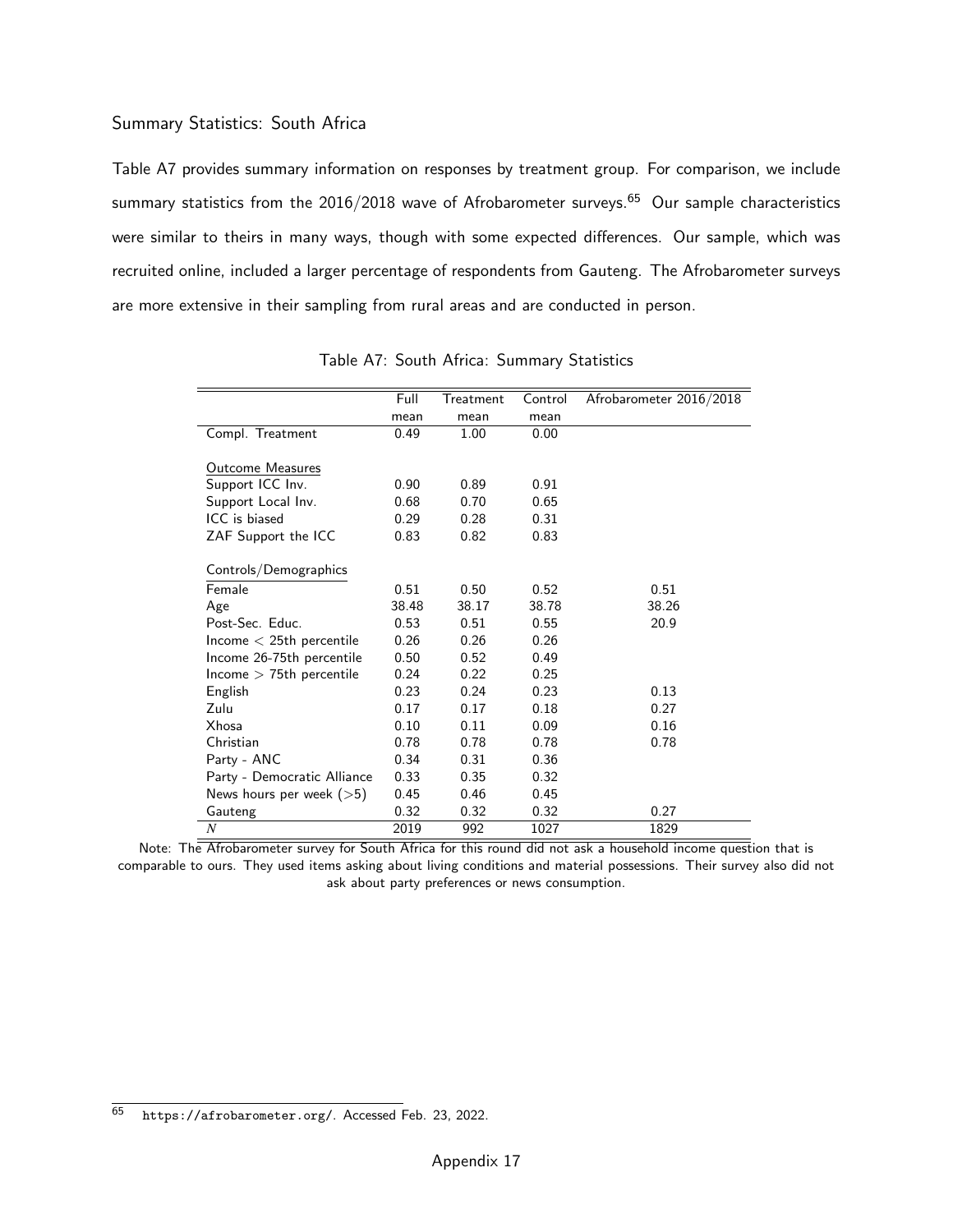### Summary Statistics: South Africa

Table A7 provides summary information on responses by treatment group. For comparison, we include summary statistics from the 2016/2018 wave of Afrobarometer surveys.[65] Our sample characteristics were similar to theirs in many ways, though with some expected differences. Our sample, which was recruited online, included a larger percentage of respondents from Gauteng. The Afrobarometer surveys are more extensive in their sampling from rural areas and are conducted in person.

Table A7: South Africa: Summary Statistics

| | Full mean | Treatment mean | Control mean | Afrobarometer 2016/2018 |
|---|---|---|---|---|
| Compl. Treatment | 0.49 | 1.00 | 0.00 | |
| Outcome Measures | | | | |
| Support ICC Inv. | 0.90 | 0.89 | 0.91 | |
| Support Local Inv. | 0.68 | 0.70 | 0.65 | |
| ICC is biased | 0.29 | 0.28 | 0.31 | |
| ZAF Support the ICC | 0.83 | 0.82 | 0.83 | |
| Controls/Demographics | | | | |
| Female | 0.51 | 0.50 | 0.52 | 0.51 |
| Age | 38.48 | 38.17 | 38.78 | 38.26 |
| Post-Sec. Educ. | 0.53 | 0.51 | 0.55 | 20.9 |
| Income < 25th percentile | 0.26 | 0.26 | 0.26 | |
| Income 26-75th percentile | 0.50 | 0.52 | 0.49 | |
| Income > 75th percentile | 0.24 | 0.22 | 0.25 | |
| English | 0.23 | 0.24 | 0.23 | 0.13 |
| Zulu | 0.17 | 0.17 | 0.18 | 0.27 |
| Xhosa | 0.10 | 0.11 | 0.09 | 0.16 |
| Christian | 0.78 | 0.78 | 0.78 | 0.78 |
| Party - ANC | 0.34 | 0.31 | 0.36 | |
| Party - Democratic Alliance | 0.33 | 0.35 | 0.32 | |
| News hours per week (>5) | 0.45 | 0.46 | 0.45 | |
| Gauteng | 0.32 | 0.32 | 0.32 | 0.27 |
| $N$ | 2019 | 992 | 1027 | 1829 |

Note: The Afrobarometer survey for South Africa for this round did not ask a household income question that is comparable to ours. They used items asking about living conditions and material possessions. Their survey also did not ask about party preferences or news consumption.

[65] https://afrobarometer.org/. Accessed Feb. 23, 2022.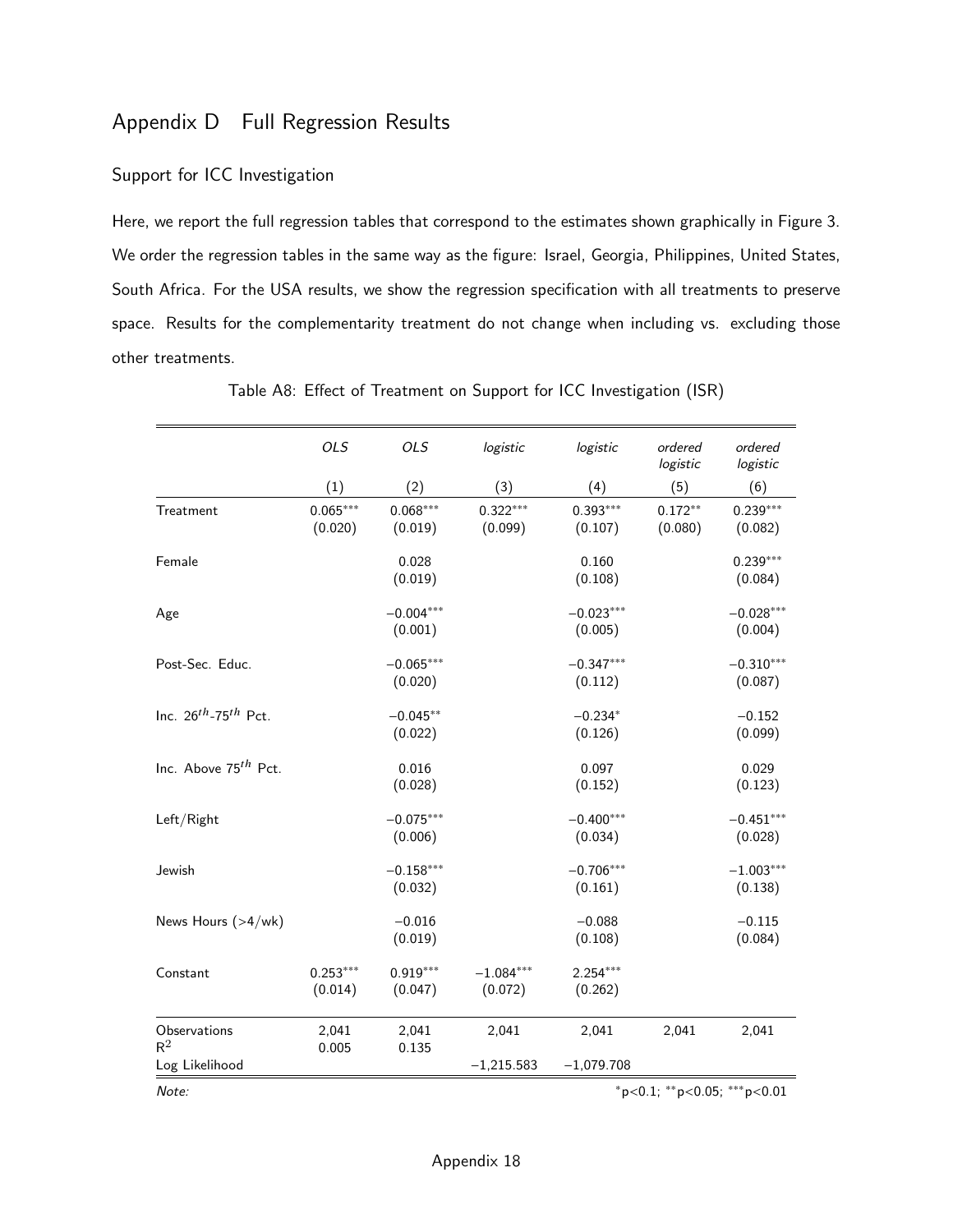# Appendix D Full Regression Results

## Support for ICC Investigation

Here, we report the full regression tables that correspond to the estimates shown graphically in Figure 3. We order the regression tables in the same way as the figure: Israel, Georgia, Philippines, United States, South Africa. For the USA results, we show the regression specification with all treatments to preserve space. Results for the complementarity treatment do not change when including vs. excluding those other treatments.

Table A8: Effect of Treatment on Support for ICC Investigation (ISR)

| | *OLS* | *OLS* | *logistic* | *logistic* | *ordered logistic* | *ordered logistic* |
|---|---|---|---|---|---|---|
| | (1) | (2) | (3) | (4) | (5) | (6) |
| Treatment | 0.065*** (0.020) | 0.068*** (0.019) | 0.322*** (0.099) | 0.393*** (0.107) | 0.172** (0.080) | 0.239*** (0.082) |
| Female | | 0.028 (0.019) | | 0.160 (0.108) | | 0.239*** (0.084) |
| Age | | −0.004*** (0.001) | | −0.023*** (0.005) | | −0.028*** (0.004) |
| Post-Sec. Educ. | | −0.065*** (0.020) | | −0.347*** (0.112) | | −0.310*** (0.087) |
| Inc. $26^{th}$-$75^{th}$ Pct. | | −0.045** (0.022) | | −0.234* (0.126) | | −0.152 (0.099) |
| Inc. Above $75^{th}$ Pct. | | 0.016 (0.028) | | 0.097 (0.152) | | 0.029 (0.123) |
| Left/Right | | −0.075*** (0.006) | | −0.400*** (0.034) | | −0.451*** (0.028) |
| Jewish | | −0.158*** (0.032) | | −0.706*** (0.161) | | −1.003*** (0.138) |
| News Hours (>4/wk) | | −0.016 (0.019) | | −0.088 (0.108) | | −0.115 (0.084) |
| Constant | 0.253*** (0.014) | 0.919*** (0.047) | −1.084*** (0.072) | 2.254*** (0.262) | | |
| Observations | 2,041 | 2,041 | 2,041 | 2,041 | 2,041 | 2,041 |
| $R^2$ | 0.005 | 0.135 | | | | |
| Log Likelihood | | | −1,215.583 | −1,079.708 | | |

*Note:* *p<0.1; **p<0.05; ***p<0.01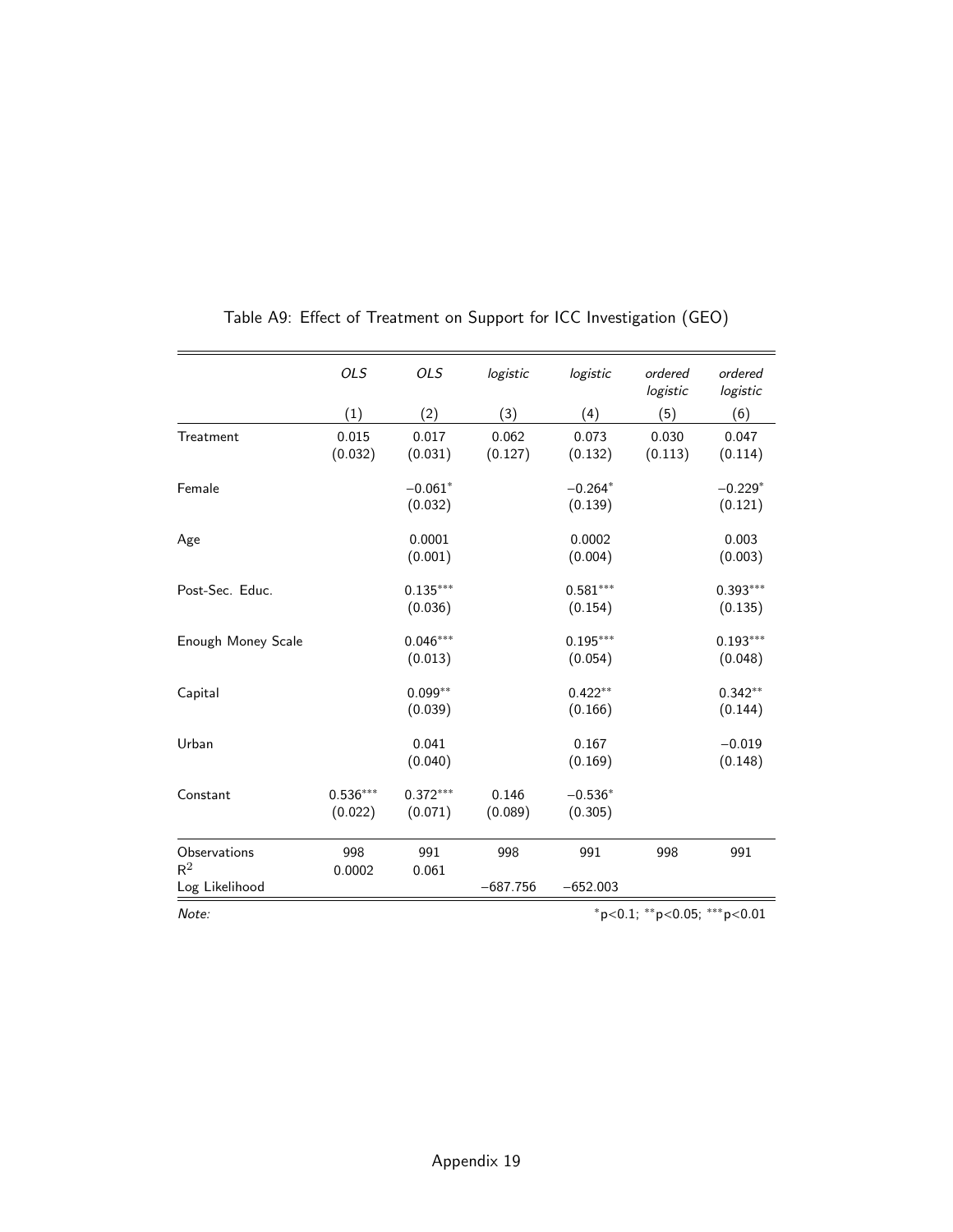Table A9: Effect of Treatment on Support for ICC Investigation (GEO)

| | *OLS* | *OLS* | *logistic* | *logistic* | *ordered logistic* | *ordered logistic* |
|---|---|---|---|---|---|---|
| | (1) | (2) | (3) | (4) | (5) | (6) |
| Treatment | 0.015 | 0.017 | 0.062 | 0.073 | 0.030 | 0.047 |
| | (0.032) | (0.031) | (0.127) | (0.132) | (0.113) | (0.114) |
| Female | | $-0.061^{*}$ | | $-0.264^{*}$ | | $-0.229^{*}$ |
| | | (0.032) | | (0.139) | | (0.121) |
| Age | | 0.0001 | | 0.0002 | | 0.003 |
| | | (0.001) | | (0.004) | | (0.003) |
| Post-Sec. Educ. | | $0.135^{***}$ | | $0.581^{***}$ | | $0.393^{***}$ |
| | | (0.036) | | (0.154) | | (0.135) |
| Enough Money Scale | | $0.046^{***}$ | | $0.195^{***}$ | | $0.193^{***}$ |
| | | (0.013) | | (0.054) | | (0.048) |
| Capital | | $0.099^{**}$ | | $0.422^{**}$ | | $0.342^{**}$ |
| | | (0.039) | | (0.166) | | (0.144) |
| Urban | | 0.041 | | 0.167 | | −0.019 |
| | | (0.040) | | (0.169) | | (0.148) |
| Constant | $0.536^{***}$ | $0.372^{***}$ | 0.146 | $-0.536^{*}$ | | |
| | (0.022) | (0.071) | (0.089) | (0.305) | | |
| Observations | 998 | 991 | 998 | 991 | 998 | 991 |
| $R^2$ | 0.0002 | 0.061 | | | | |
| Log Likelihood | | | −687.756 | −652.003 | | |

*Note:* $^{*}$p<0.1; $^{**}$p<0.05; $^{***}$p<0.01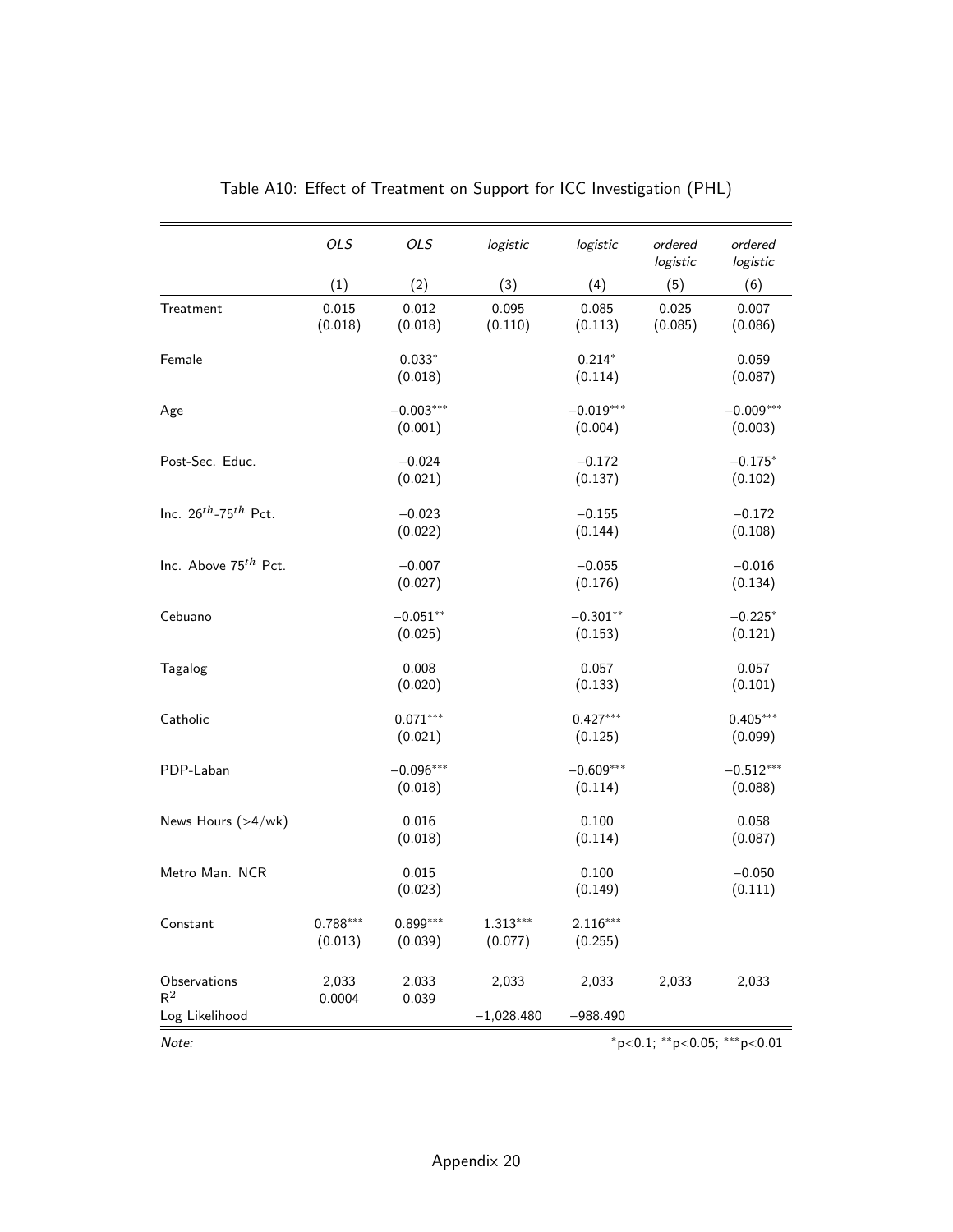Table A10: Effect of Treatment on Support for ICC Investigation (PHL)

| | *OLS* | *OLS* | *logistic* | *logistic* | *ordered logistic* | *ordered logistic* |
|---|---|---|---|---|---|---|
| | (1) | (2) | (3) | (4) | (5) | (6) |
| Treatment | 0.015 | 0.012 | 0.095 | 0.085 | 0.025 | 0.007 |
| | (0.018) | (0.018) | (0.110) | (0.113) | (0.085) | (0.086) |
| Female | | $0.033^{*}$ | | $0.214^{*}$ | | 0.059 |
| | | (0.018) | | (0.114) | | (0.087) |
| Age | | $-0.003^{***}$ | | $-0.019^{***}$ | | $-0.009^{***}$ |
| | | (0.001) | | (0.004) | | (0.003) |
| Post-Sec. Educ. | | $-0.024$ | | $-0.172$ | | $-0.175^{*}$ |
| | | (0.021) | | (0.137) | | (0.102) |
| Inc. $26^{th}$-$75^{th}$ Pct. | | $-0.023$ | | $-0.155$ | | $-0.172$ |
| | | (0.022) | | (0.144) | | (0.108) |
| Inc. Above $75^{th}$ Pct. | | $-0.007$ | | $-0.055$ | | $-0.016$ |
| | | (0.027) | | (0.176) | | (0.134) |
| Cebuano | | $-0.051^{**}$ | | $-0.301^{**}$ | | $-0.225^{*}$ |
| | | (0.025) | | (0.153) | | (0.121) |
| Tagalog | | 0.008 | | 0.057 | | 0.057 |
| | | (0.020) | | (0.133) | | (0.101) |
| Catholic | | $0.071^{***}$ | | $0.427^{***}$ | | $0.405^{***}$ |
| | | (0.021) | | (0.125) | | (0.099) |
| PDP-Laban | | $-0.096^{***}$ | | $-0.609^{***}$ | | $-0.512^{***}$ |
| | | (0.018) | | (0.114) | | (0.088) |
| News Hours (>4/wk) | | 0.016 | | 0.100 | | 0.058 |
| | | (0.018) | | (0.114) | | (0.087) |
| Metro Man. NCR | | 0.015 | | 0.100 | | $-0.050$ |
| | | (0.023) | | (0.149) | | (0.111) |
| Constant | $0.788^{***}$ | $0.899^{***}$ | $1.313^{***}$ | $2.116^{***}$ | | |
| | (0.013) | (0.039) | (0.077) | (0.255) | | |
| Observations | 2,033 | 2,033 | 2,033 | 2,033 | 2,033 | 2,033 |
| $R^2$ | 0.0004 | 0.039 | | | | |
| Log Likelihood | | | $-1{,}028.480$ | $-988.490$ | | |

*Note:* $^{*}$p<0.1; $^{**}$p<0.05; $^{***}$p<0.01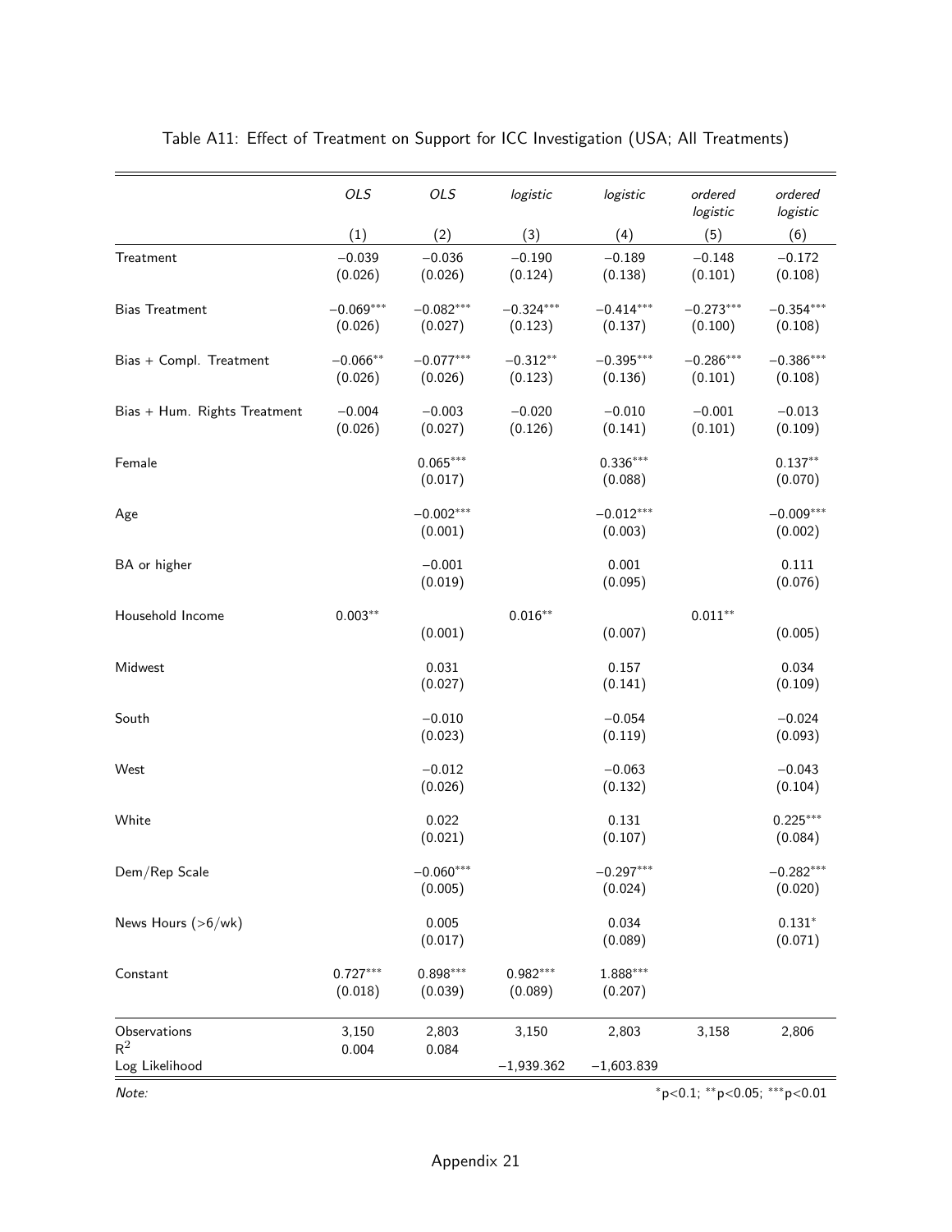Table A11: Effect of Treatment on Support for ICC Investigation (USA; All Treatments)

| | *OLS* | *OLS* | *logistic* | *logistic* | *ordered logistic* | *ordered logistic* |
|---|---|---|---|---|---|---|
| | (1) | (2) | (3) | (4) | (5) | (6) |
| Treatment | −0.039 | −0.036 | −0.190 | −0.189 | −0.148 | −0.172 |
| | (0.026) | (0.026) | (0.124) | (0.138) | (0.101) | (0.108) |
| Bias Treatment | −0.069*** | −0.082*** | −0.324*** | −0.414*** | −0.273*** | −0.354*** |
| | (0.026) | (0.027) | (0.123) | (0.137) | (0.100) | (0.108) |
| Bias + Compl. Treatment | −0.066** | −0.077*** | −0.312** | −0.395*** | −0.286*** | −0.386*** |
| | (0.026) | (0.026) | (0.123) | (0.136) | (0.101) | (0.108) |
| Bias + Hum. Rights Treatment | −0.004 | −0.003 | −0.020 | −0.010 | −0.001 | −0.013 |
| | (0.026) | (0.027) | (0.126) | (0.141) | (0.101) | (0.109) |
| Female | | 0.065*** | | 0.336*** | | 0.137** |
| | | (0.017) | | (0.088) | | (0.070) |
| Age | | −0.002*** | | −0.012*** | | −0.009*** |
| | | (0.001) | | (0.003) | | (0.002) |
| BA or higher | | −0.001 | | 0.001 | | 0.111 |
| | | (0.019) | | (0.095) | | (0.076) |
| Household Income | 0.003** | | 0.016** | | 0.011** | |
| | | (0.001) | | (0.007) | | (0.005) |
| Midwest | | 0.031 | | 0.157 | | 0.034 |
| | | (0.027) | | (0.141) | | (0.109) |
| South | | −0.010 | | −0.054 | | −0.024 |
| | | (0.023) | | (0.119) | | (0.093) |
| West | | −0.012 | | −0.063 | | −0.043 |
| | | (0.026) | | (0.132) | | (0.104) |
| White | | 0.022 | | 0.131 | | 0.225*** |
| | | (0.021) | | (0.107) | | (0.084) |
| Dem/Rep Scale | | −0.060*** | | −0.297*** | | −0.282*** |
| | | (0.005) | | (0.024) | | (0.020) |
| News Hours (>6/wk) | | 0.005 | | 0.034 | | 0.131* |
| | | (0.017) | | (0.089) | | (0.071) |
| Constant | 0.727*** | 0.898*** | 0.982*** | 1.888*** | | |
| | (0.018) | (0.039) | (0.089) | (0.207) | | |
| Observations | 3,150 | 2,803 | 3,150 | 2,803 | 3,158 | 2,806 |
| $R^2$ | 0.004 | 0.084 | | | | |
| Log Likelihood | | | −1,939.362 | −1,603.839 | | |

*Note:* *p<0.1; **p<0.05; ***p<0.01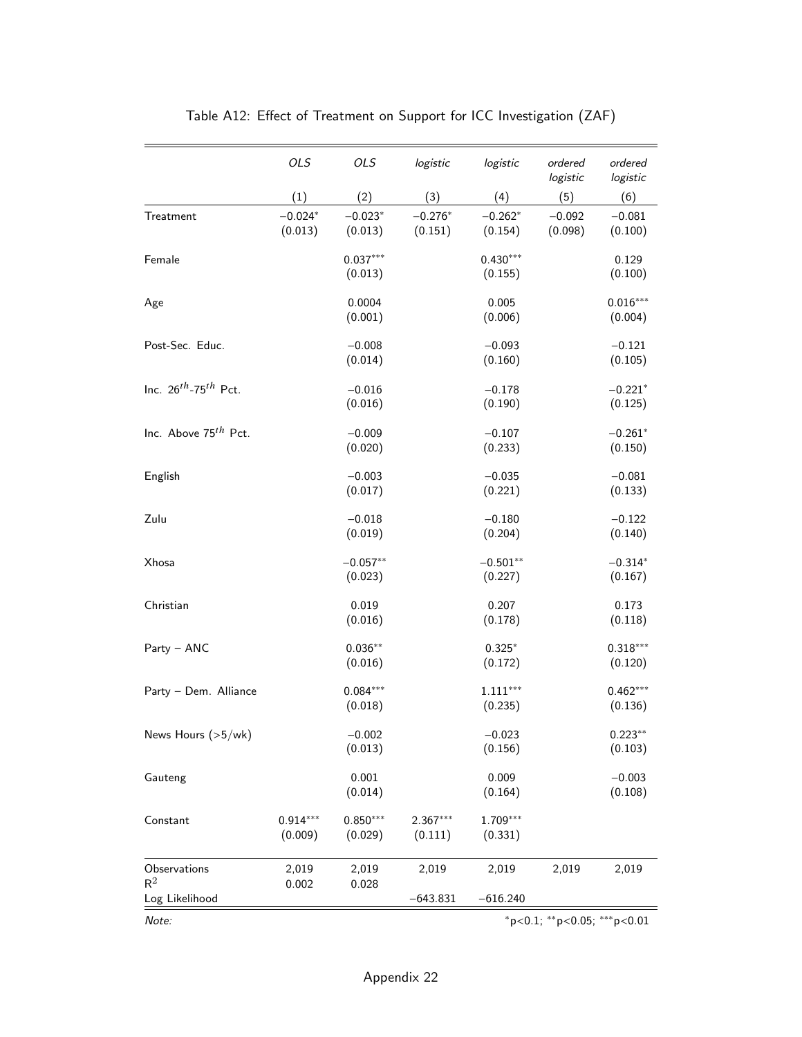Table A12: Effect of Treatment on Support for ICC Investigation (ZAF)

| | *OLS* | *OLS* | *logistic* | *logistic* | *ordered logistic* | *ordered logistic* |
|---|---|---|---|---|---|---|
| | (1) | (2) | (3) | (4) | (5) | (6) |
| Treatment | −0.024* | −0.023* | −0.276* | −0.262* | −0.092 | −0.081 |
| | (0.013) | (0.013) | (0.151) | (0.154) | (0.098) | (0.100) |
| Female | | 0.037*** | | 0.430*** | | 0.129 |
| | | (0.013) | | (0.155) | | (0.100) |
| Age | | 0.0004 | | 0.005 | | 0.016*** |
| | | (0.001) | | (0.006) | | (0.004) |
| Post-Sec. Educ. | | −0.008 | | −0.093 | | −0.121 |
| | | (0.014) | | (0.160) | | (0.105) |
| Inc. $26^{th}$-$75^{th}$ Pct. | | −0.016 | | −0.178 | | −0.221* |
| | | (0.016) | | (0.190) | | (0.125) |
| Inc. Above $75^{th}$ Pct. | | −0.009 | | −0.107 | | −0.261* |
| | | (0.020) | | (0.233) | | (0.150) |
| English | | −0.003 | | −0.035 | | −0.081 |
| | | (0.017) | | (0.221) | | (0.133) |
| Zulu | | −0.018 | | −0.180 | | −0.122 |
| | | (0.019) | | (0.204) | | (0.140) |
| Xhosa | | −0.057** | | −0.501** | | −0.314* |
| | | (0.023) | | (0.227) | | (0.167) |
| Christian | | 0.019 | | 0.207 | | 0.173 |
| | | (0.016) | | (0.178) | | (0.118) |
| Party – ANC | | 0.036** | | 0.325* | | 0.318*** |
| | | (0.016) | | (0.172) | | (0.120) |
| Party – Dem. Alliance | | 0.084*** | | 1.111*** | | 0.462*** |
| | | (0.018) | | (0.235) | | (0.136) |
| News Hours (>5/wk) | | −0.002 | | −0.023 | | 0.223** |
| | | (0.013) | | (0.156) | | (0.103) |
| Gauteng | | 0.001 | | 0.009 | | −0.003 |
| | | (0.014) | | (0.164) | | (0.108) |
| Constant | 0.914*** | 0.850*** | 2.367*** | 1.709*** | | |
| | (0.009) | (0.029) | (0.111) | (0.331) | | |
| Observations | 2,019 | 2,019 | 2,019 | 2,019 | 2,019 | 2,019 |
| $R^2$ | 0.002 | 0.028 | | | | |
| Log Likelihood | | | −643.831 | −616.240 | | |

*Note:* *p<0.1; **p<0.05; ***p<0.01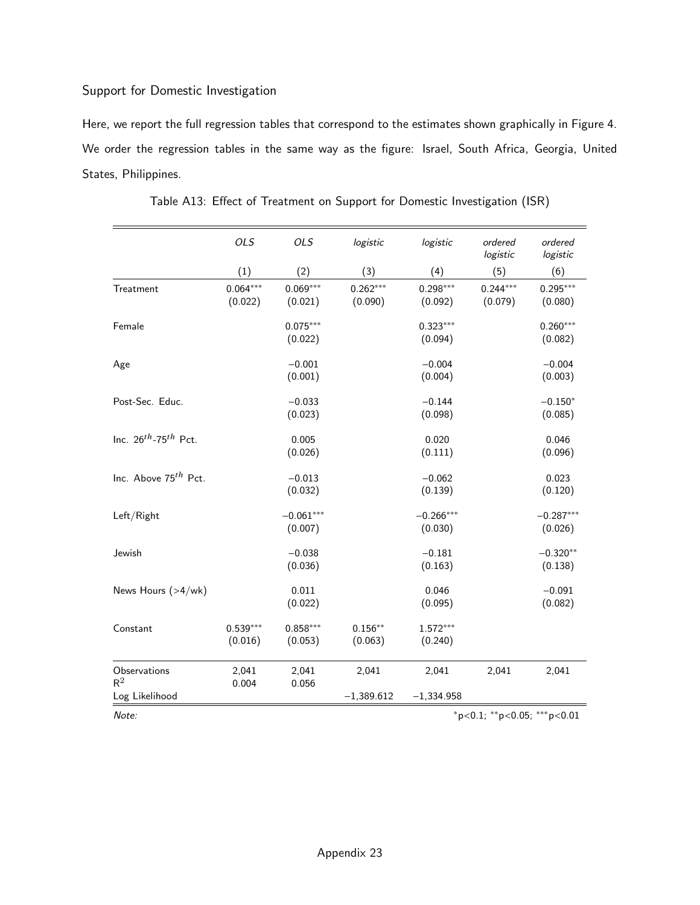## Support for Domestic Investigation

Here, we report the full regression tables that correspond to the estimates shown graphically in Figure 4. We order the regression tables in the same way as the figure: Israel, South Africa, Georgia, United States, Philippines.

Table A13: Effect of Treatment on Support for Domestic Investigation (ISR)

| | *OLS* | *OLS* | *logistic* | *logistic* | *ordered logistic* | *ordered logistic* |
|---|---|---|---|---|---|---|
| | (1) | (2) | (3) | (4) | (5) | (6) |
| Treatment | 0.064*** | 0.069*** | 0.262*** | 0.298*** | 0.244*** | 0.295*** |
| | (0.022) | (0.021) | (0.090) | (0.092) | (0.079) | (0.080) |
| Female | | 0.075*** | | 0.323*** | | 0.260*** |
| | | (0.022) | | (0.094) | | (0.082) |
| Age | | −0.001 | | −0.004 | | −0.004 |
| | | (0.001) | | (0.004) | | (0.003) |
| Post-Sec. Educ. | | −0.033 | | −0.144 | | −0.150* |
| | | (0.023) | | (0.098) | | (0.085) |
| Inc. $26^{th}$-$75^{th}$ Pct. | | 0.005 | | 0.020 | | 0.046 |
| | | (0.026) | | (0.111) | | (0.096) |
| Inc. Above $75^{th}$ Pct. | | −0.013 | | −0.062 | | 0.023 |
| | | (0.032) | | (0.139) | | (0.120) |
| Left/Right | | −0.061*** | | −0.266*** | | −0.287*** |
| | | (0.007) | | (0.030) | | (0.026) |
| Jewish | | −0.038 | | −0.181 | | −0.320** |
| | | (0.036) | | (0.163) | | (0.138) |
| News Hours (>4/wk) | | 0.011 | | 0.046 | | −0.091 |
| | | (0.022) | | (0.095) | | (0.082) |
| Constant | 0.539*** | 0.858*** | 0.156** | 1.572*** | | |
| | (0.016) | (0.053) | (0.063) | (0.240) | | |
| Observations | 2,041 | 2,041 | 2,041 | 2,041 | 2,041 | 2,041 |
| $R^2$ | 0.004 | 0.056 | | | | |
| Log Likelihood | | | −1,389.612 | −1,334.958 | | |

*Note:* *p<0.1; **p<0.05; ***p<0.01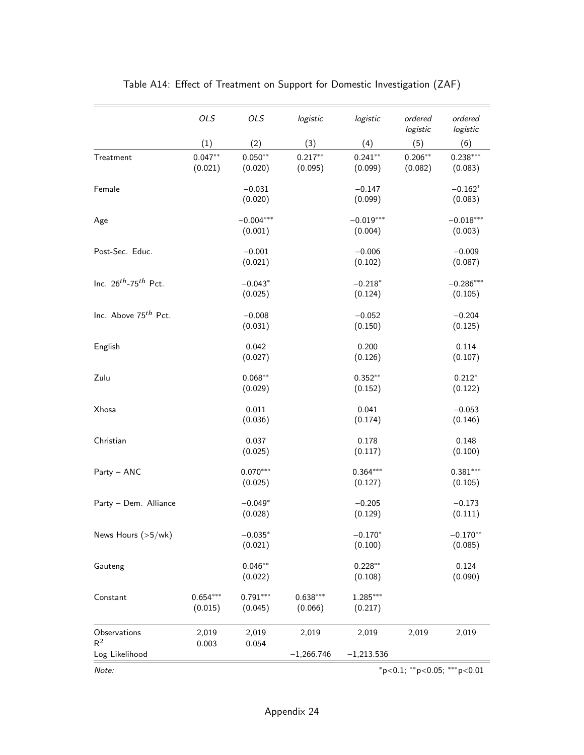Table A14: Effect of Treatment on Support for Domestic Investigation (ZAF)

| | *OLS* | *OLS* | *logistic* | *logistic* | *ordered logistic* | *ordered logistic* |
|---|---|---|---|---|---|---|
| | (1) | (2) | (3) | (4) | (5) | (6) |
| Treatment | 0.047** | 0.050** | 0.217** | 0.241** | 0.206** | 0.238*** |
| | (0.021) | (0.020) | (0.095) | (0.099) | (0.082) | (0.083) |
| Female | | −0.031 | | −0.147 | | −0.162* |
| | | (0.020) | | (0.099) | | (0.083) |
| Age | | −0.004*** | | −0.019*** | | −0.018*** |
| | | (0.001) | | (0.004) | | (0.003) |
| Post-Sec. Educ. | | −0.001 | | −0.006 | | −0.009 |
| | | (0.021) | | (0.102) | | (0.087) |
| Inc. $26^{th}$-$75^{th}$ Pct. | | −0.043* | | −0.218* | | −0.286*** |
| | | (0.025) | | (0.124) | | (0.105) |
| Inc. Above $75^{th}$ Pct. | | −0.008 | | −0.052 | | −0.204 |
| | | (0.031) | | (0.150) | | (0.125) |
| English | | 0.042 | | 0.200 | | 0.114 |
| | | (0.027) | | (0.126) | | (0.107) |
| Zulu | | 0.068** | | 0.352** | | 0.212* |
| | | (0.029) | | (0.152) | | (0.122) |
| Xhosa | | 0.011 | | 0.041 | | −0.053 |
| | | (0.036) | | (0.174) | | (0.146) |
| Christian | | 0.037 | | 0.178 | | 0.148 |
| | | (0.025) | | (0.117) | | (0.100) |
| Party – ANC | | 0.070*** | | 0.364*** | | 0.381*** |
| | | (0.025) | | (0.127) | | (0.105) |
| Party – Dem. Alliance | | −0.049* | | −0.205 | | −0.173 |
| | | (0.028) | | (0.129) | | (0.111) |
| News Hours (>5/wk) | | −0.035* | | −0.170* | | −0.170** |
| | | (0.021) | | (0.100) | | (0.085) |
| Gauteng | | 0.046** | | 0.228** | | 0.124 |
| | | (0.022) | | (0.108) | | (0.090) |
| Constant | 0.654*** | 0.791*** | 0.638*** | 1.285*** | | |
| | (0.015) | (0.045) | (0.066) | (0.217) | | |
| Observations | 2,019 | 2,019 | 2,019 | 2,019 | 2,019 | 2,019 |
| $R^2$ | 0.003 | 0.054 | | | | |
| Log Likelihood | | | −1,266.746 | −1,213.536 | | |

*Note:* *p<0.1; **p<0.05; ***p<0.01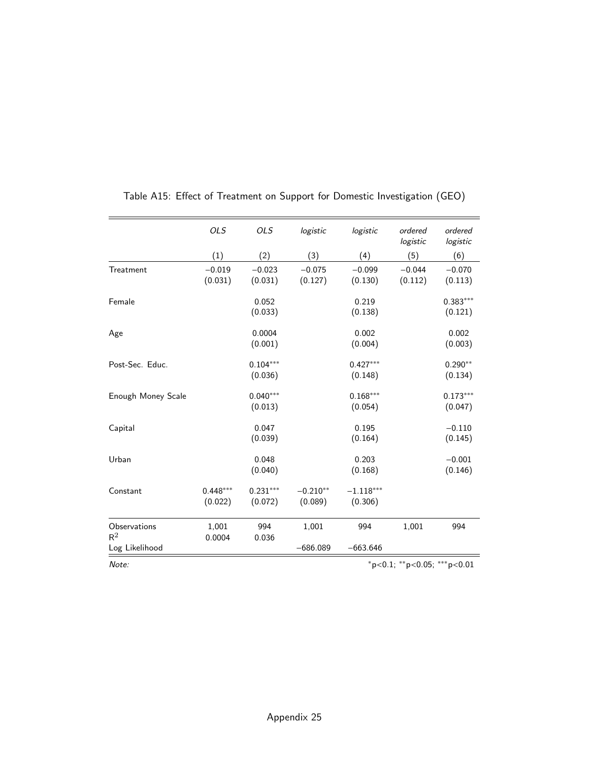Table A15: Effect of Treatment on Support for Domestic Investigation (GEO)

| | *OLS* | *OLS* | *logistic* | *logistic* | *ordered logistic* | *ordered logistic* |
|---|---|---|---|---|---|---|
| | (1) | (2) | (3) | (4) | (5) | (6) |
| Treatment | −0.019 | −0.023 | −0.075 | −0.099 | −0.044 | −0.070 |
| | (0.031) | (0.031) | (0.127) | (0.130) | (0.112) | (0.113) |
| Female | | 0.052 | | 0.219 | | 0.383*** |
| | | (0.033) | | (0.138) | | (0.121) |
| Age | | 0.0004 | | 0.002 | | 0.002 |
| | | (0.001) | | (0.004) | | (0.003) |
| Post-Sec. Educ. | | 0.104*** | | 0.427*** | | 0.290** |
| | | (0.036) | | (0.148) | | (0.134) |
| Enough Money Scale | | 0.040*** | | 0.168*** | | 0.173*** |
| | | (0.013) | | (0.054) | | (0.047) |
| Capital | | 0.047 | | 0.195 | | −0.110 |
| | | (0.039) | | (0.164) | | (0.145) |
| Urban | | 0.048 | | 0.203 | | −0.001 |
| | | (0.040) | | (0.168) | | (0.146) |
| Constant | 0.448*** | 0.231*** | −0.210** | −1.118*** | | |
| | (0.022) | (0.072) | (0.089) | (0.306) | | |
| Observations | 1,001 | 994 | 1,001 | 994 | 1,001 | 994 |
| $R^2$ | 0.0004 | 0.036 | | | | |
| Log Likelihood | | | −686.089 | −663.646 | | |

*Note:* *p<0.1; **p<0.05; ***p<0.01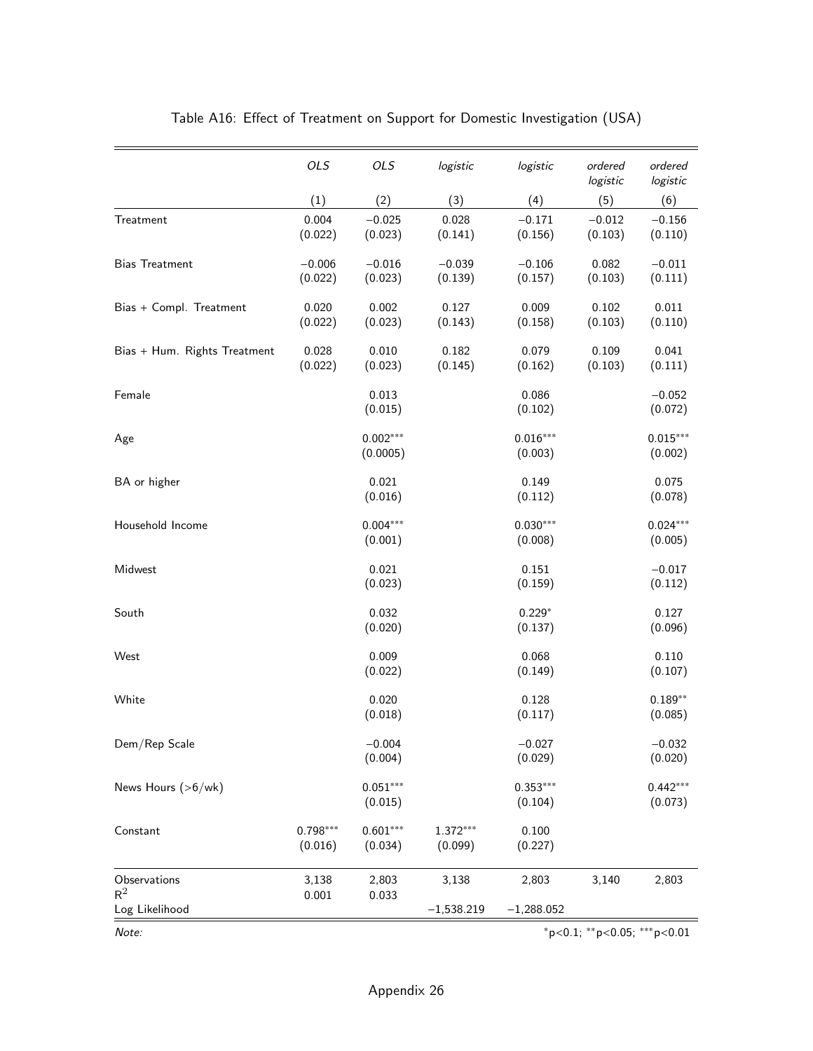Table A16: Effect of Treatment on Support for Domestic Investigation (USA)

| | *OLS* | *OLS* | *logistic* | *logistic* | *ordered logistic* | *ordered logistic* |
|---|---|---|---|---|---|---|
| | (1) | (2) | (3) | (4) | (5) | (6) |
| Treatment | 0.004 | −0.025 | 0.028 | −0.171 | −0.012 | −0.156 |
| | (0.022) | (0.023) | (0.141) | (0.156) | (0.103) | (0.110) |
| Bias Treatment | −0.006 | −0.016 | −0.039 | −0.106 | 0.082 | −0.011 |
| | (0.022) | (0.023) | (0.139) | (0.157) | (0.103) | (0.111) |
| Bias + Compl. Treatment | 0.020 | 0.002 | 0.127 | 0.009 | 0.102 | 0.011 |
| | (0.022) | (0.023) | (0.143) | (0.158) | (0.103) | (0.110) |
| Bias + Hum. Rights Treatment | 0.028 | 0.010 | 0.182 | 0.079 | 0.109 | 0.041 |
| | (0.022) | (0.023) | (0.145) | (0.162) | (0.103) | (0.111) |
| Female | | 0.013 | | 0.086 | | −0.052 |
| | | (0.015) | | (0.102) | | (0.072) |
| Age | | $0.002^{***}$ | | $0.016^{***}$ | | $0.015^{***}$ |
| | | (0.0005) | | (0.003) | | (0.002) |
| BA or higher | | 0.021 | | 0.149 | | 0.075 |
| | | (0.016) | | (0.112) | | (0.078) |
| Household Income | | $0.004^{***}$ | | $0.030^{***}$ | | $0.024^{***}$ |
| | | (0.001) | | (0.008) | | (0.005) |
| Midwest | | 0.021 | | 0.151 | | −0.017 |
| | | (0.023) | | (0.159) | | (0.112) |
| South | | 0.032 | | $0.229^{*}$ | | 0.127 |
| | | (0.020) | | (0.137) | | (0.096) |
| West | | 0.009 | | 0.068 | | 0.110 |
| | | (0.022) | | (0.149) | | (0.107) |
| White | | 0.020 | | 0.128 | | $0.189^{**}$ |
| | | (0.018) | | (0.117) | | (0.085) |
| Dem/Rep Scale | | −0.004 | | −0.027 | | −0.032 |
| | | (0.004) | | (0.029) | | (0.020) |
| News Hours (>6/wk) | | $0.051^{***}$ | | $0.353^{***}$ | | $0.442^{***}$ |
| | | (0.015) | | (0.104) | | (0.073) |
| Constant | $0.798^{***}$ | $0.601^{***}$ | $1.372^{***}$ | 0.100 | | |
| | (0.016) | (0.034) | (0.099) | (0.227) | | |
| Observations | 3,138 | 2,803 | 3,138 | 2,803 | 3,140 | 2,803 |
| $R^2$ | 0.001 | 0.033 | | | | |
| Log Likelihood | | | −1,538.219 | −1,288.052 | | |

*Note:* $^{*}$p<0.1; $^{**}$p<0.05; $^{***}$p<0.01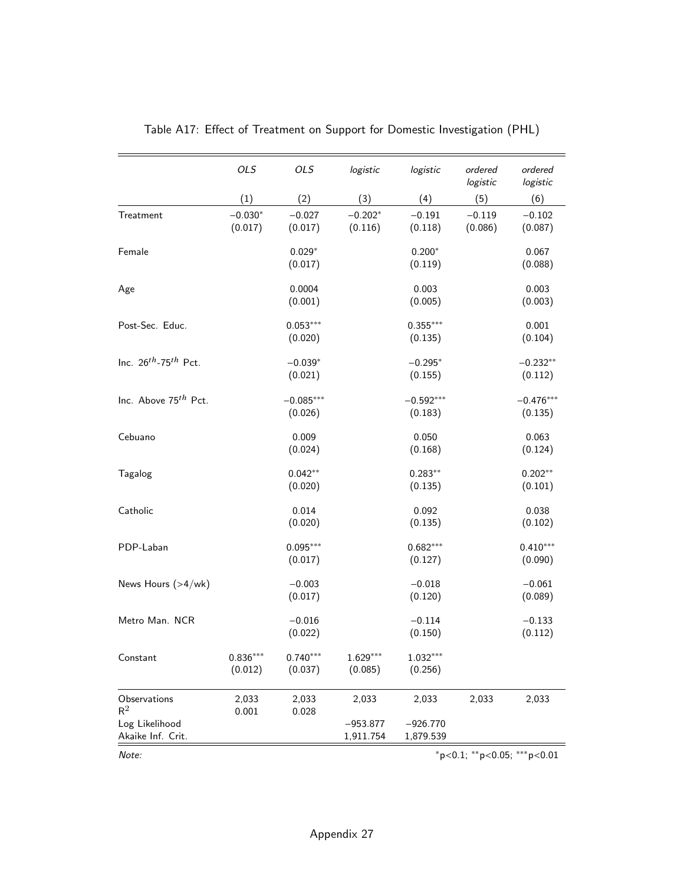Table A17: Effect of Treatment on Support for Domestic Investigation (PHL)

| | *OLS* | *OLS* | *logistic* | *logistic* | *ordered logistic* | *ordered logistic* |
|---|---|---|---|---|---|---|
| | (1) | (2) | (3) | (4) | (5) | (6) |
| Treatment | −0.030* | −0.027 | −0.202* | −0.191 | −0.119 | −0.102 |
| | (0.017) | (0.017) | (0.116) | (0.118) | (0.086) | (0.087) |
| Female | | 0.029* | | 0.200* | | 0.067 |
| | | (0.017) | | (0.119) | | (0.088) |
| Age | | 0.0004 | | 0.003 | | 0.003 |
| | | (0.001) | | (0.005) | | (0.003) |
| Post-Sec. Educ. | | 0.053*** | | 0.355*** | | 0.001 |
| | | (0.020) | | (0.135) | | (0.104) |
| Inc. $26^{th}$-$75^{th}$ Pct. | | −0.039* | | −0.295* | | −0.232** |
| | | (0.021) | | (0.155) | | (0.112) |
| Inc. Above $75^{th}$ Pct. | | −0.085*** | | −0.592*** | | −0.476*** |
| | | (0.026) | | (0.183) | | (0.135) |
| Cebuano | | 0.009 | | 0.050 | | 0.063 |
| | | (0.024) | | (0.168) | | (0.124) |
| Tagalog | | 0.042** | | 0.283** | | 0.202** |
| | | (0.020) | | (0.135) | | (0.101) |
| Catholic | | 0.014 | | 0.092 | | 0.038 |
| | | (0.020) | | (0.135) | | (0.102) |
| PDP-Laban | | 0.095*** | | 0.682*** | | 0.410*** |
| | | (0.017) | | (0.127) | | (0.090) |
| News Hours (>4/wk) | | −0.003 | | −0.018 | | −0.061 |
| | | (0.017) | | (0.120) | | (0.089) |
| Metro Man. NCR | | −0.016 | | −0.114 | | −0.133 |
| | | (0.022) | | (0.150) | | (0.112) |
| Constant | 0.836*** | 0.740*** | 1.629*** | 1.032*** | | |
| | (0.012) | (0.037) | (0.085) | (0.256) | | |
| Observations | 2,033 | 2,033 | 2,033 | 2,033 | 2,033 | 2,033 |
| $R^2$ | 0.001 | 0.028 | | | | |
| Log Likelihood | | | −953.877 | −926.770 | | |
| Akaike Inf. Crit. | | | 1,911.754 | 1,879.539 | | |

*Note:* *p<0.1; **p<0.05; ***p<0.01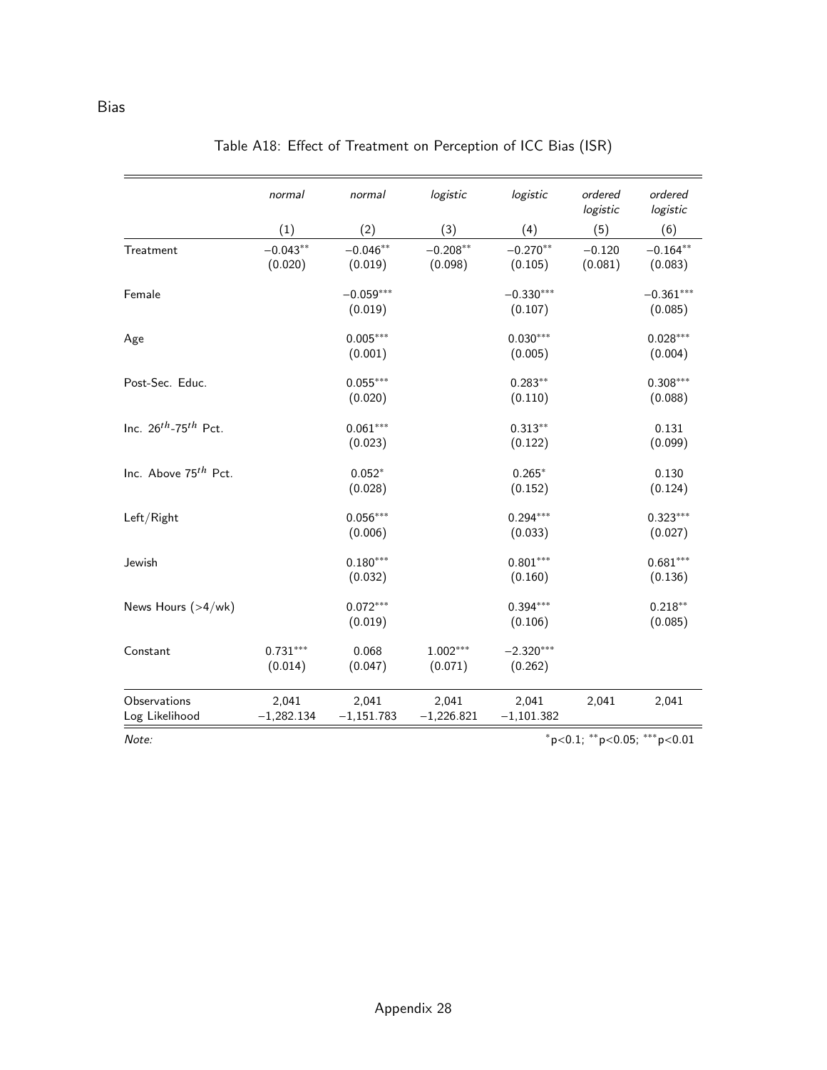Bias

Table A18: Effect of Treatment on Perception of ICC Bias (ISR)

| | *normal* | *normal* | *logistic* | *logistic* | *ordered logistic* | *ordered logistic* |
|---|---|---|---|---|---|---|
| | (1) | (2) | (3) | (4) | (5) | (6) |
| Treatment | $-0.043^{**}$ | $-0.046^{**}$ | $-0.208^{**}$ | $-0.270^{**}$ | $-0.120$ | $-0.164^{**}$ |
| | (0.020) | (0.019) | (0.098) | (0.105) | (0.081) | (0.083) |
| Female | | $-0.059^{***}$ | | $-0.330^{***}$ | | $-0.361^{***}$ |
| | | (0.019) | | (0.107) | | (0.085) |
| Age | | $0.005^{***}$ | | $0.030^{***}$ | | $0.028^{***}$ |
| | | (0.001) | | (0.005) | | (0.004) |
| Post-Sec. Educ. | | $0.055^{***}$ | | $0.283^{**}$ | | $0.308^{***}$ |
| | | (0.020) | | (0.110) | | (0.088) |
| Inc. $26^{th}$-$75^{th}$ Pct. | | $0.061^{***}$ | | $0.313^{**}$ | | 0.131 |
| | | (0.023) | | (0.122) | | (0.099) |
| Inc. Above $75^{th}$ Pct. | | $0.052^{*}$ | | $0.265^{*}$ | | 0.130 |
| | | (0.028) | | (0.152) | | (0.124) |
| Left/Right | | $0.056^{***}$ | | $0.294^{***}$ | | $0.323^{***}$ |
| | | (0.006) | | (0.033) | | (0.027) |
| Jewish | | $0.180^{***}$ | | $0.801^{***}$ | | $0.681^{***}$ |
| | | (0.032) | | (0.160) | | (0.136) |
| News Hours (>4/wk) | | $0.072^{***}$ | | $0.394^{***}$ | | $0.218^{**}$ |
| | | (0.019) | | (0.106) | | (0.085) |
| Constant | $0.731^{***}$ | 0.068 | $1.002^{***}$ | $-2.320^{***}$ | | |
| | (0.014) | (0.047) | (0.071) | (0.262) | | |
| Observations | 2,041 | 2,041 | 2,041 | 2,041 | 2,041 | 2,041 |
| Log Likelihood | −1,282.134 | −1,151.783 | −1,226.821 | −1,101.382 | | |

*Note:* $^{*}$p<0.1; $^{**}$p<0.05; $^{***}$p<0.01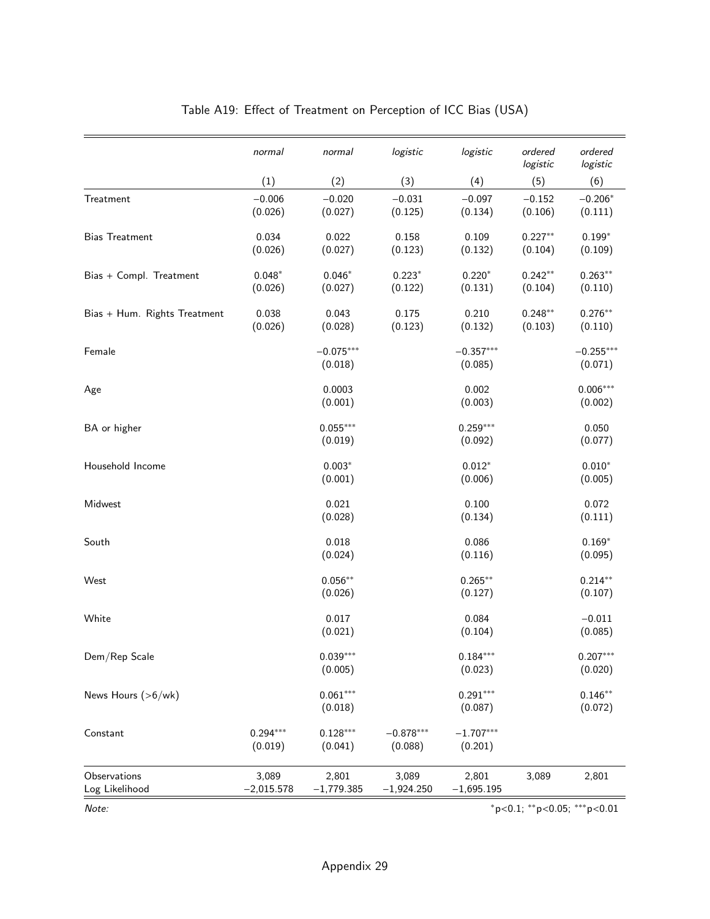Table A19: Effect of Treatment on Perception of ICC Bias (USA)

| | *normal* | *normal* | *logistic* | *logistic* | *ordered logistic* | *ordered logistic* |
|---|---|---|---|---|---|---|
| | (1) | (2) | (3) | (4) | (5) | (6) |
| Treatment | −0.006 | −0.020 | −0.031 | −0.097 | −0.152 | $-0.206^{*}$ |
| | (0.026) | (0.027) | (0.125) | (0.134) | (0.106) | (0.111) |
| Bias Treatment | 0.034 | 0.022 | 0.158 | 0.109 | $0.227^{**}$ | $0.199^{*}$ |
| | (0.026) | (0.027) | (0.123) | (0.132) | (0.104) | (0.109) |
| Bias + Compl. Treatment | $0.048^{*}$ | $0.046^{*}$ | $0.223^{*}$ | $0.220^{*}$ | $0.242^{**}$ | $0.263^{**}$ |
| | (0.026) | (0.027) | (0.122) | (0.131) | (0.104) | (0.110) |
| Bias + Hum. Rights Treatment | 0.038 | 0.043 | 0.175 | 0.210 | $0.248^{**}$ | $0.276^{**}$ |
| | (0.026) | (0.028) | (0.123) | (0.132) | (0.103) | (0.110) |
| Female | | $-0.075^{***}$ | | $-0.357^{***}$ | | $-0.255^{***}$ |
| | | (0.018) | | (0.085) | | (0.071) |
| Age | | 0.0003 | | 0.002 | | $0.006^{***}$ |
| | | (0.001) | | (0.003) | | (0.002) |
| BA or higher | | $0.055^{***}$ | | $0.259^{***}$ | | 0.050 |
| | | (0.019) | | (0.092) | | (0.077) |
| Household Income | | $0.003^{*}$ | | $0.012^{*}$ | | $0.010^{*}$ |
| | | (0.001) | | (0.006) | | (0.005) |
| Midwest | | 0.021 | | 0.100 | | 0.072 |
| | | (0.028) | | (0.134) | | (0.111) |
| South | | 0.018 | | 0.086 | | $0.169^{*}$ |
| | | (0.024) | | (0.116) | | (0.095) |
| West | | $0.056^{**}$ | | $0.265^{**}$ | | $0.214^{**}$ |
| | | (0.026) | | (0.127) | | (0.107) |
| White | | 0.017 | | 0.084 | | −0.011 |
| | | (0.021) | | (0.104) | | (0.085) |
| Dem/Rep Scale | | $0.039^{***}$ | | $0.184^{***}$ | | $0.207^{***}$ |
| | | (0.005) | | (0.023) | | (0.020) |
| News Hours (>6/wk) | | $0.061^{***}$ | | $0.291^{***}$ | | $0.146^{**}$ |
| | | (0.018) | | (0.087) | | (0.072) |
| Constant | $0.294^{***}$ | $0.128^{***}$ | $-0.878^{***}$ | $-1.707^{***}$ | | |
| | (0.019) | (0.041) | (0.088) | (0.201) | | |
| Observations | 3,089 | 2,801 | 3,089 | 2,801 | 3,089 | 2,801 |
| Log Likelihood | −2,015.578 | −1,779.385 | −1,924.250 | −1,695.195 | | |

*Note:* $^{*}$p<0.1; $^{**}$p<0.05; $^{***}$p<0.01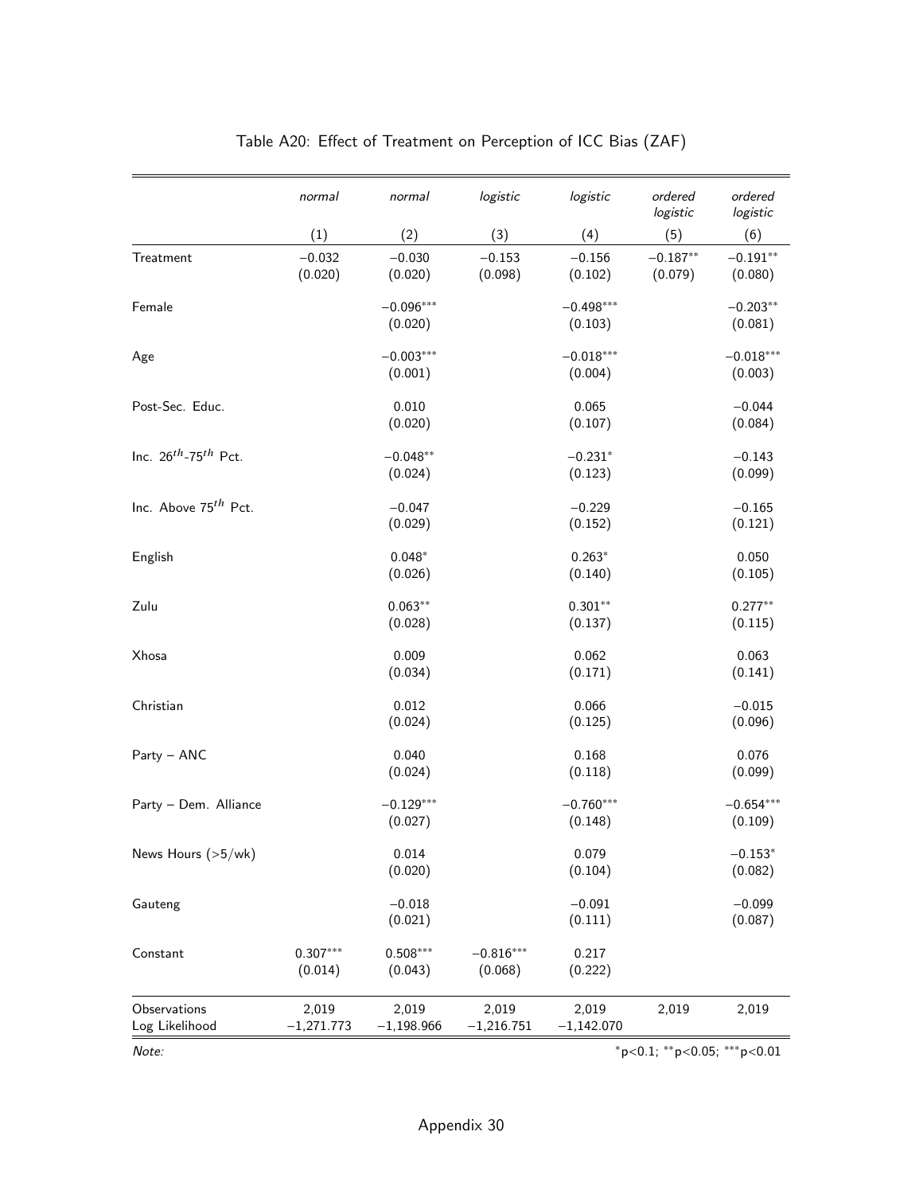Table A20: Effect of Treatment on Perception of ICC Bias (ZAF)

| | *normal* | *normal* | *logistic* | *logistic* | *ordered logistic* | *ordered logistic* |
|---|---|---|---|---|---|---|
| | (1) | (2) | (3) | (4) | (5) | (6) |
| Treatment | −0.032 | −0.030 | −0.153 | −0.156 | −0.187** | −0.191** |
| | (0.020) | (0.020) | (0.098) | (0.102) | (0.079) | (0.080) |
| Female | | −0.096*** | | −0.498*** | | −0.203** |
| | | (0.020) | | (0.103) | | (0.081) |
| Age | | −0.003*** | | −0.018*** | | −0.018*** |
| | | (0.001) | | (0.004) | | (0.003) |
| Post-Sec. Educ. | | 0.010 | | 0.065 | | −0.044 |
| | | (0.020) | | (0.107) | | (0.084) |
| Inc. $26^{th}$-$75^{th}$ Pct. | | −0.048** | | −0.231* | | −0.143 |
| | | (0.024) | | (0.123) | | (0.099) |
| Inc. Above $75^{th}$ Pct. | | −0.047 | | −0.229 | | −0.165 |
| | | (0.029) | | (0.152) | | (0.121) |
| English | | 0.048* | | 0.263* | | 0.050 |
| | | (0.026) | | (0.140) | | (0.105) |
| Zulu | | 0.063** | | 0.301** | | 0.277** |
| | | (0.028) | | (0.137) | | (0.115) |
| Xhosa | | 0.009 | | 0.062 | | 0.063 |
| | | (0.034) | | (0.171) | | (0.141) |
| Christian | | 0.012 | | 0.066 | | −0.015 |
| | | (0.024) | | (0.125) | | (0.096) |
| Party – ANC | | 0.040 | | 0.168 | | 0.076 |
| | | (0.024) | | (0.118) | | (0.099) |
| Party – Dem. Alliance | | −0.129*** | | −0.760*** | | −0.654*** |
| | | (0.027) | | (0.148) | | (0.109) |
| News Hours (>5/wk) | | 0.014 | | 0.079 | | −0.153* |
| | | (0.020) | | (0.104) | | (0.082) |
| Gauteng | | −0.018 | | −0.091 | | −0.099 |
| | | (0.021) | | (0.111) | | (0.087) |
| Constant | 0.307*** | 0.508*** | −0.816*** | 0.217 | | |
| | (0.014) | (0.043) | (0.068) | (0.222) | | |
| Observations | 2,019 | 2,019 | 2,019 | 2,019 | 2,019 | 2,019 |
| Log Likelihood | −1,271.773 | −1,198.966 | −1,216.751 | −1,142.070 | | |

*Note:* *p<0.1; **p<0.05; ***p<0.01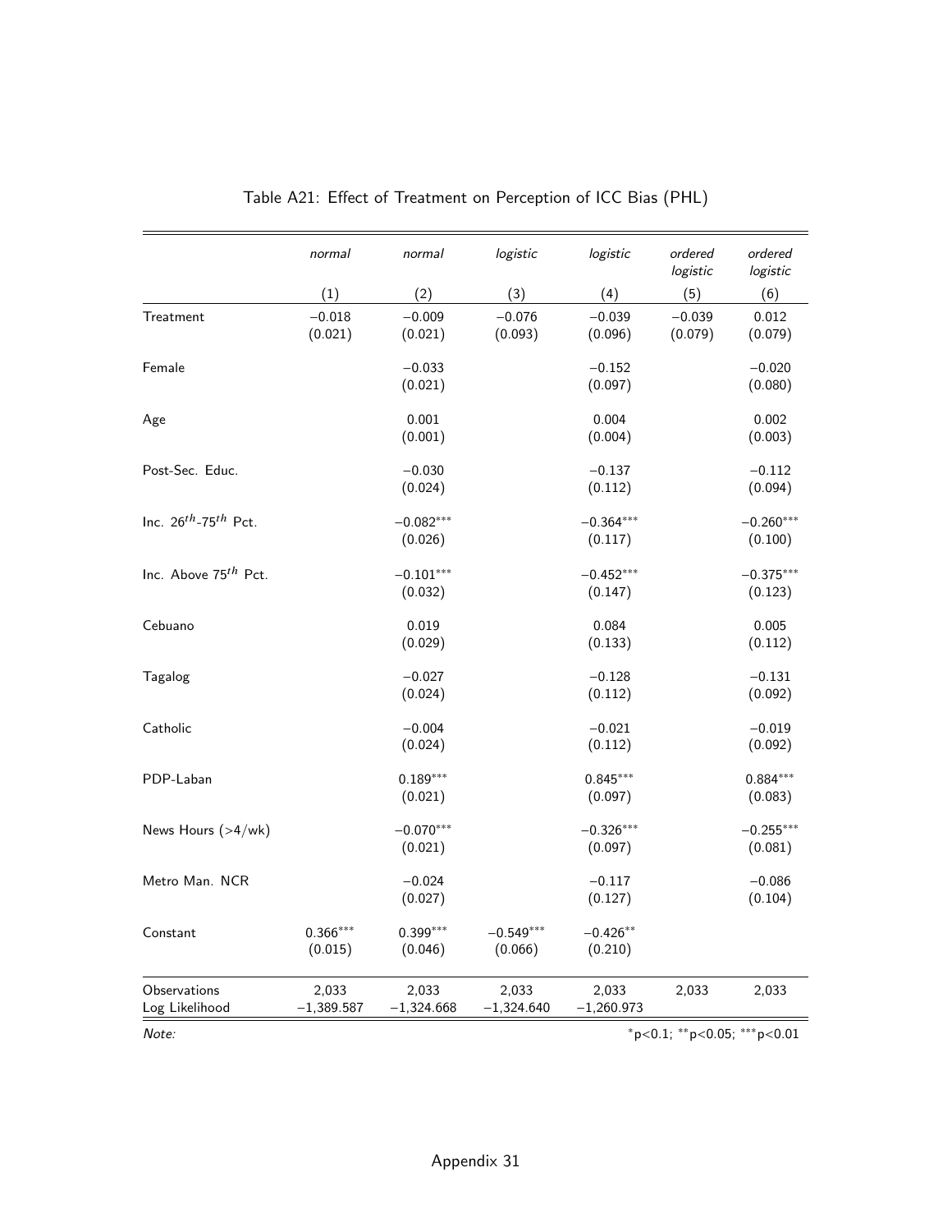Table A21: Effect of Treatment on Perception of ICC Bias (PHL)

| | *normal* | *normal* | *logistic* | *logistic* | *ordered logistic* | *ordered logistic* |
|---|---|---|---|---|---|---|
| | (1) | (2) | (3) | (4) | (5) | (6) |
| Treatment | −0.018 | −0.009 | −0.076 | −0.039 | −0.039 | 0.012 |
| | (0.021) | (0.021) | (0.093) | (0.096) | (0.079) | (0.079) |
| Female | | −0.033 | | −0.152 | | −0.020 |
| | | (0.021) | | (0.097) | | (0.080) |
| Age | | 0.001 | | 0.004 | | 0.002 |
| | | (0.001) | | (0.004) | | (0.003) |
| Post-Sec. Educ. | | −0.030 | | −0.137 | | −0.112 |
| | | (0.024) | | (0.112) | | (0.094) |
| Inc. $26^{th}$-$75^{th}$ Pct. | | $-0.082^{***}$ | | $-0.364^{***}$ | | $-0.260^{***}$ |
| | | (0.026) | | (0.117) | | (0.100) |
| Inc. Above $75^{th}$ Pct. | | $-0.101^{***}$ | | $-0.452^{***}$ | | $-0.375^{***}$ |
| | | (0.032) | | (0.147) | | (0.123) |
| Cebuano | | 0.019 | | 0.084 | | 0.005 |
| | | (0.029) | | (0.133) | | (0.112) |
| Tagalog | | −0.027 | | −0.128 | | −0.131 |
| | | (0.024) | | (0.112) | | (0.092) |
| Catholic | | −0.004 | | −0.021 | | −0.019 |
| | | (0.024) | | (0.112) | | (0.092) |
| PDP-Laban | | $0.189^{***}$ | | $0.845^{***}$ | | $0.884^{***}$ |
| | | (0.021) | | (0.097) | | (0.083) |
| News Hours (>4/wk) | | $-0.070^{***}$ | | $-0.326^{***}$ | | $-0.255^{***}$ |
| | | (0.021) | | (0.097) | | (0.081) |
| Metro Man. NCR | | −0.024 | | −0.117 | | −0.086 |
| | | (0.027) | | (0.127) | | (0.104) |
| Constant | $0.366^{***}$ | $0.399^{***}$ | $-0.549^{***}$ | $-0.426^{**}$ | | |
| | (0.015) | (0.046) | (0.066) | (0.210) | | |
| Observations | 2,033 | 2,033 | 2,033 | 2,033 | 2,033 | 2,033 |
| Log Likelihood | −1,389.587 | −1,324.668 | −1,324.640 | −1,260.973 | | |

*Note:* $^{*}$p<0.1; $^{**}$p<0.05; $^{***}$p<0.01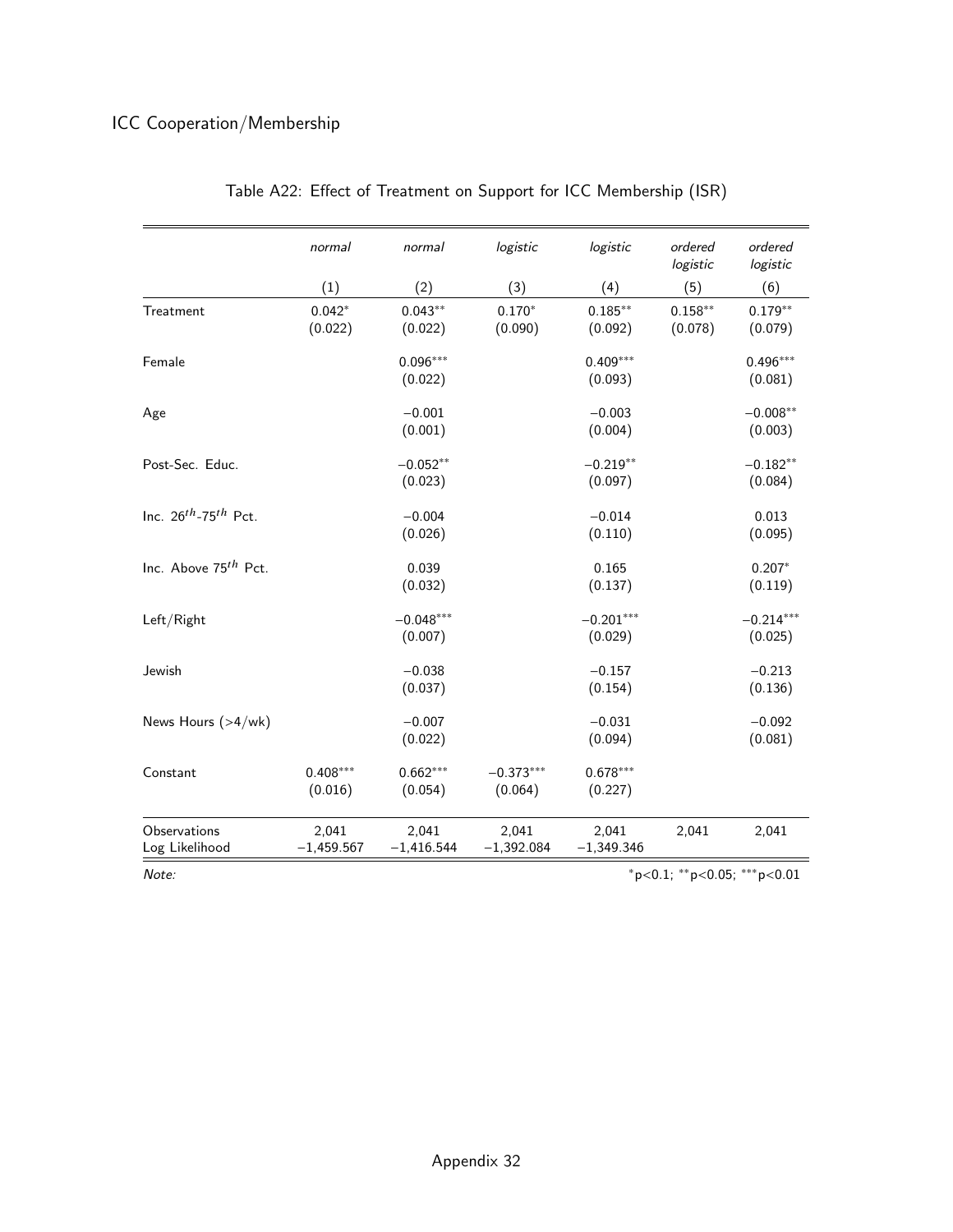## ICC Cooperation/Membership

Table A22: Effect of Treatment on Support for ICC Membership (ISR)

| | *normal* | *normal* | *logistic* | *logistic* | *ordered logistic* | *ordered logistic* |
|---|---|---|---|---|---|---|
| | (1) | (2) | (3) | (4) | (5) | (6) |
| Treatment | 0.042* | 0.043** | 0.170* | 0.185** | 0.158** | 0.179** |
| | (0.022) | (0.022) | (0.090) | (0.092) | (0.078) | (0.079) |
| Female | | 0.096*** | | 0.409*** | | 0.496*** |
| | | (0.022) | | (0.093) | | (0.081) |
| Age | | −0.001 | | −0.003 | | −0.008** |
| | | (0.001) | | (0.004) | | (0.003) |
| Post-Sec. Educ. | | −0.052** | | −0.219** | | −0.182** |
| | | (0.023) | | (0.097) | | (0.084) |
| Inc. $26^{th}$-$75^{th}$ Pct. | | −0.004 | | −0.014 | | 0.013 |
| | | (0.026) | | (0.110) | | (0.095) |
| Inc. Above $75^{th}$ Pct. | | 0.039 | | 0.165 | | 0.207* |
| | | (0.032) | | (0.137) | | (0.119) |
| Left/Right | | −0.048*** | | −0.201*** | | −0.214*** |
| | | (0.007) | | (0.029) | | (0.025) |
| Jewish | | −0.038 | | −0.157 | | −0.213 |
| | | (0.037) | | (0.154) | | (0.136) |
| News Hours (>4/wk) | | −0.007 | | −0.031 | | −0.092 |
| | | (0.022) | | (0.094) | | (0.081) |
| Constant | 0.408*** | 0.662*** | −0.373*** | 0.678*** | | |
| | (0.016) | (0.054) | (0.064) | (0.227) | | |
| Observations | 2,041 | 2,041 | 2,041 | 2,041 | 2,041 | 2,041 |
| Log Likelihood | −1,459.567 | −1,416.544 | −1,392.084 | −1,349.346 | | |

*Note:* *p<0.1; **p<0.05; ***p<0.01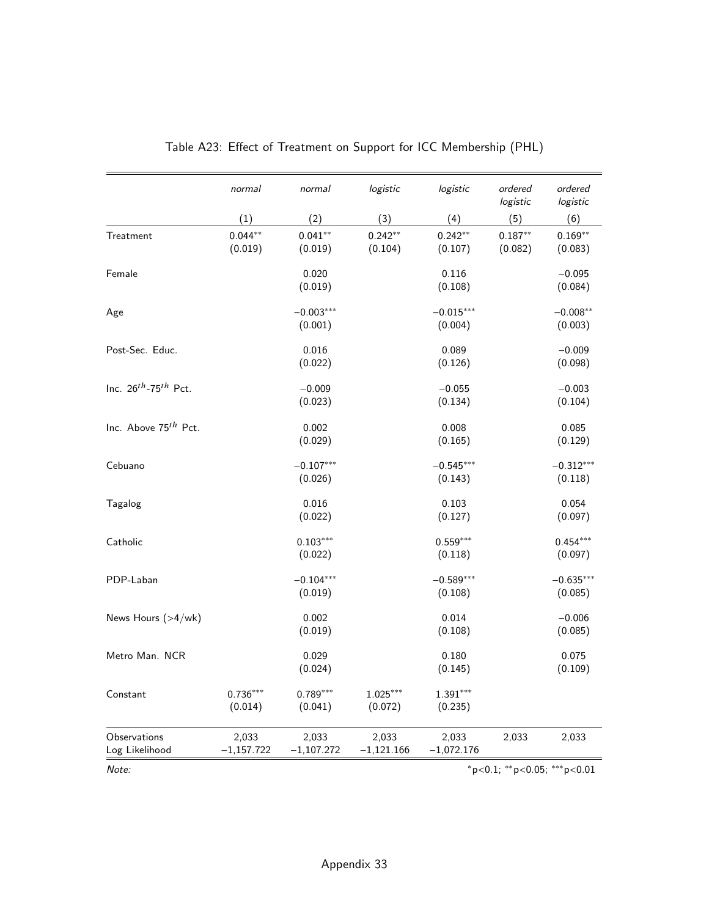Table A23: Effect of Treatment on Support for ICC Membership (PHL)

| | *normal* | *normal* | *logistic* | *logistic* | *ordered logistic* | *ordered logistic* |
|---|---|---|---|---|---|---|
| | (1) | (2) | (3) | (4) | (5) | (6) |
| Treatment | 0.044** | 0.041** | 0.242** | 0.242** | 0.187** | 0.169** |
| | (0.019) | (0.019) | (0.104) | (0.107) | (0.082) | (0.083) |
| Female | | 0.020 | | 0.116 | | −0.095 |
| | | (0.019) | | (0.108) | | (0.084) |
| Age | | −0.003*** | | −0.015*** | | −0.008** |
| | | (0.001) | | (0.004) | | (0.003) |
| Post-Sec. Educ. | | 0.016 | | 0.089 | | −0.009 |
| | | (0.022) | | (0.126) | | (0.098) |
| Inc. $26^{th}$-$75^{th}$ Pct. | | −0.009 | | −0.055 | | −0.003 |
| | | (0.023) | | (0.134) | | (0.104) |
| Inc. Above $75^{th}$ Pct. | | 0.002 | | 0.008 | | 0.085 |
| | | (0.029) | | (0.165) | | (0.129) |
| Cebuano | | −0.107*** | | −0.545*** | | −0.312*** |
| | | (0.026) | | (0.143) | | (0.118) |
| Tagalog | | 0.016 | | 0.103 | | 0.054 |
| | | (0.022) | | (0.127) | | (0.097) |
| Catholic | | 0.103*** | | 0.559*** | | 0.454*** |
| | | (0.022) | | (0.118) | | (0.097) |
| PDP-Laban | | −0.104*** | | −0.589*** | | −0.635*** |
| | | (0.019) | | (0.108) | | (0.085) |
| News Hours (>4/wk) | | 0.002 | | 0.014 | | −0.006 |
| | | (0.019) | | (0.108) | | (0.085) |
| Metro Man. NCR | | 0.029 | | 0.180 | | 0.075 |
| | | (0.024) | | (0.145) | | (0.109) |
| Constant | 0.736*** | 0.789*** | 1.025*** | 1.391*** | | |
| | (0.014) | (0.041) | (0.072) | (0.235) | | |
| Observations | 2,033 | 2,033 | 2,033 | 2,033 | 2,033 | 2,033 |
| Log Likelihood | −1,157.722 | −1,107.272 | −1,121.166 | −1,072.176 | | |

*Note:* *p<0.1; **p<0.05; ***p<0.01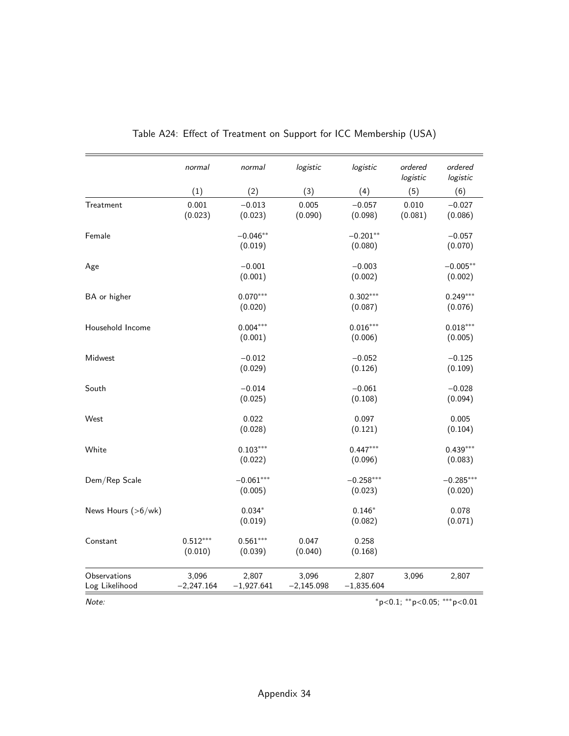Table A24: Effect of Treatment on Support for ICC Membership (USA)

| | *normal* | *normal* | *logistic* | *logistic* | *ordered logistic* | *ordered logistic* |
|---|---|---|---|---|---|---|
| | (1) | (2) | (3) | (4) | (5) | (6) |
| Treatment | 0.001 | −0.013 | 0.005 | −0.057 | 0.010 | −0.027 |
| | (0.023) | (0.023) | (0.090) | (0.098) | (0.081) | (0.086) |
| Female | | −0.046** | | −0.201** | | −0.057 |
| | | (0.019) | | (0.080) | | (0.070) |
| Age | | −0.001 | | −0.003 | | −0.005** |
| | | (0.001) | | (0.002) | | (0.002) |
| BA or higher | | 0.070*** | | 0.302*** | | 0.249*** |
| | | (0.020) | | (0.087) | | (0.076) |
| Household Income | | 0.004*** | | 0.016*** | | 0.018*** |
| | | (0.001) | | (0.006) | | (0.005) |
| Midwest | | −0.012 | | −0.052 | | −0.125 |
| | | (0.029) | | (0.126) | | (0.109) |
| South | | −0.014 | | −0.061 | | −0.028 |
| | | (0.025) | | (0.108) | | (0.094) |
| West | | 0.022 | | 0.097 | | 0.005 |
| | | (0.028) | | (0.121) | | (0.104) |
| White | | 0.103*** | | 0.447*** | | 0.439*** |
| | | (0.022) | | (0.096) | | (0.083) |
| Dem/Rep Scale | | −0.061*** | | −0.258*** | | −0.285*** |
| | | (0.005) | | (0.023) | | (0.020) |
| News Hours (>6/wk) | | 0.034* | | 0.146* | | 0.078 |
| | | (0.019) | | (0.082) | | (0.071) |
| Constant | 0.512*** | 0.561*** | 0.047 | 0.258 | | |
| | (0.010) | (0.039) | (0.040) | (0.168) | | |
| Observations | 3,096 | 2,807 | 3,096 | 2,807 | 3,096 | 2,807 |
| Log Likelihood | −2,247.164 | −1,927.641 | −2,145.098 | −1,835.604 | | |

*Note:* *p<0.1; **p<0.05; ***p<0.01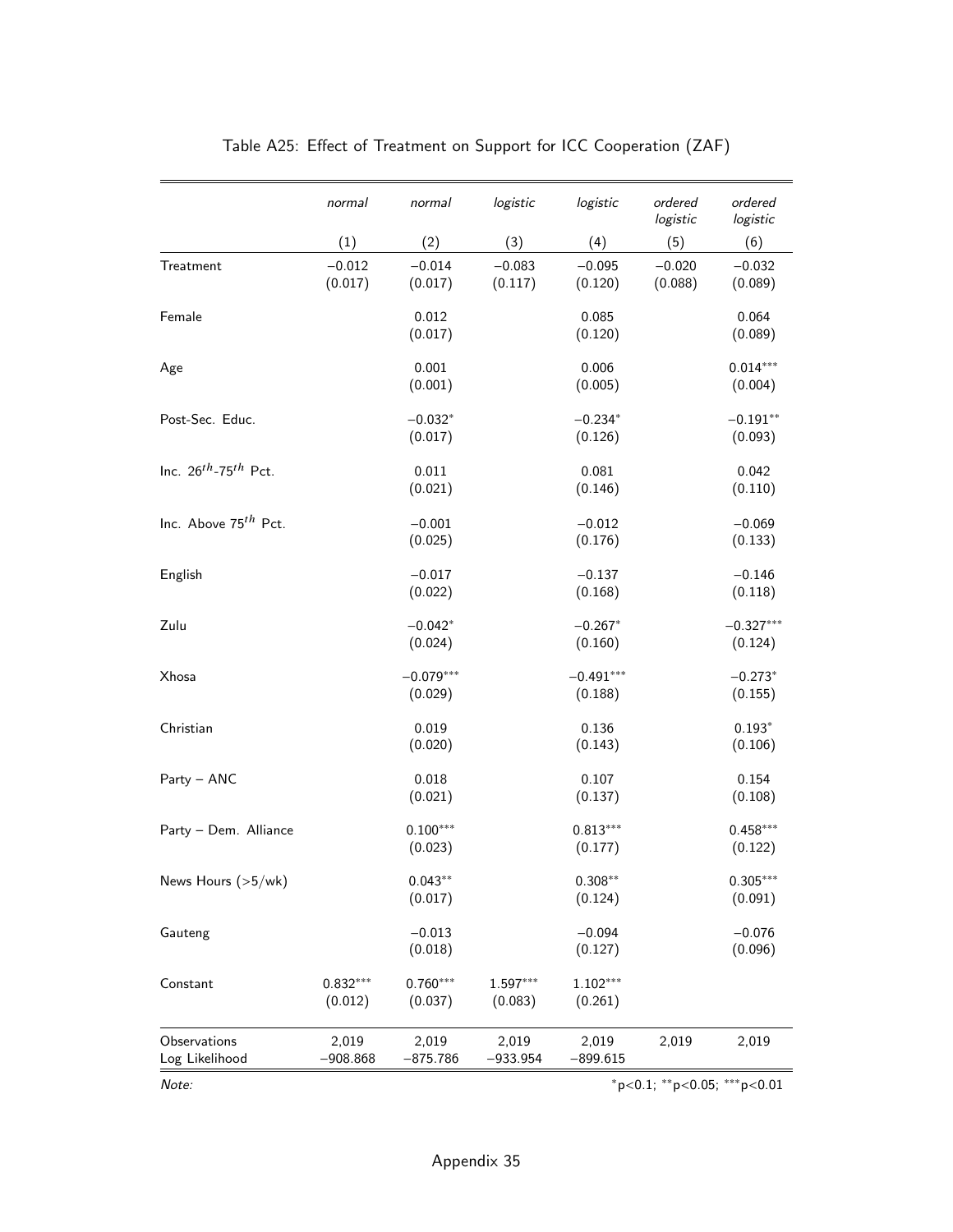Table A25: Effect of Treatment on Support for ICC Cooperation (ZAF)

| | *normal* | *normal* | *logistic* | *logistic* | *ordered logistic* | *ordered logistic* |
|---|---|---|---|---|---|---|
| | (1) | (2) | (3) | (4) | (5) | (6) |
| Treatment | −0.012 | −0.014 | −0.083 | −0.095 | −0.020 | −0.032 |
| | (0.017) | (0.017) | (0.117) | (0.120) | (0.088) | (0.089) |
| Female | | 0.012 | | 0.085 | | 0.064 |
| | | (0.017) | | (0.120) | | (0.089) |
| Age | | 0.001 | | 0.006 | | $0.014^{***}$ |
| | | (0.001) | | (0.005) | | (0.004) |
| Post-Sec. Educ. | | $-0.032^{*}$ | | $-0.234^{*}$ | | $-0.191^{**}$ |
| | | (0.017) | | (0.126) | | (0.093) |
| Inc. $26^{th}$-$75^{th}$ Pct. | | 0.011 | | 0.081 | | 0.042 |
| | | (0.021) | | (0.146) | | (0.110) |
| Inc. Above $75^{th}$ Pct. | | −0.001 | | −0.012 | | −0.069 |
| | | (0.025) | | (0.176) | | (0.133) |
| English | | −0.017 | | −0.137 | | −0.146 |
| | | (0.022) | | (0.168) | | (0.118) |
| Zulu | | $-0.042^{*}$ | | $-0.267^{*}$ | | $-0.327^{***}$ |
| | | (0.024) | | (0.160) | | (0.124) |
| Xhosa | | $-0.079^{***}$ | | $-0.491^{***}$ | | $-0.273^{*}$ |
| | | (0.029) | | (0.188) | | (0.155) |
| Christian | | 0.019 | | 0.136 | | $0.193^{*}$ |
| | | (0.020) | | (0.143) | | (0.106) |
| Party – ANC | | 0.018 | | 0.107 | | 0.154 |
| | | (0.021) | | (0.137) | | (0.108) |
| Party – Dem. Alliance | | $0.100^{***}$ | | $0.813^{***}$ | | $0.458^{***}$ |
| | | (0.023) | | (0.177) | | (0.122) |
| News Hours (>5/wk) | | $0.043^{**}$ | | $0.308^{**}$ | | $0.305^{***}$ |
| | | (0.017) | | (0.124) | | (0.091) |
| Gauteng | | −0.013 | | −0.094 | | −0.076 |
| | | (0.018) | | (0.127) | | (0.096) |
| Constant | $0.832^{***}$ | $0.760^{***}$ | $1.597^{***}$ | $1.102^{***}$ | | |
| | (0.012) | (0.037) | (0.083) | (0.261) | | |
| Observations | 2,019 | 2,019 | 2,019 | 2,019 | 2,019 | 2,019 |
| Log Likelihood | −908.868 | −875.786 | −933.954 | −899.615 | | |

*Note:* $^{*}$p<0.1; $^{**}$p<0.05; $^{***}$p<0.01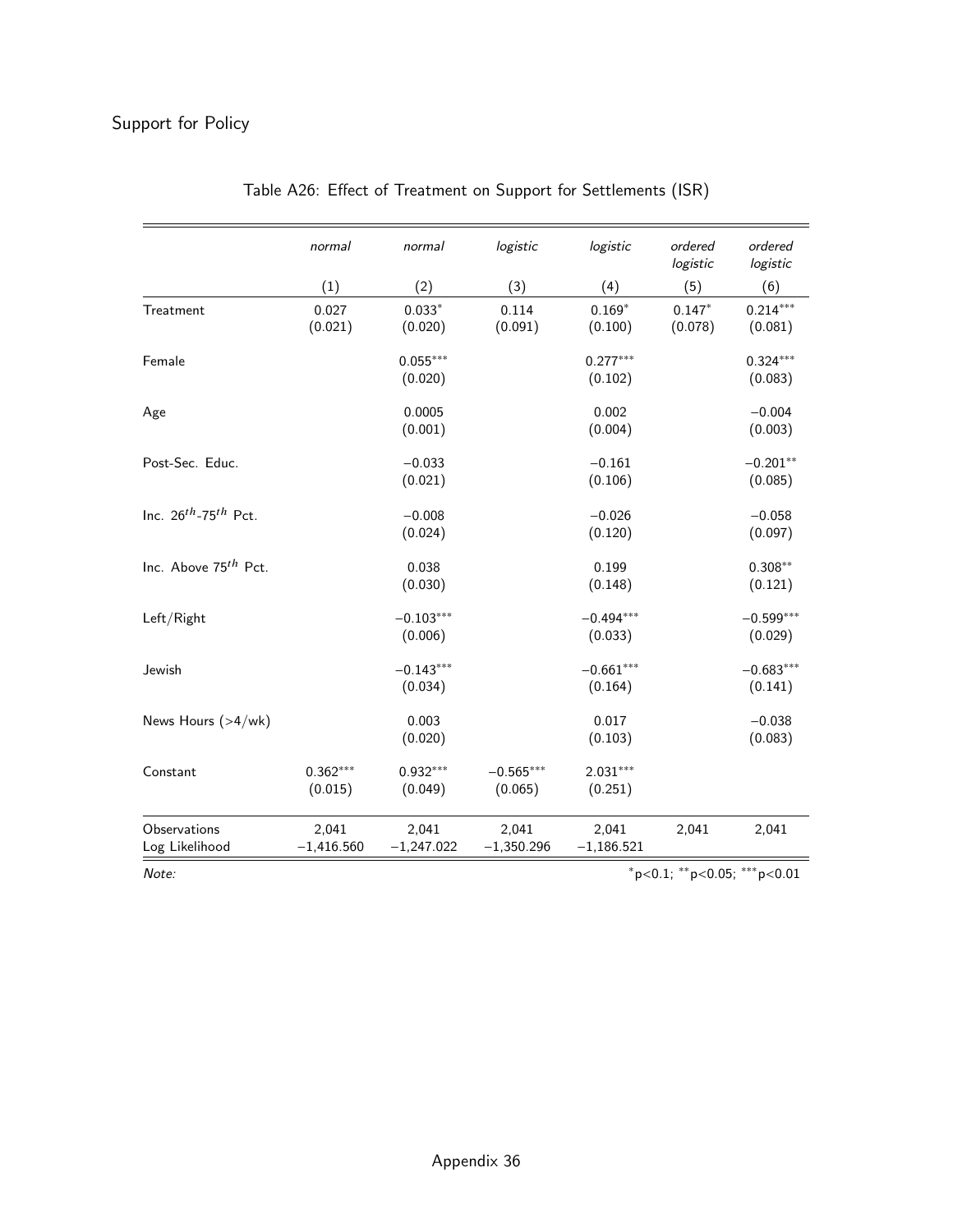## Support for Policy

Table A26: Effect of Treatment on Support for Settlements (ISR)

| | *normal* | *normal* | *logistic* | *logistic* | *ordered logistic* | *ordered logistic* |
|---|---|---|---|---|---|---|
| | (1) | (2) | (3) | (4) | (5) | (6) |
| Treatment | 0.027 | 0.033* | 0.114 | 0.169* | 0.147* | 0.214*** |
| | (0.021) | (0.020) | (0.091) | (0.100) | (0.078) | (0.081) |
| Female | | 0.055*** | | 0.277*** | | 0.324*** |
| | | (0.020) | | (0.102) | | (0.083) |
| Age | | 0.0005 | | 0.002 | | −0.004 |
| | | (0.001) | | (0.004) | | (0.003) |
| Post-Sec. Educ. | | −0.033 | | −0.161 | | −0.201** |
| | | (0.021) | | (0.106) | | (0.085) |
| Inc. $26^{th}$-$75^{th}$ Pct. | | −0.008 | | −0.026 | | −0.058 |
| | | (0.024) | | (0.120) | | (0.097) |
| Inc. Above $75^{th}$ Pct. | | 0.038 | | 0.199 | | 0.308** |
| | | (0.030) | | (0.148) | | (0.121) |
| Left/Right | | −0.103*** | | −0.494*** | | −0.599*** |
| | | (0.006) | | (0.033) | | (0.029) |
| Jewish | | −0.143*** | | −0.661*** | | −0.683*** |
| | | (0.034) | | (0.164) | | (0.141) |
| News Hours (>4/wk) | | 0.003 | | 0.017 | | −0.038 |
| | | (0.020) | | (0.103) | | (0.083) |
| Constant | 0.362*** | 0.932*** | −0.565*** | 2.031*** | | |
| | (0.015) | (0.049) | (0.065) | (0.251) | | |
| Observations | 2,041 | 2,041 | 2,041 | 2,041 | 2,041 | 2,041 |
| Log Likelihood | −1,416.560 | −1,247.022 | −1,350.296 | −1,186.521 | | |

*Note:* *p<0.1; **p<0.05; ***p<0.01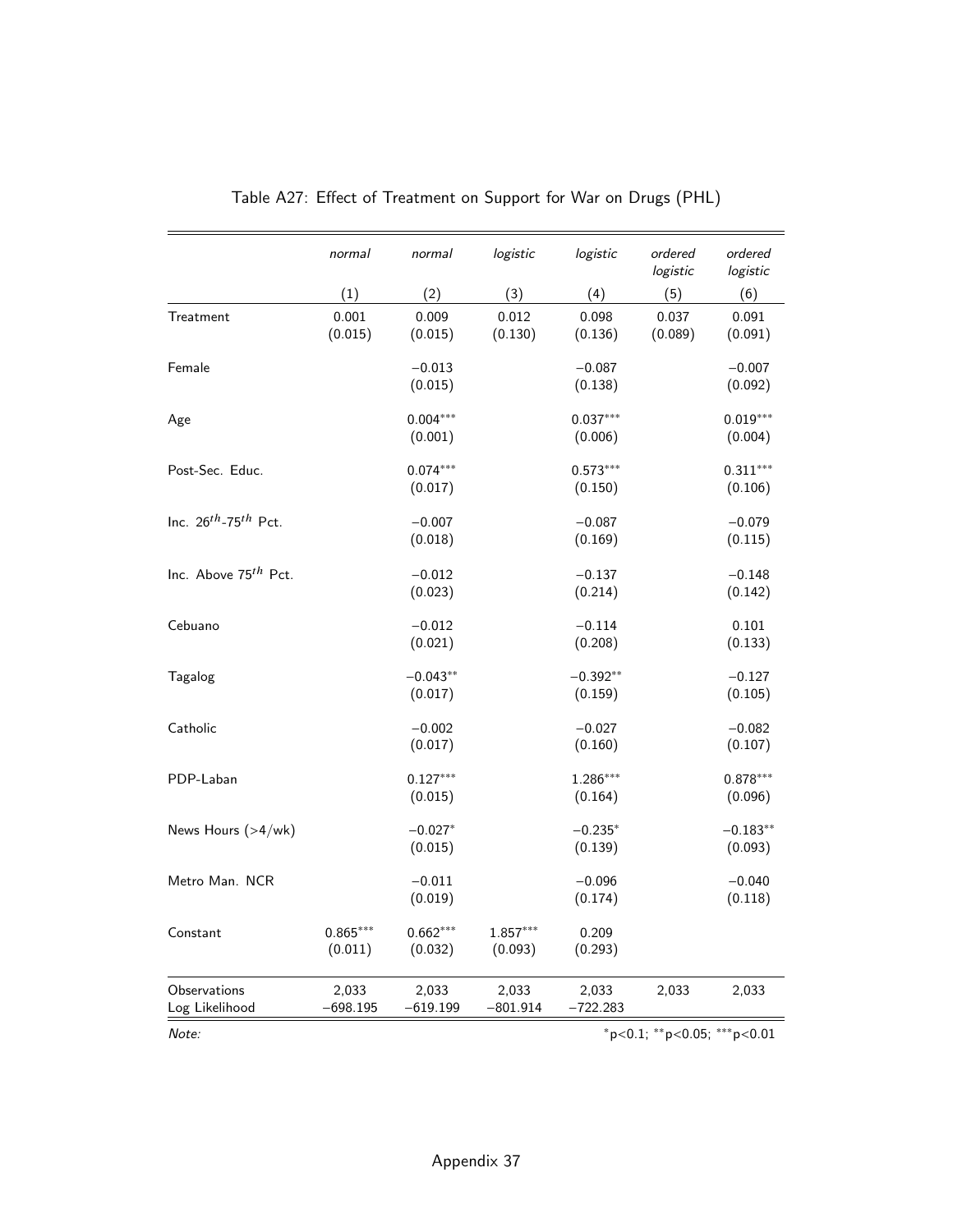Table A27: Effect of Treatment on Support for War on Drugs (PHL)

| | *normal* | *normal* | *logistic* | *logistic* | *ordered logistic* | *ordered logistic* |
|---|---|---|---|---|---|---|
| | (1) | (2) | (3) | (4) | (5) | (6) |
| Treatment | 0.001 | 0.009 | 0.012 | 0.098 | 0.037 | 0.091 |
| | (0.015) | (0.015) | (0.130) | (0.136) | (0.089) | (0.091) |
| Female | | −0.013 | | −0.087 | | −0.007 |
| | | (0.015) | | (0.138) | | (0.092) |
| Age | | 0.004*** | | 0.037*** | | 0.019*** |
| | | (0.001) | | (0.006) | | (0.004) |
| Post-Sec. Educ. | | 0.074*** | | 0.573*** | | 0.311*** |
| | | (0.017) | | (0.150) | | (0.106) |
| Inc. $26^{th}$-$75^{th}$ Pct. | | −0.007 | | −0.087 | | −0.079 |
| | | (0.018) | | (0.169) | | (0.115) |
| Inc. Above $75^{th}$ Pct. | | −0.012 | | −0.137 | | −0.148 |
| | | (0.023) | | (0.214) | | (0.142) |
| Cebuano | | −0.012 | | −0.114 | | 0.101 |
| | | (0.021) | | (0.208) | | (0.133) |
| Tagalog | | −0.043** | | −0.392** | | −0.127 |
| | | (0.017) | | (0.159) | | (0.105) |
| Catholic | | −0.002 | | −0.027 | | −0.082 |
| | | (0.017) | | (0.160) | | (0.107) |
| PDP-Laban | | 0.127*** | | 1.286*** | | 0.878*** |
| | | (0.015) | | (0.164) | | (0.096) |
| News Hours (>4/wk) | | −0.027* | | −0.235* | | −0.183** |
| | | (0.015) | | (0.139) | | (0.093) |
| Metro Man. NCR | | −0.011 | | −0.096 | | −0.040 |
| | | (0.019) | | (0.174) | | (0.118) |
| Constant | 0.865*** | 0.662*** | 1.857*** | 0.209 | | |
| | (0.011) | (0.032) | (0.093) | (0.293) | | |
| Observations | 2,033 | 2,033 | 2,033 | 2,033 | 2,033 | 2,033 |
| Log Likelihood | −698.195 | −619.199 | −801.914 | −722.283 | | |

*Note:* *p<0.1; **p<0.05; ***p<0.01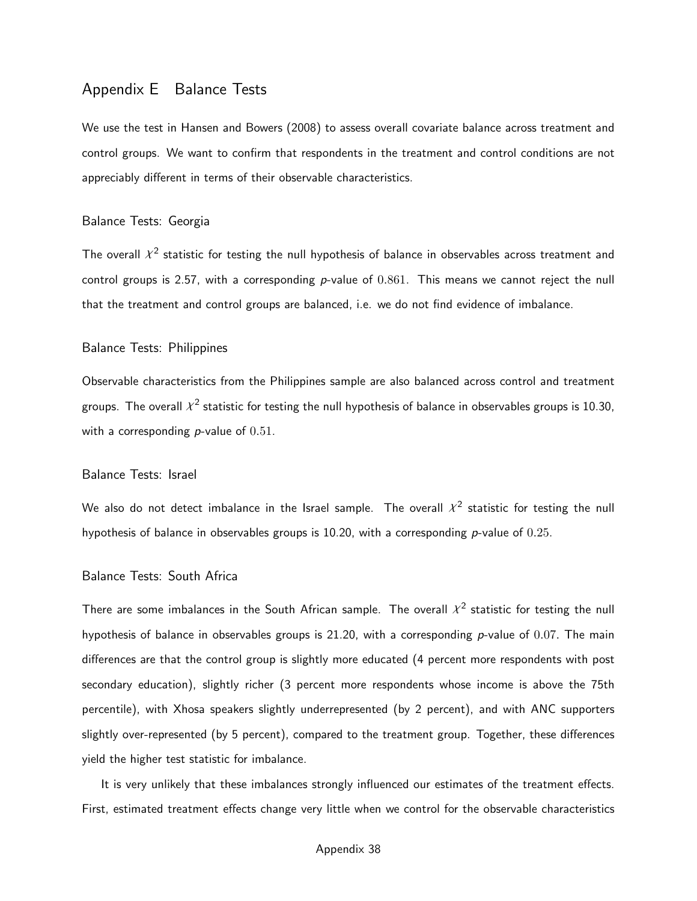## Appendix E Balance Tests

We use the test in Hansen and Bowers (2008) to assess overall covariate balance across treatment and control groups. We want to confirm that respondents in the treatment and control conditions are not appreciably different in terms of their observable characteristics.

### Balance Tests: Georgia

The overall $\mathcal{X}^2$ statistic for testing the null hypothesis of balance in observables across treatment and control groups is 2.57, with a corresponding *p*-value of $0.861$. This means we cannot reject the null that the treatment and control groups are balanced, i.e. we do not find evidence of imbalance.

### Balance Tests: Philippines

Observable characteristics from the Philippines sample are also balanced across control and treatment groups. The overall $\mathcal{X}^2$ statistic for testing the null hypothesis of balance in observables groups is 10.30, with a corresponding *p*-value of $0.51$.

### Balance Tests: Israel

We also do not detect imbalance in the Israel sample. The overall $\mathcal{X}^2$ statistic for testing the null hypothesis of balance in observables groups is 10.20, with a corresponding *p*-value of $0.25$.

### Balance Tests: South Africa

There are some imbalances in the South African sample. The overall $\mathcal{X}^2$ statistic for testing the null hypothesis of balance in observables groups is 21.20, with a corresponding *p*-value of $0.07$. The main differences are that the control group is slightly more educated (4 percent more respondents with post secondary education), slightly richer (3 percent more respondents whose income is above the 75th percentile), with Xhosa speakers slightly underrepresented (by 2 percent), and with ANC supporters slightly over-represented (by 5 percent), compared to the treatment group. Together, these differences yield the higher test statistic for imbalance.

It is very unlikely that these imbalances strongly influenced our estimates of the treatment effects. First, estimated treatment effects change very little when we control for the observable characteristics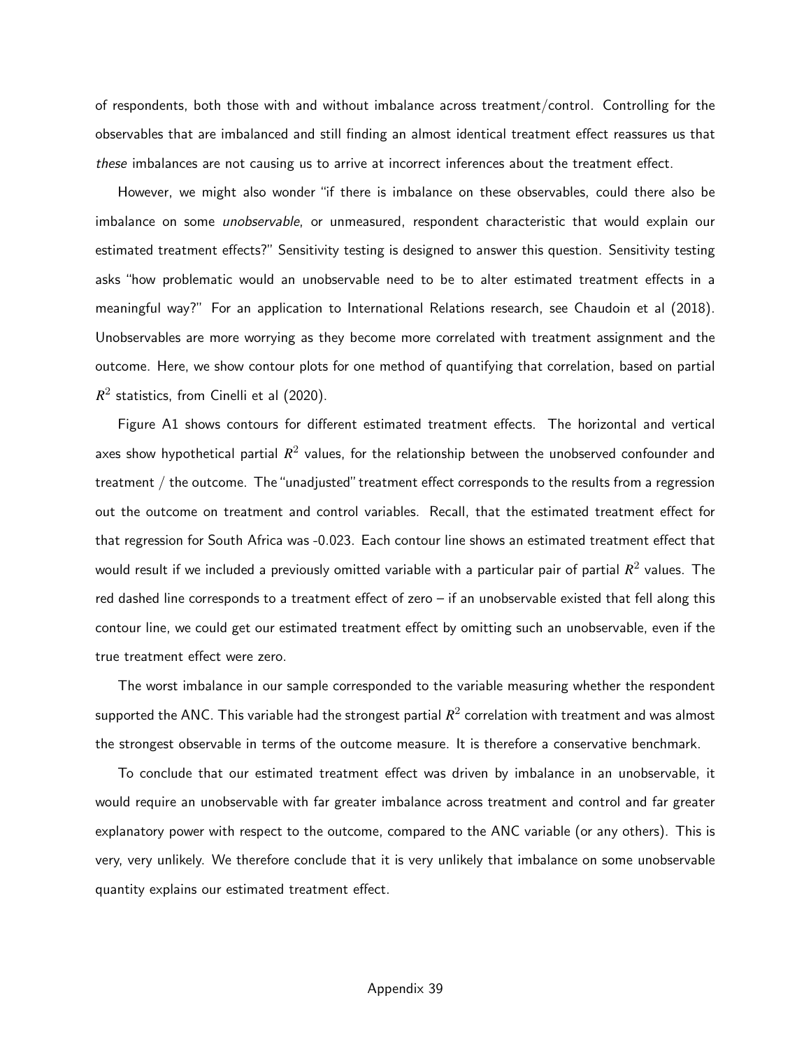of respondents, both those with and without imbalance across treatment/control. Controlling for the observables that are imbalanced and still finding an almost identical treatment effect reassures us that *these* imbalances are not causing us to arrive at incorrect inferences about the treatment effect.

However, we might also wonder "if there is imbalance on these observables, could there also be imbalance on some *unobservable*, or unmeasured, respondent characteristic that would explain our estimated treatment effects?" Sensitivity testing is designed to answer this question. Sensitivity testing asks "how problematic would an unobservable need to be to alter estimated treatment effects in a meaningful way?" For an application to International Relations research, see Chaudoin et al (2018). Unobservables are more worrying as they become more correlated with treatment assignment and the outcome. Here, we show contour plots for one method of quantifying that correlation, based on partial $R^2$ statistics, from Cinelli et al (2020).

Figure A1 shows contours for different estimated treatment effects. The horizontal and vertical axes show hypothetical partial $R^2$ values, for the relationship between the unobserved confounder and treatment / the outcome. The "unadjusted" treatment effect corresponds to the results from a regression out the outcome on treatment and control variables. Recall, that the estimated treatment effect for that regression for South Africa was -0.023. Each contour line shows an estimated treatment effect that would result if we included a previously omitted variable with a particular pair of partial $R^2$ values. The red dashed line corresponds to a treatment effect of zero – if an unobservable existed that fell along this contour line, we could get our estimated treatment effect by omitting such an unobservable, even if the true treatment effect were zero.

The worst imbalance in our sample corresponded to the variable measuring whether the respondent supported the ANC. This variable had the strongest partial $R^2$ correlation with treatment and was almost the strongest observable in terms of the outcome measure. It is therefore a conservative benchmark.

To conclude that our estimated treatment effect was driven by imbalance in an unobservable, it would require an unobservable with far greater imbalance across treatment and control and far greater explanatory power with respect to the outcome, compared to the ANC variable (or any others). This is very, very unlikely. We therefore conclude that it is very unlikely that imbalance on some unobservable quantity explains our estimated treatment effect.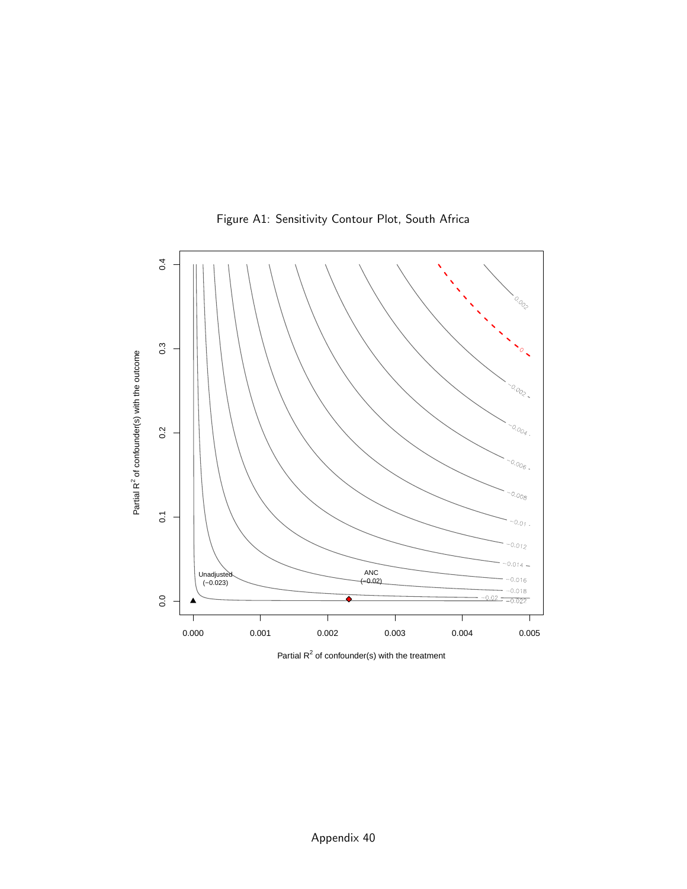Figure A1: Sensitivity Contour Plot, South Africa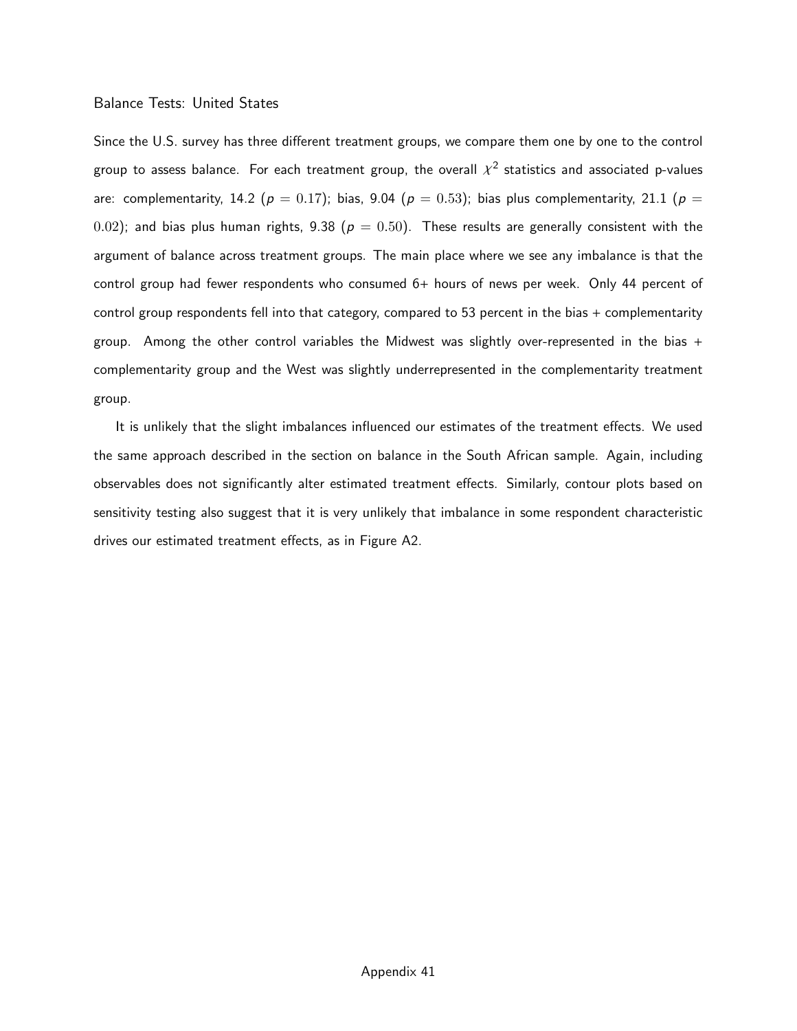### Balance Tests: United States

Since the U.S. survey has three different treatment groups, we compare them one by one to the control group to assess balance. For each treatment group, the overall $\chi^2$ statistics and associated p-values are: complementarity, 14.2 ($p = 0.17$); bias, 9.04 ($p = 0.53$); bias plus complementarity, 21.1 ($p = 0.02$); and bias plus human rights, 9.38 ($p = 0.50$). These results are generally consistent with the argument of balance across treatment groups. The main place where we see any imbalance is that the control group had fewer respondents who consumed 6+ hours of news per week. Only 44 percent of control group respondents fell into that category, compared to 53 percent in the bias + complementarity group. Among the other control variables the Midwest was slightly over-represented in the bias + complementarity group and the West was slightly underrepresented in the complementarity treatment group.

It is unlikely that the slight imbalances influenced our estimates of the treatment effects. We used the same approach described in the section on balance in the South African sample. Again, including observables does not significantly alter estimated treatment effects. Similarly, contour plots based on sensitivity testing also suggest that it is very unlikely that imbalance in some respondent characteristic drives our estimated treatment effects, as in Figure A2.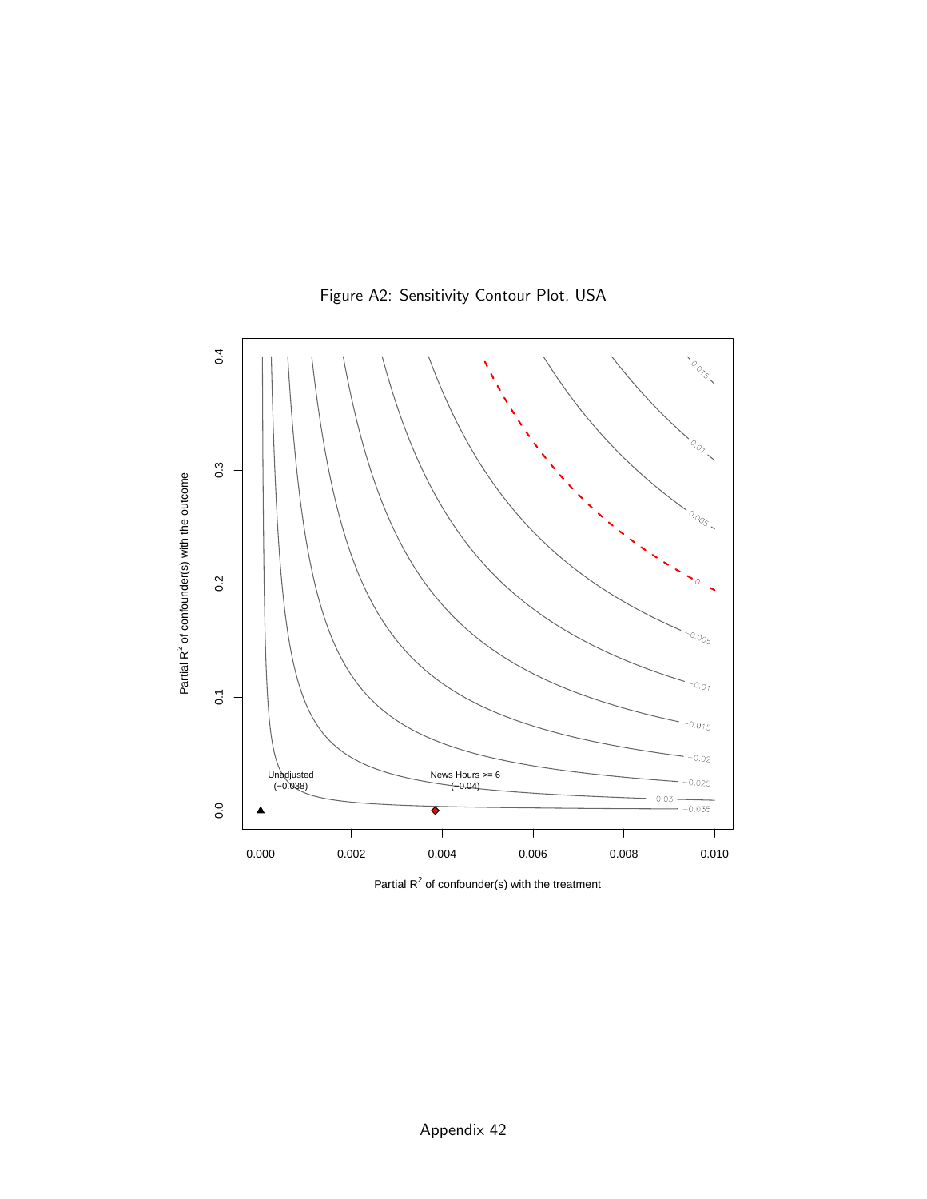Figure A2: Sensitivity Contour Plot, USA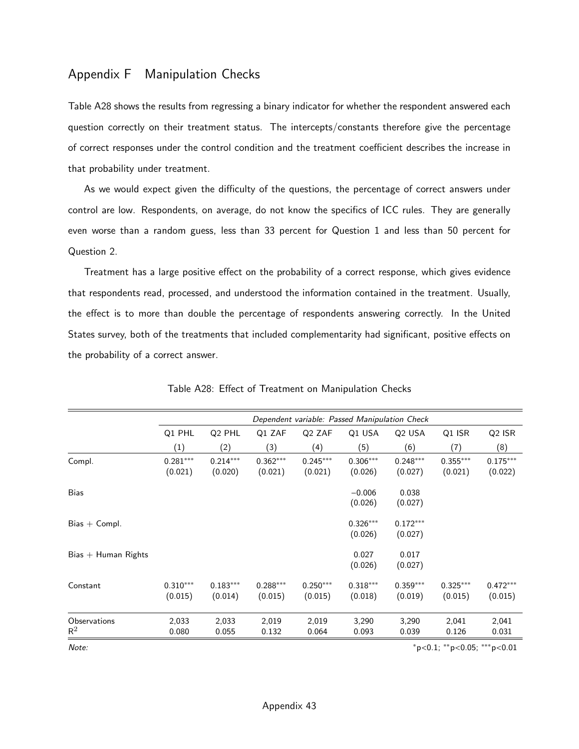## Appendix F Manipulation Checks

Table A28 shows the results from regressing a binary indicator for whether the respondent answered each question correctly on their treatment status. The intercepts/constants therefore give the percentage of correct responses under the control condition and the treatment coefficient describes the increase in that probability under treatment.

As we would expect given the difficulty of the questions, the percentage of correct answers under control are low. Respondents, on average, do not know the specifics of ICC rules. They are generally even worse than a random guess, less than 33 percent for Question 1 and less than 50 percent for Question 2.

Treatment has a large positive effect on the probability of a correct response, which gives evidence that respondents read, processed, and understood the information contained in the treatment. Usually, the effect is to more than double the percentage of respondents answering correctly. In the United States survey, both of the treatments that included complementarity had significant, positive effects on the probability of a correct answer.

Table A28: Effect of Treatment on Manipulation Checks

| | *Dependent variable: Passed Manipulation Check* | | | | | | | |
|---|---|---|---|---|---|---|---|---|
| | Q1 PHL | Q2 PHL | Q1 ZAF | Q2 ZAF | Q1 USA | Q2 USA | Q1 ISR | Q2 ISR |
| | (1) | (2) | (3) | (4) | (5) | (6) | (7) | (8) |
| Compl. | 0.281*** | 0.214*** | 0.362*** | 0.245*** | 0.306*** | 0.248*** | 0.355*** | 0.175*** |
| | (0.021) | (0.020) | (0.021) | (0.021) | (0.026) | (0.027) | (0.021) | (0.022) |
| Bias | | | | | −0.006 | 0.038 | | |
| | | | | | (0.026) | (0.027) | | |
| Bias + Compl. | | | | | 0.326*** | 0.172*** | | |
| | | | | | (0.026) | (0.027) | | |
| Bias + Human Rights | | | | | 0.027 | 0.017 | | |
| | | | | | (0.026) | (0.027) | | |
| Constant | 0.310*** | 0.183*** | 0.288*** | 0.250*** | 0.318*** | 0.359*** | 0.325*** | 0.472*** |
| | (0.015) | (0.014) | (0.015) | (0.015) | (0.018) | (0.019) | (0.015) | (0.015) |
| Observations | 2,033 | 2,033 | 2,019 | 2,019 | 3,290 | 3,290 | 2,041 | 2,041 |
| $R^2$ | 0.080 | 0.055 | 0.132 | 0.064 | 0.093 | 0.039 | 0.126 | 0.031 |

*Note:* *p<0.1; **p<0.05; ***p<0.01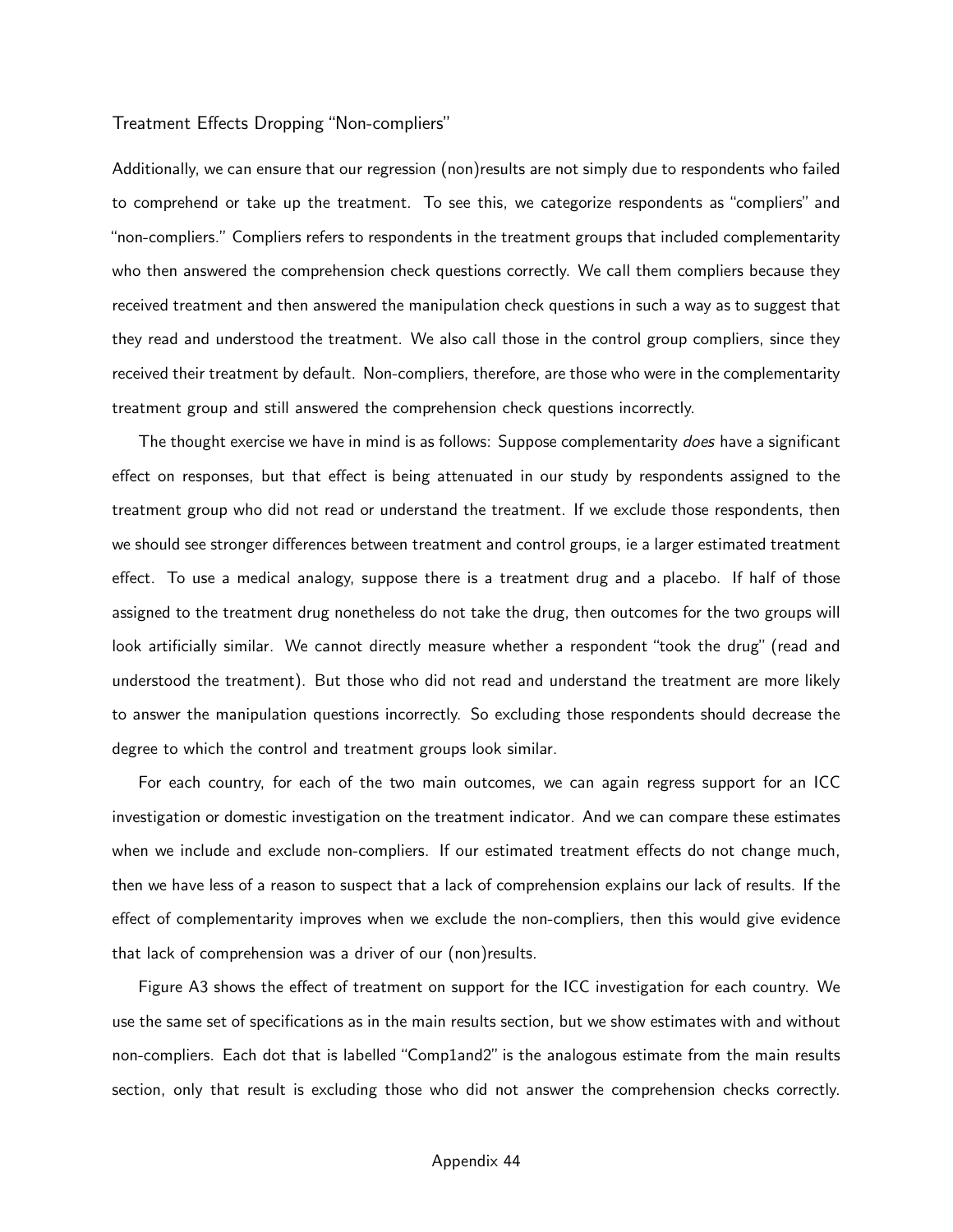### Treatment Effects Dropping "Non-compliers"

Additionally, we can ensure that our regression (non)results are not simply due to respondents who failed to comprehend or take up the treatment. To see this, we categorize respondents as "compliers" and "non-compliers." Compliers refers to respondents in the treatment groups that included complementarity who then answered the comprehension check questions correctly. We call them compliers because they received treatment and then answered the manipulation check questions in such a way as to suggest that they read and understood the treatment. We also call those in the control group compliers, since they received their treatment by default. Non-compliers, therefore, are those who were in the complementarity treatment group and still answered the comprehension check questions incorrectly.

The thought exercise we have in mind is as follows: Suppose complementarity *does* have a significant effect on responses, but that effect is being attenuated in our study by respondents assigned to the treatment group who did not read or understand the treatment. If we exclude those respondents, then we should see stronger differences between treatment and control groups, ie a larger estimated treatment effect. To use a medical analogy, suppose there is a treatment drug and a placebo. If half of those assigned to the treatment drug nonetheless do not take the drug, then outcomes for the two groups will look artificially similar. We cannot directly measure whether a respondent "took the drug" (read and understood the treatment). But those who did not read and understand the treatment are more likely to answer the manipulation questions incorrectly. So excluding those respondents should decrease the degree to which the control and treatment groups look similar.

For each country, for each of the two main outcomes, we can again regress support for an ICC investigation or domestic investigation on the treatment indicator. And we can compare these estimates when we include and exclude non-compliers. If our estimated treatment effects do not change much, then we have less of a reason to suspect that a lack of comprehension explains our lack of results. If the effect of complementarity improves when we exclude the non-compliers, then this would give evidence that lack of comprehension was a driver of our (non)results.

Figure A3 shows the effect of treatment on support for the ICC investigation for each country. We use the same set of specifications as in the main results section, but we show estimates with and without non-compliers. Each dot that is labelled "Comp1and2" is the analogous estimate from the main results section, only that result is excluding those who did not answer the comprehension checks correctly.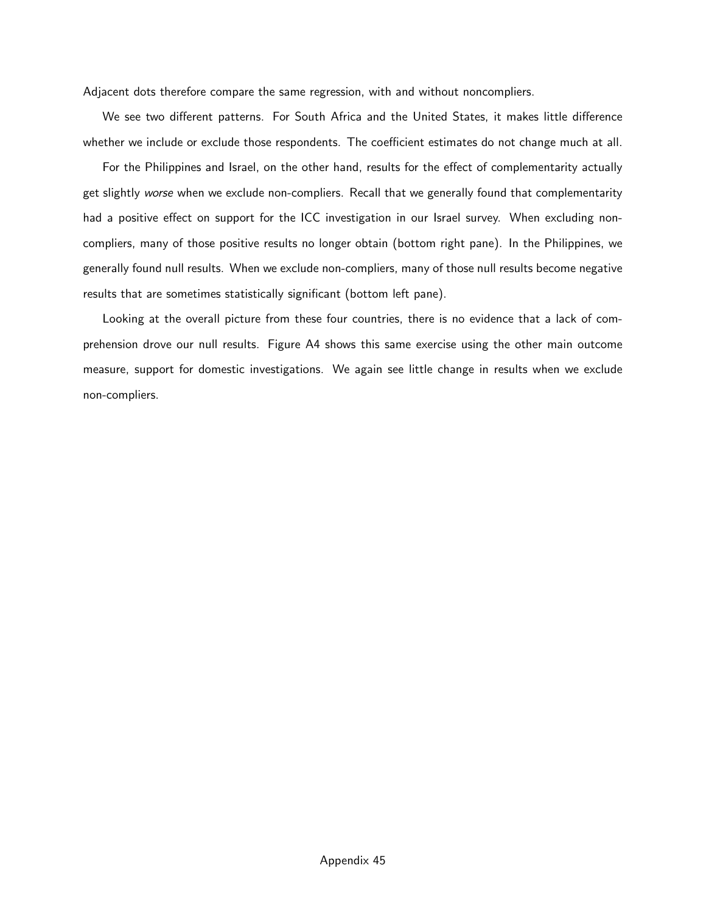Adjacent dots therefore compare the same regression, with and without noncompliers.

We see two different patterns. For South Africa and the United States, it makes little difference whether we include or exclude those respondents. The coefficient estimates do not change much at all.

For the Philippines and Israel, on the other hand, results for the effect of complementarity actually get slightly *worse* when we exclude non-compliers. Recall that we generally found that complementarity had a positive effect on support for the ICC investigation in our Israel survey. When excluding non-compliers, many of those positive results no longer obtain (bottom right pane). In the Philippines, we generally found null results. When we exclude non-compliers, many of those null results become negative results that are sometimes statistically significant (bottom left pane).

Looking at the overall picture from these four countries, there is no evidence that a lack of comprehension drove our null results. Figure A4 shows this same exercise using the other main outcome measure, support for domestic investigations. We again see little change in results when we exclude non-compliers.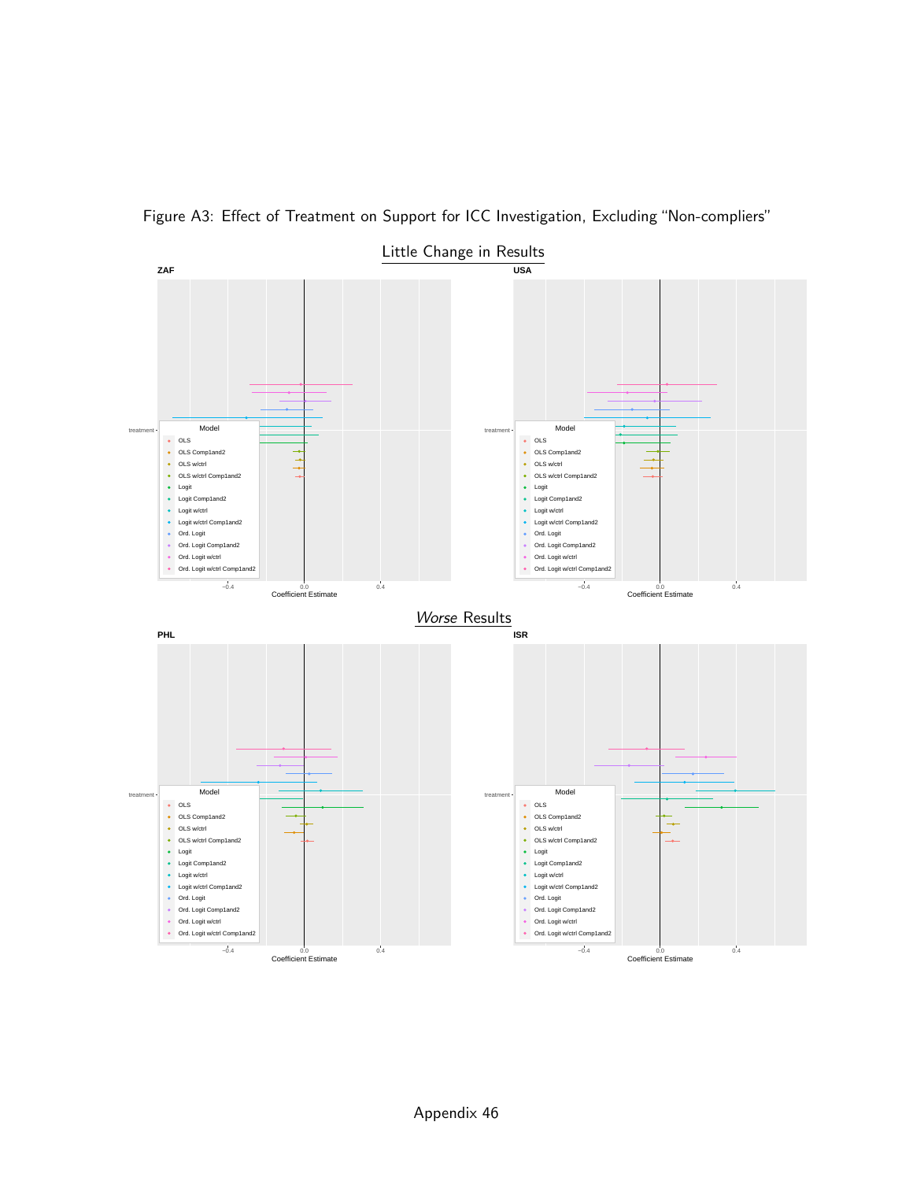Figure A3: Effect of Treatment on Support for ICC Investigation, Excluding "Non-compliers"

Little Change in Results

ZAF

USA

*Worse* Results

PHL

ISR

Model: OLS, OLS Comp1and2, OLS w/ctrl, OLS w/ctrl Comp1and2, Logit, Logit Comp1and2, Logit w/ctrl, Logit w/ctrl Comp1and2, Ord. Logit, Ord. Logit Comp1and2, Ord. Logit w/ctrl, Ord. Logit w/ctrl Comp1and2

Coefficient Estimate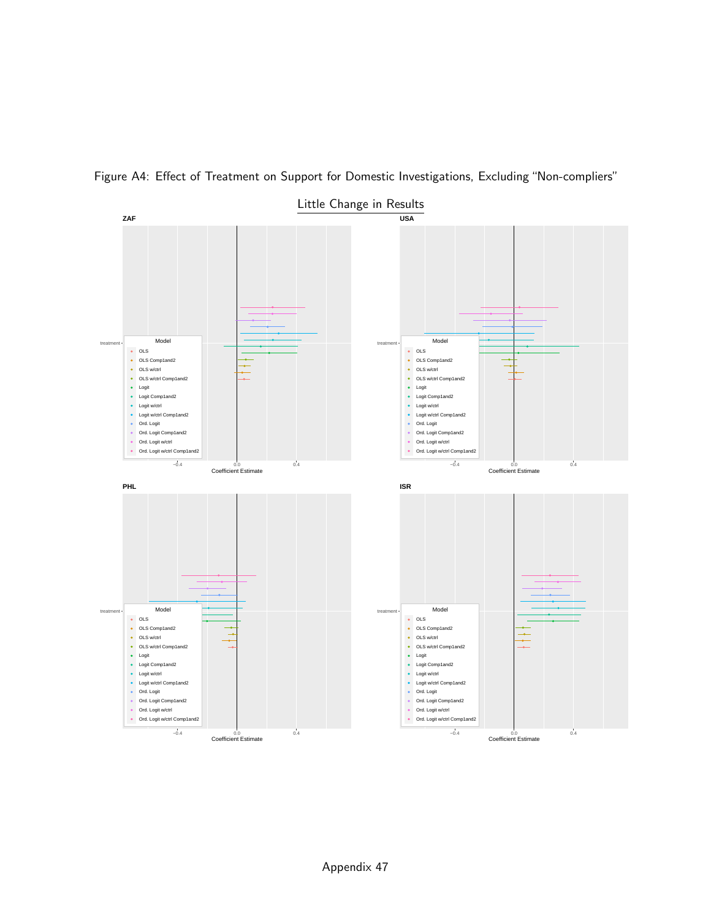Figure A4: Effect of Treatment on Support for Domestic Investigations, Excluding "Non-compliers"

Little Change in Results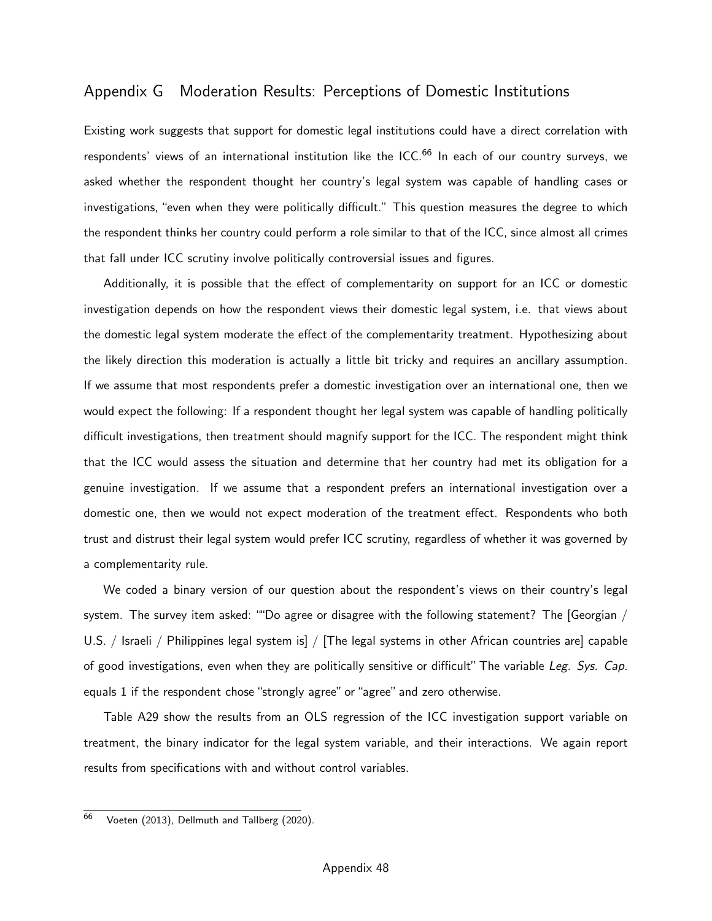## Appendix G Moderation Results: Perceptions of Domestic Institutions

Existing work suggests that support for domestic legal institutions could have a direct correlation with respondents' views of an international institution like the ICC.[66] In each of our country surveys, we asked whether the respondent thought her country's legal system was capable of handling cases or investigations, "even when they were politically difficult." This question measures the degree to which the respondent thinks her country could perform a role similar to that of the ICC, since almost all crimes that fall under ICC scrutiny involve politically controversial issues and figures.

Additionally, it is possible that the effect of complementarity on support for an ICC or domestic investigation depends on how the respondent views their domestic legal system, i.e. that views about the domestic legal system moderate the effect of the complementarity treatment. Hypothesizing about the likely direction this moderation is actually a little bit tricky and requires an ancillary assumption. If we assume that most respondents prefer a domestic investigation over an international one, then we would expect the following: If a respondent thought her legal system was capable of handling politically difficult investigations, then treatment should magnify support for the ICC. The respondent might think that the ICC would assess the situation and determine that her country had met its obligation for a genuine investigation. If we assume that a respondent prefers an international investigation over a domestic one, then we would not expect moderation of the treatment effect. Respondents who both trust and distrust their legal system would prefer ICC scrutiny, regardless of whether it was governed by a complementarity rule.

We coded a binary version of our question about the respondent's views on their country's legal system. The survey item asked: '"Do agree or disagree with the following statement? The [Georgian / U.S. / Israeli / Philippines legal system is] / [The legal systems in other African countries are] capable of good investigations, even when they are politically sensitive or difficult" The variable *Leg. Sys. Cap.* equals 1 if the respondent chose "strongly agree" or "agree" and zero otherwise.

Table A29 show the results from an OLS regression of the ICC investigation support variable on treatment, the binary indicator for the legal system variable, and their interactions. We again report results from specifications with and without control variables.

[66] Voeten (2013), Dellmuth and Tallberg (2020).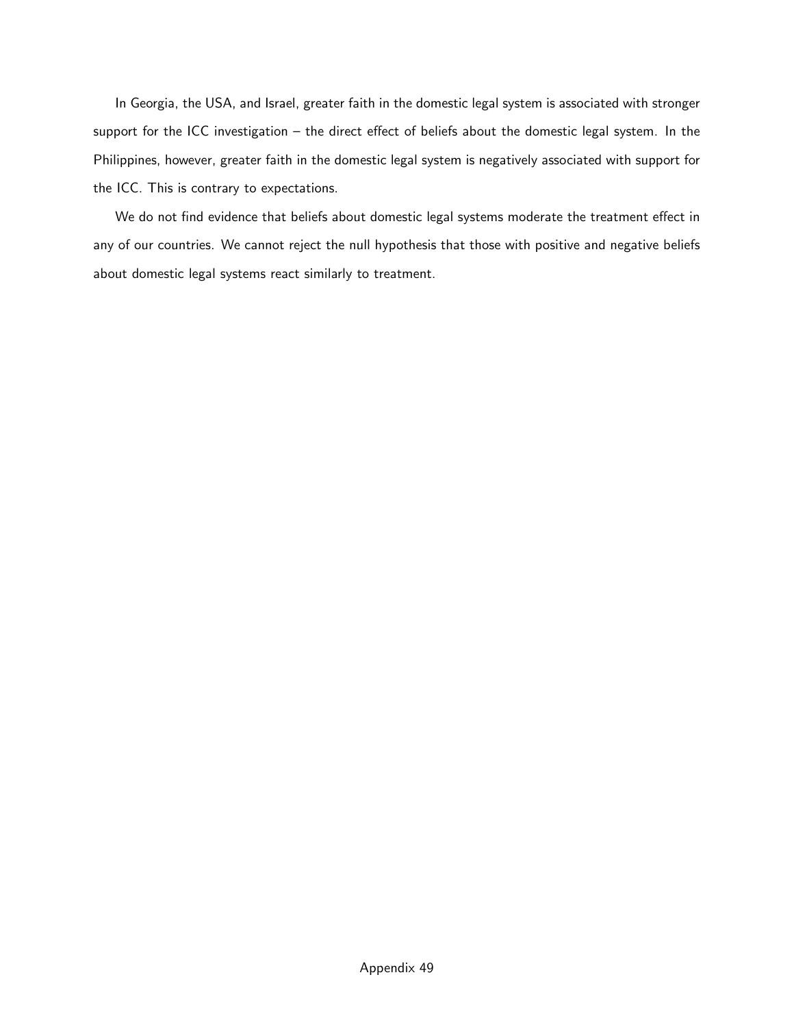In Georgia, the USA, and Israel, greater faith in the domestic legal system is associated with stronger support for the ICC investigation – the direct effect of beliefs about the domestic legal system. In the Philippines, however, greater faith in the domestic legal system is negatively associated with support for the ICC. This is contrary to expectations.

We do not find evidence that beliefs about domestic legal systems moderate the treatment effect in any of our countries. We cannot reject the null hypothesis that those with positive and negative beliefs about domestic legal systems react similarly to treatment.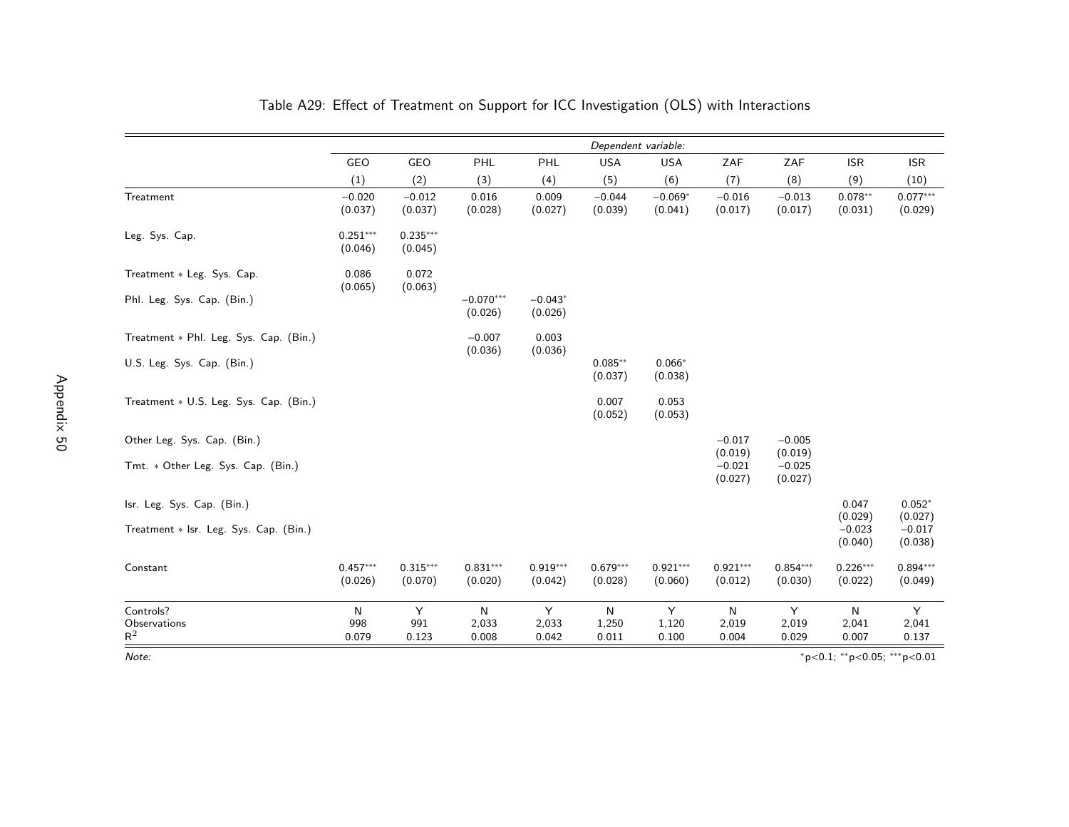Table A29: Effect of Treatment on Support for ICC Investigation (OLS) with Interactions

| | *Dependent variable:* | | | | | | | | | |
|---|---|---|---|---|---|---|---|---|---|---|
| | GEO | GEO | PHL | PHL | USA | USA | ZAF | ZAF | ISR | ISR |
| | (1) | (2) | (3) | (4) | (5) | (6) | (7) | (8) | (9) | (10) |
| Treatment | −0.020 | −0.012 | 0.016 | 0.009 | −0.044 | −0.069* | −0.016 | −0.013 | 0.078** | 0.077*** |
| | (0.037) | (0.037) | (0.028) | (0.027) | (0.039) | (0.041) | (0.017) | (0.017) | (0.031) | (0.029) |
| Leg. Sys. Cap. | 0.251*** | 0.235*** | | | | | | | | |
| | (0.046) | (0.045) | | | | | | | | |
| Treatment * Leg. Sys. Cap. | 0.086 | 0.072 | | | | | | | | |
| | (0.065) | (0.063) | | | | | | | | |
| Phl. Leg. Sys. Cap. (Bin.) | | | −0.070*** | −0.043* | | | | | | |
| | | | (0.026) | (0.026) | | | | | | |
| Treatment * Phl. Leg. Sys. Cap. (Bin.) | | | −0.007 | 0.003 | | | | | | |
| | | | (0.036) | (0.036) | | | | | | |
| U.S. Leg. Sys. Cap. (Bin.) | | | | | 0.085** | 0.066* | | | | |
| | | | | | (0.037) | (0.038) | | | | |
| Treatment * U.S. Leg. Sys. Cap. (Bin.) | | | | | 0.007 | 0.053 | | | | |
| | | | | | (0.052) | (0.053) | | | | |
| Other Leg. Sys. Cap. (Bin.) | | | | | | | −0.017 | −0.005 | | |
| | | | | | | | (0.019) | (0.019) | | |
| Tmt. * Other Leg. Sys. Cap. (Bin.) | | | | | | | −0.021 | −0.025 | | |
| | | | | | | | (0.027) | (0.027) | | |
| Isr. Leg. Sys. Cap. (Bin.) | | | | | | | | | 0.047 | 0.052* |
| | | | | | | | | | (0.029) | (0.027) |
| Treatment * Isr. Leg. Sys. Cap. (Bin.) | | | | | | | | | −0.023 | −0.017 |
| | | | | | | | | | (0.040) | (0.038) |
| Constant | 0.457*** | 0.315*** | 0.831*** | 0.919*** | 0.679*** | 0.921*** | 0.921*** | 0.854*** | 0.226*** | 0.894*** |
| | (0.026) | (0.070) | (0.020) | (0.042) | (0.028) | (0.060) | (0.012) | (0.030) | (0.022) | (0.049) |
| Controls? | N | Y | N | Y | N | Y | N | Y | N | Y |
| Observations | 998 | 991 | 2,033 | 2,033 | 1,250 | 1,120 | 2,019 | 2,019 | 2,041 | 2,041 |
| $R^2$ | 0.079 | 0.123 | 0.008 | 0.042 | 0.011 | 0.100 | 0.004 | 0.029 | 0.007 | 0.137 |

*Note:* *p<0.1; **p<0.05; ***p<0.01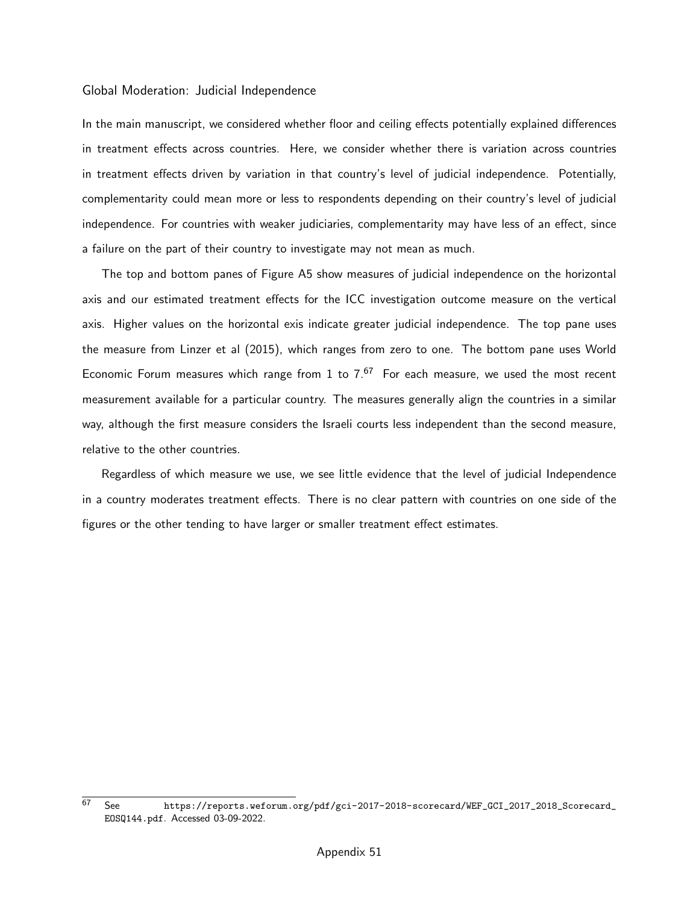### Global Moderation: Judicial Independence

In the main manuscript, we considered whether floor and ceiling effects potentially explained differences in treatment effects across countries. Here, we consider whether there is variation across countries in treatment effects driven by variation in that country's level of judicial independence. Potentially, complementarity could mean more or less to respondents depending on their country's level of judicial independence. For countries with weaker judiciaries, complementarity may have less of an effect, since a failure on the part of their country to investigate may not mean as much.

The top and bottom panes of Figure A5 show measures of judicial independence on the horizontal axis and our estimated treatment effects for the ICC investigation outcome measure on the vertical axis. Higher values on the horizontal exis indicate greater judicial independence. The top pane uses the measure from Linzer et al (2015), which ranges from zero to one. The bottom pane uses World Economic Forum measures which range from 1 to 7.[67] For each measure, we used the most recent measurement available for a particular country. The measures generally align the countries in a similar way, although the first measure considers the Israeli courts less independent than the second measure, relative to the other countries.

Regardless of which measure we use, we see little evidence that the level of judicial Independence in a country moderates treatment effects. There is no clear pattern with countries on one side of the figures or the other tending to have larger or smaller treatment effect estimates.

---

[67] See https://reports.weforum.org/pdf/gci-2017-2018-scorecard/WEF_GCI_2017_2018_Scorecard_EOSQ144.pdf. Accessed 03-09-2022.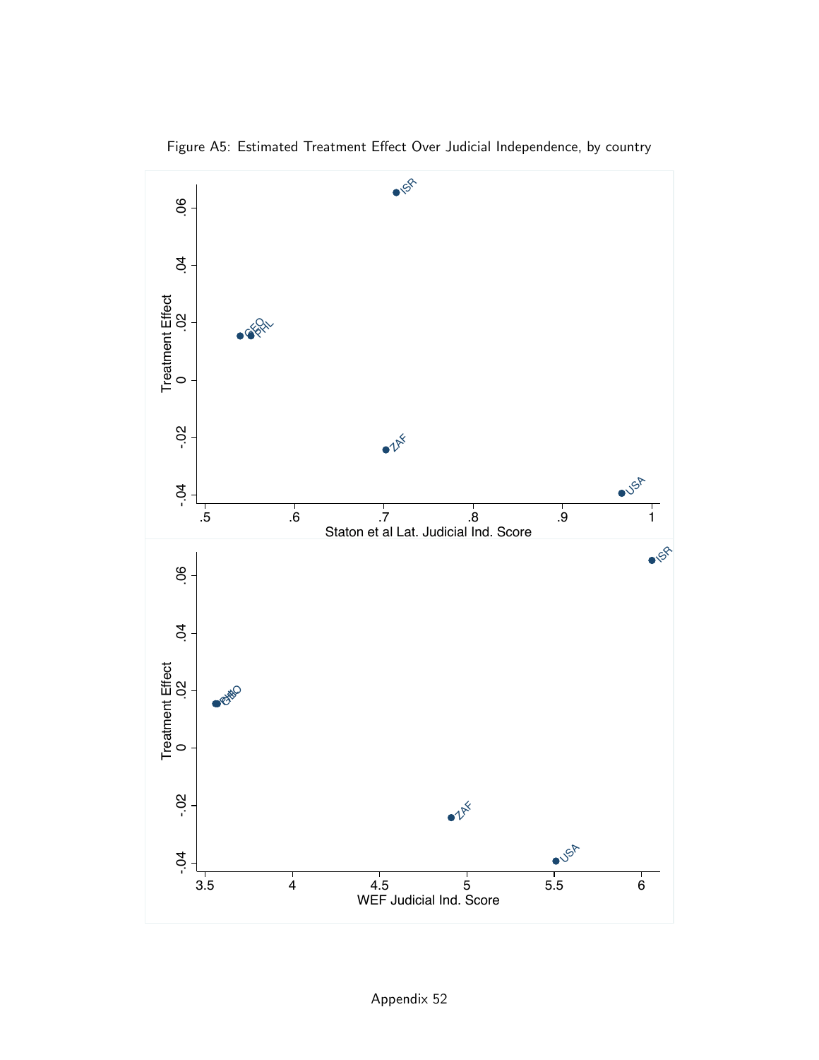Figure A5: Estimated Treatment Effect Over Judicial Independence, by country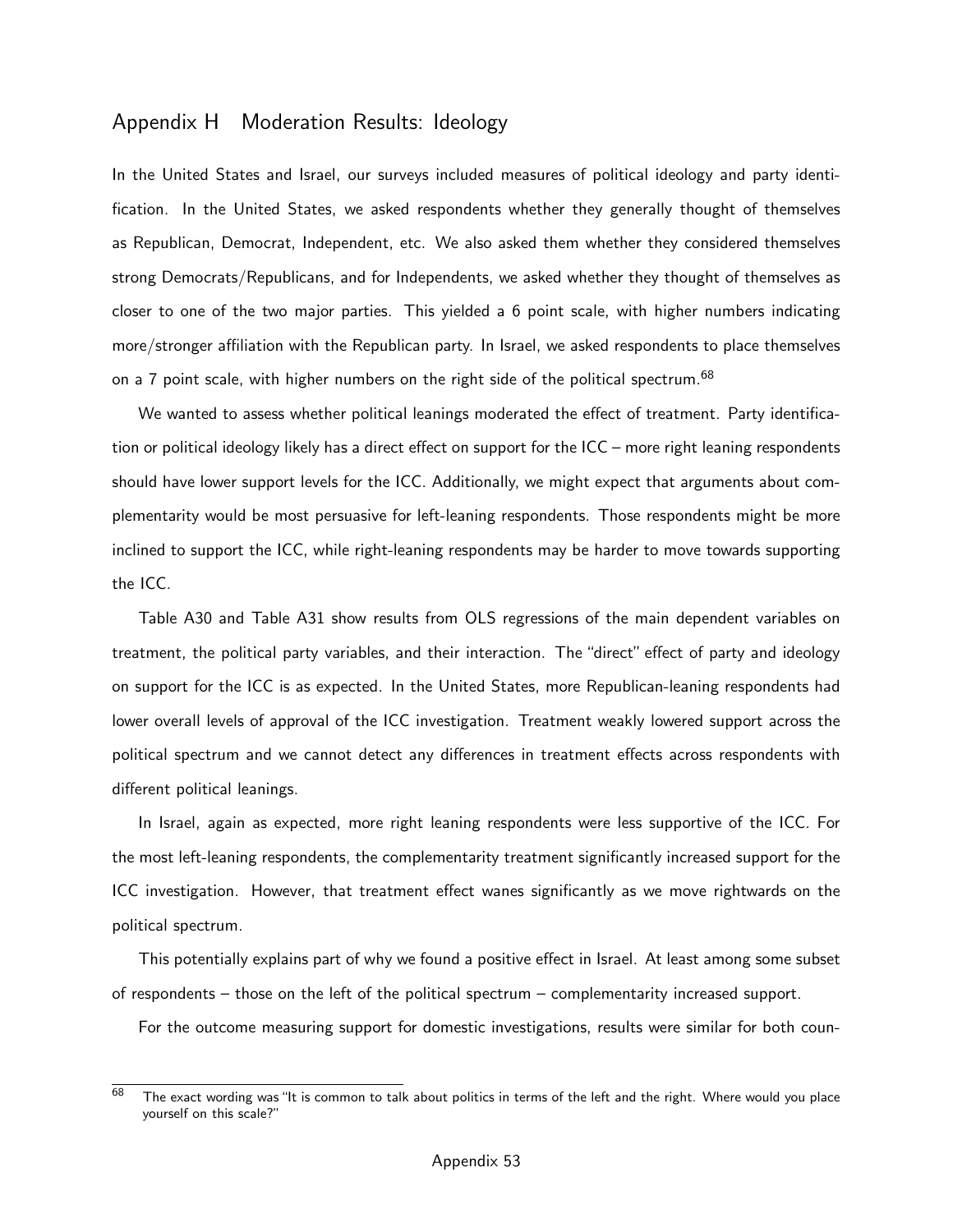## Appendix H Moderation Results: Ideology

In the United States and Israel, our surveys included measures of political ideology and party identification. In the United States, we asked respondents whether they generally thought of themselves as Republican, Democrat, Independent, etc. We also asked them whether they considered themselves strong Democrats/Republicans, and for Independents, we asked whether they thought of themselves as closer to one of the two major parties. This yielded a 6 point scale, with higher numbers indicating more/stronger affiliation with the Republican party. In Israel, we asked respondents to place themselves on a 7 point scale, with higher numbers on the right side of the political spectrum.[68]

We wanted to assess whether political leanings moderated the effect of treatment. Party identification or political ideology likely has a direct effect on support for the ICC – more right leaning respondents should have lower support levels for the ICC. Additionally, we might expect that arguments about complementarity would be most persuasive for left-leaning respondents. Those respondents might be more inclined to support the ICC, while right-leaning respondents may be harder to move towards supporting the ICC.

Table A30 and Table A31 show results from OLS regressions of the main dependent variables on treatment, the political party variables, and their interaction. The "direct" effect of party and ideology on support for the ICC is as expected. In the United States, more Republican-leaning respondents had lower overall levels of approval of the ICC investigation. Treatment weakly lowered support across the political spectrum and we cannot detect any differences in treatment effects across respondents with different political leanings.

In Israel, again as expected, more right leaning respondents were less supportive of the ICC. For the most left-leaning respondents, the complementarity treatment significantly increased support for the ICC investigation. However, that treatment effect wanes significantly as we move rightwards on the political spectrum.

This potentially explains part of why we found a positive effect in Israel. At least among some subset of respondents – those on the left of the political spectrum – complementarity increased support.

For the outcome measuring support for domestic investigations, results were similar for both coun-

[68] The exact wording was "It is common to talk about politics in terms of the left and the right. Where would you place yourself on this scale?"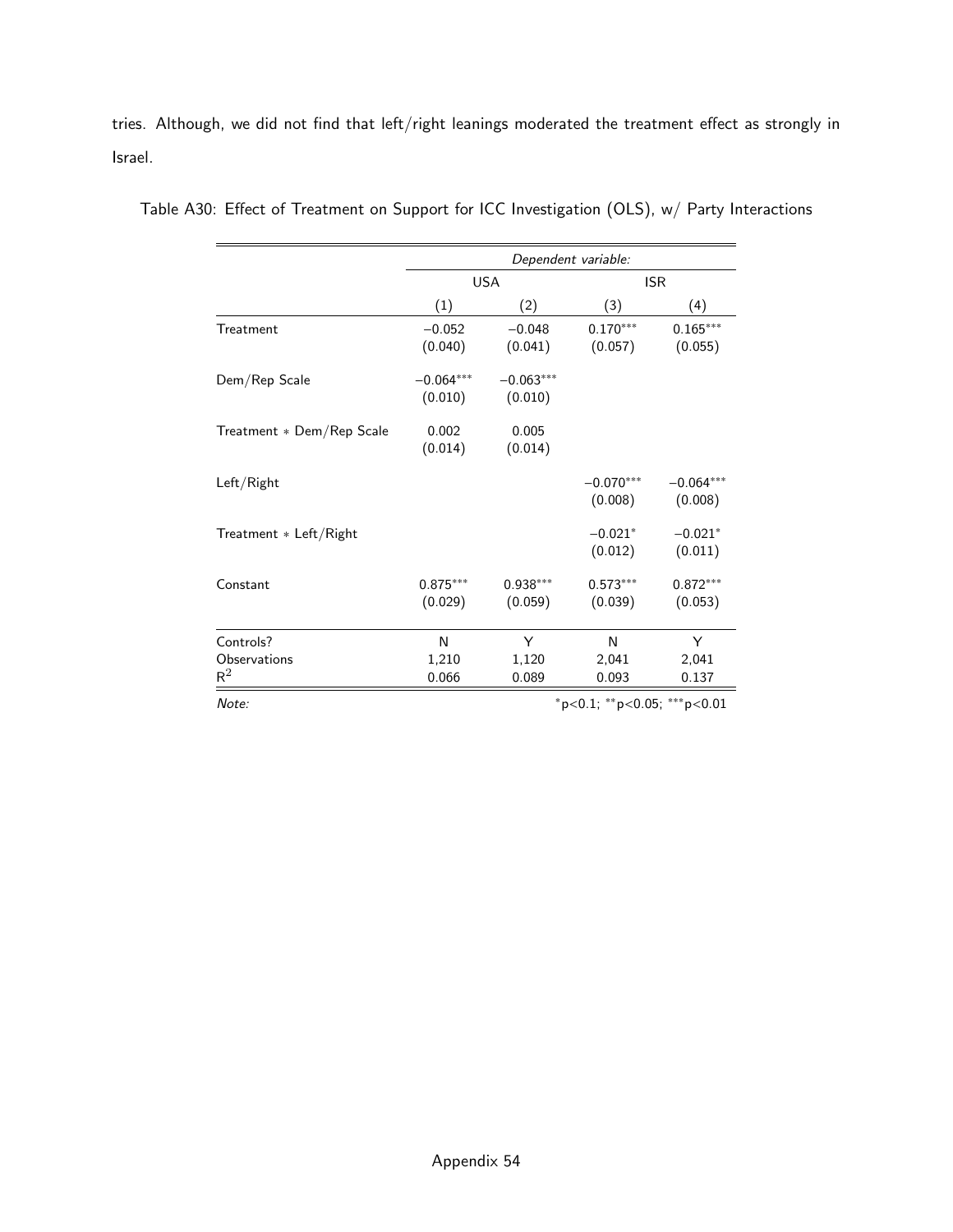tries. Although, we did not find that left/right leanings moderated the treatment effect as strongly in Israel.

Table A30: Effect of Treatment on Support for ICC Investigation (OLS), w/ Party Interactions

| | *Dependent variable:* | | | |
|---|---|---|---|---|
| | USA | | ISR | |
| | (1) | (2) | (3) | (4) |
| Treatment | −0.052 | −0.048 | 0.170*** | 0.165*** |
| | (0.040) | (0.041) | (0.057) | (0.055) |
| Dem/Rep Scale | −0.064*** | −0.063*** | | |
| | (0.010) | (0.010) | | |
| Treatment * Dem/Rep Scale | 0.002 | 0.005 | | |
| | (0.014) | (0.014) | | |
| Left/Right | | | −0.070*** | −0.064*** |
| | | | (0.008) | (0.008) |
| Treatment * Left/Right | | | −0.021* | −0.021* |
| | | | (0.012) | (0.011) |
| Constant | 0.875*** | 0.938*** | 0.573*** | 0.872*** |
| | (0.029) | (0.059) | (0.039) | (0.053) |
| Controls? | N | Y | N | Y |
| Observations | 1,210 | 1,120 | 2,041 | 2,041 |
| $R^2$ | 0.066 | 0.089 | 0.093 | 0.137 |
| *Note:* | | | | *p<0.1; **p<0.05; ***p<0.01 |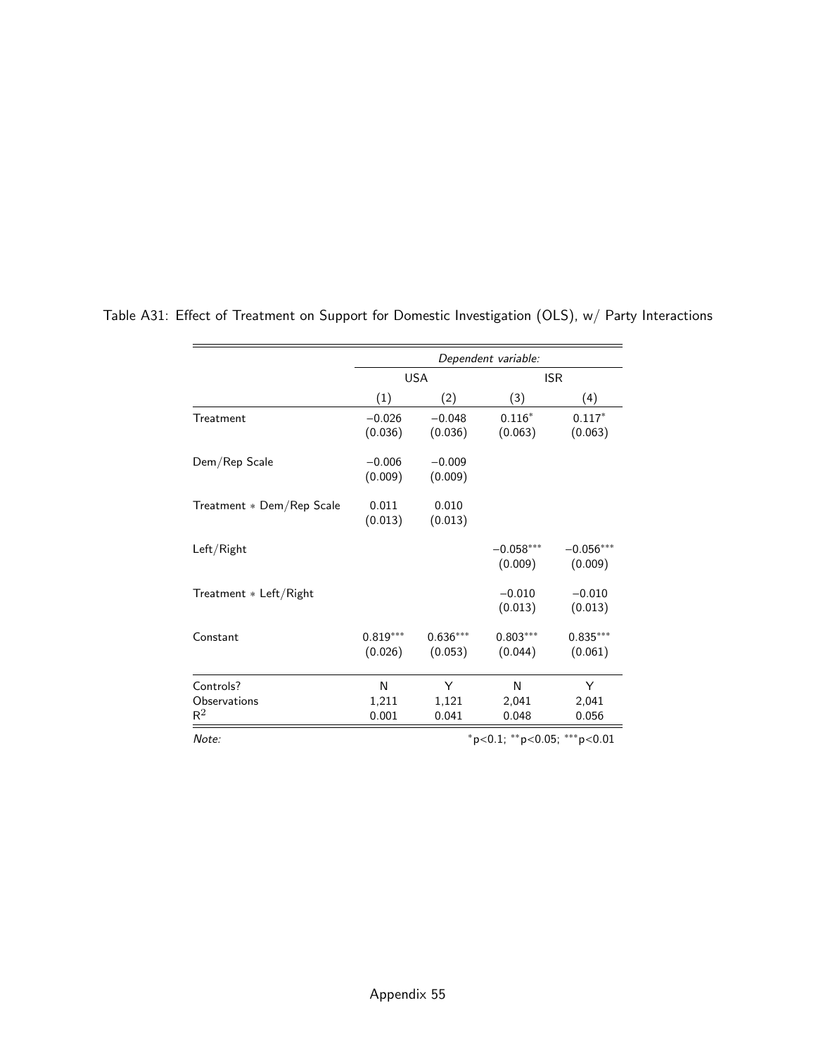Table A31: Effect of Treatment on Support for Domestic Investigation (OLS), w/ Party Interactions

| | *Dependent variable:* | | | |
|---|---|---|---|---|
| | USA | | ISR | |
| | (1) | (2) | (3) | (4) |
| Treatment | −0.026 | −0.048 | $0.116^{*}$ | $0.117^{*}$ |
| | (0.036) | (0.036) | (0.063) | (0.063) |
| Dem/Rep Scale | −0.006 | −0.009 | | |
| | (0.009) | (0.009) | | |
| Treatment * Dem/Rep Scale | 0.011 | 0.010 | | |
| | (0.013) | (0.013) | | |
| Left/Right | | | $-0.058^{***}$ | $-0.056^{***}$ |
| | | | (0.009) | (0.009) |
| Treatment * Left/Right | | | −0.010 | −0.010 |
| | | | (0.013) | (0.013) |
| Constant | $0.819^{***}$ | $0.636^{***}$ | $0.803^{***}$ | $0.835^{***}$ |
| | (0.026) | (0.053) | (0.044) | (0.061) |
| Controls? | N | Y | N | Y |
| Observations | 1,211 | 1,121 | 2,041 | 2,041 |
| $R^2$ | 0.001 | 0.041 | 0.048 | 0.056 |

*Note:* $^{*}p<0.1$; $^{**}p<0.05$; $^{***}p<0.01$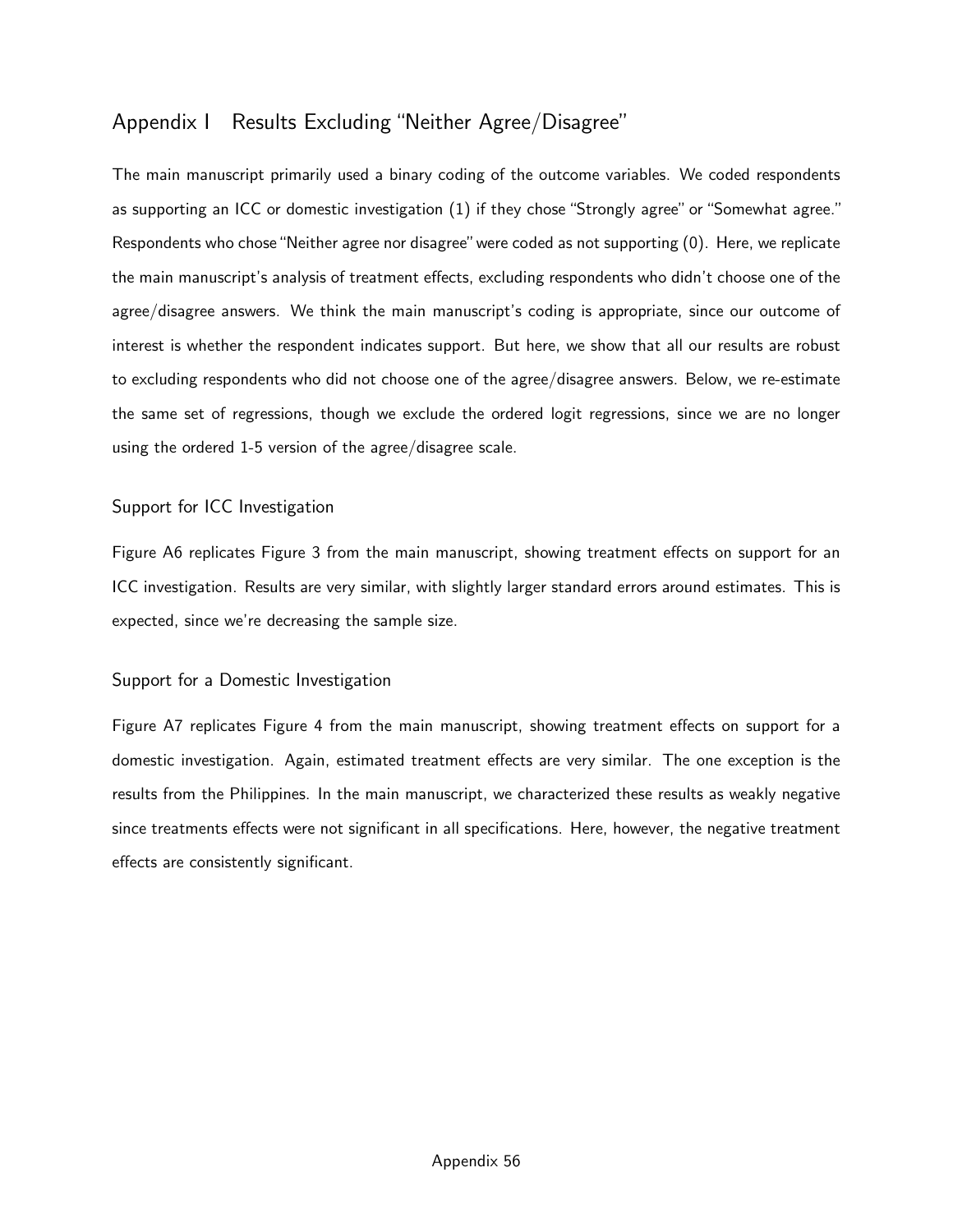## Appendix I Results Excluding "Neither Agree/Disagree"

The main manuscript primarily used a binary coding of the outcome variables. We coded respondents as supporting an ICC or domestic investigation (1) if they chose "Strongly agree" or "Somewhat agree." Respondents who chose "Neither agree nor disagree" were coded as not supporting (0). Here, we replicate the main manuscript's analysis of treatment effects, excluding respondents who didn't choose one of the agree/disagree answers. We think the main manuscript's coding is appropriate, since our outcome of interest is whether the respondent indicates support. But here, we show that all our results are robust to excluding respondents who did not choose one of the agree/disagree answers. Below, we re-estimate the same set of regressions, though we exclude the ordered logit regressions, since we are no longer using the ordered 1-5 version of the agree/disagree scale.

### Support for ICC Investigation

Figure A6 replicates Figure 3 from the main manuscript, showing treatment effects on support for an ICC investigation. Results are very similar, with slightly larger standard errors around estimates. This is expected, since we're decreasing the sample size.

### Support for a Domestic Investigation

Figure A7 replicates Figure 4 from the main manuscript, showing treatment effects on support for a domestic investigation. Again, estimated treatment effects are very similar. The one exception is the results from the Philippines. In the main manuscript, we characterized these results as weakly negative since treatments effects were not significant in all specifications. Here, however, the negative treatment effects are consistently significant.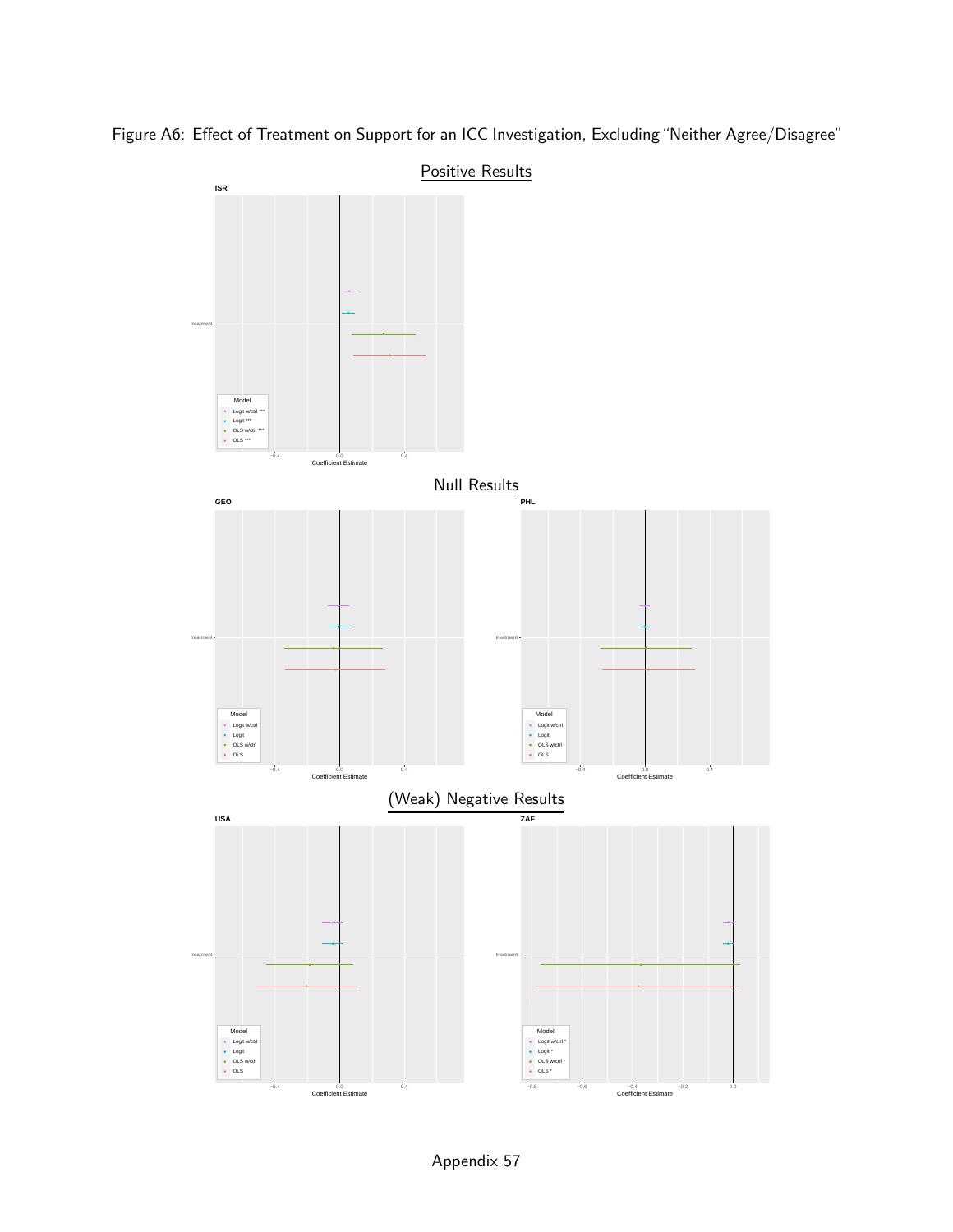Figure A6: Effect of Treatment on Support for an ICC Investigation, Excluding "Neither Agree/Disagree"

## Positive Results

**ISR**

Model: Logit w/ctrl ***, Logit ***, OLS w/ctrl ***, OLS ***

treatment

−0.4 0.0 0.4

Coefficient Estimate

## Null Results

**GEO**

Model: Logit w/ctrl, Logit, OLS w/ctrl, OLS

treatment

−0.4 0.0 0.4

Coefficient Estimate

**PHL**

Model: Logit w/ctrl, Logit, OLS w/ctrl, OLS

treatment

−0.4 0.0 0.4

Coefficient Estimate

## (Weak) Negative Results

**USA**

Model: Logit w/ctrl, Logit, OLS w/ctrl, OLS

treatment

−0.4 0.0 0.4

Coefficient Estimate

**ZAF**

Model: Logit w/ctrl *, Logit *, OLS w/ctrl *, OLS *

treatment

−0.8 −0.6 −0.4 −0.2 0.0

Coefficient Estimate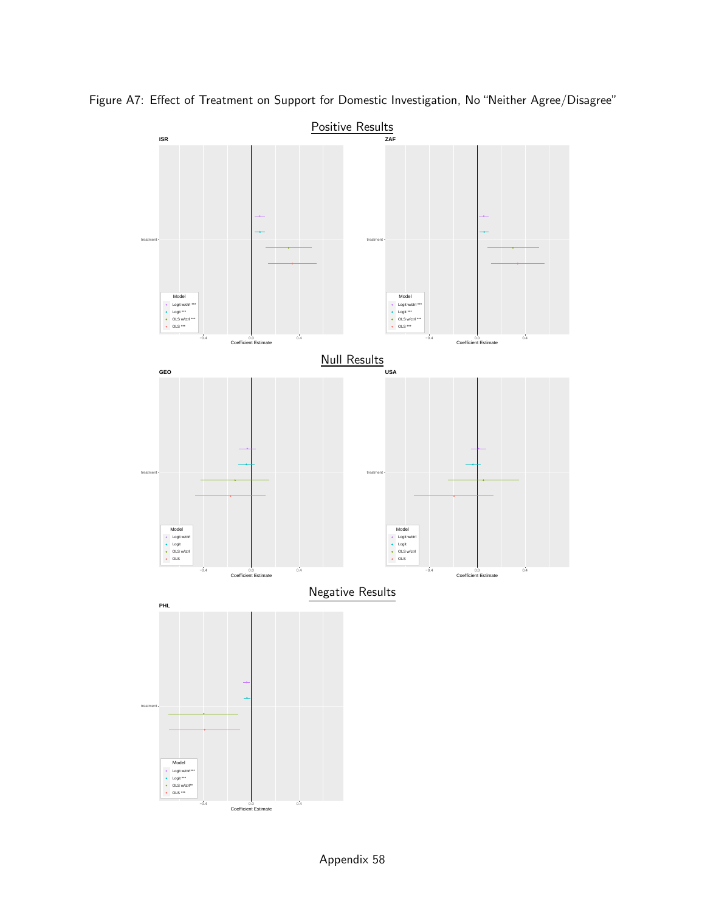Figure A7: Effect of Treatment on Support for Domestic Investigation, No "Neither Agree/Disagree"

## Positive Results

**ISR**

treatment

Model
- Logit w/ctrl ***
- Logit ***
- OLS w/ctrl ***
- OLS ***

−0.4 0.0 0.4
Coefficient Estimate

**ZAF**

treatment

Model
- Logit w/ctrl ***
- Logit ***
- OLS w/ctrl ***
- OLS ***

−0.4 0.0 0.4
Coefficient Estimate

## Null Results

**GEO**

treatment

Model
- Logit w/ctrl
- Logit
- OLS w/ctrl
- OLS

−0.4 0.0 0.4
Coefficient Estimate

**USA**

treatment

Model
- Logit w/ctrl
- Logit
- OLS w/ctrl
- OLS

−0.4 0.0 0.4
Coefficient Estimate

## Negative Results

**PHL**

treatment

Model
- Logit w/ctrl***
- Logit ***
- OLS w/ctrl**
- OLS ***

−0.4 0.0 0.4
Coefficient Estimate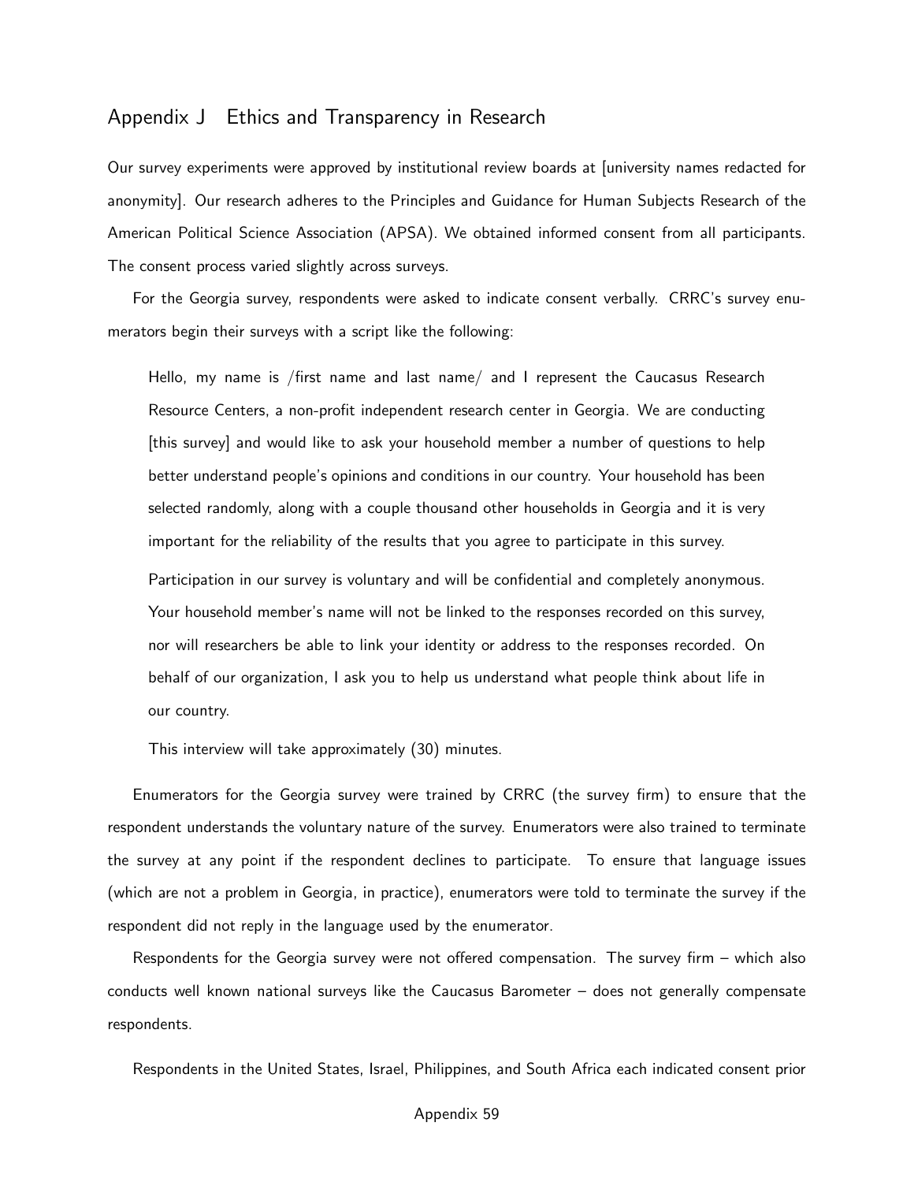## Appendix J Ethics and Transparency in Research

Our survey experiments were approved by institutional review boards at [university names redacted for anonymity]. Our research adheres to the Principles and Guidance for Human Subjects Research of the American Political Science Association (APSA). We obtained informed consent from all participants. The consent process varied slightly across surveys.

For the Georgia survey, respondents were asked to indicate consent verbally. CRRC's survey enumerators begin their surveys with a script like the following:

> Hello, my name is /first name and last name/ and I represent the Caucasus Research Resource Centers, a non-profit independent research center in Georgia. We are conducting [this survey] and would like to ask your household member a number of questions to help better understand people's opinions and conditions in our country. Your household has been selected randomly, along with a couple thousand other households in Georgia and it is very important for the reliability of the results that you agree to participate in this survey.
>
> Participation in our survey is voluntary and will be confidential and completely anonymous. Your household member's name will not be linked to the responses recorded on this survey, nor will researchers be able to link your identity or address to the responses recorded. On behalf of our organization, I ask you to help us understand what people think about life in our country.
>
> This interview will take approximately (30) minutes.

Enumerators for the Georgia survey were trained by CRRC (the survey firm) to ensure that the respondent understands the voluntary nature of the survey. Enumerators were also trained to terminate the survey at any point if the respondent declines to participate. To ensure that language issues (which are not a problem in Georgia, in practice), enumerators were told to terminate the survey if the respondent did not reply in the language used by the enumerator.

Respondents for the Georgia survey were not offered compensation. The survey firm – which also conducts well known national surveys like the Caucasus Barometer – does not generally compensate respondents.

Respondents in the United States, Israel, Philippines, and South Africa each indicated consent prior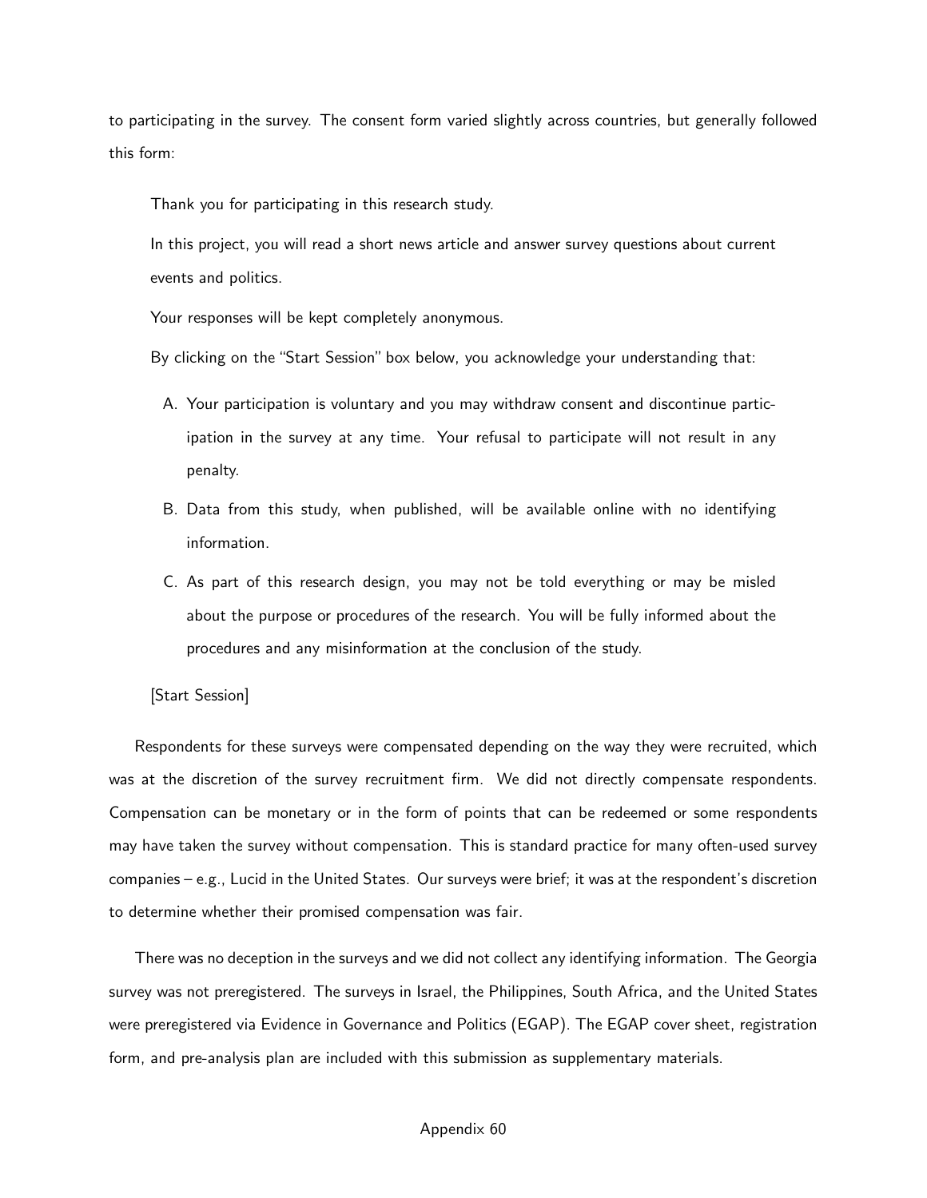to participating in the survey. The consent form varied slightly across countries, but generally followed this form:

> Thank you for participating in this research study.
>
> In this project, you will read a short news article and answer survey questions about current events and politics.
>
> Your responses will be kept completely anonymous.
>
> By clicking on the "Start Session" box below, you acknowledge your understanding that:
>
> A. Your participation is voluntary and you may withdraw consent and discontinue participation in the survey at any time. Your refusal to participate will not result in any penalty.
>
> B. Data from this study, when published, will be available online with no identifying information.
>
> C. As part of this research design, you may not be told everything or may be misled about the purpose or procedures of the research. You will be fully informed about the procedures and any misinformation at the conclusion of the study.
>
> [Start Session]

Respondents for these surveys were compensated depending on the way they were recruited, which was at the discretion of the survey recruitment firm. We did not directly compensate respondents. Compensation can be monetary or in the form of points that can be redeemed or some respondents may have taken the survey without compensation. This is standard practice for many often-used survey companies – e.g., Lucid in the United States. Our surveys were brief; it was at the respondent's discretion to determine whether their promised compensation was fair.

There was no deception in the surveys and we did not collect any identifying information. The Georgia survey was not preregistered. The surveys in Israel, the Philippines, South Africa, and the United States were preregistered via Evidence in Governance and Politics (EGAP). The EGAP cover sheet, registration form, and pre-analysis plan are included with this submission as supplementary materials.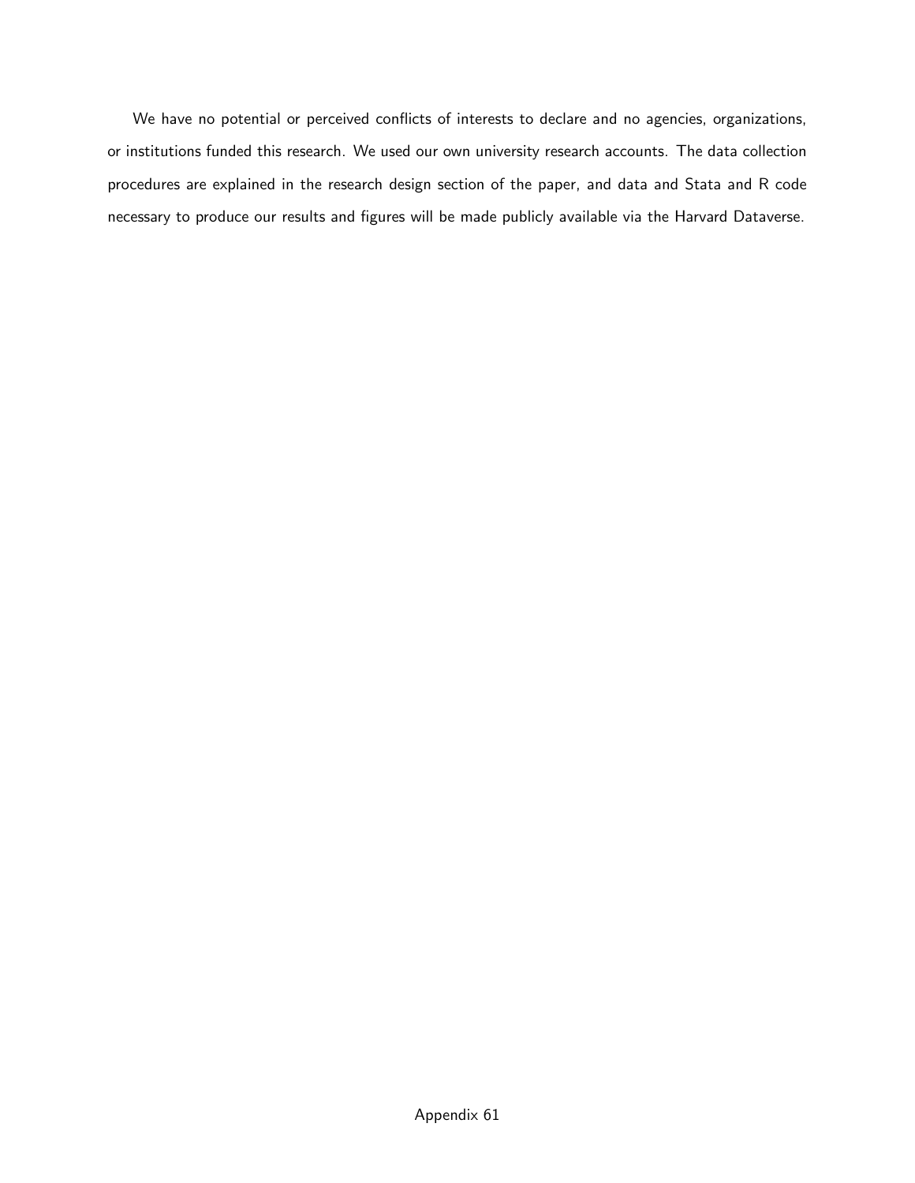We have no potential or perceived conflicts of interests to declare and no agencies, organizations, or institutions funded this research. We used our own university research accounts. The data collection procedures are explained in the research design section of the paper, and data and Stata and R code necessary to produce our results and figures will be made publicly available via the Harvard Dataverse.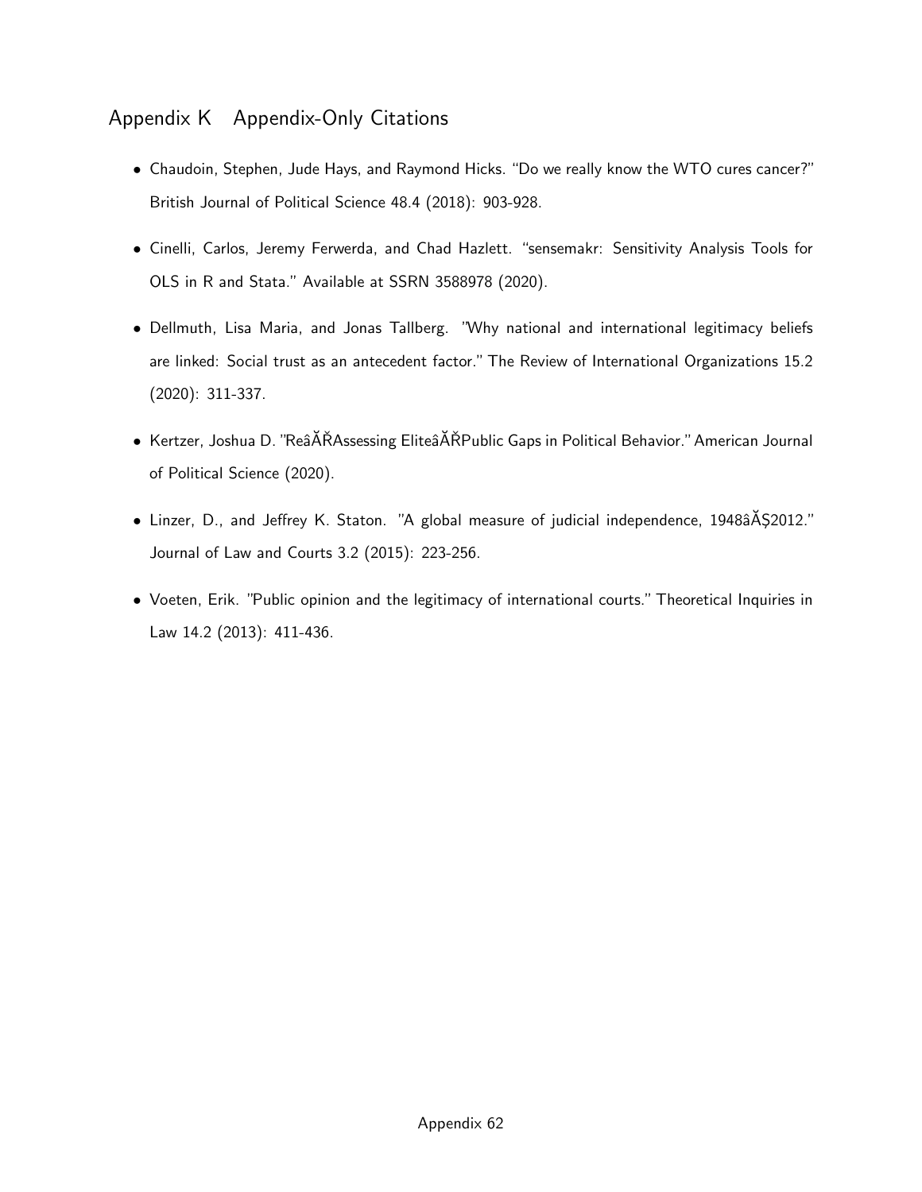## Appendix K Appendix-Only Citations

- Chaudoin, Stephen, Jude Hays, and Raymond Hicks. "Do we really know the WTO cures cancer?" British Journal of Political Science 48.4 (2018): 903-928.
- Cinelli, Carlos, Jeremy Ferwerda, and Chad Hazlett. "sensemakr: Sensitivity Analysis Tools for OLS in R and Stata." Available at SSRN 3588978 (2020).
- Dellmuth, Lisa Maria, and Jonas Tallberg. "Why national and international legitimacy beliefs are linked: Social trust as an antecedent factor." The Review of International Organizations 15.2 (2020): 311-337.
- Kertzer, Joshua D. "ReâĂŘAssessing EliteâĂŘPublic Gaps in Political Behavior." American Journal of Political Science (2020).
- Linzer, D., and Jeffrey K. Staton. "A global measure of judicial independence, 1948âĂŞ2012." Journal of Law and Courts 3.2 (2015): 223-256.
- Voeten, Erik. "Public opinion and the legitimacy of international courts." Theoretical Inquiries in Law 14.2 (2013): 411-436.